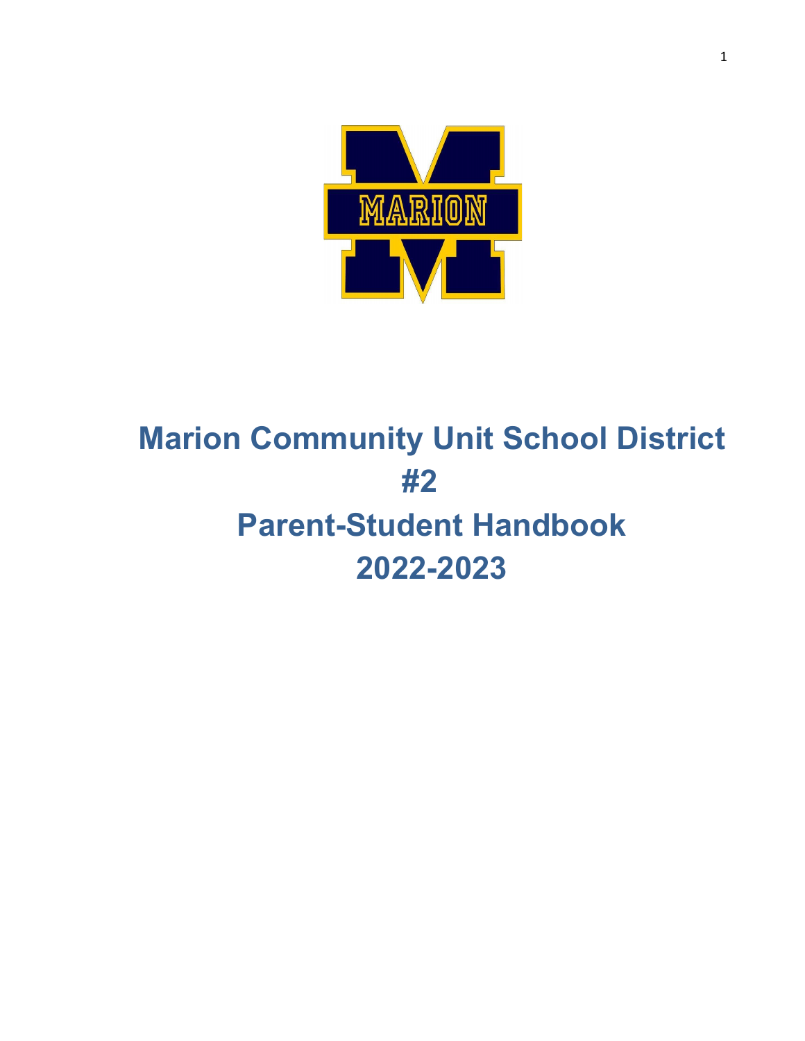# Marion Community Unit School District #2

# Parent-Student Handbook

# 2022-2023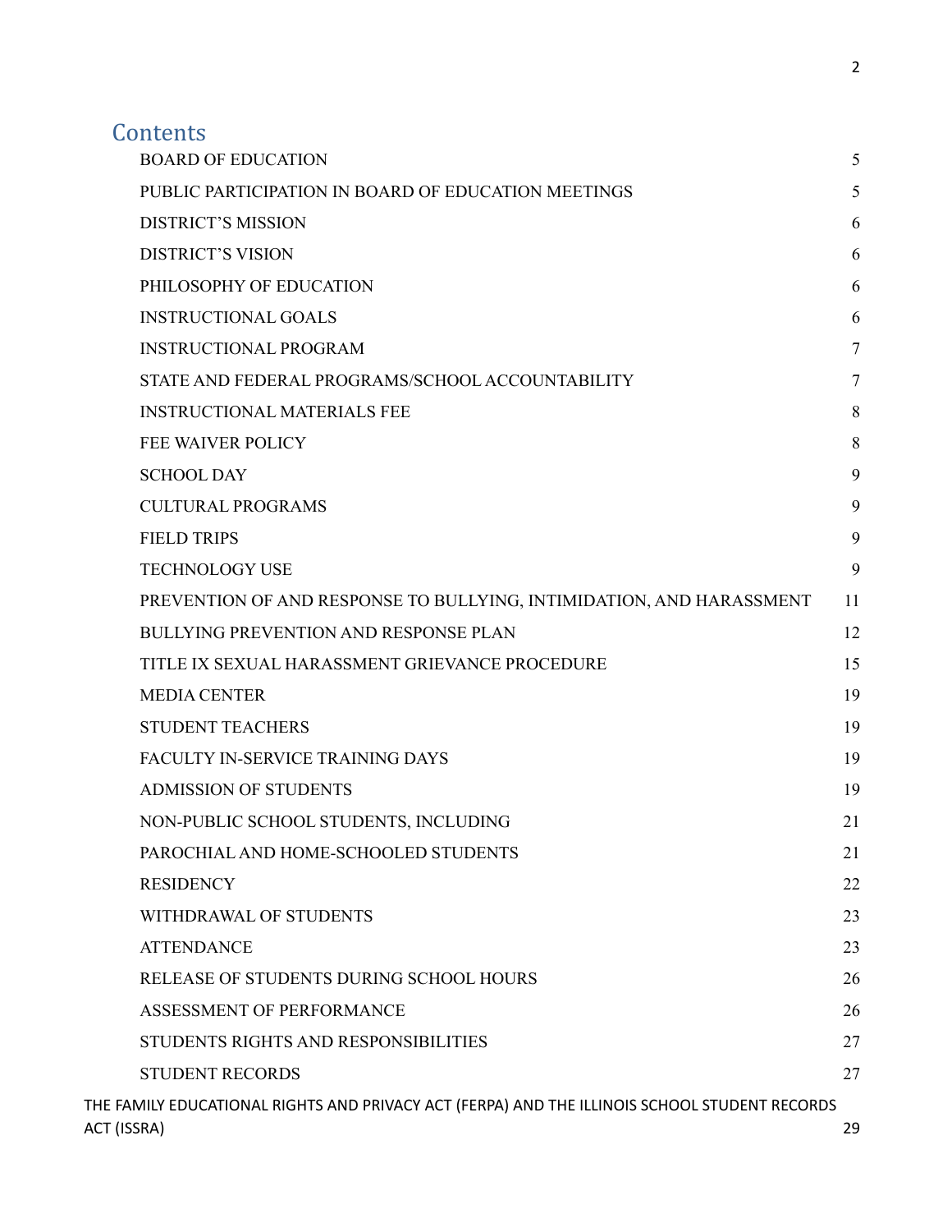# Contents

| | |
|---|---|
| BOARD OF EDUCATION | 5 |
| PUBLIC PARTICIPATION IN BOARD OF EDUCATION MEETINGS | 5 |
| DISTRICT'S MISSION | 6 |
| DISTRICT'S VISION | 6 |
| PHILOSOPHY OF EDUCATION | 6 |
| INSTRUCTIONAL GOALS | 6 |
| INSTRUCTIONAL PROGRAM | 7 |
| STATE AND FEDERAL PROGRAMS/SCHOOL ACCOUNTABILITY | 7 |
| INSTRUCTIONAL MATERIALS FEE | 8 |
| FEE WAIVER POLICY | 8 |
| SCHOOL DAY | 9 |
| CULTURAL PROGRAMS | 9 |
| FIELD TRIPS | 9 |
| TECHNOLOGY USE | 9 |
| PREVENTION OF AND RESPONSE TO BULLYING, INTIMIDATION, AND HARASSMENT | 11 |
| BULLYING PREVENTION AND RESPONSE PLAN | 12 |
| TITLE IX SEXUAL HARASSMENT GRIEVANCE PROCEDURE | 15 |
| MEDIA CENTER | 19 |
| STUDENT TEACHERS | 19 |
| FACULTY IN-SERVICE TRAINING DAYS | 19 |
| ADMISSION OF STUDENTS | 19 |
| NON-PUBLIC SCHOOL STUDENTS, INCLUDING | 21 |
| PAROCHIAL AND HOME-SCHOOLED STUDENTS | 21 |
| RESIDENCY | 22 |
| WITHDRAWAL OF STUDENTS | 23 |
| ATTENDANCE | 23 |
| RELEASE OF STUDENTS DURING SCHOOL HOURS | 26 |
| ASSESSMENT OF PERFORMANCE | 26 |
| STUDENTS RIGHTS AND RESPONSIBILITIES | 27 |
| STUDENT RECORDS | 27 |
| THE FAMILY EDUCATIONAL RIGHTS AND PRIVACY ACT (FERPA) AND THE ILLINOIS SCHOOL STUDENT RECORDS ACT (ISSRA) | 29 |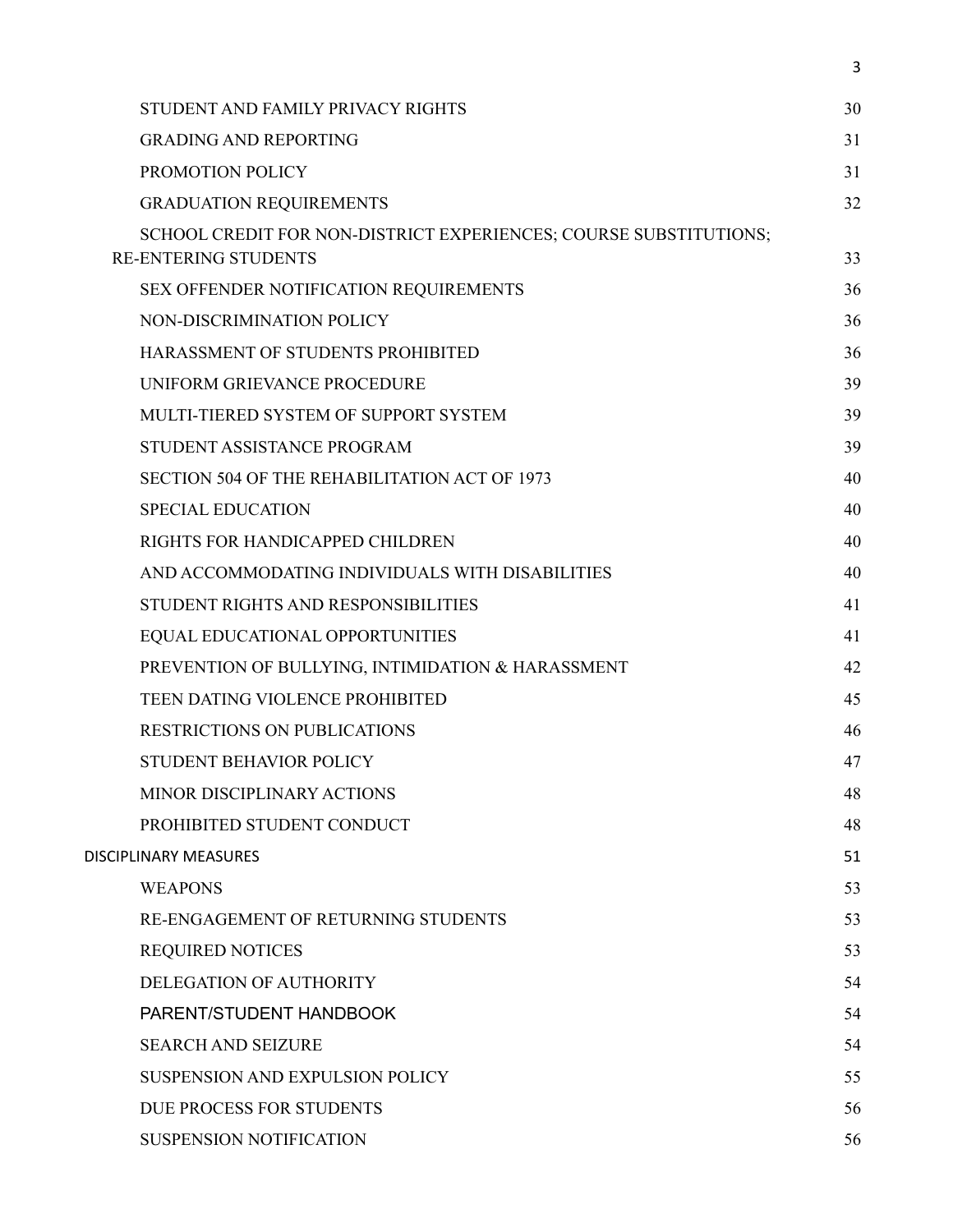| | |
|---|---|
| STUDENT AND FAMILY PRIVACY RIGHTS | 30 |
| GRADING AND REPORTING | 31 |
| PROMOTION POLICY | 31 |
| GRADUATION REQUIREMENTS | 32 |
| SCHOOL CREDIT FOR NON-DISTRICT EXPERIENCES; COURSE SUBSTITUTIONS; RE-ENTERING STUDENTS | 33 |
| SEX OFFENDER NOTIFICATION REQUIREMENTS | 36 |
| NON-DISCRIMINATION POLICY | 36 |
| HARASSMENT OF STUDENTS PROHIBITED | 36 |
| UNIFORM GRIEVANCE PROCEDURE | 39 |
| MULTI-TIERED SYSTEM OF SUPPORT SYSTEM | 39 |
| STUDENT ASSISTANCE PROGRAM | 39 |
| SECTION 504 OF THE REHABILITATION ACT OF 1973 | 40 |
| SPECIAL EDUCATION | 40 |
| RIGHTS FOR HANDICAPPED CHILDREN | 40 |
| AND ACCOMMODATING INDIVIDUALS WITH DISABILITIES | 40 |
| STUDENT RIGHTS AND RESPONSIBILITIES | 41 |
| EQUAL EDUCATIONAL OPPORTUNITIES | 41 |
| PREVENTION OF BULLYING, INTIMIDATION & HARASSMENT | 42 |
| TEEN DATING VIOLENCE PROHIBITED | 45 |
| RESTRICTIONS ON PUBLICATIONS | 46 |
| STUDENT BEHAVIOR POLICY | 47 |
| MINOR DISCIPLINARY ACTIONS | 48 |
| PROHIBITED STUDENT CONDUCT | 48 |
| DISCIPLINARY MEASURES | 51 |
| WEAPONS | 53 |
| RE-ENGAGEMENT OF RETURNING STUDENTS | 53 |
| REQUIRED NOTICES | 53 |
| DELEGATION OF AUTHORITY | 54 |
| PARENT/STUDENT HANDBOOK | 54 |
| SEARCH AND SEIZURE | 54 |
| SUSPENSION AND EXPULSION POLICY | 55 |
| DUE PROCESS FOR STUDENTS | 56 |
| SUSPENSION NOTIFICATION | 56 |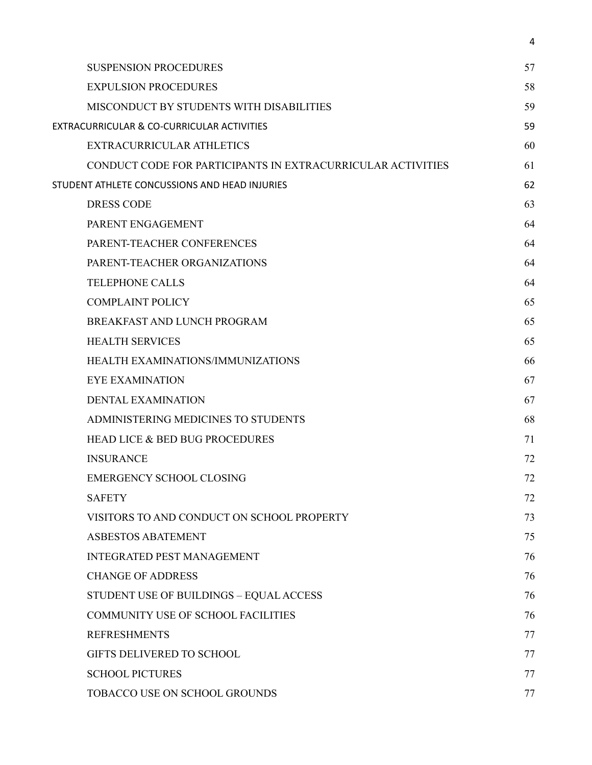| | |
|---|---|
| SUSPENSION PROCEDURES | 57 |
| EXPULSION PROCEDURES | 58 |
| MISCONDUCT BY STUDENTS WITH DISABILITIES | 59 |
| EXTRACURRICULAR & CO-CURRICULAR ACTIVITIES | 59 |
| EXTRACURRICULAR ATHLETICS | 60 |
| CONDUCT CODE FOR PARTICIPANTS IN EXTRACURRICULAR ACTIVITIES | 61 |
| STUDENT ATHLETE CONCUSSIONS AND HEAD INJURIES | 62 |
| DRESS CODE | 63 |
| PARENT ENGAGEMENT | 64 |
| PARENT-TEACHER CONFERENCES | 64 |
| PARENT-TEACHER ORGANIZATIONS | 64 |
| TELEPHONE CALLS | 64 |
| COMPLAINT POLICY | 65 |
| BREAKFAST AND LUNCH PROGRAM | 65 |
| HEALTH SERVICES | 65 |
| HEALTH EXAMINATIONS/IMMUNIZATIONS | 66 |
| EYE EXAMINATION | 67 |
| DENTAL EXAMINATION | 67 |
| ADMINISTERING MEDICINES TO STUDENTS | 68 |
| HEAD LICE & BED BUG PROCEDURES | 71 |
| INSURANCE | 72 |
| EMERGENCY SCHOOL CLOSING | 72 |
| SAFETY | 72 |
| VISITORS TO AND CONDUCT ON SCHOOL PROPERTY | 73 |
| ASBESTOS ABATEMENT | 75 |
| INTEGRATED PEST MANAGEMENT | 76 |
| CHANGE OF ADDRESS | 76 |
| STUDENT USE OF BUILDINGS – EQUAL ACCESS | 76 |
| COMMUNITY USE OF SCHOOL FACILITIES | 76 |
| REFRESHMENTS | 77 |
| GIFTS DELIVERED TO SCHOOL | 77 |
| SCHOOL PICTURES | 77 |
| TOBACCO USE ON SCHOOL GROUNDS | 77 |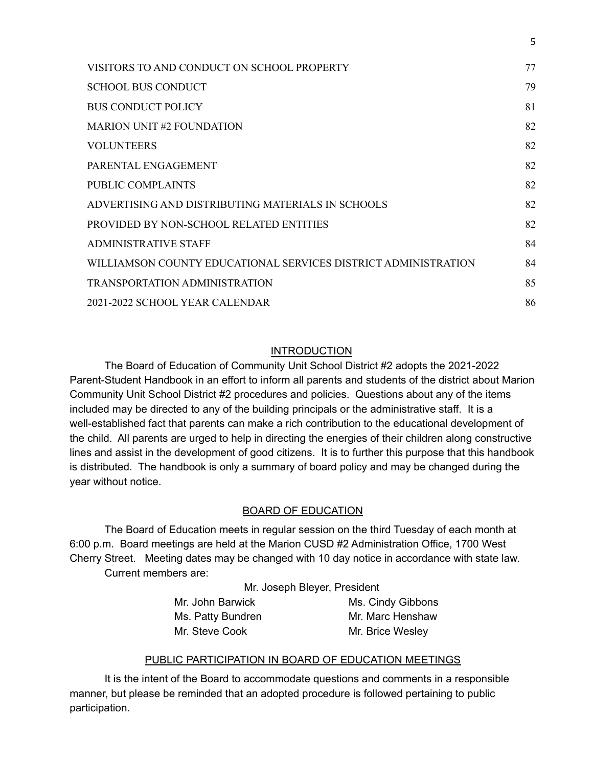| | |
|---|---|
| VISITORS TO AND CONDUCT ON SCHOOL PROPERTY | 77 |
| SCHOOL BUS CONDUCT | 79 |
| BUS CONDUCT POLICY | 81 |
| MARION UNIT #2 FOUNDATION | 82 |
| VOLUNTEERS | 82 |
| PARENTAL ENGAGEMENT | 82 |
| PUBLIC COMPLAINTS | 82 |
| ADVERTISING AND DISTRIBUTING MATERIALS IN SCHOOLS | 82 |
| PROVIDED BY NON-SCHOOL RELATED ENTITIES | 82 |
| ADMINISTRATIVE STAFF | 84 |
| WILLIAMSON COUNTY EDUCATIONAL SERVICES DISTRICT ADMINISTRATION | 84 |
| TRANSPORTATION ADMINISTRATION | 85 |
| 2021-2022 SCHOOL YEAR CALENDAR | 86 |

## INTRODUCTION

The Board of Education of Community Unit School District #2 adopts the 2021-2022 Parent-Student Handbook in an effort to inform all parents and students of the district about Marion Community Unit School District #2 procedures and policies. Questions about any of the items included may be directed to any of the building principals or the administrative staff. It is a well-established fact that parents can make a rich contribution to the educational development of the child. All parents are urged to help in directing the energies of their children along constructive lines and assist in the development of good citizens. It is to further this purpose that this handbook is distributed. The handbook is only a summary of board policy and may be changed during the year without notice.

## BOARD OF EDUCATION

The Board of Education meets in regular session on the third Tuesday of each month at 6:00 p.m. Board meetings are held at the Marion CUSD #2 Administration Office, 1700 West Cherry Street. Meeting dates may be changed with 10 day notice in accordance with state law.

Current members are:

Mr. Joseph Bleyer, President

| | |
|---|---|
| Mr. John Barwick | Ms. Cindy Gibbons |
| Ms. Patty Bundren | Mr. Marc Henshaw |
| Mr. Steve Cook | Mr. Brice Wesley |

## PUBLIC PARTICIPATION IN BOARD OF EDUCATION MEETINGS

It is the intent of the Board to accommodate questions and comments in a responsible manner, but please be reminded that an adopted procedure is followed pertaining to public participation.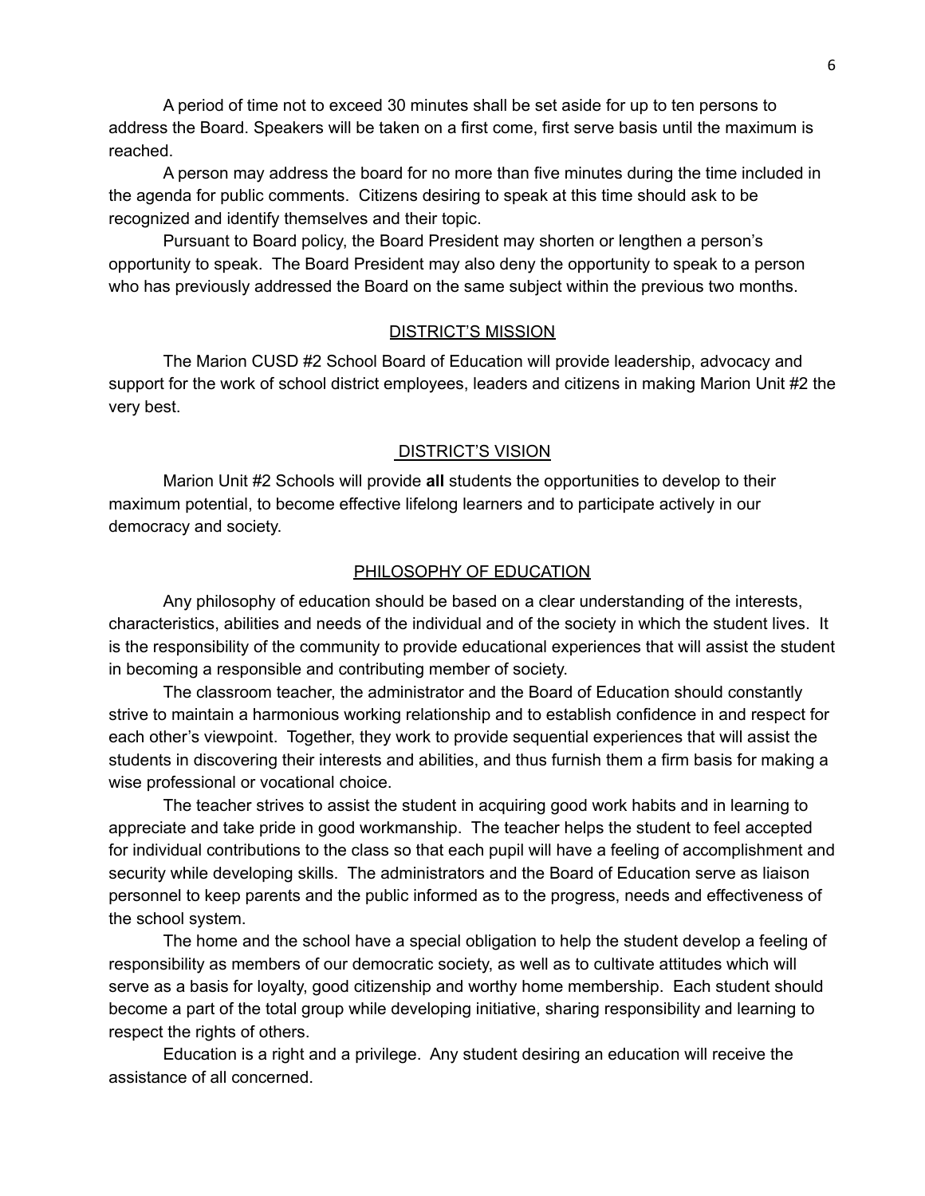A period of time not to exceed 30 minutes shall be set aside for up to ten persons to address the Board. Speakers will be taken on a first come, first serve basis until the maximum is reached.

A person may address the board for no more than five minutes during the time included in the agenda for public comments. Citizens desiring to speak at this time should ask to be recognized and identify themselves and their topic.

Pursuant to Board policy, the Board President may shorten or lengthen a person's opportunity to speak. The Board President may also deny the opportunity to speak to a person who has previously addressed the Board on the same subject within the previous two months.

## DISTRICT'S MISSION

The Marion CUSD #2 School Board of Education will provide leadership, advocacy and support for the work of school district employees, leaders and citizens in making Marion Unit #2 the very best.

## DISTRICT'S VISION

Marion Unit #2 Schools will provide **all** students the opportunities to develop to their maximum potential, to become effective lifelong learners and to participate actively in our democracy and society.

## PHILOSOPHY OF EDUCATION

Any philosophy of education should be based on a clear understanding of the interests, characteristics, abilities and needs of the individual and of the society in which the student lives. It is the responsibility of the community to provide educational experiences that will assist the student in becoming a responsible and contributing member of society.

The classroom teacher, the administrator and the Board of Education should constantly strive to maintain a harmonious working relationship and to establish confidence in and respect for each other's viewpoint. Together, they work to provide sequential experiences that will assist the students in discovering their interests and abilities, and thus furnish them a firm basis for making a wise professional or vocational choice.

The teacher strives to assist the student in acquiring good work habits and in learning to appreciate and take pride in good workmanship. The teacher helps the student to feel accepted for individual contributions to the class so that each pupil will have a feeling of accomplishment and security while developing skills. The administrators and the Board of Education serve as liaison personnel to keep parents and the public informed as to the progress, needs and effectiveness of the school system.

The home and the school have a special obligation to help the student develop a feeling of responsibility as members of our democratic society, as well as to cultivate attitudes which will serve as a basis for loyalty, good citizenship and worthy home membership. Each student should become a part of the total group while developing initiative, sharing responsibility and learning to respect the rights of others.

Education is a right and a privilege. Any student desiring an education will receive the assistance of all concerned.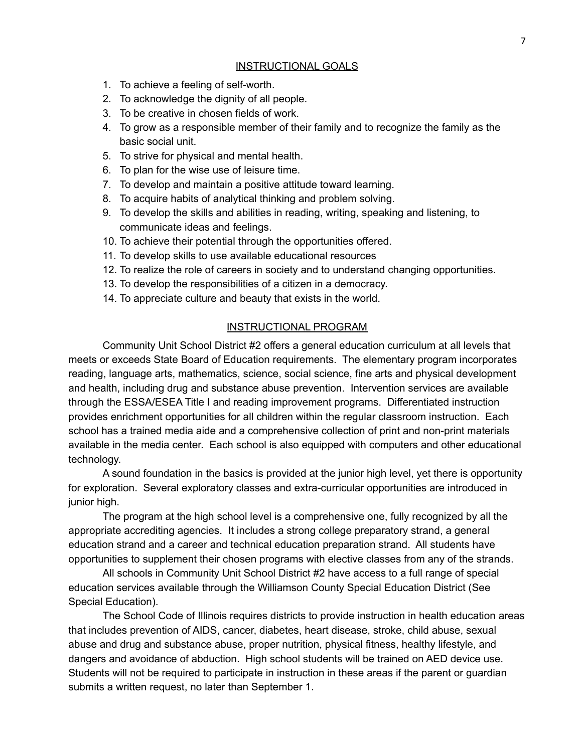## INSTRUCTIONAL GOALS

1. To achieve a feeling of self-worth.
2. To acknowledge the dignity of all people.
3. To be creative in chosen fields of work.
4. To grow as a responsible member of their family and to recognize the family as the basic social unit.
5. To strive for physical and mental health.
6. To plan for the wise use of leisure time.
7. To develop and maintain a positive attitude toward learning.
8. To acquire habits of analytical thinking and problem solving.
9. To develop the skills and abilities in reading, writing, speaking and listening, to communicate ideas and feelings.
10. To achieve their potential through the opportunities offered.
11. To develop skills to use available educational resources
12. To realize the role of careers in society and to understand changing opportunities.
13. To develop the responsibilities of a citizen in a democracy.
14. To appreciate culture and beauty that exists in the world.

## INSTRUCTIONAL PROGRAM

Community Unit School District #2 offers a general education curriculum at all levels that meets or exceeds State Board of Education requirements. The elementary program incorporates reading, language arts, mathematics, science, social science, fine arts and physical development and health, including drug and substance abuse prevention. Intervention services are available through the ESSA/ESEA Title I and reading improvement programs. Differentiated instruction provides enrichment opportunities for all children within the regular classroom instruction. Each school has a trained media aide and a comprehensive collection of print and non-print materials available in the media center. Each school is also equipped with computers and other educational technology.

A sound foundation in the basics is provided at the junior high level, yet there is opportunity for exploration. Several exploratory classes and extra-curricular opportunities are introduced in junior high.

The program at the high school level is a comprehensive one, fully recognized by all the appropriate accrediting agencies. It includes a strong college preparatory strand, a general education strand and a career and technical education preparation strand. All students have opportunities to supplement their chosen programs with elective classes from any of the strands.

All schools in Community Unit School District #2 have access to a full range of special education services available through the Williamson County Special Education District (See Special Education).

The School Code of Illinois requires districts to provide instruction in health education areas that includes prevention of AIDS, cancer, diabetes, heart disease, stroke, child abuse, sexual abuse and drug and substance abuse, proper nutrition, physical fitness, healthy lifestyle, and dangers and avoidance of abduction. High school students will be trained on AED device use. Students will not be required to participate in instruction in these areas if the parent or guardian submits a written request, no later than September 1.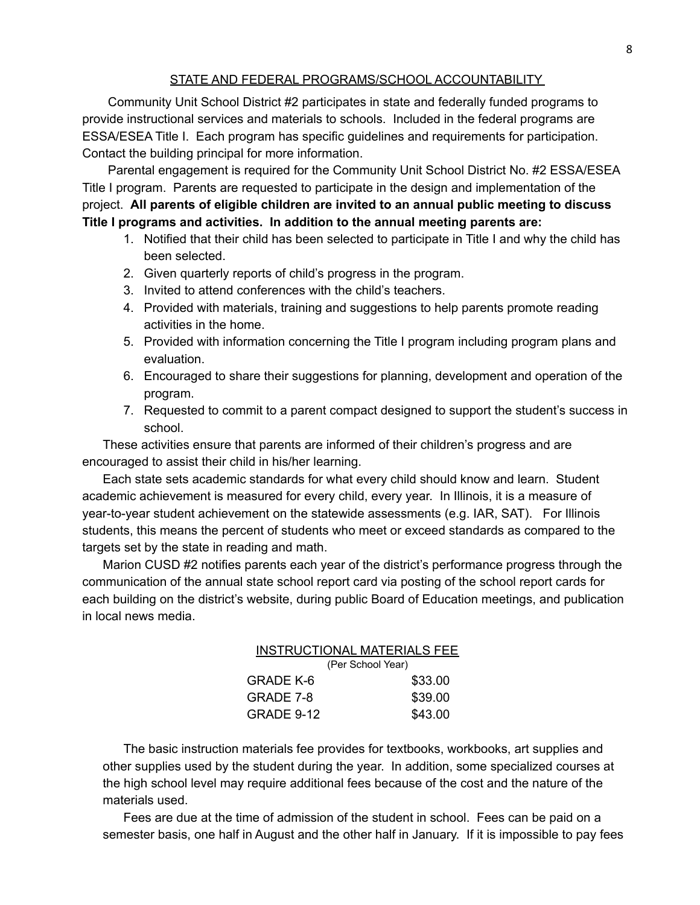## STATE AND FEDERAL PROGRAMS/SCHOOL ACCOUNTABILITY

Community Unit School District #2 participates in state and federally funded programs to provide instructional services and materials to schools. Included in the federal programs are ESSA/ESEA Title I. Each program has specific guidelines and requirements for participation. Contact the building principal for more information.

Parental engagement is required for the Community Unit School District No. #2 ESSA/ESEA Title I program. Parents are requested to participate in the design and implementation of the project. **All parents of eligible children are invited to an annual public meeting to discuss Title I programs and activities. In addition to the annual meeting parents are:**

1. Notified that their child has been selected to participate in Title I and why the child has been selected.
2. Given quarterly reports of child's progress in the program.
3. Invited to attend conferences with the child's teachers.
4. Provided with materials, training and suggestions to help parents promote reading activities in the home.
5. Provided with information concerning the Title I program including program plans and evaluation.
6. Encouraged to share their suggestions for planning, development and operation of the program.
7. Requested to commit to a parent compact designed to support the student's success in school.

These activities ensure that parents are informed of their children's progress and are encouraged to assist their child in his/her learning.

Each state sets academic standards for what every child should know and learn. Student academic achievement is measured for every child, every year. In Illinois, it is a measure of year-to-year student achievement on the statewide assessments (e.g. IAR, SAT). For Illinois students, this means the percent of students who meet or exceed standards as compared to the targets set by the state in reading and math.

Marion CUSD #2 notifies parents each year of the district's performance progress through the communication of the annual state school report card via posting of the school report cards for each building on the district's website, during public Board of Education meetings, and publication in local news media.

## INSTRUCTIONAL MATERIALS FEE

(Per School Year)

| Grade | Fee |
|---|---|
| GRADE K-6 | $33.00 |
| GRADE 7-8 | $39.00 |
| GRADE 9-12 | $43.00 |

The basic instruction materials fee provides for textbooks, workbooks, art supplies and other supplies used by the student during the year. In addition, some specialized courses at the high school level may require additional fees because of the cost and the nature of the materials used.

Fees are due at the time of admission of the student in school. Fees can be paid on a semester basis, one half in August and the other half in January. If it is impossible to pay fees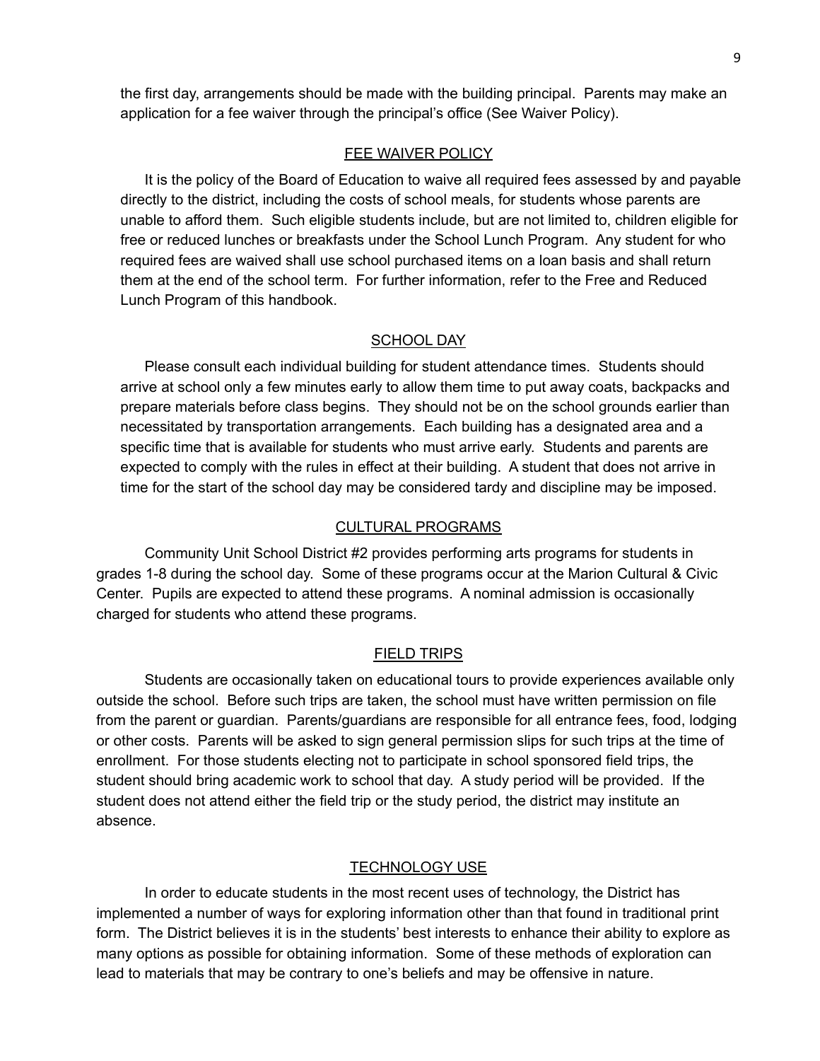the first day, arrangements should be made with the building principal. Parents may make an application for a fee waiver through the principal's office (See Waiver Policy).

## FEE WAIVER POLICY

It is the policy of the Board of Education to waive all required fees assessed by and payable directly to the district, including the costs of school meals, for students whose parents are unable to afford them. Such eligible students include, but are not limited to, children eligible for free or reduced lunches or breakfasts under the School Lunch Program. Any student for who required fees are waived shall use school purchased items on a loan basis and shall return them at the end of the school term. For further information, refer to the Free and Reduced Lunch Program of this handbook.

## SCHOOL DAY

Please consult each individual building for student attendance times. Students should arrive at school only a few minutes early to allow them time to put away coats, backpacks and prepare materials before class begins. They should not be on the school grounds earlier than necessitated by transportation arrangements. Each building has a designated area and a specific time that is available for students who must arrive early. Students and parents are expected to comply with the rules in effect at their building. A student that does not arrive in time for the start of the school day may be considered tardy and discipline may be imposed.

## CULTURAL PROGRAMS

Community Unit School District #2 provides performing arts programs for students in grades 1-8 during the school day. Some of these programs occur at the Marion Cultural & Civic Center. Pupils are expected to attend these programs. A nominal admission is occasionally charged for students who attend these programs.

## FIELD TRIPS

Students are occasionally taken on educational tours to provide experiences available only outside the school. Before such trips are taken, the school must have written permission on file from the parent or guardian. Parents/guardians are responsible for all entrance fees, food, lodging or other costs. Parents will be asked to sign general permission slips for such trips at the time of enrollment. For those students electing not to participate in school sponsored field trips, the student should bring academic work to school that day. A study period will be provided. If the student does not attend either the field trip or the study period, the district may institute an absence.

## TECHNOLOGY USE

In order to educate students in the most recent uses of technology, the District has implemented a number of ways for exploring information other than that found in traditional print form. The District believes it is in the students' best interests to enhance their ability to explore as many options as possible for obtaining information. Some of these methods of exploration can lead to materials that may be contrary to one's beliefs and may be offensive in nature.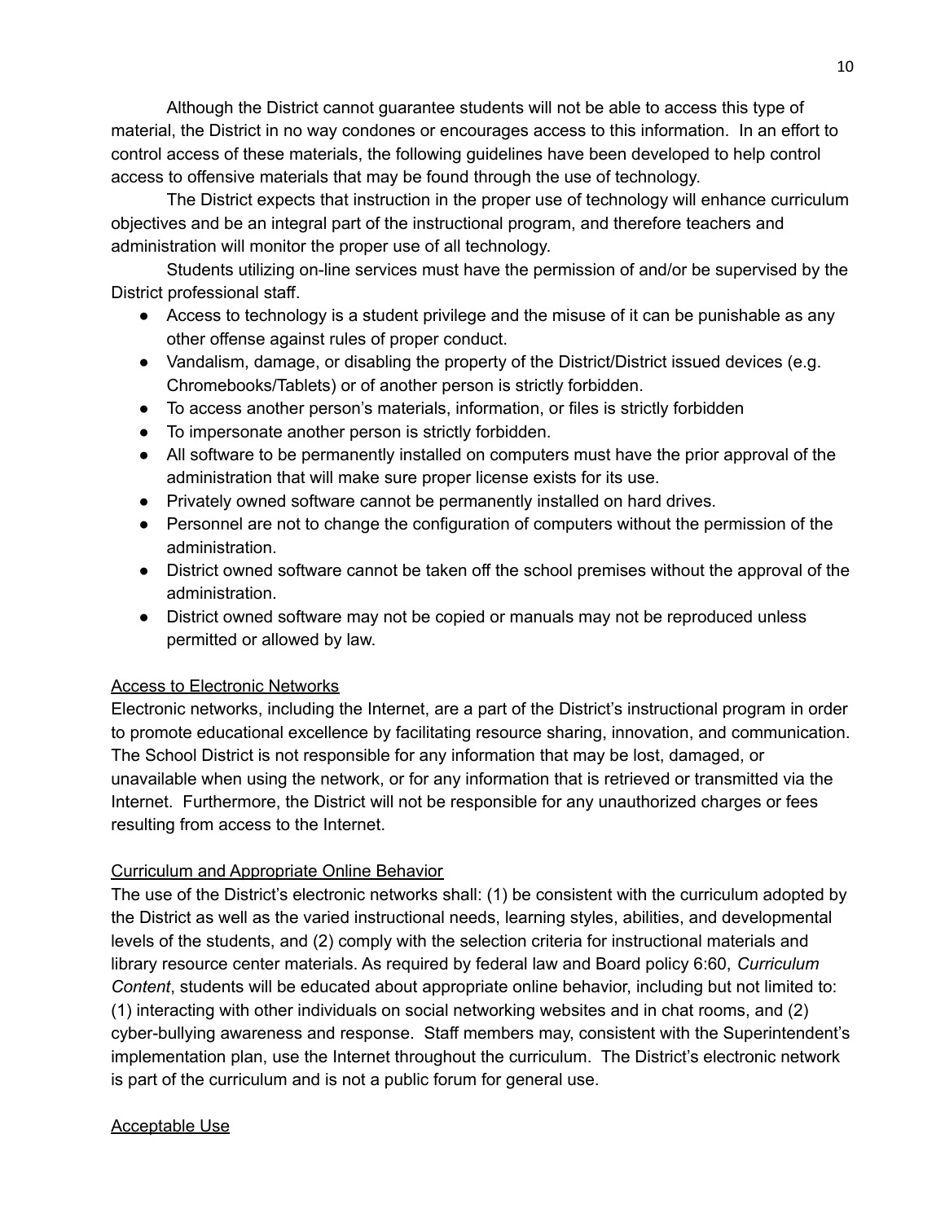Although the District cannot guarantee students will not be able to access this type of material, the District in no way condones or encourages access to this information. In an effort to control access of these materials, the following guidelines have been developed to help control access to offensive materials that may be found through the use of technology.

The District expects that instruction in the proper use of technology will enhance curriculum objectives and be an integral part of the instructional program, and therefore teachers and administration will monitor the proper use of all technology.

Students utilizing on-line services must have the permission of and/or be supervised by the District professional staff.

- Access to technology is a student privilege and the misuse of it can be punishable as any other offense against rules of proper conduct.
- Vandalism, damage, or disabling the property of the District/District issued devices (e.g. Chromebooks/Tablets) or of another person is strictly forbidden.
- To access another person's materials, information, or files is strictly forbidden
- To impersonate another person is strictly forbidden.
- All software to be permanently installed on computers must have the prior approval of the administration that will make sure proper license exists for its use.
- Privately owned software cannot be permanently installed on hard drives.
- Personnel are not to change the configuration of computers without the permission of the administration.
- District owned software cannot be taken off the school premises without the approval of the administration.
- District owned software may not be copied or manuals may not be reproduced unless permitted or allowed by law.

<u>Access to Electronic Networks</u>

Electronic networks, including the Internet, are a part of the District's instructional program in order to promote educational excellence by facilitating resource sharing, innovation, and communication. The School District is not responsible for any information that may be lost, damaged, or unavailable when using the network, or for any information that is retrieved or transmitted via the Internet. Furthermore, the District will not be responsible for any unauthorized charges or fees resulting from access to the Internet.

<u>Curriculum and Appropriate Online Behavior</u>

The use of the District's electronic networks shall: (1) be consistent with the curriculum adopted by the District as well as the varied instructional needs, learning styles, abilities, and developmental levels of the students, and (2) comply with the selection criteria for instructional materials and library resource center materials. As required by federal law and Board policy 6:60, *Curriculum Content*, students will be educated about appropriate online behavior, including but not limited to: (1) interacting with other individuals on social networking websites and in chat rooms, and (2) cyber-bullying awareness and response. Staff members may, consistent with the Superintendent's implementation plan, use the Internet throughout the curriculum. The District's electronic network is part of the curriculum and is not a public forum for general use.

<u>Acceptable Use</u>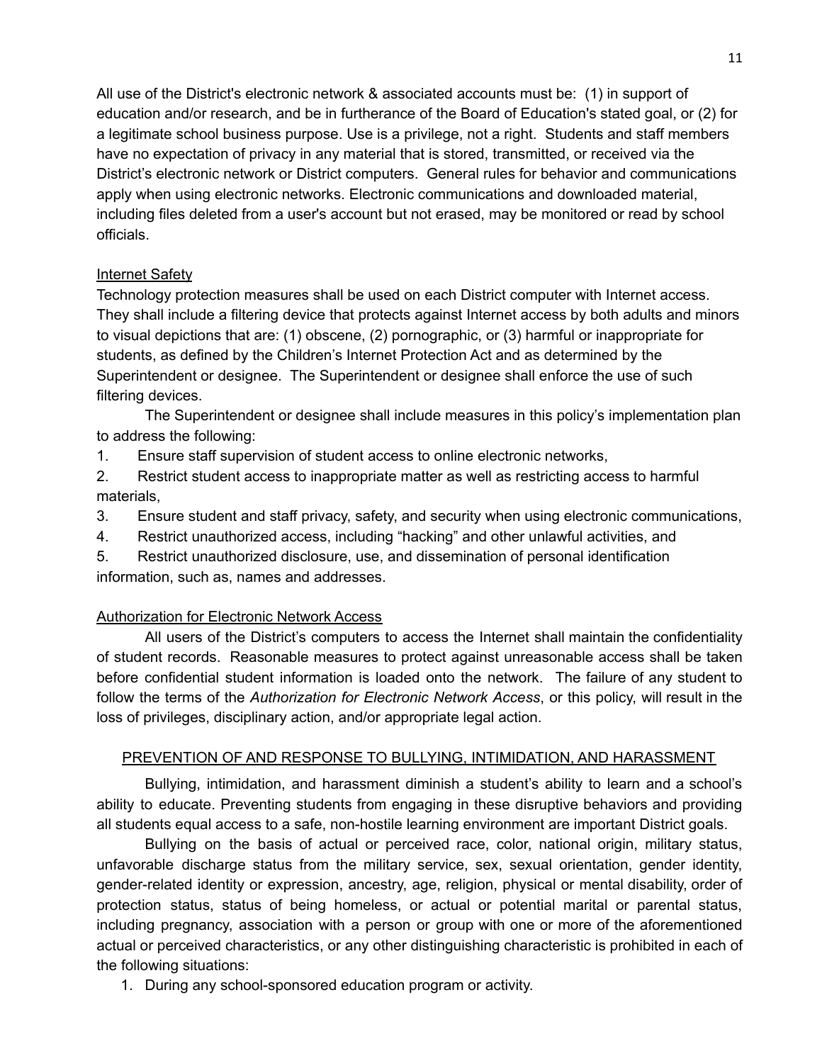All use of the District's electronic network & associated accounts must be: (1) in support of education and/or research, and be in furtherance of the Board of Education's stated goal, or (2) for a legitimate school business purpose. Use is a privilege, not a right. Students and staff members have no expectation of privacy in any material that is stored, transmitted, or received via the District's electronic network or District computers. General rules for behavior and communications apply when using electronic networks. Electronic communications and downloaded material, including files deleted from a user's account but not erased, may be monitored or read by school officials.

Internet Safety

Technology protection measures shall be used on each District computer with Internet access. They shall include a filtering device that protects against Internet access by both adults and minors to visual depictions that are: (1) obscene, (2) pornographic, or (3) harmful or inappropriate for students, as defined by the Children's Internet Protection Act and as determined by the Superintendent or designee. The Superintendent or designee shall enforce the use of such filtering devices.

The Superintendent or designee shall include measures in this policy's implementation plan to address the following:

1. Ensure staff supervision of student access to online electronic networks,
2. Restrict student access to inappropriate matter as well as restricting access to harmful materials,
3. Ensure student and staff privacy, safety, and security when using electronic communications,
4. Restrict unauthorized access, including "hacking" and other unlawful activities, and
5. Restrict unauthorized disclosure, use, and dissemination of personal identification information, such as, names and addresses.

Authorization for Electronic Network Access

All users of the District's computers to access the Internet shall maintain the confidentiality of student records. Reasonable measures to protect against unreasonable access shall be taken before confidential student information is loaded onto the network. The failure of any student to follow the terms of the *Authorization for Electronic Network Access*, or this policy, will result in the loss of privileges, disciplinary action, and/or appropriate legal action.

## PREVENTION OF AND RESPONSE TO BULLYING, INTIMIDATION, AND HARASSMENT

Bullying, intimidation, and harassment diminish a student's ability to learn and a school's ability to educate. Preventing students from engaging in these disruptive behaviors and providing all students equal access to a safe, non-hostile learning environment are important District goals.

Bullying on the basis of actual or perceived race, color, national origin, military status, unfavorable discharge status from the military service, sex, sexual orientation, gender identity, gender-related identity or expression, ancestry, age, religion, physical or mental disability, order of protection status, status of being homeless, or actual or potential marital or parental status, including pregnancy, association with a person or group with one or more of the aforementioned actual or perceived characteristics, or any other distinguishing characteristic is prohibited in each of the following situations:

1. During any school-sponsored education program or activity.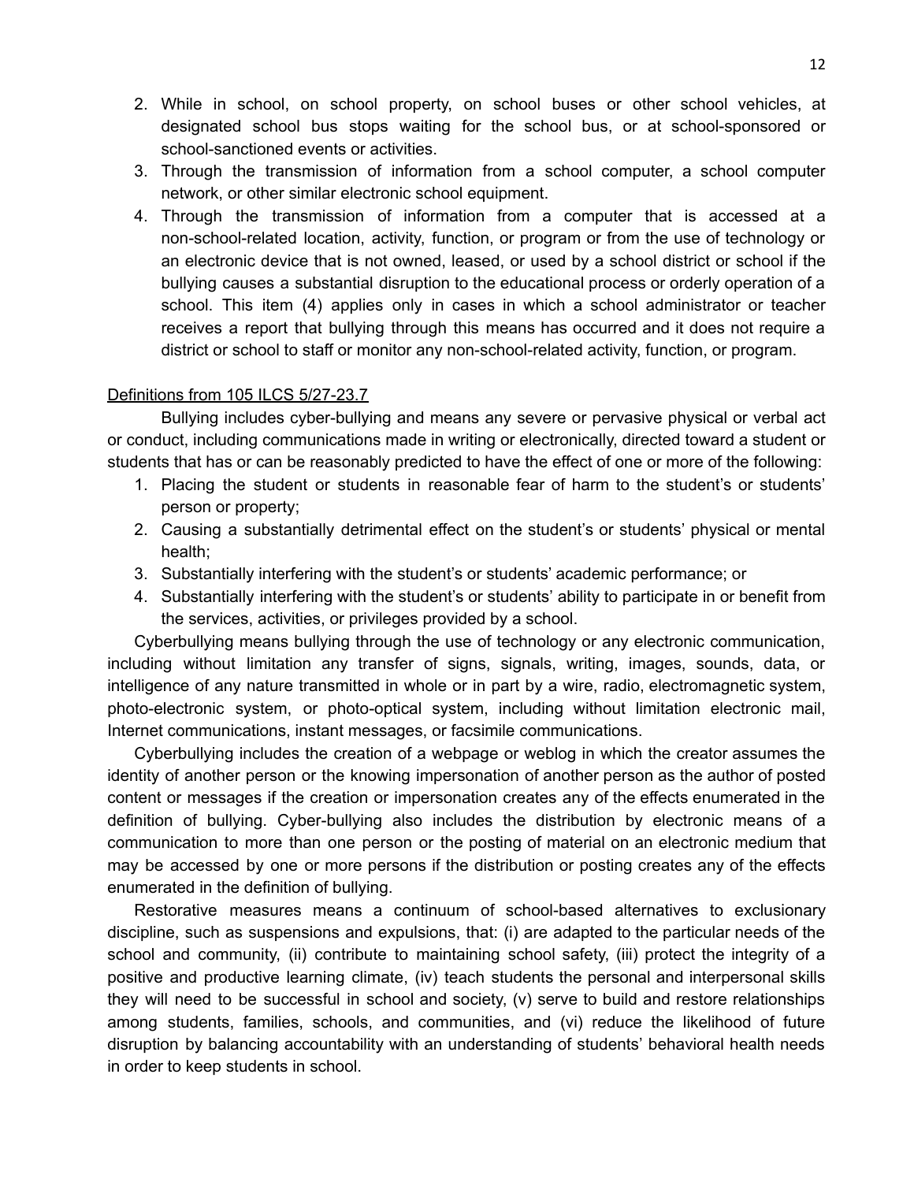2. While in school, on school property, on school buses or other school vehicles, at designated school bus stops waiting for the school bus, or at school-sponsored or school-sanctioned events or activities.
3. Through the transmission of information from a school computer, a school computer network, or other similar electronic school equipment.
4. Through the transmission of information from a computer that is accessed at a non-school-related location, activity, function, or program or from the use of technology or an electronic device that is not owned, leased, or used by a school district or school if the bullying causes a substantial disruption to the educational process or orderly operation of a school. This item (4) applies only in cases in which a school administrator or teacher receives a report that bullying through this means has occurred and it does not require a district or school to staff or monitor any non-school-related activity, function, or program.

<u>Definitions from 105 ILCS 5/27-23.7</u>

Bullying includes cyber-bullying and means any severe or pervasive physical or verbal act or conduct, including communications made in writing or electronically, directed toward a student or students that has or can be reasonably predicted to have the effect of one or more of the following:

1. Placing the student or students in reasonable fear of harm to the student's or students' person or property;
2. Causing a substantially detrimental effect on the student's or students' physical or mental health;
3. Substantially interfering with the student's or students' academic performance; or
4. Substantially interfering with the student's or students' ability to participate in or benefit from the services, activities, or privileges provided by a school.

Cyberbullying means bullying through the use of technology or any electronic communication, including without limitation any transfer of signs, signals, writing, images, sounds, data, or intelligence of any nature transmitted in whole or in part by a wire, radio, electromagnetic system, photo-electronic system, or photo-optical system, including without limitation electronic mail, Internet communications, instant messages, or facsimile communications.

Cyberbullying includes the creation of a webpage or weblog in which the creator assumes the identity of another person or the knowing impersonation of another person as the author of posted content or messages if the creation or impersonation creates any of the effects enumerated in the definition of bullying. Cyber-bullying also includes the distribution by electronic means of a communication to more than one person or the posting of material on an electronic medium that may be accessed by one or more persons if the distribution or posting creates any of the effects enumerated in the definition of bullying.

Restorative measures means a continuum of school-based alternatives to exclusionary discipline, such as suspensions and expulsions, that: (i) are adapted to the particular needs of the school and community, (ii) contribute to maintaining school safety, (iii) protect the integrity of a positive and productive learning climate, (iv) teach students the personal and interpersonal skills they will need to be successful in school and society, (v) serve to build and restore relationships among students, families, schools, and communities, and (vi) reduce the likelihood of future disruption by balancing accountability with an understanding of students' behavioral health needs in order to keep students in school.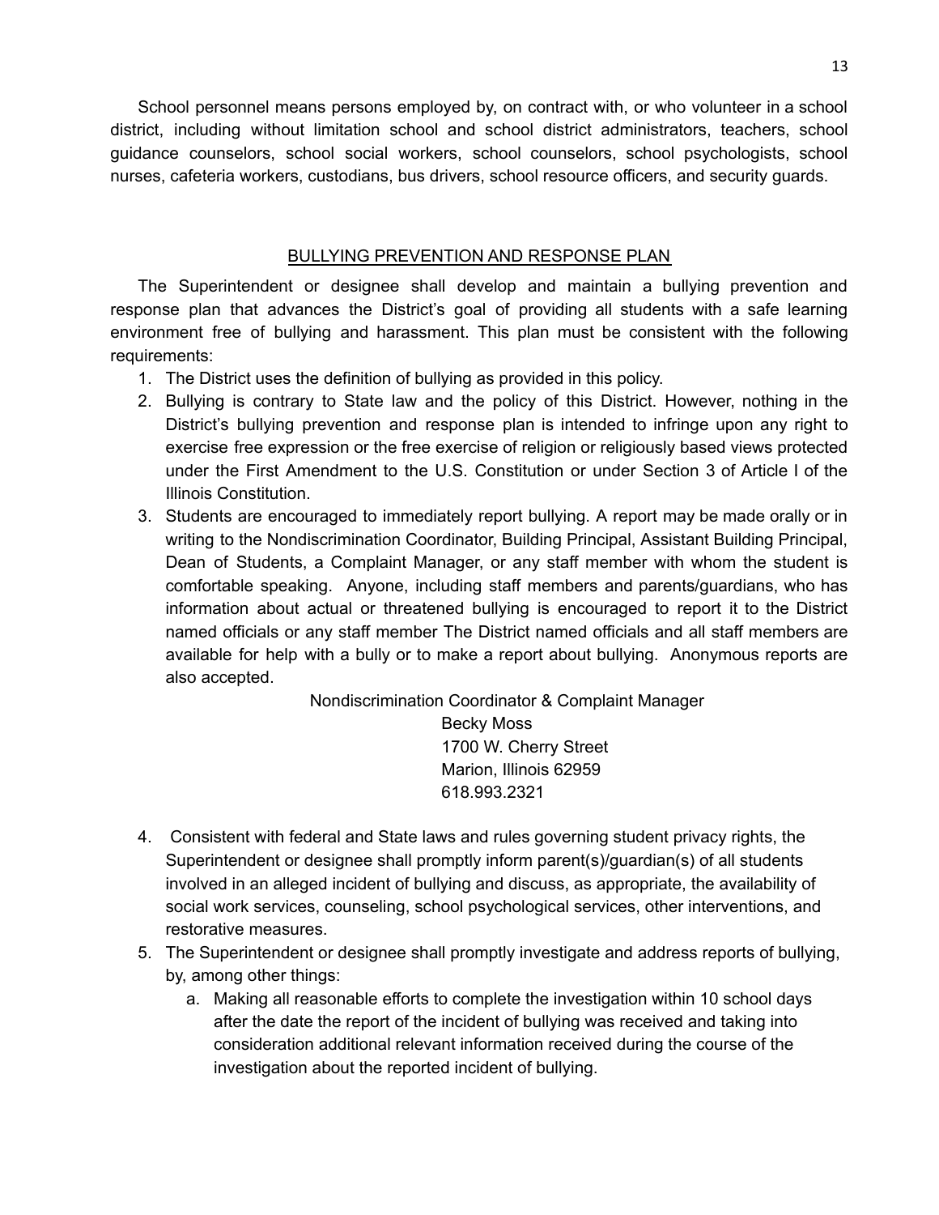School personnel means persons employed by, on contract with, or who volunteer in a school district, including without limitation school and school district administrators, teachers, school guidance counselors, school social workers, school counselors, school psychologists, school nurses, cafeteria workers, custodians, bus drivers, school resource officers, and security guards.

## BULLYING PREVENTION AND RESPONSE PLAN

The Superintendent or designee shall develop and maintain a bullying prevention and response plan that advances the District's goal of providing all students with a safe learning environment free of bullying and harassment. This plan must be consistent with the following requirements:

1. The District uses the definition of bullying as provided in this policy.
2. Bullying is contrary to State law and the policy of this District. However, nothing in the District's bullying prevention and response plan is intended to infringe upon any right to exercise free expression or the free exercise of religion or religiously based views protected under the First Amendment to the U.S. Constitution or under Section 3 of Article I of the Illinois Constitution.
3. Students are encouraged to immediately report bullying. A report may be made orally or in writing to the Nondiscrimination Coordinator, Building Principal, Assistant Building Principal, Dean of Students, a Complaint Manager, or any staff member with whom the student is comfortable speaking. Anyone, including staff members and parents/guardians, who has information about actual or threatened bullying is encouraged to report it to the District named officials or any staff member The District named officials and all staff members are available for help with a bully or to make a report about bullying. Anonymous reports are also accepted.

   Nondiscrimination Coordinator & Complaint Manager
   Becky Moss
   1700 W. Cherry Street
   Marion, Illinois 62959
   618.993.2321

4. Consistent with federal and State laws and rules governing student privacy rights, the Superintendent or designee shall promptly inform parent(s)/guardian(s) of all students involved in an alleged incident of bullying and discuss, as appropriate, the availability of social work services, counseling, school psychological services, other interventions, and restorative measures.
5. The Superintendent or designee shall promptly investigate and address reports of bullying, by, among other things:
   a. Making all reasonable efforts to complete the investigation within 10 school days after the date the report of the incident of bullying was received and taking into consideration additional relevant information received during the course of the investigation about the reported incident of bullying.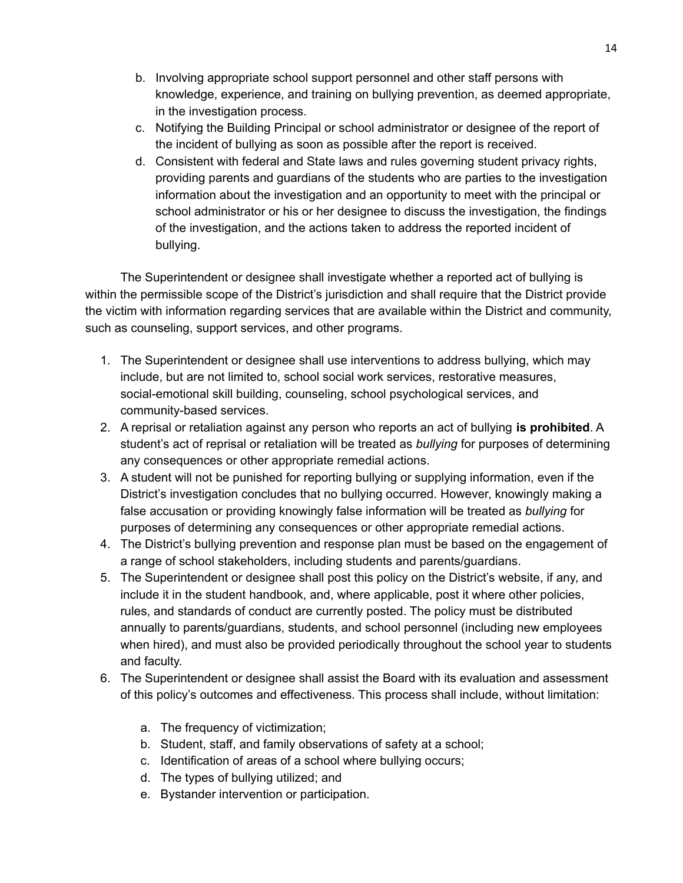b. Involving appropriate school support personnel and other staff persons with knowledge, experience, and training on bullying prevention, as deemed appropriate, in the investigation process.
c. Notifying the Building Principal or school administrator or designee of the report of the incident of bullying as soon as possible after the report is received.
d. Consistent with federal and State laws and rules governing student privacy rights, providing parents and guardians of the students who are parties to the investigation information about the investigation and an opportunity to meet with the principal or school administrator or his or her designee to discuss the investigation, the findings of the investigation, and the actions taken to address the reported incident of bullying.

The Superintendent or designee shall investigate whether a reported act of bullying is within the permissible scope of the District's jurisdiction and shall require that the District provide the victim with information regarding services that are available within the District and community, such as counseling, support services, and other programs.

1. The Superintendent or designee shall use interventions to address bullying, which may include, but are not limited to, school social work services, restorative measures, social-emotional skill building, counseling, school psychological services, and community-based services.
2. A reprisal or retaliation against any person who reports an act of bullying **is prohibited**. A student's act of reprisal or retaliation will be treated as *bullying* for purposes of determining any consequences or other appropriate remedial actions.
3. A student will not be punished for reporting bullying or supplying information, even if the District's investigation concludes that no bullying occurred. However, knowingly making a false accusation or providing knowingly false information will be treated as *bullying* for purposes of determining any consequences or other appropriate remedial actions.
4. The District's bullying prevention and response plan must be based on the engagement of a range of school stakeholders, including students and parents/guardians.
5. The Superintendent or designee shall post this policy on the District's website, if any, and include it in the student handbook, and, where applicable, post it where other policies, rules, and standards of conduct are currently posted. The policy must be distributed annually to parents/guardians, students, and school personnel (including new employees when hired), and must also be provided periodically throughout the school year to students and faculty.
6. The Superintendent or designee shall assist the Board with its evaluation and assessment of this policy's outcomes and effectiveness. This process shall include, without limitation:

    a. The frequency of victimization;
    b. Student, staff, and family observations of safety at a school;
    c. Identification of areas of a school where bullying occurs;
    d. The types of bullying utilized; and
    e. Bystander intervention or participation.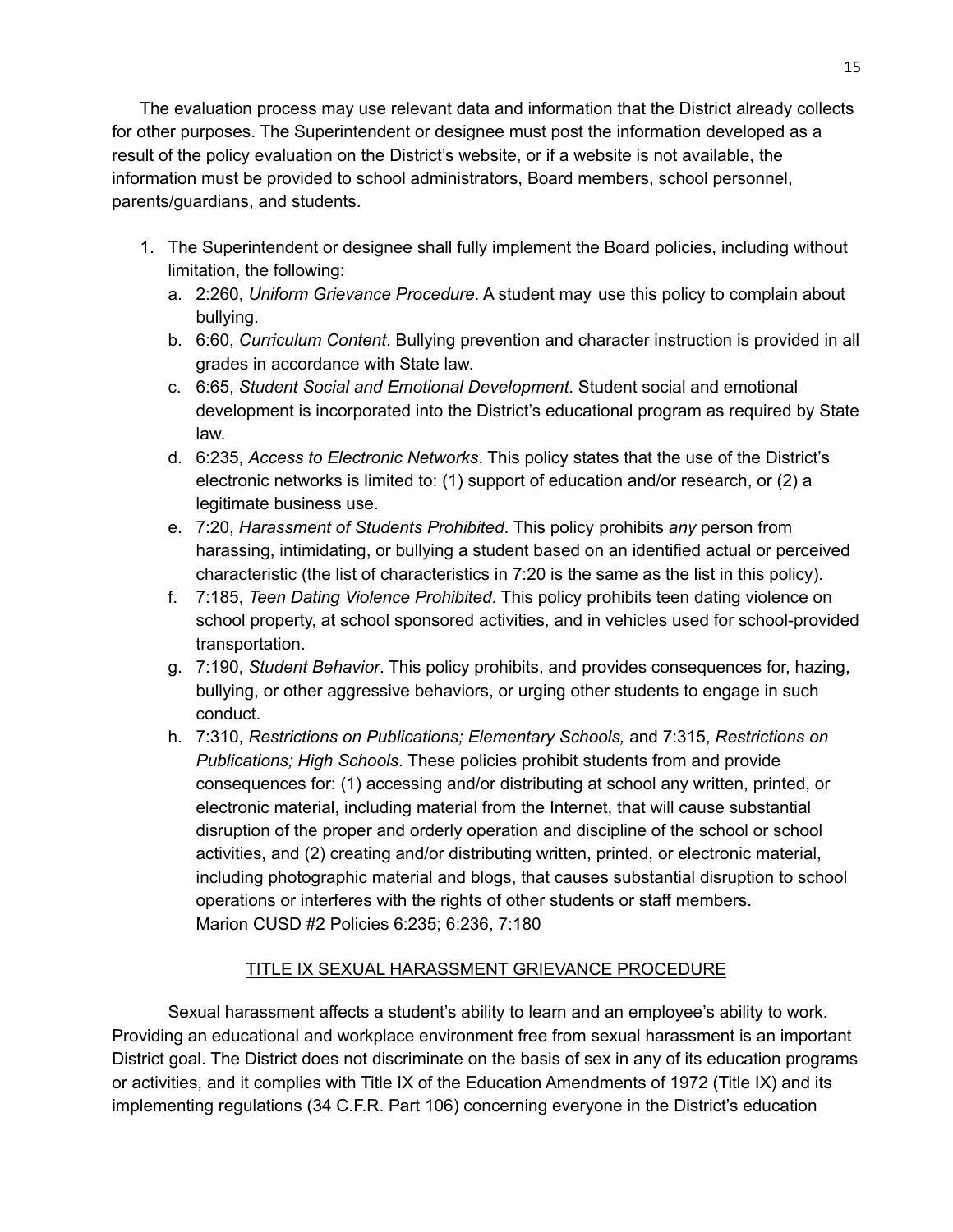The evaluation process may use relevant data and information that the District already collects for other purposes. The Superintendent or designee must post the information developed as a result of the policy evaluation on the District's website, or if a website is not available, the information must be provided to school administrators, Board members, school personnel, parents/guardians, and students.

1. The Superintendent or designee shall fully implement the Board policies, including without limitation, the following:
   a. 2:260, *Uniform Grievance Procedure*. A student may use this policy to complain about bullying.
   b. 6:60, *Curriculum Content*. Bullying prevention and character instruction is provided in all grades in accordance with State law.
   c. 6:65, *Student Social and Emotional Development*. Student social and emotional development is incorporated into the District's educational program as required by State law.
   d. 6:235, *Access to Electronic Networks*. This policy states that the use of the District's electronic networks is limited to: (1) support of education and/or research, or (2) a legitimate business use.
   e. 7:20, *Harassment of Students Prohibited*. This policy prohibits *any* person from harassing, intimidating, or bullying a student based on an identified actual or perceived characteristic (the list of characteristics in 7:20 is the same as the list in this policy).
   f. 7:185, *Teen Dating Violence Prohibited*. This policy prohibits teen dating violence on school property, at school sponsored activities, and in vehicles used for school-provided transportation.
   g. 7:190, *Student Behavior*. This policy prohibits, and provides consequences for, hazing, bullying, or other aggressive behaviors, or urging other students to engage in such conduct.
   h. 7:310, *Restrictions on Publications; Elementary Schools,* and 7:315, *Restrictions on Publications; High Schools*. These policies prohibit students from and provide consequences for: (1) accessing and/or distributing at school any written, printed, or electronic material, including material from the Internet, that will cause substantial disruption of the proper and orderly operation and discipline of the school or school activities, and (2) creating and/or distributing written, printed, or electronic material, including photographic material and blogs, that causes substantial disruption to school operations or interferes with the rights of other students or staff members.
   Marion CUSD #2 Policies 6:235; 6:236, 7:180

## TITLE IX SEXUAL HARASSMENT GRIEVANCE PROCEDURE

Sexual harassment affects a student's ability to learn and an employee's ability to work. Providing an educational and workplace environment free from sexual harassment is an important District goal. The District does not discriminate on the basis of sex in any of its education programs or activities, and it complies with Title IX of the Education Amendments of 1972 (Title IX) and its implementing regulations (34 C.F.R. Part 106) concerning everyone in the District's education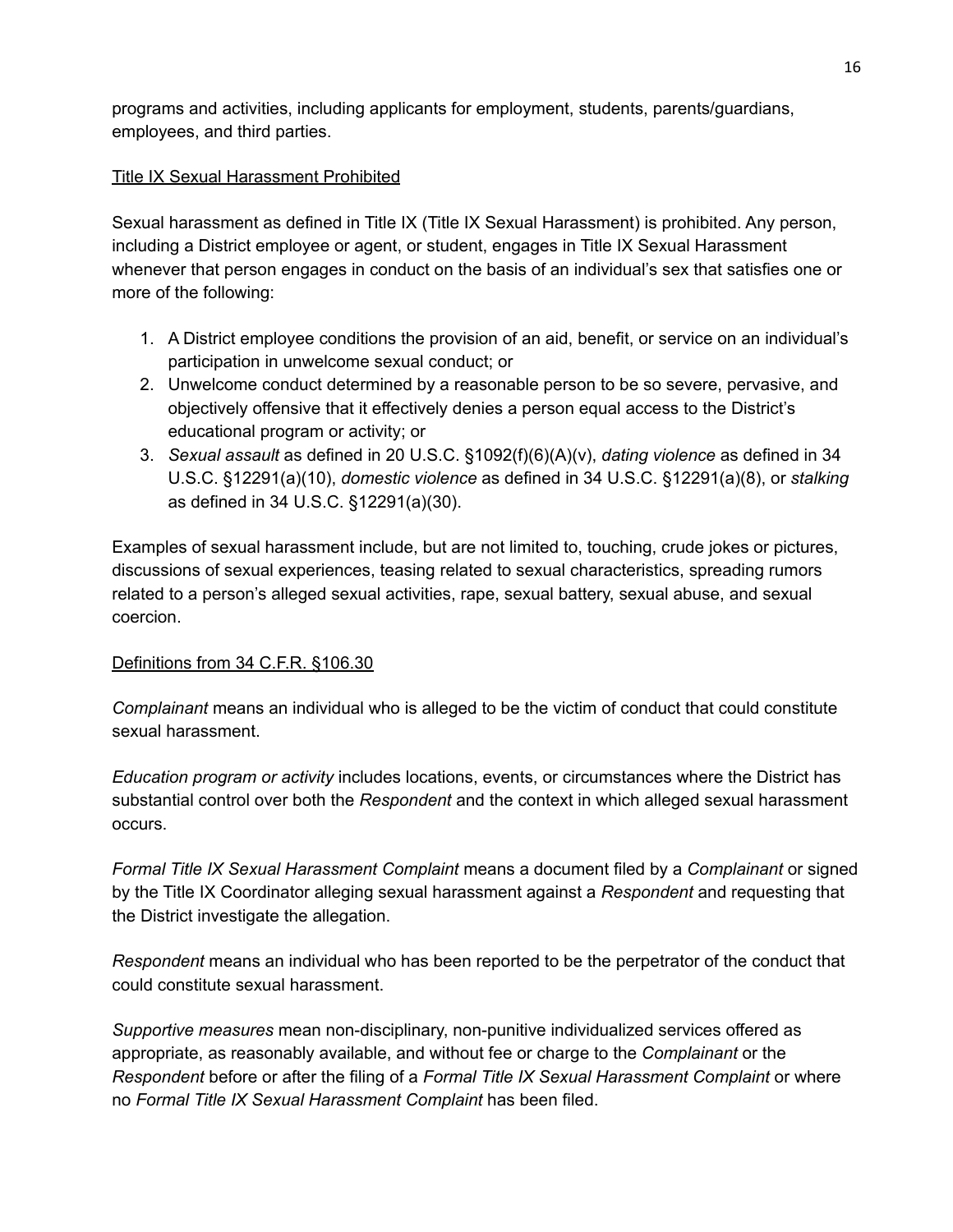programs and activities, including applicants for employment, students, parents/guardians, employees, and third parties.

Title IX Sexual Harassment Prohibited

Sexual harassment as defined in Title IX (Title IX Sexual Harassment) is prohibited. Any person, including a District employee or agent, or student, engages in Title IX Sexual Harassment whenever that person engages in conduct on the basis of an individual's sex that satisfies one or more of the following:

1. A District employee conditions the provision of an aid, benefit, or service on an individual's participation in unwelcome sexual conduct; or
2. Unwelcome conduct determined by a reasonable person to be so severe, pervasive, and objectively offensive that it effectively denies a person equal access to the District's educational program or activity; or
3. *Sexual assault* as defined in 20 U.S.C. §1092(f)(6)(A)(v), *dating violence* as defined in 34 U.S.C. §12291(a)(10), *domestic violence* as defined in 34 U.S.C. §12291(a)(8), or *stalking* as defined in 34 U.S.C. §12291(a)(30).

Examples of sexual harassment include, but are not limited to, touching, crude jokes or pictures, discussions of sexual experiences, teasing related to sexual characteristics, spreading rumors related to a person's alleged sexual activities, rape, sexual battery, sexual abuse, and sexual coercion.

Definitions from 34 C.F.R. §106.30

*Complainant* means an individual who is alleged to be the victim of conduct that could constitute sexual harassment.

*Education program or activity* includes locations, events, or circumstances where the District has substantial control over both the *Respondent* and the context in which alleged sexual harassment occurs.

*Formal Title IX Sexual Harassment Complaint* means a document filed by a *Complainant* or signed by the Title IX Coordinator alleging sexual harassment against a *Respondent* and requesting that the District investigate the allegation.

*Respondent* means an individual who has been reported to be the perpetrator of the conduct that could constitute sexual harassment.

*Supportive measures* mean non-disciplinary, non-punitive individualized services offered as appropriate, as reasonably available, and without fee or charge to the *Complainant* or the *Respondent* before or after the filing of a *Formal Title IX Sexual Harassment Complaint* or where no *Formal Title IX Sexual Harassment Complaint* has been filed.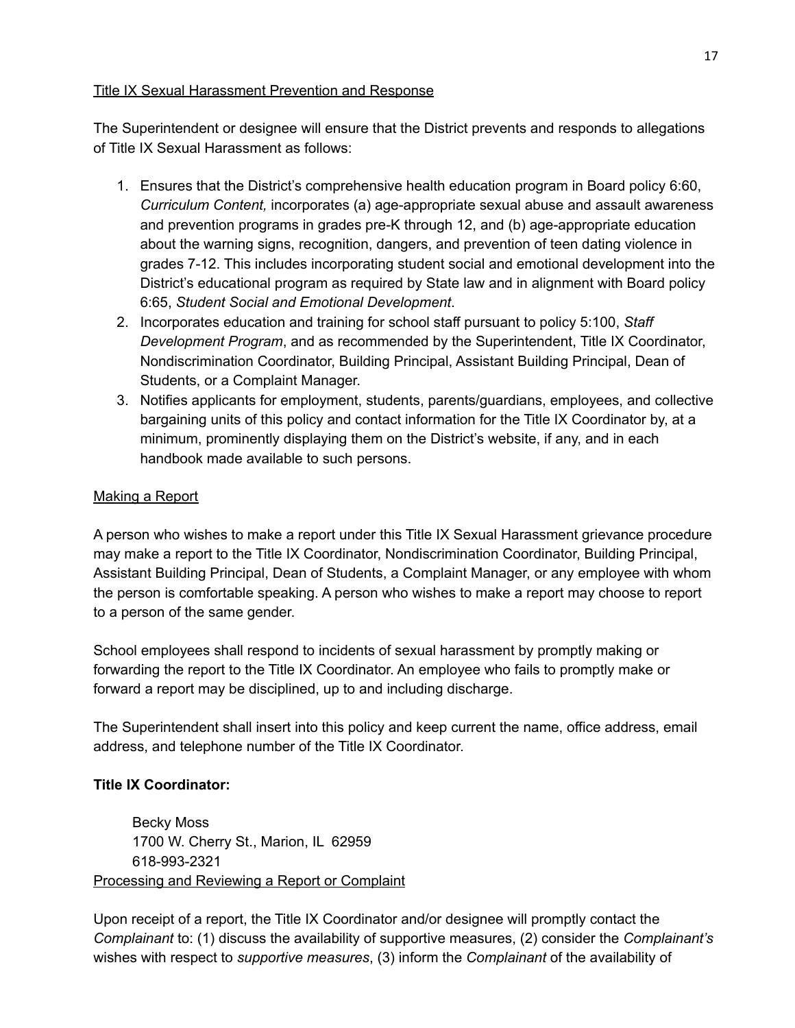Title IX Sexual Harassment Prevention and Response

The Superintendent or designee will ensure that the District prevents and responds to allegations of Title IX Sexual Harassment as follows:

1. Ensures that the District's comprehensive health education program in Board policy 6:60, *Curriculum Content,* incorporates (a) age-appropriate sexual abuse and assault awareness and prevention programs in grades pre-K through 12, and (b) age-appropriate education about the warning signs, recognition, dangers, and prevention of teen dating violence in grades 7-12. This includes incorporating student social and emotional development into the District's educational program as required by State law and in alignment with Board policy 6:65, *Student Social and Emotional Development*.
2. Incorporates education and training for school staff pursuant to policy 5:100, *Staff Development Program*, and as recommended by the Superintendent, Title IX Coordinator, Nondiscrimination Coordinator, Building Principal, Assistant Building Principal, Dean of Students, or a Complaint Manager.
3. Notifies applicants for employment, students, parents/guardians, employees, and collective bargaining units of this policy and contact information for the Title IX Coordinator by, at a minimum, prominently displaying them on the District's website, if any, and in each handbook made available to such persons.

Making a Report

A person who wishes to make a report under this Title IX Sexual Harassment grievance procedure may make a report to the Title IX Coordinator, Nondiscrimination Coordinator, Building Principal, Assistant Building Principal, Dean of Students, a Complaint Manager, or any employee with whom the person is comfortable speaking. A person who wishes to make a report may choose to report to a person of the same gender.

School employees shall respond to incidents of sexual harassment by promptly making or forwarding the report to the Title IX Coordinator. An employee who fails to promptly make or forward a report may be disciplined, up to and including discharge.

The Superintendent shall insert into this policy and keep current the name, office address, email address, and telephone number of the Title IX Coordinator.

**Title IX Coordinator:**

Becky Moss
1700 W. Cherry St., Marion, IL 62959
618-993-2321

Processing and Reviewing a Report or Complaint

Upon receipt of a report, the Title IX Coordinator and/or designee will promptly contact the *Complainant* to: (1) discuss the availability of supportive measures, (2) consider the *Complainant's* wishes with respect to *supportive measures*, (3) inform the *Complainant* of the availability of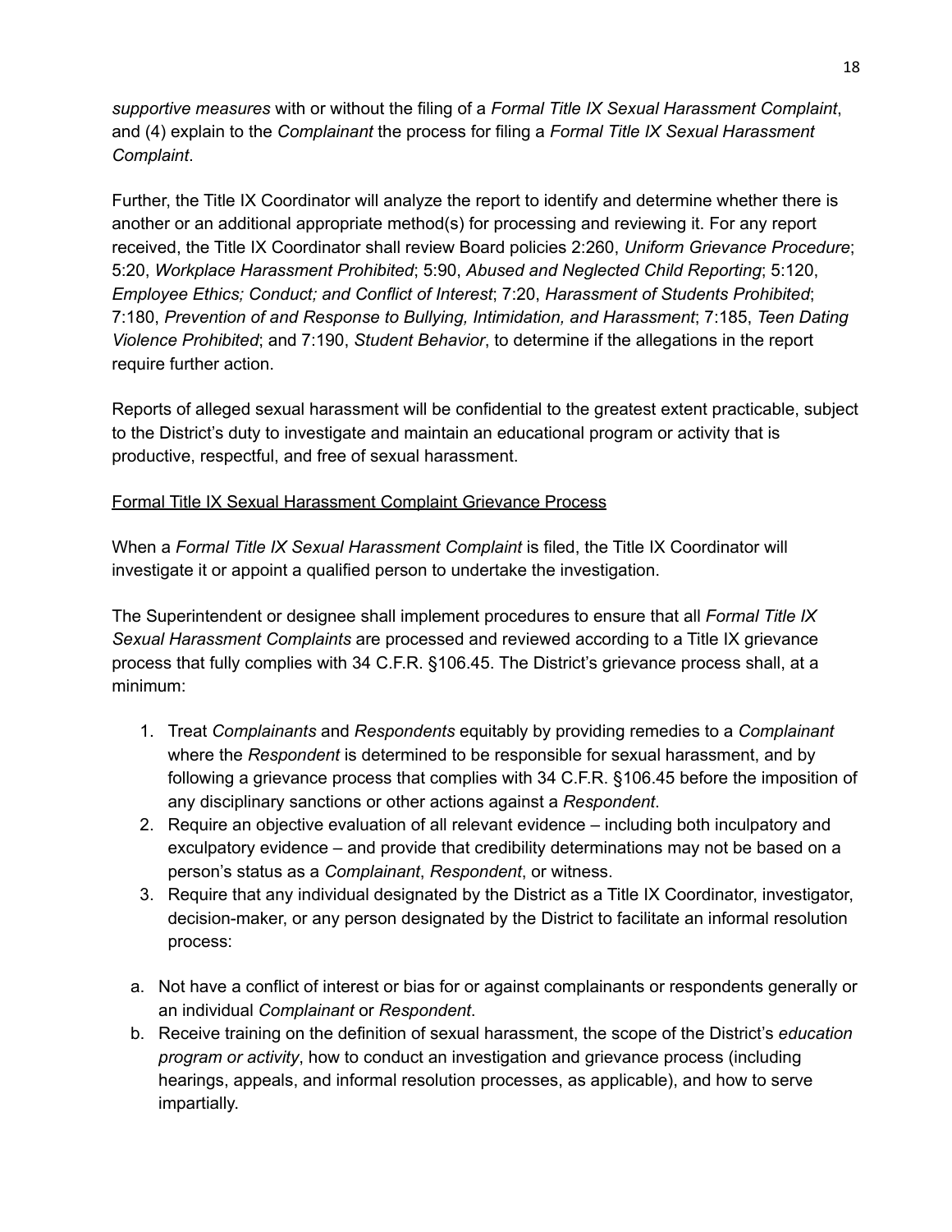*supportive measures* with or without the filing of a *Formal Title IX Sexual Harassment Complaint*, and (4) explain to the *Complainant* the process for filing a *Formal Title IX Sexual Harassment Complaint*.

Further, the Title IX Coordinator will analyze the report to identify and determine whether there is another or an additional appropriate method(s) for processing and reviewing it. For any report received, the Title IX Coordinator shall review Board policies 2:260, *Uniform Grievance Procedure*; 5:20, *Workplace Harassment Prohibited*; 5:90, *Abused and Neglected Child Reporting*; 5:120, *Employee Ethics; Conduct; and Conflict of Interest*; 7:20, *Harassment of Students Prohibited*; 7:180, *Prevention of and Response to Bullying, Intimidation, and Harassment*; 7:185, *Teen Dating Violence Prohibited*; and 7:190, *Student Behavior*, to determine if the allegations in the report require further action.

Reports of alleged sexual harassment will be confidential to the greatest extent practicable, subject to the District's duty to investigate and maintain an educational program or activity that is productive, respectful, and free of sexual harassment.

<u>Formal Title IX Sexual Harassment Complaint Grievance Process</u>

When a *Formal Title IX Sexual Harassment Complaint* is filed, the Title IX Coordinator will investigate it or appoint a qualified person to undertake the investigation.

The Superintendent or designee shall implement procedures to ensure that all *Formal Title IX Sexual Harassment Complaints* are processed and reviewed according to a Title IX grievance process that fully complies with 34 C.F.R. §106.45. The District's grievance process shall, at a minimum:

1. Treat *Complainants* and *Respondents* equitably by providing remedies to a *Complainant* where the *Respondent* is determined to be responsible for sexual harassment, and by following a grievance process that complies with 34 C.F.R. §106.45 before the imposition of any disciplinary sanctions or other actions against a *Respondent*.
2. Require an objective evaluation of all relevant evidence – including both inculpatory and exculpatory evidence – and provide that credibility determinations may not be based on a person's status as a *Complainant*, *Respondent*, or witness.
3. Require that any individual designated by the District as a Title IX Coordinator, investigator, decision-maker, or any person designated by the District to facilitate an informal resolution process:

   a. Not have a conflict of interest or bias for or against complainants or respondents generally or an individual *Complainant* or *Respondent*.
   b. Receive training on the definition of sexual harassment, the scope of the District's *education program or activity*, how to conduct an investigation and grievance process (including hearings, appeals, and informal resolution processes, as applicable), and how to serve impartially.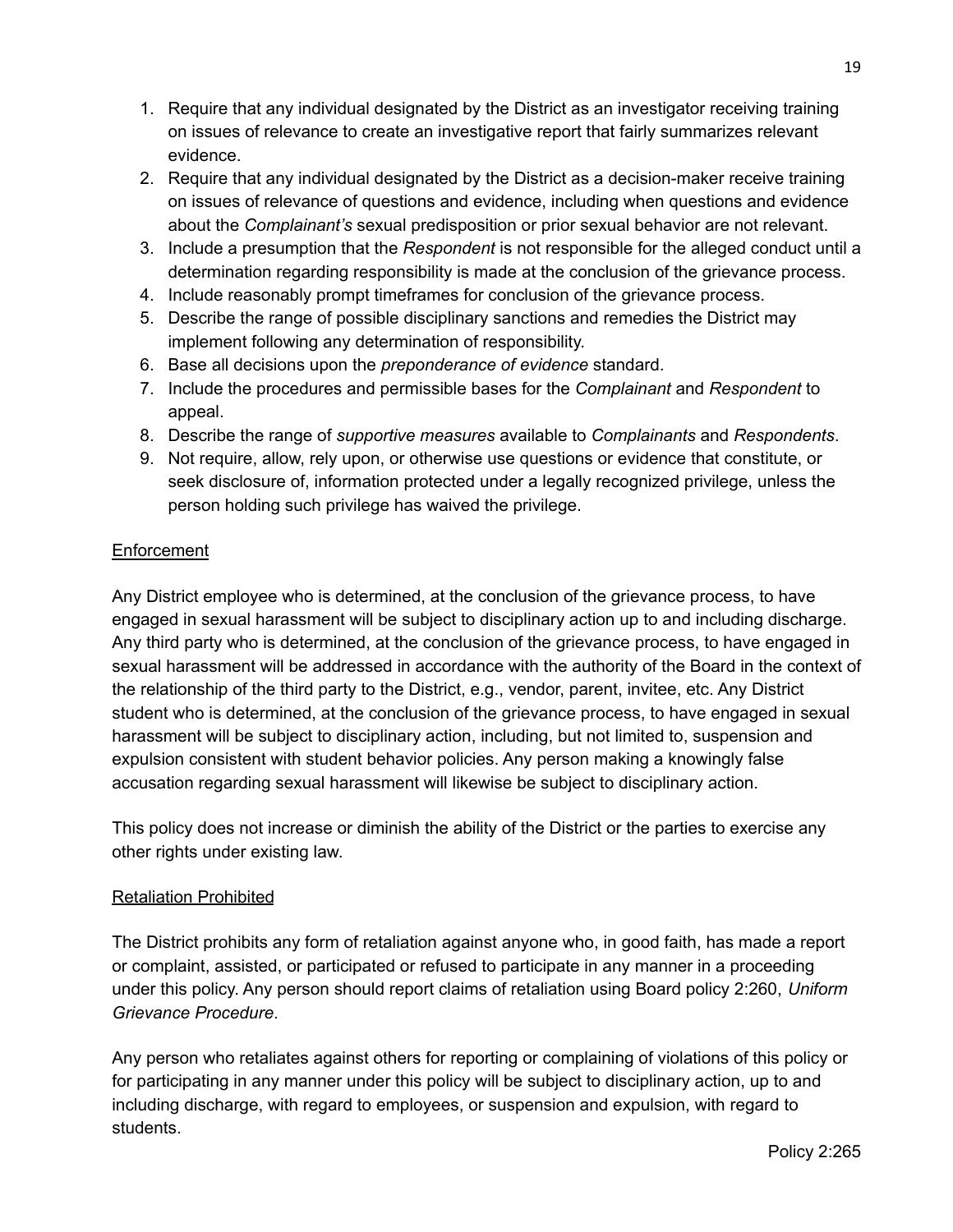1. Require that any individual designated by the District as an investigator receiving training on issues of relevance to create an investigative report that fairly summarizes relevant evidence.
2. Require that any individual designated by the District as a decision-maker receive training on issues of relevance of questions and evidence, including when questions and evidence about the *Complainant's* sexual predisposition or prior sexual behavior are not relevant.
3. Include a presumption that the *Respondent* is not responsible for the alleged conduct until a determination regarding responsibility is made at the conclusion of the grievance process.
4. Include reasonably prompt timeframes for conclusion of the grievance process.
5. Describe the range of possible disciplinary sanctions and remedies the District may implement following any determination of responsibility.
6. Base all decisions upon the *preponderance of evidence* standard.
7. Include the procedures and permissible bases for the *Complainant* and *Respondent* to appeal.
8. Describe the range of *supportive measures* available to *Complainants* and *Respondents*.
9. Not require, allow, rely upon, or otherwise use questions or evidence that constitute, or seek disclosure of, information protected under a legally recognized privilege, unless the person holding such privilege has waived the privilege.

<u>Enforcement</u>

Any District employee who is determined, at the conclusion of the grievance process, to have engaged in sexual harassment will be subject to disciplinary action up to and including discharge. Any third party who is determined, at the conclusion of the grievance process, to have engaged in sexual harassment will be addressed in accordance with the authority of the Board in the context of the relationship of the third party to the District, e.g., vendor, parent, invitee, etc. Any District student who is determined, at the conclusion of the grievance process, to have engaged in sexual harassment will be subject to disciplinary action, including, but not limited to, suspension and expulsion consistent with student behavior policies. Any person making a knowingly false accusation regarding sexual harassment will likewise be subject to disciplinary action.

This policy does not increase or diminish the ability of the District or the parties to exercise any other rights under existing law.

<u>Retaliation Prohibited</u>

The District prohibits any form of retaliation against anyone who, in good faith, has made a report or complaint, assisted, or participated or refused to participate in any manner in a proceeding under this policy. Any person should report claims of retaliation using Board policy 2:260, *Uniform Grievance Procedure*.

Any person who retaliates against others for reporting or complaining of violations of this policy or for participating in any manner under this policy will be subject to disciplinary action, up to and including discharge, with regard to employees, or suspension and expulsion, with regard to students.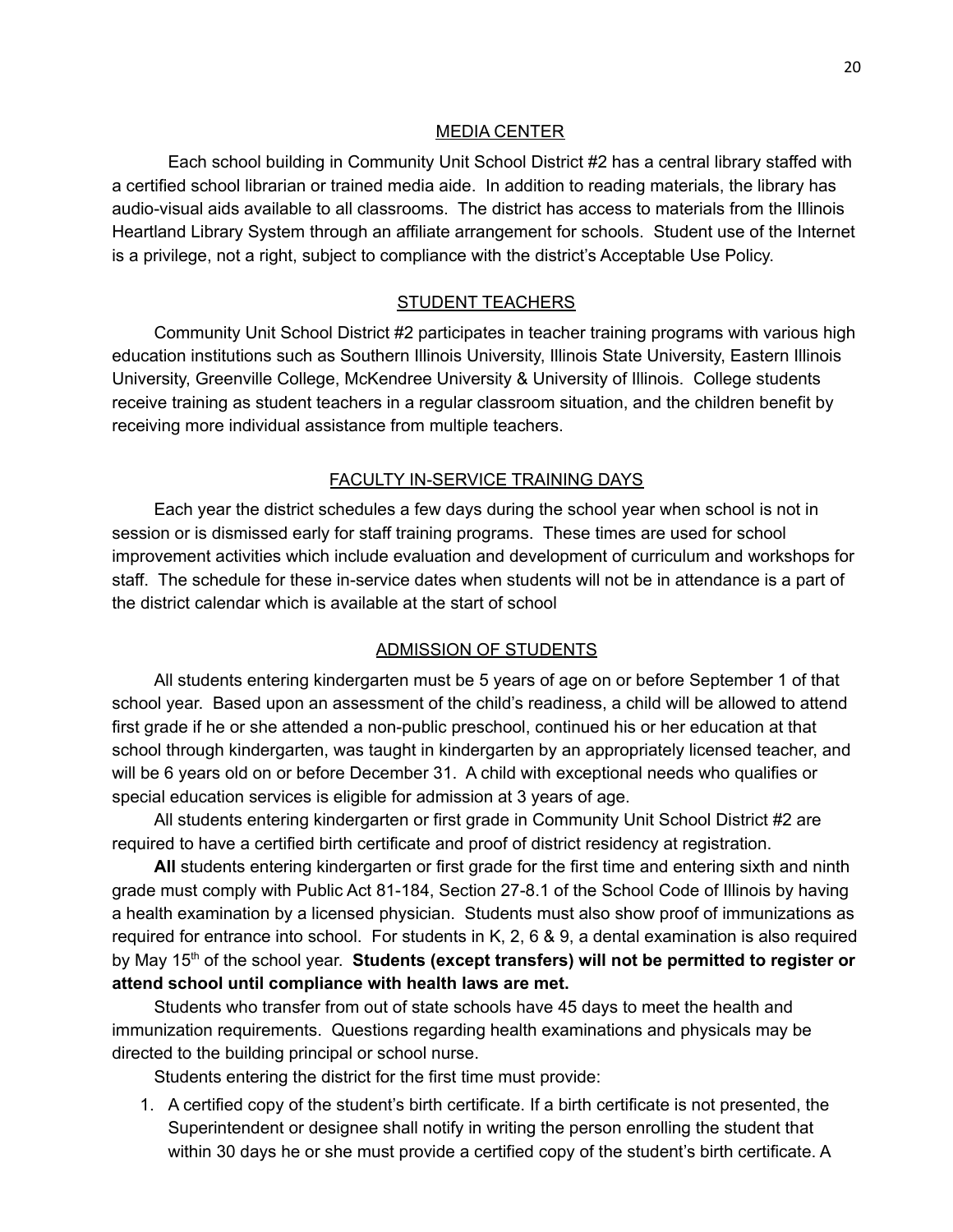## MEDIA CENTER

Each school building in Community Unit School District #2 has a central library staffed with a certified school librarian or trained media aide. In addition to reading materials, the library has audio-visual aids available to all classrooms. The district has access to materials from the Illinois Heartland Library System through an affiliate arrangement for schools. Student use of the Internet is a privilege, not a right, subject to compliance with the district's Acceptable Use Policy.

## STUDENT TEACHERS

Community Unit School District #2 participates in teacher training programs with various high education institutions such as Southern Illinois University, Illinois State University, Eastern Illinois University, Greenville College, McKendree University & University of Illinois. College students receive training as student teachers in a regular classroom situation, and the children benefit by receiving more individual assistance from multiple teachers.

## FACULTY IN-SERVICE TRAINING DAYS

Each year the district schedules a few days during the school year when school is not in session or is dismissed early for staff training programs. These times are used for school improvement activities which include evaluation and development of curriculum and workshops for staff. The schedule for these in-service dates when students will not be in attendance is a part of the district calendar which is available at the start of school

## ADMISSION OF STUDENTS

All students entering kindergarten must be 5 years of age on or before September 1 of that school year. Based upon an assessment of the child's readiness, a child will be allowed to attend first grade if he or she attended a non-public preschool, continued his or her education at that school through kindergarten, was taught in kindergarten by an appropriately licensed teacher, and will be 6 years old on or before December 31. A child with exceptional needs who qualifies or special education services is eligible for admission at 3 years of age.

All students entering kindergarten or first grade in Community Unit School District #2 are required to have a certified birth certificate and proof of district residency at registration.

**All** students entering kindergarten or first grade for the first time and entering sixth and ninth grade must comply with Public Act 81-184, Section 27-8.1 of the School Code of Illinois by having a health examination by a licensed physician. Students must also show proof of immunizations as required for entrance into school. For students in K, 2, 6 & 9, a dental examination is also required by May 15th of the school year. **Students (except transfers) will not be permitted to register or attend school until compliance with health laws are met.**

Students who transfer from out of state schools have 45 days to meet the health and immunization requirements. Questions regarding health examinations and physicals may be directed to the building principal or school nurse.

Students entering the district for the first time must provide:

1. A certified copy of the student's birth certificate. If a birth certificate is not presented, the Superintendent or designee shall notify in writing the person enrolling the student that within 30 days he or she must provide a certified copy of the student's birth certificate. A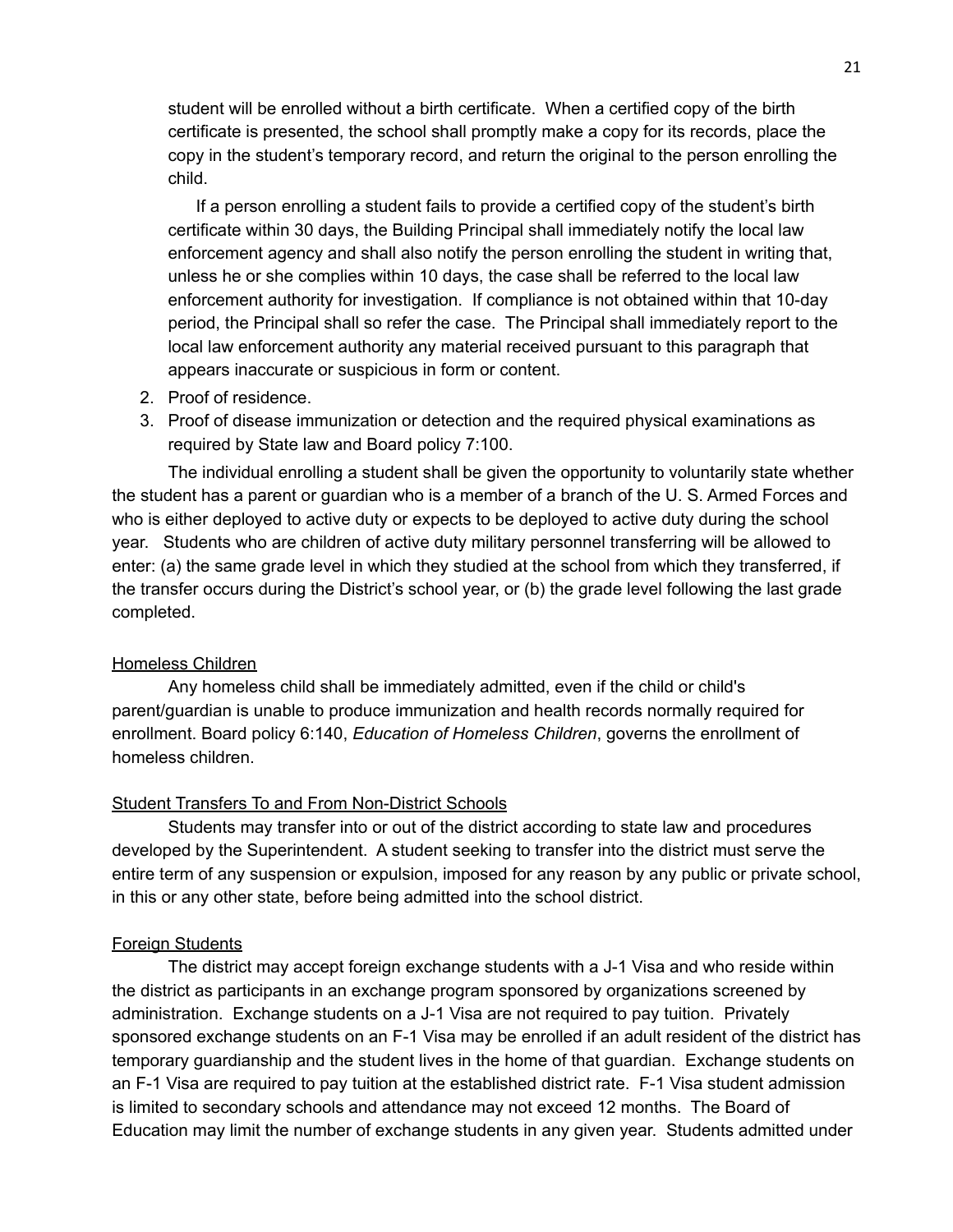student will be enrolled without a birth certificate. When a certified copy of the birth certificate is presented, the school shall promptly make a copy for its records, place the copy in the student's temporary record, and return the original to the person enrolling the child.

If a person enrolling a student fails to provide a certified copy of the student's birth certificate within 30 days, the Building Principal shall immediately notify the local law enforcement agency and shall also notify the person enrolling the student in writing that, unless he or she complies within 10 days, the case shall be referred to the local law enforcement authority for investigation. If compliance is not obtained within that 10-day period, the Principal shall so refer the case. The Principal shall immediately report to the local law enforcement authority any material received pursuant to this paragraph that appears inaccurate or suspicious in form or content.

2. Proof of residence.
3. Proof of disease immunization or detection and the required physical examinations as required by State law and Board policy 7:100.

The individual enrolling a student shall be given the opportunity to voluntarily state whether the student has a parent or guardian who is a member of a branch of the U. S. Armed Forces and who is either deployed to active duty or expects to be deployed to active duty during the school year. Students who are children of active duty military personnel transferring will be allowed to enter: (a) the same grade level in which they studied at the school from which they transferred, if the transfer occurs during the District's school year, or (b) the grade level following the last grade completed.

<u>Homeless Children</u>

Any homeless child shall be immediately admitted, even if the child or child's parent/guardian is unable to produce immunization and health records normally required for enrollment. Board policy 6:140, *Education of Homeless Children*, governs the enrollment of homeless children.

<u>Student Transfers To and From Non-District Schools</u>

Students may transfer into or out of the district according to state law and procedures developed by the Superintendent. A student seeking to transfer into the district must serve the entire term of any suspension or expulsion, imposed for any reason by any public or private school, in this or any other state, before being admitted into the school district.

<u>Foreign Students</u>

The district may accept foreign exchange students with a J-1 Visa and who reside within the district as participants in an exchange program sponsored by organizations screened by administration. Exchange students on a J-1 Visa are not required to pay tuition. Privately sponsored exchange students on an F-1 Visa may be enrolled if an adult resident of the district has temporary guardianship and the student lives in the home of that guardian. Exchange students on an F-1 Visa are required to pay tuition at the established district rate. F-1 Visa student admission is limited to secondary schools and attendance may not exceed 12 months. The Board of Education may limit the number of exchange students in any given year. Students admitted under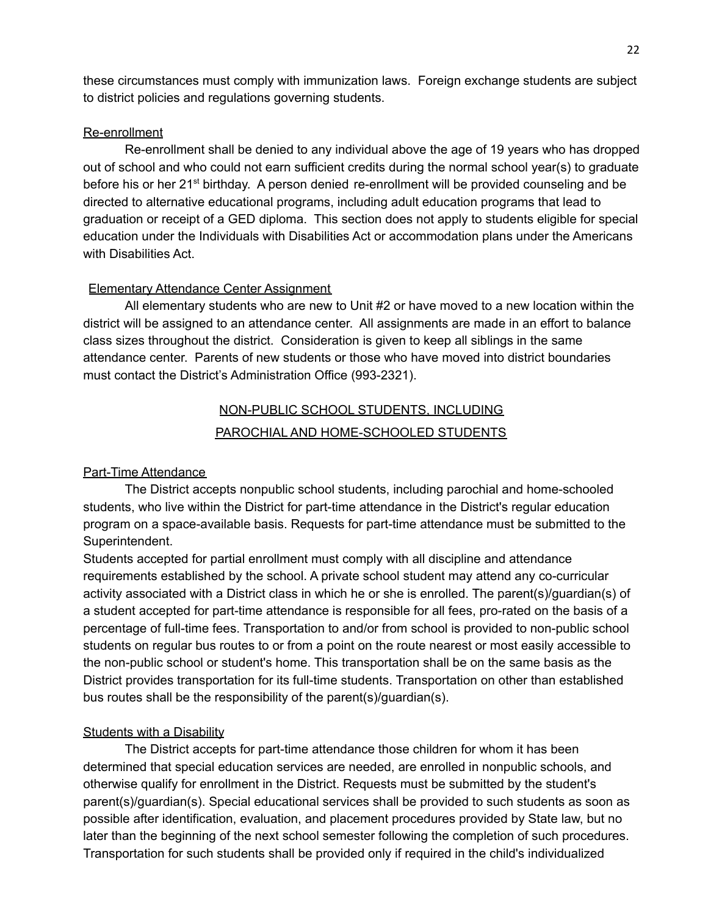these circumstances must comply with immunization laws. Foreign exchange students are subject to district policies and regulations governing students.

Re-enrollment

Re-enrollment shall be denied to any individual above the age of 19 years who has dropped out of school and who could not earn sufficient credits during the normal school year(s) to graduate before his or her 21st birthday. A person denied re-enrollment will be provided counseling and be directed to alternative educational programs, including adult education programs that lead to graduation or receipt of a GED diploma. This section does not apply to students eligible for special education under the Individuals with Disabilities Act or accommodation plans under the Americans with Disabilities Act.

Elementary Attendance Center Assignment

All elementary students who are new to Unit #2 or have moved to a new location within the district will be assigned to an attendance center. All assignments are made in an effort to balance class sizes throughout the district. Consideration is given to keep all siblings in the same attendance center. Parents of new students or those who have moved into district boundaries must contact the District's Administration Office (993-2321).

## NON-PUBLIC SCHOOL STUDENTS, INCLUDING PAROCHIAL AND HOME-SCHOOLED STUDENTS

Part-Time Attendance

The District accepts nonpublic school students, including parochial and home-schooled students, who live within the District for part-time attendance in the District's regular education program on a space-available basis. Requests for part-time attendance must be submitted to the Superintendent.

Students accepted for partial enrollment must comply with all discipline and attendance requirements established by the school. A private school student may attend any co-curricular activity associated with a District class in which he or she is enrolled. The parent(s)/guardian(s) of a student accepted for part-time attendance is responsible for all fees, pro-rated on the basis of a percentage of full-time fees. Transportation to and/or from school is provided to non-public school students on regular bus routes to or from a point on the route nearest or most easily accessible to the non-public school or student's home. This transportation shall be on the same basis as the District provides transportation for its full-time students. Transportation on other than established bus routes shall be the responsibility of the parent(s)/guardian(s).

Students with a Disability

The District accepts for part-time attendance those children for whom it has been determined that special education services are needed, are enrolled in nonpublic schools, and otherwise qualify for enrollment in the District. Requests must be submitted by the student's parent(s)/guardian(s). Special educational services shall be provided to such students as soon as possible after identification, evaluation, and placement procedures provided by State law, but no later than the beginning of the next school semester following the completion of such procedures. Transportation for such students shall be provided only if required in the child's individualized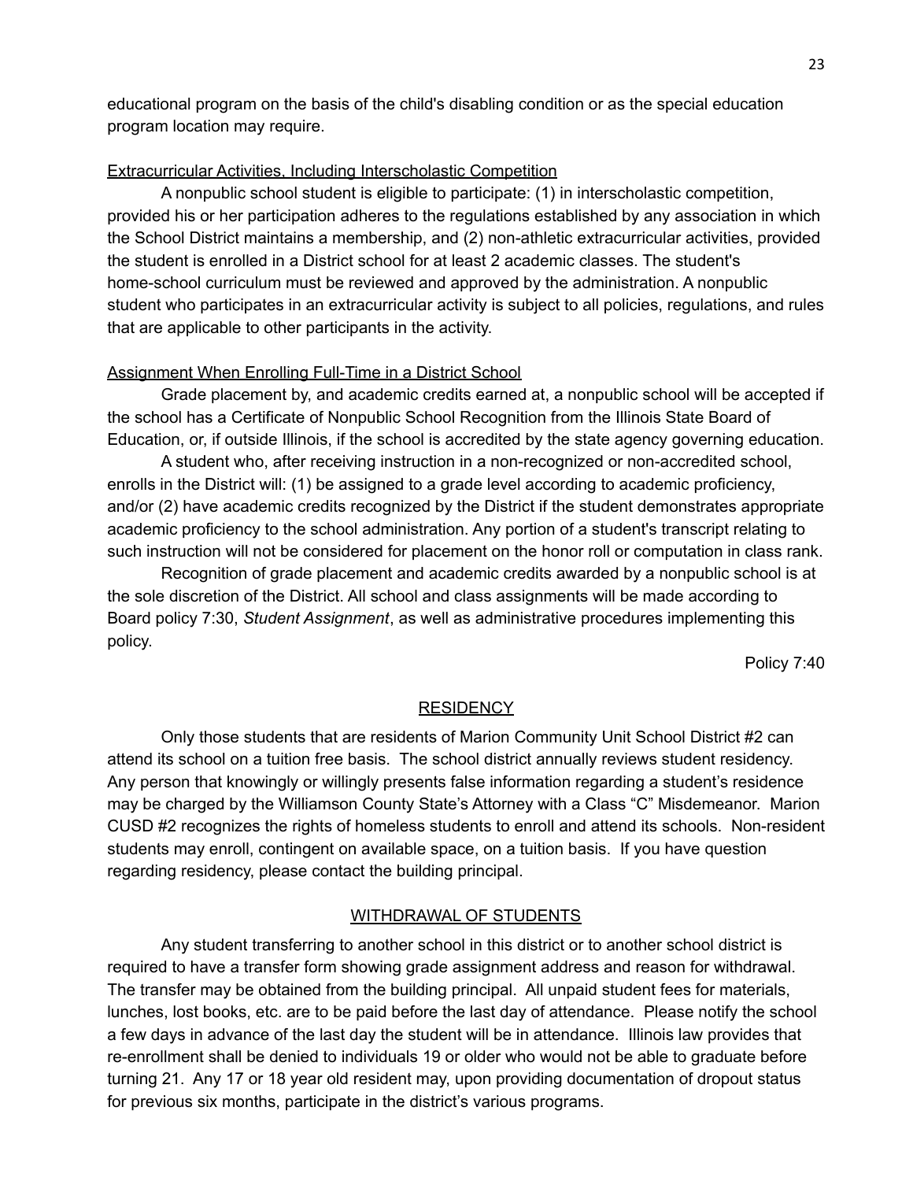educational program on the basis of the child's disabling condition or as the special education program location may require.

Extracurricular Activities, Including Interscholastic Competition

A nonpublic school student is eligible to participate: (1) in interscholastic competition, provided his or her participation adheres to the regulations established by any association in which the School District maintains a membership, and (2) non-athletic extracurricular activities, provided the student is enrolled in a District school for at least 2 academic classes. The student's home-school curriculum must be reviewed and approved by the administration. A nonpublic student who participates in an extracurricular activity is subject to all policies, regulations, and rules that are applicable to other participants in the activity.

Assignment When Enrolling Full-Time in a District School

Grade placement by, and academic credits earned at, a nonpublic school will be accepted if the school has a Certificate of Nonpublic School Recognition from the Illinois State Board of Education, or, if outside Illinois, if the school is accredited by the state agency governing education.

A student who, after receiving instruction in a non-recognized or non-accredited school, enrolls in the District will: (1) be assigned to a grade level according to academic proficiency, and/or (2) have academic credits recognized by the District if the student demonstrates appropriate academic proficiency to the school administration. Any portion of a student's transcript relating to such instruction will not be considered for placement on the honor roll or computation in class rank.

Recognition of grade placement and academic credits awarded by a nonpublic school is at the sole discretion of the District. All school and class assignments will be made according to Board policy 7:30, *Student Assignment*, as well as administrative procedures implementing this policy.

Policy 7:40

## RESIDENCY

Only those students that are residents of Marion Community Unit School District #2 can attend its school on a tuition free basis. The school district annually reviews student residency. Any person that knowingly or willingly presents false information regarding a student's residence may be charged by the Williamson County State's Attorney with a Class "C" Misdemeanor. Marion CUSD #2 recognizes the rights of homeless students to enroll and attend its schools. Non-resident students may enroll, contingent on available space, on a tuition basis. If you have question regarding residency, please contact the building principal.

## WITHDRAWAL OF STUDENTS

Any student transferring to another school in this district or to another school district is required to have a transfer form showing grade assignment address and reason for withdrawal. The transfer may be obtained from the building principal. All unpaid student fees for materials, lunches, lost books, etc. are to be paid before the last day of attendance. Please notify the school a few days in advance of the last day the student will be in attendance. Illinois law provides that re-enrollment shall be denied to individuals 19 or older who would not be able to graduate before turning 21. Any 17 or 18 year old resident may, upon providing documentation of dropout status for previous six months, participate in the district's various programs.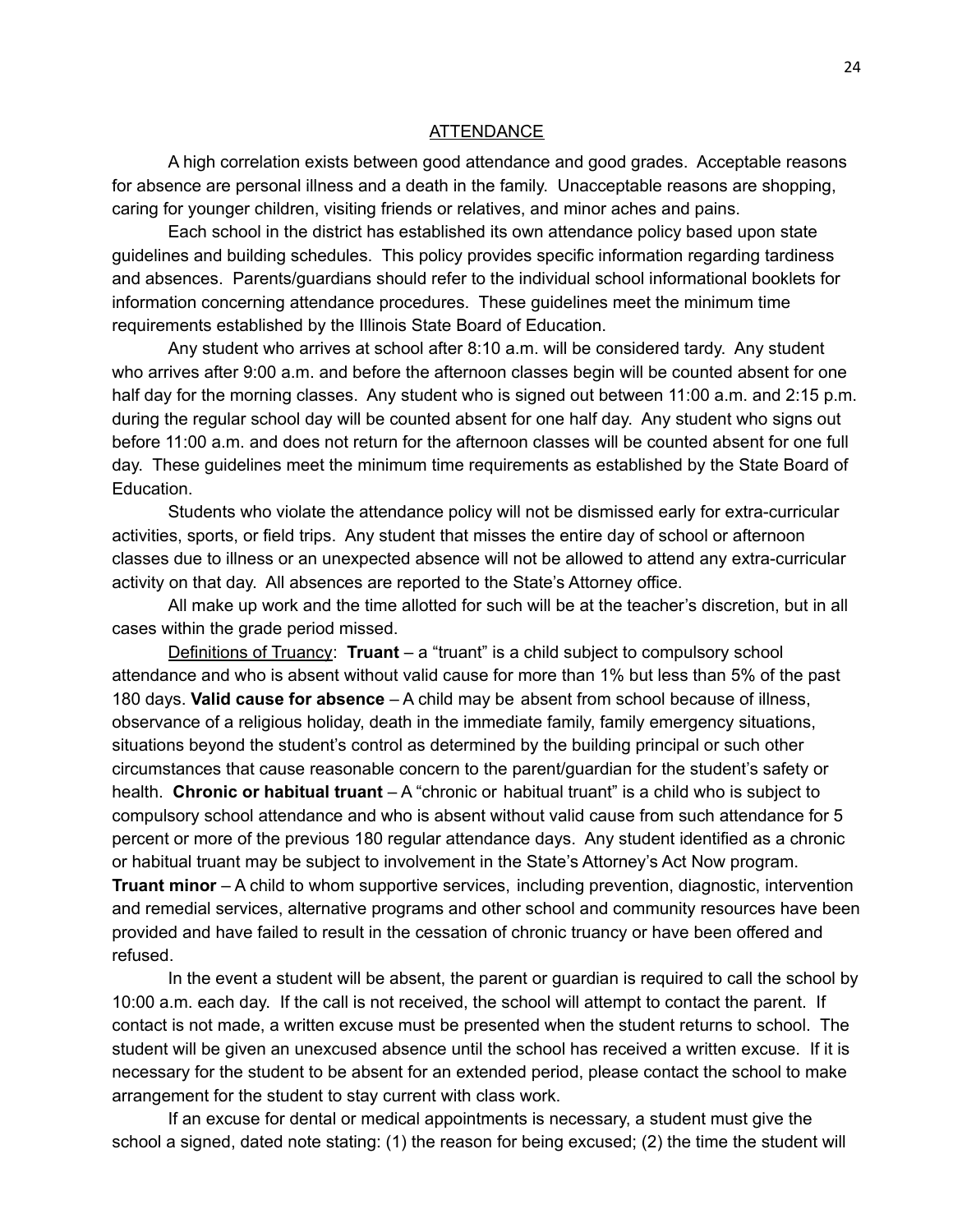## ATTENDANCE

A high correlation exists between good attendance and good grades. Acceptable reasons for absence are personal illness and a death in the family. Unacceptable reasons are shopping, caring for younger children, visiting friends or relatives, and minor aches and pains.

Each school in the district has established its own attendance policy based upon state guidelines and building schedules. This policy provides specific information regarding tardiness and absences. Parents/guardians should refer to the individual school informational booklets for information concerning attendance procedures. These guidelines meet the minimum time requirements established by the Illinois State Board of Education.

Any student who arrives at school after 8:10 a.m. will be considered tardy. Any student who arrives after 9:00 a.m. and before the afternoon classes begin will be counted absent for one half day for the morning classes. Any student who is signed out between 11:00 a.m. and 2:15 p.m. during the regular school day will be counted absent for one half day. Any student who signs out before 11:00 a.m. and does not return for the afternoon classes will be counted absent for one full day. These guidelines meet the minimum time requirements as established by the State Board of Education.

Students who violate the attendance policy will not be dismissed early for extra-curricular activities, sports, or field trips. Any student that misses the entire day of school or afternoon classes due to illness or an unexpected absence will not be allowed to attend any extra-curricular activity on that day. All absences are reported to the State's Attorney office.

All make up work and the time allotted for such will be at the teacher's discretion, but in all cases within the grade period missed.

Definitions of Truancy: **Truant** – a "truant" is a child subject to compulsory school attendance and who is absent without valid cause for more than 1% but less than 5% of the past 180 days. **Valid cause for absence** – A child may be absent from school because of illness, observance of a religious holiday, death in the immediate family, family emergency situations, situations beyond the student's control as determined by the building principal or such other circumstances that cause reasonable concern to the parent/guardian for the student's safety or health. **Chronic or habitual truant** – A "chronic or habitual truant" is a child who is subject to compulsory school attendance and who is absent without valid cause from such attendance for 5 percent or more of the previous 180 regular attendance days. Any student identified as a chronic or habitual truant may be subject to involvement in the State's Attorney's Act Now program. **Truant minor** – A child to whom supportive services, including prevention, diagnostic, intervention and remedial services, alternative programs and other school and community resources have been provided and have failed to result in the cessation of chronic truancy or have been offered and refused.

In the event a student will be absent, the parent or guardian is required to call the school by 10:00 a.m. each day. If the call is not received, the school will attempt to contact the parent. If contact is not made, a written excuse must be presented when the student returns to school. The student will be given an unexcused absence until the school has received a written excuse. If it is necessary for the student to be absent for an extended period, please contact the school to make arrangement for the student to stay current with class work.

If an excuse for dental or medical appointments is necessary, a student must give the school a signed, dated note stating: (1) the reason for being excused; (2) the time the student will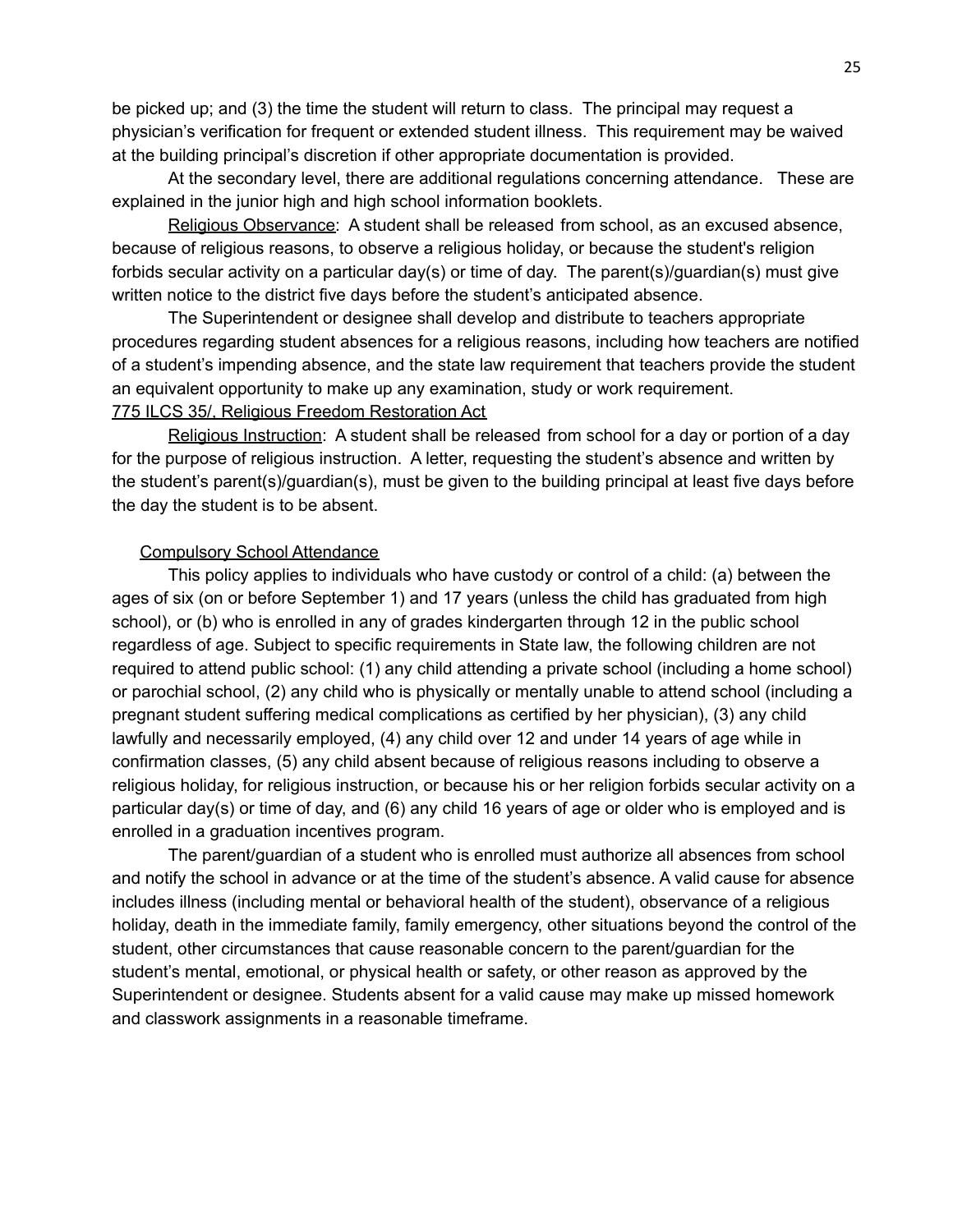be picked up; and (3) the time the student will return to class. The principal may request a physician's verification for frequent or extended student illness. This requirement may be waived at the building principal's discretion if other appropriate documentation is provided.

At the secondary level, there are additional regulations concerning attendance. These are explained in the junior high and high school information booklets.

Religious Observance: A student shall be released from school, as an excused absence, because of religious reasons, to observe a religious holiday, or because the student's religion forbids secular activity on a particular day(s) or time of day. The parent(s)/guardian(s) must give written notice to the district five days before the student's anticipated absence.

The Superintendent or designee shall develop and distribute to teachers appropriate procedures regarding student absences for a religious reasons, including how teachers are notified of a student's impending absence, and the state law requirement that teachers provide the student an equivalent opportunity to make up any examination, study or work requirement.

775 ILCS 35/, Religious Freedom Restoration Act

Religious Instruction: A student shall be released from school for a day or portion of a day for the purpose of religious instruction. A letter, requesting the student's absence and written by the student's parent(s)/guardian(s), must be given to the building principal at least five days before the day the student is to be absent.

## Compulsory School Attendance

This policy applies to individuals who have custody or control of a child: (a) between the ages of six (on or before September 1) and 17 years (unless the child has graduated from high school), or (b) who is enrolled in any of grades kindergarten through 12 in the public school regardless of age. Subject to specific requirements in State law, the following children are not required to attend public school: (1) any child attending a private school (including a home school) or parochial school, (2) any child who is physically or mentally unable to attend school (including a pregnant student suffering medical complications as certified by her physician), (3) any child lawfully and necessarily employed, (4) any child over 12 and under 14 years of age while in confirmation classes, (5) any child absent because of religious reasons including to observe a religious holiday, for religious instruction, or because his or her religion forbids secular activity on a particular day(s) or time of day, and (6) any child 16 years of age or older who is employed and is enrolled in a graduation incentives program.

The parent/guardian of a student who is enrolled must authorize all absences from school and notify the school in advance or at the time of the student's absence. A valid cause for absence includes illness (including mental or behavioral health of the student), observance of a religious holiday, death in the immediate family, family emergency, other situations beyond the control of the student, other circumstances that cause reasonable concern to the parent/guardian for the student's mental, emotional, or physical health or safety, or other reason as approved by the Superintendent or designee. Students absent for a valid cause may make up missed homework and classwork assignments in a reasonable timeframe.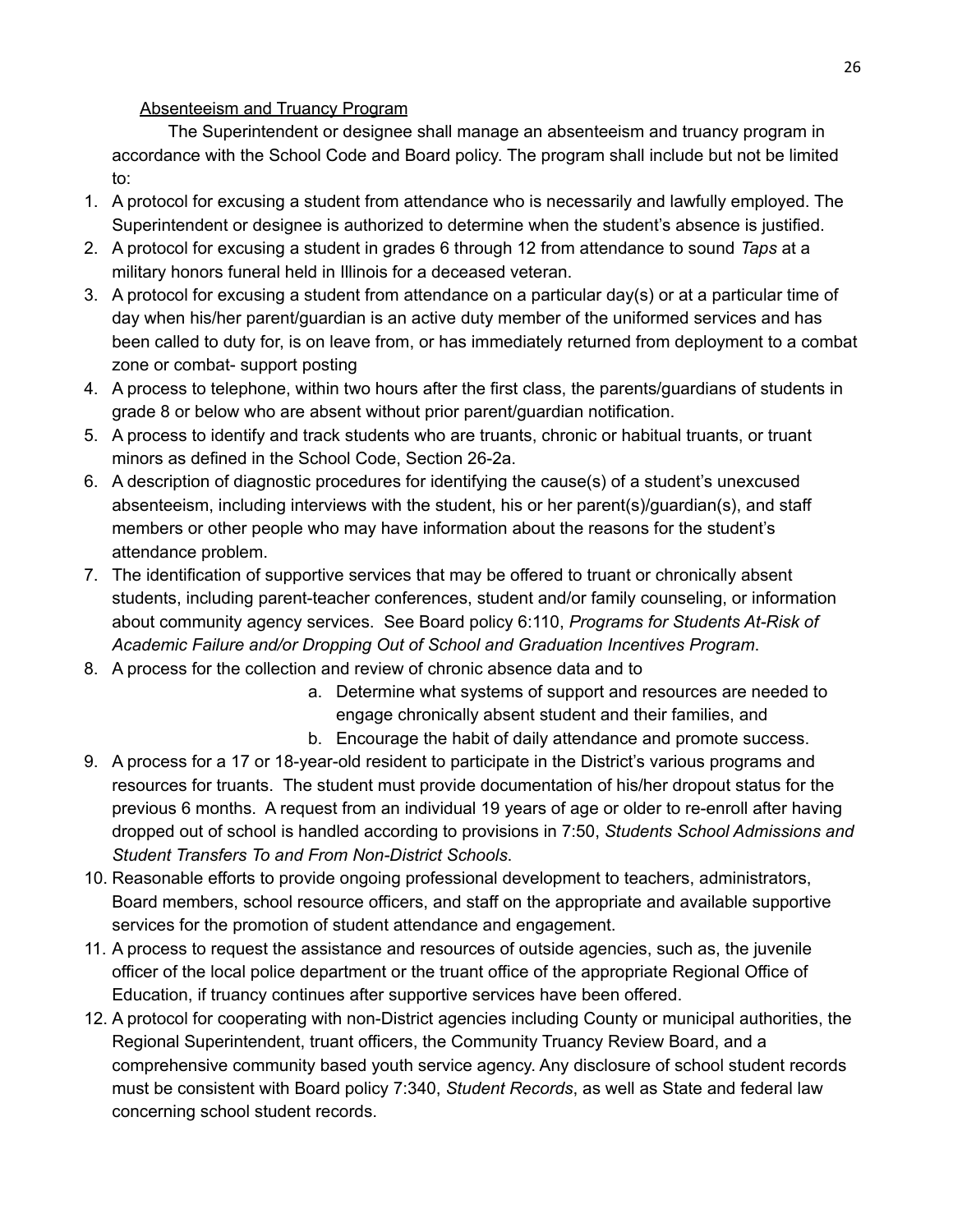<u>Absenteeism and Truancy Program</u>

The Superintendent or designee shall manage an absenteeism and truancy program in accordance with the School Code and Board policy. The program shall include but not be limited to:

1. A protocol for excusing a student from attendance who is necessarily and lawfully employed. The Superintendent or designee is authorized to determine when the student's absence is justified.
2. A protocol for excusing a student in grades 6 through 12 from attendance to sound *Taps* at a military honors funeral held in Illinois for a deceased veteran.
3. A protocol for excusing a student from attendance on a particular day(s) or at a particular time of day when his/her parent/guardian is an active duty member of the uniformed services and has been called to duty for, is on leave from, or has immediately returned from deployment to a combat zone or combat- support posting
4. A process to telephone, within two hours after the first class, the parents/guardians of students in grade 8 or below who are absent without prior parent/guardian notification.
5. A process to identify and track students who are truants, chronic or habitual truants, or truant minors as defined in the School Code, Section 26-2a.
6. A description of diagnostic procedures for identifying the cause(s) of a student's unexcused absenteeism, including interviews with the student, his or her parent(s)/guardian(s), and staff members or other people who may have information about the reasons for the student's attendance problem.
7. The identification of supportive services that may be offered to truant or chronically absent students, including parent-teacher conferences, student and/or family counseling, or information about community agency services. See Board policy 6:110, *Programs for Students At-Risk of Academic Failure and/or Dropping Out of School and Graduation Incentives Program*.
8. A process for the collection and review of chronic absence data and to
    a. Determine what systems of support and resources are needed to engage chronically absent student and their families, and
    b. Encourage the habit of daily attendance and promote success.
9. A process for a 17 or 18-year-old resident to participate in the District's various programs and resources for truants. The student must provide documentation of his/her dropout status for the previous 6 months. A request from an individual 19 years of age or older to re-enroll after having dropped out of school is handled according to provisions in 7:50, *Students School Admissions and Student Transfers To and From Non-District Schools*.
10. Reasonable efforts to provide ongoing professional development to teachers, administrators, Board members, school resource officers, and staff on the appropriate and available supportive services for the promotion of student attendance and engagement.
11. A process to request the assistance and resources of outside agencies, such as, the juvenile officer of the local police department or the truant office of the appropriate Regional Office of Education, if truancy continues after supportive services have been offered.
12. A protocol for cooperating with non-District agencies including County or municipal authorities, the Regional Superintendent, truant officers, the Community Truancy Review Board, and a comprehensive community based youth service agency. Any disclosure of school student records must be consistent with Board policy 7:340, *Student Records*, as well as State and federal law concerning school student records.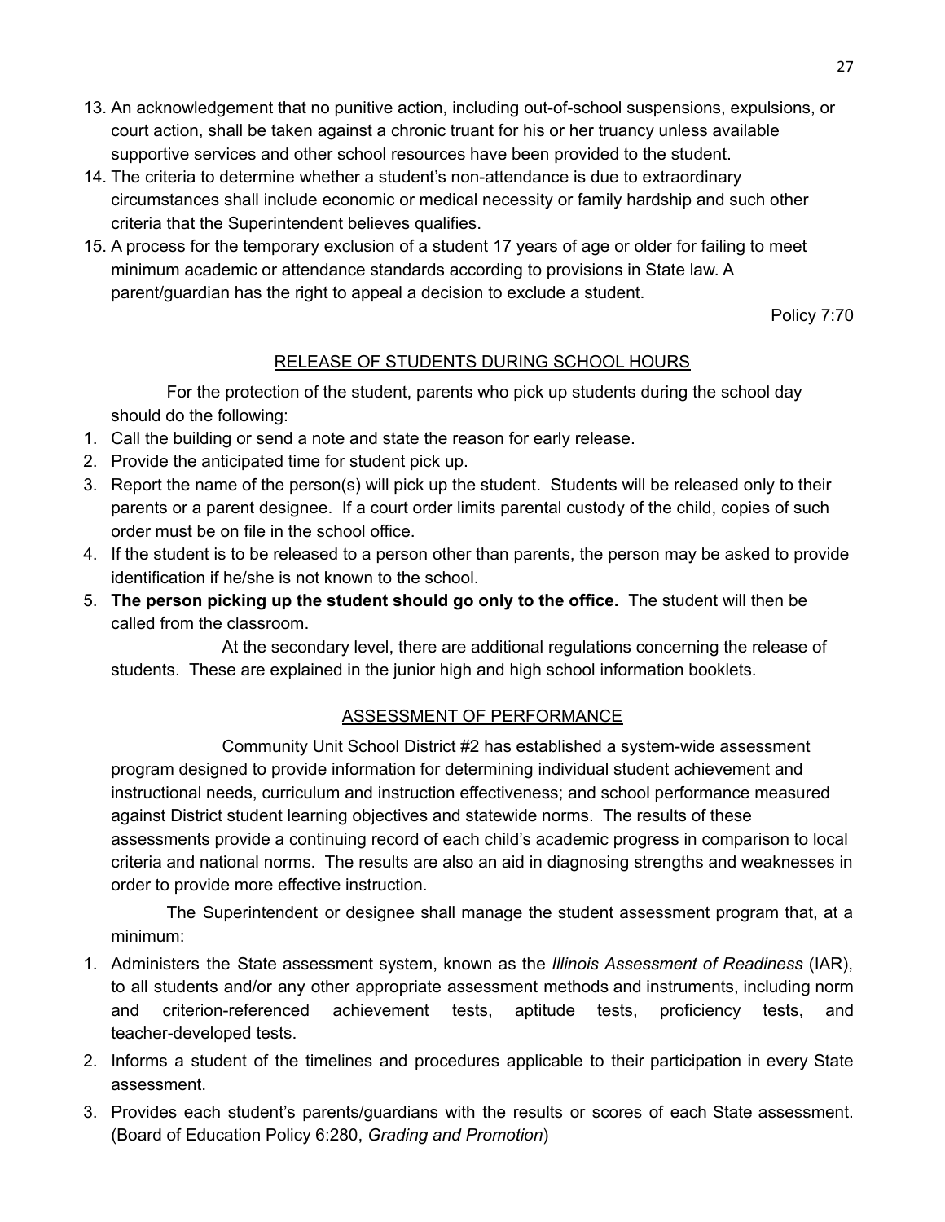13. An acknowledgement that no punitive action, including out-of-school suspensions, expulsions, or court action, shall be taken against a chronic truant for his or her truancy unless available supportive services and other school resources have been provided to the student.
14. The criteria to determine whether a student's non-attendance is due to extraordinary circumstances shall include economic or medical necessity or family hardship and such other criteria that the Superintendent believes qualifies.
15. A process for the temporary exclusion of a student 17 years of age or older for failing to meet minimum academic or attendance standards according to provisions in State law. A parent/guardian has the right to appeal a decision to exclude a student.

Policy 7:70

## RELEASE OF STUDENTS DURING SCHOOL HOURS

For the protection of the student, parents who pick up students during the school day should do the following:

1. Call the building or send a note and state the reason for early release.
2. Provide the anticipated time for student pick up.
3. Report the name of the person(s) will pick up the student. Students will be released only to their parents or a parent designee. If a court order limits parental custody of the child, copies of such order must be on file in the school office.
4. If the student is to be released to a person other than parents, the person may be asked to provide identification if he/she is not known to the school.
5. **The person picking up the student should go only to the office.** The student will then be called from the classroom.

At the secondary level, there are additional regulations concerning the release of students. These are explained in the junior high and high school information booklets.

## ASSESSMENT OF PERFORMANCE

Community Unit School District #2 has established a system-wide assessment program designed to provide information for determining individual student achievement and instructional needs, curriculum and instruction effectiveness; and school performance measured against District student learning objectives and statewide norms. The results of these assessments provide a continuing record of each child's academic progress in comparison to local criteria and national norms. The results are also an aid in diagnosing strengths and weaknesses in order to provide more effective instruction.

The Superintendent or designee shall manage the student assessment program that, at a minimum:

1. Administers the State assessment system, known as the *Illinois Assessment of Readiness* (IAR), to all students and/or any other appropriate assessment methods and instruments, including norm and criterion-referenced achievement tests, aptitude tests, proficiency tests, and teacher-developed tests.
2. Informs a student of the timelines and procedures applicable to their participation in every State assessment.
3. Provides each student's parents/guardians with the results or scores of each State assessment. (Board of Education Policy 6:280, *Grading and Promotion*)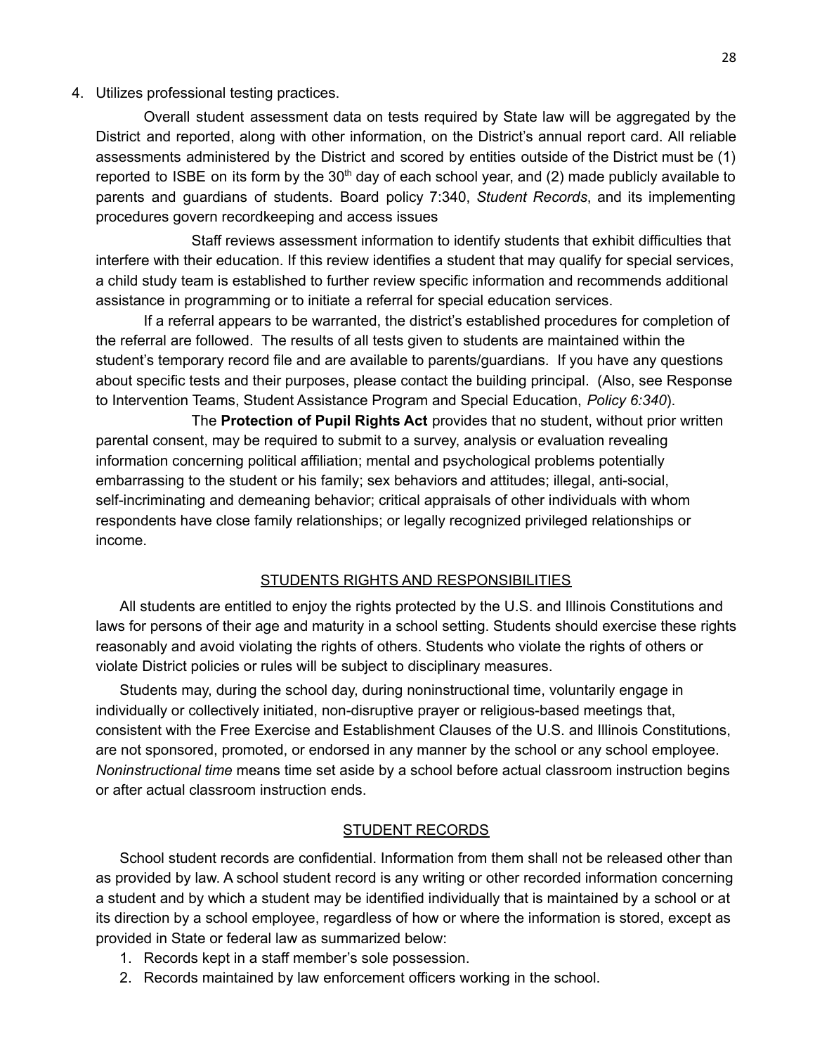4. Utilizes professional testing practices.

Overall student assessment data on tests required by State law will be aggregated by the District and reported, along with other information, on the District's annual report card. All reliable assessments administered by the District and scored by entities outside of the District must be (1) reported to ISBE on its form by the 30th day of each school year, and (2) made publicly available to parents and guardians of students. Board policy 7:340, *Student Records*, and its implementing procedures govern recordkeeping and access issues

Staff reviews assessment information to identify students that exhibit difficulties that interfere with their education. If this review identifies a student that may qualify for special services, a child study team is established to further review specific information and recommends additional assistance in programming or to initiate a referral for special education services.

If a referral appears to be warranted, the district's established procedures for completion of the referral are followed. The results of all tests given to students are maintained within the student's temporary record file and are available to parents/guardians. If you have any questions about specific tests and their purposes, please contact the building principal. (Also, see Response to Intervention Teams, Student Assistance Program and Special Education, *Policy 6:340*).

The **Protection of Pupil Rights Act** provides that no student, without prior written parental consent, may be required to submit to a survey, analysis or evaluation revealing information concerning political affiliation; mental and psychological problems potentially embarrassing to the student or his family; sex behaviors and attitudes; illegal, anti-social, self-incriminating and demeaning behavior; critical appraisals of other individuals with whom respondents have close family relationships; or legally recognized privileged relationships or income.

## STUDENTS RIGHTS AND RESPONSIBILITIES

All students are entitled to enjoy the rights protected by the U.S. and Illinois Constitutions and laws for persons of their age and maturity in a school setting. Students should exercise these rights reasonably and avoid violating the rights of others. Students who violate the rights of others or violate District policies or rules will be subject to disciplinary measures.

Students may, during the school day, during noninstructional time, voluntarily engage in individually or collectively initiated, non-disruptive prayer or religious-based meetings that, consistent with the Free Exercise and Establishment Clauses of the U.S. and Illinois Constitutions, are not sponsored, promoted, or endorsed in any manner by the school or any school employee. *Noninstructional time* means time set aside by a school before actual classroom instruction begins or after actual classroom instruction ends.

## STUDENT RECORDS

School student records are confidential. Information from them shall not be released other than as provided by law. A school student record is any writing or other recorded information concerning a student and by which a student may be identified individually that is maintained by a school or at its direction by a school employee, regardless of how or where the information is stored, except as provided in State or federal law as summarized below:

1. Records kept in a staff member's sole possession.
2. Records maintained by law enforcement officers working in the school.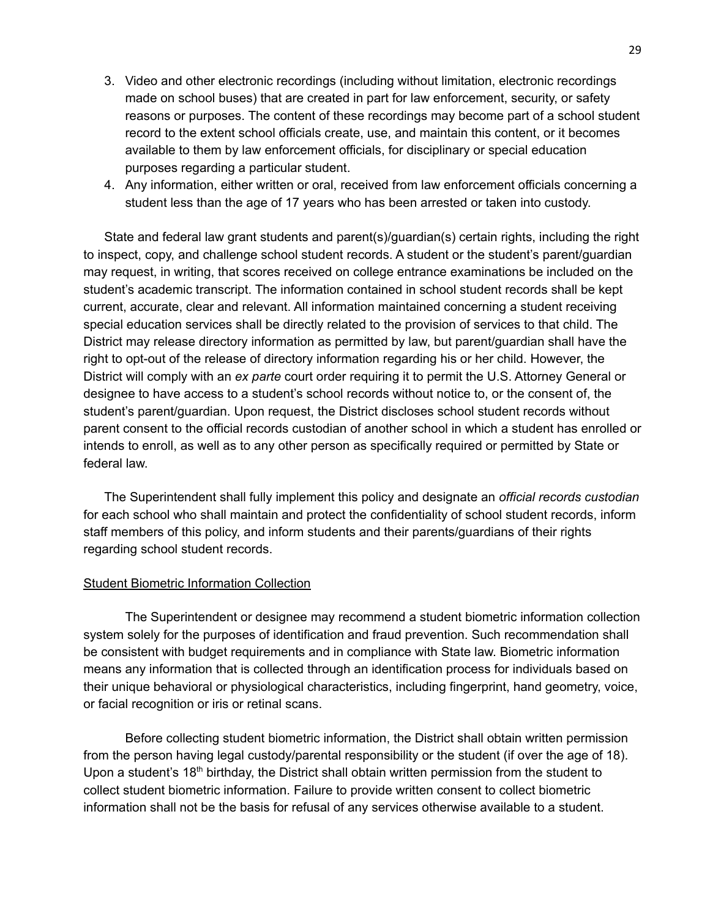3. Video and other electronic recordings (including without limitation, electronic recordings made on school buses) that are created in part for law enforcement, security, or safety reasons or purposes. The content of these recordings may become part of a school student record to the extent school officials create, use, and maintain this content, or it becomes available to them by law enforcement officials, for disciplinary or special education purposes regarding a particular student.
4. Any information, either written or oral, received from law enforcement officials concerning a student less than the age of 17 years who has been arrested or taken into custody.

State and federal law grant students and parent(s)/guardian(s) certain rights, including the right to inspect, copy, and challenge school student records. A student or the student's parent/guardian may request, in writing, that scores received on college entrance examinations be included on the student's academic transcript. The information contained in school student records shall be kept current, accurate, clear and relevant. All information maintained concerning a student receiving special education services shall be directly related to the provision of services to that child. The District may release directory information as permitted by law, but parent/guardian shall have the right to opt-out of the release of directory information regarding his or her child. However, the District will comply with an *ex parte* court order requiring it to permit the U.S. Attorney General or designee to have access to a student's school records without notice to, or the consent of, the student's parent/guardian. Upon request, the District discloses school student records without parent consent to the official records custodian of another school in which a student has enrolled or intends to enroll, as well as to any other person as specifically required or permitted by State or federal law.

The Superintendent shall fully implement this policy and designate an *official records custodian* for each school who shall maintain and protect the confidentiality of school student records, inform staff members of this policy, and inform students and their parents/guardians of their rights regarding school student records.

Student Biometric Information Collection

The Superintendent or designee may recommend a student biometric information collection system solely for the purposes of identification and fraud prevention. Such recommendation shall be consistent with budget requirements and in compliance with State law. Biometric information means any information that is collected through an identification process for individuals based on their unique behavioral or physiological characteristics, including fingerprint, hand geometry, voice, or facial recognition or iris or retinal scans.

Before collecting student biometric information, the District shall obtain written permission from the person having legal custody/parental responsibility or the student (if over the age of 18). Upon a student's 18th birthday, the District shall obtain written permission from the student to collect student biometric information. Failure to provide written consent to collect biometric information shall not be the basis for refusal of any services otherwise available to a student.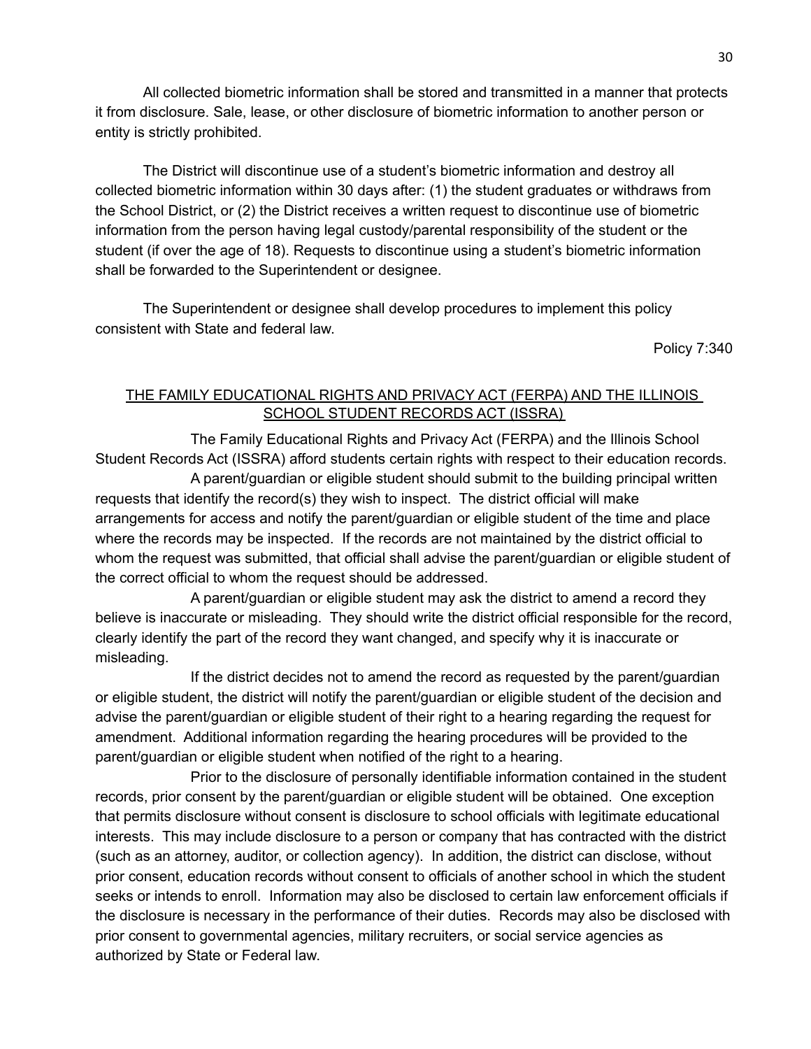All collected biometric information shall be stored and transmitted in a manner that protects it from disclosure. Sale, lease, or other disclosure of biometric information to another person or entity is strictly prohibited.

The District will discontinue use of a student's biometric information and destroy all collected biometric information within 30 days after: (1) the student graduates or withdraws from the School District, or (2) the District receives a written request to discontinue use of biometric information from the person having legal custody/parental responsibility of the student or the student (if over the age of 18). Requests to discontinue using a student's biometric information shall be forwarded to the Superintendent or designee.

The Superintendent or designee shall develop procedures to implement this policy consistent with State and federal law.

Policy 7:340

## THE FAMILY EDUCATIONAL RIGHTS AND PRIVACY ACT (FERPA) AND THE ILLINOIS SCHOOL STUDENT RECORDS ACT (ISSRA)

The Family Educational Rights and Privacy Act (FERPA) and the Illinois School Student Records Act (ISSRA) afford students certain rights with respect to their education records.

A parent/guardian or eligible student should submit to the building principal written requests that identify the record(s) they wish to inspect. The district official will make arrangements for access and notify the parent/guardian or eligible student of the time and place where the records may be inspected. If the records are not maintained by the district official to whom the request was submitted, that official shall advise the parent/guardian or eligible student of the correct official to whom the request should be addressed.

A parent/guardian or eligible student may ask the district to amend a record they believe is inaccurate or misleading. They should write the district official responsible for the record, clearly identify the part of the record they want changed, and specify why it is inaccurate or misleading.

If the district decides not to amend the record as requested by the parent/guardian or eligible student, the district will notify the parent/guardian or eligible student of the decision and advise the parent/guardian or eligible student of their right to a hearing regarding the request for amendment. Additional information regarding the hearing procedures will be provided to the parent/guardian or eligible student when notified of the right to a hearing.

Prior to the disclosure of personally identifiable information contained in the student records, prior consent by the parent/guardian or eligible student will be obtained. One exception that permits disclosure without consent is disclosure to school officials with legitimate educational interests. This may include disclosure to a person or company that has contracted with the district (such as an attorney, auditor, or collection agency). In addition, the district can disclose, without prior consent, education records without consent to officials of another school in which the student seeks or intends to enroll. Information may also be disclosed to certain law enforcement officials if the disclosure is necessary in the performance of their duties. Records may also be disclosed with prior consent to governmental agencies, military recruiters, or social service agencies as authorized by State or Federal law.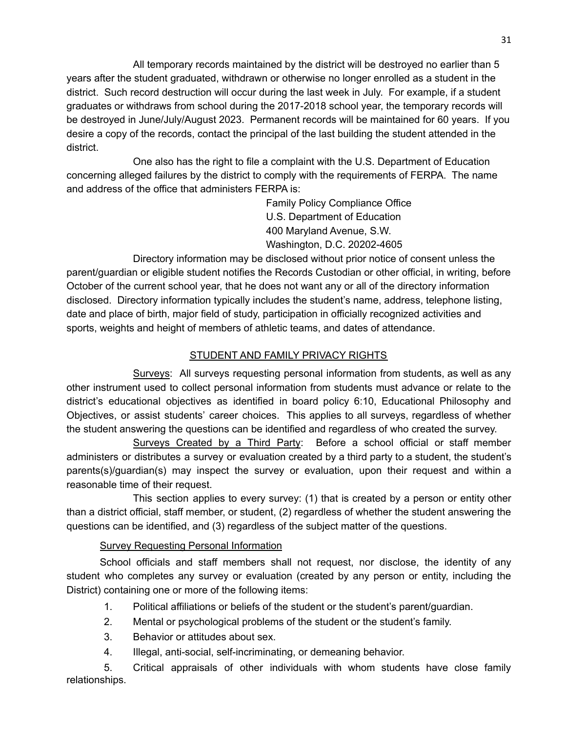All temporary records maintained by the district will be destroyed no earlier than 5 years after the student graduated, withdrawn or otherwise no longer enrolled as a student in the district. Such record destruction will occur during the last week in July. For example, if a student graduates or withdraws from school during the 2017-2018 school year, the temporary records will be destroyed in June/July/August 2023. Permanent records will be maintained for 60 years. If you desire a copy of the records, contact the principal of the last building the student attended in the district.

One also has the right to file a complaint with the U.S. Department of Education concerning alleged failures by the district to comply with the requirements of FERPA. The name and address of the office that administers FERPA is:

Family Policy Compliance Office
U.S. Department of Education
400 Maryland Avenue, S.W.
Washington, D.C. 20202-4605

Directory information may be disclosed without prior notice of consent unless the parent/guardian or eligible student notifies the Records Custodian or other official, in writing, before October of the current school year, that he does not want any or all of the directory information disclosed. Directory information typically includes the student's name, address, telephone listing, date and place of birth, major field of study, participation in officially recognized activities and sports, weights and height of members of athletic teams, and dates of attendance.

## STUDENT AND FAMILY PRIVACY RIGHTS

Surveys: All surveys requesting personal information from students, as well as any other instrument used to collect personal information from students must advance or relate to the district's educational objectives as identified in board policy 6:10, Educational Philosophy and Objectives, or assist students' career choices. This applies to all surveys, regardless of whether the student answering the questions can be identified and regardless of who created the survey.

Surveys Created by a Third Party: Before a school official or staff member administers or distributes a survey or evaluation created by a third party to a student, the student's parents(s)/guardian(s) may inspect the survey or evaluation, upon their request and within a reasonable time of their request.

This section applies to every survey: (1) that is created by a person or entity other than a district official, staff member, or student, (2) regardless of whether the student answering the questions can be identified, and (3) regardless of the subject matter of the questions.

Survey Requesting Personal Information

School officials and staff members shall not request, nor disclose, the identity of any student who completes any survey or evaluation (created by any person or entity, including the District) containing one or more of the following items:

1. Political affiliations or beliefs of the student or the student's parent/guardian.
2. Mental or psychological problems of the student or the student's family.
3. Behavior or attitudes about sex.
4. Illegal, anti-social, self-incriminating, or demeaning behavior.
5. Critical appraisals of other individuals with whom students have close family relationships.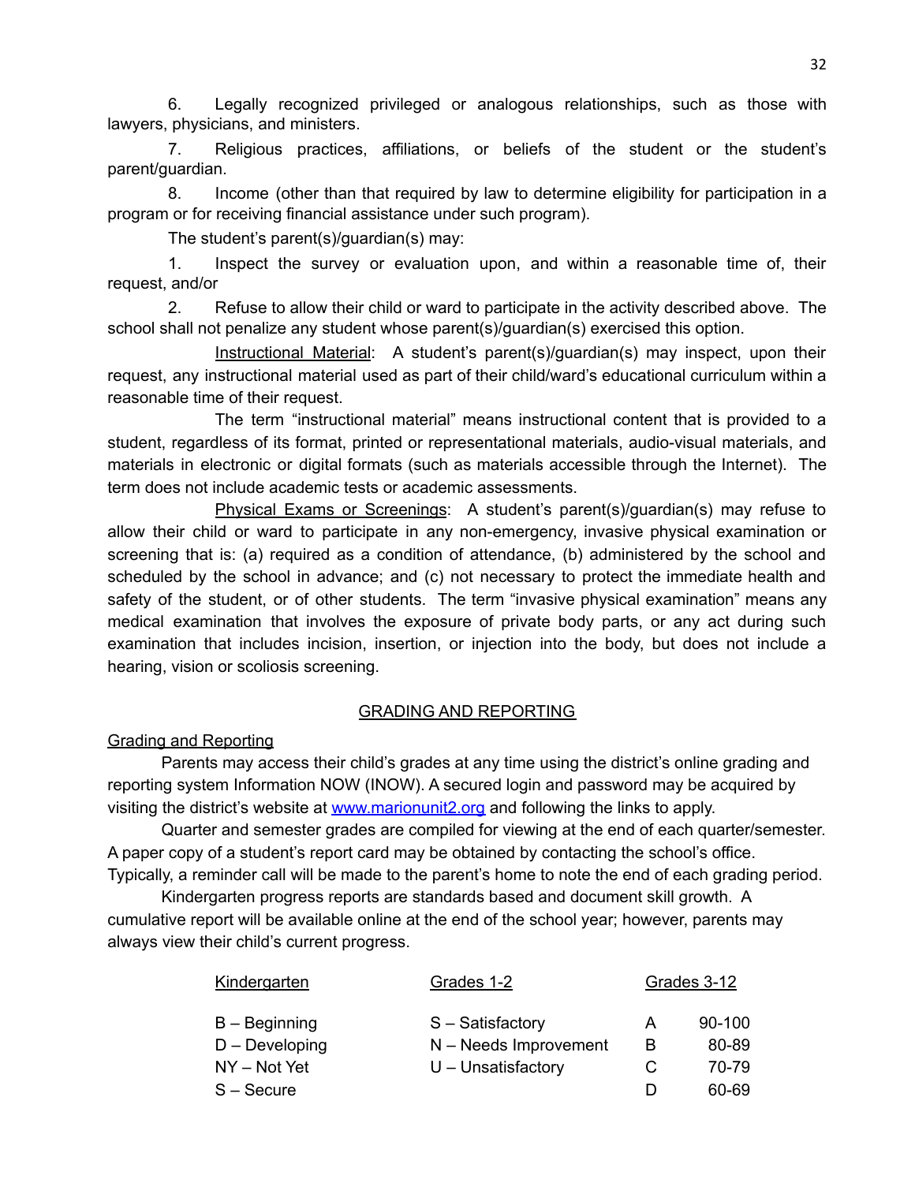6. Legally recognized privileged or analogous relationships, such as those with lawyers, physicians, and ministers.

7. Religious practices, affiliations, or beliefs of the student or the student's parent/guardian.

8. Income (other than that required by law to determine eligibility for participation in a program or for receiving financial assistance under such program).

The student's parent(s)/guardian(s) may:

1. Inspect the survey or evaluation upon, and within a reasonable time of, their request, and/or

2. Refuse to allow their child or ward to participate in the activity described above. The school shall not penalize any student whose parent(s)/guardian(s) exercised this option.

Instructional Material: A student's parent(s)/guardian(s) may inspect, upon their request, any instructional material used as part of their child/ward's educational curriculum within a reasonable time of their request.

The term "instructional material" means instructional content that is provided to a student, regardless of its format, printed or representational materials, audio-visual materials, and materials in electronic or digital formats (such as materials accessible through the Internet). The term does not include academic tests or academic assessments.

Physical Exams or Screenings: A student's parent(s)/guardian(s) may refuse to allow their child or ward to participate in any non-emergency, invasive physical examination or screening that is: (a) required as a condition of attendance, (b) administered by the school and scheduled by the school in advance; and (c) not necessary to protect the immediate health and safety of the student, or of other students. The term "invasive physical examination" means any medical examination that involves the exposure of private body parts, or any act during such examination that includes incision, insertion, or injection into the body, but does not include a hearing, vision or scoliosis screening.

## GRADING AND REPORTING

### Grading and Reporting

Parents may access their child's grades at any time using the district's online grading and reporting system Information NOW (INOW). A secured login and password may be acquired by visiting the district's website at [www.marionunit2.org](http://www.marionunit2.org) and following the links to apply.

Quarter and semester grades are compiled for viewing at the end of each quarter/semester. A paper copy of a student's report card may be obtained by contacting the school's office. Typically, a reminder call will be made to the parent's home to note the end of each grading period.

Kindergarten progress reports are standards based and document skill growth. A cumulative report will be available online at the end of the school year; however, parents may always view their child's current progress.

| Kindergarten | Grades 1-2 | Grades 3-12 | |
|---|---|---|---|
| B – Beginning | S – Satisfactory | A | 90-100 |
| D – Developing | N – Needs Improvement | B | 80-89 |
| NY – Not Yet | U – Unsatisfactory | C | 70-79 |
| S – Secure | | D | 60-69 |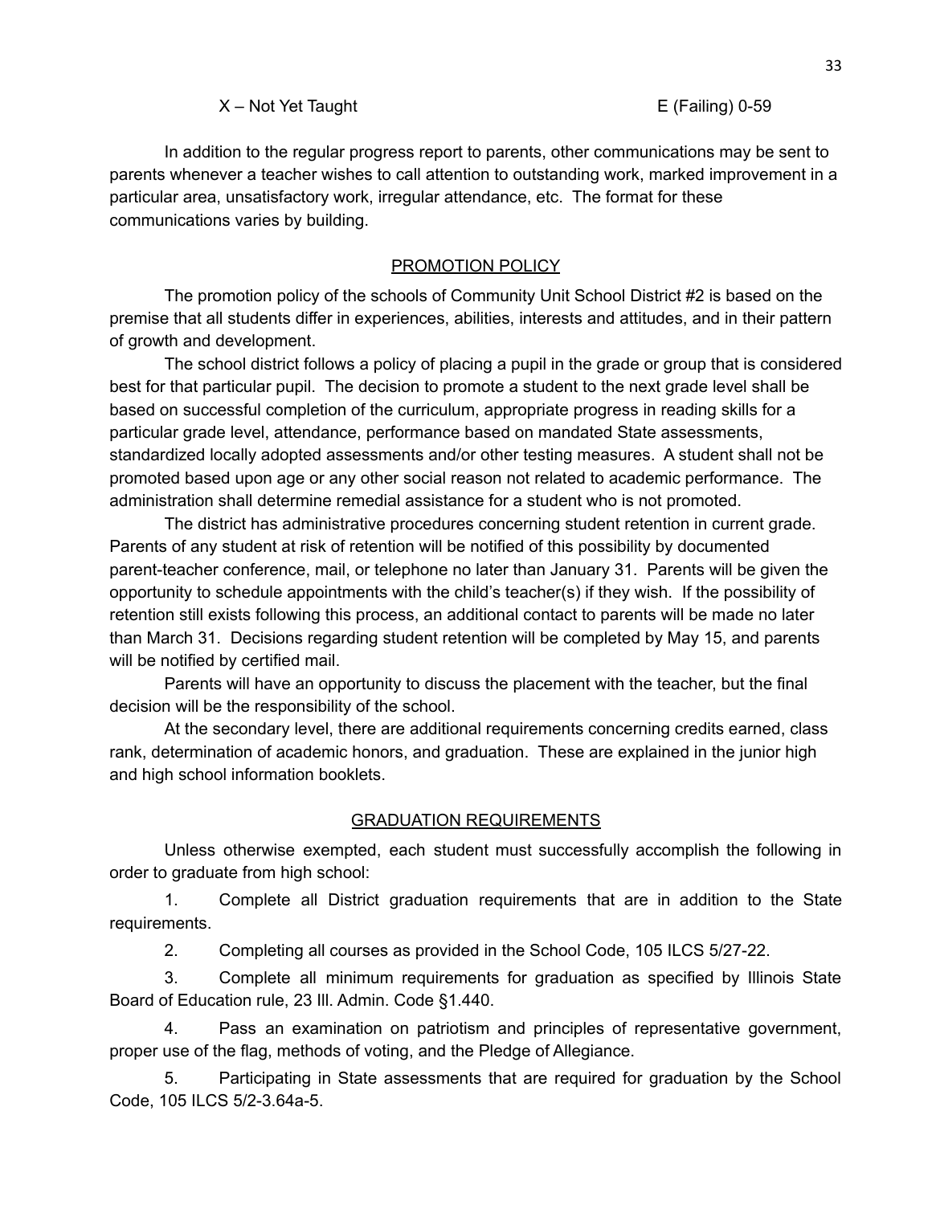X – Not Yet Taught E (Failing) 0-59

In addition to the regular progress report to parents, other communications may be sent to parents whenever a teacher wishes to call attention to outstanding work, marked improvement in a particular area, unsatisfactory work, irregular attendance, etc. The format for these communications varies by building.

## PROMOTION POLICY

The promotion policy of the schools of Community Unit School District #2 is based on the premise that all students differ in experiences, abilities, interests and attitudes, and in their pattern of growth and development.

The school district follows a policy of placing a pupil in the grade or group that is considered best for that particular pupil. The decision to promote a student to the next grade level shall be based on successful completion of the curriculum, appropriate progress in reading skills for a particular grade level, attendance, performance based on mandated State assessments, standardized locally adopted assessments and/or other testing measures. A student shall not be promoted based upon age or any other social reason not related to academic performance. The administration shall determine remedial assistance for a student who is not promoted.

The district has administrative procedures concerning student retention in current grade. Parents of any student at risk of retention will be notified of this possibility by documented parent-teacher conference, mail, or telephone no later than January 31. Parents will be given the opportunity to schedule appointments with the child's teacher(s) if they wish. If the possibility of retention still exists following this process, an additional contact to parents will be made no later than March 31. Decisions regarding student retention will be completed by May 15, and parents will be notified by certified mail.

Parents will have an opportunity to discuss the placement with the teacher, but the final decision will be the responsibility of the school.

At the secondary level, there are additional requirements concerning credits earned, class rank, determination of academic honors, and graduation. These are explained in the junior high and high school information booklets.

## GRADUATION REQUIREMENTS

Unless otherwise exempted, each student must successfully accomplish the following in order to graduate from high school:

1. Complete all District graduation requirements that are in addition to the State requirements.
2. Completing all courses as provided in the School Code, 105 ILCS 5/27-22.
3. Complete all minimum requirements for graduation as specified by Illinois State Board of Education rule, 23 Ill. Admin. Code §1.440.
4. Pass an examination on patriotism and principles of representative government, proper use of the flag, methods of voting, and the Pledge of Allegiance.
5. Participating in State assessments that are required for graduation by the School Code, 105 ILCS 5/2-3.64a-5.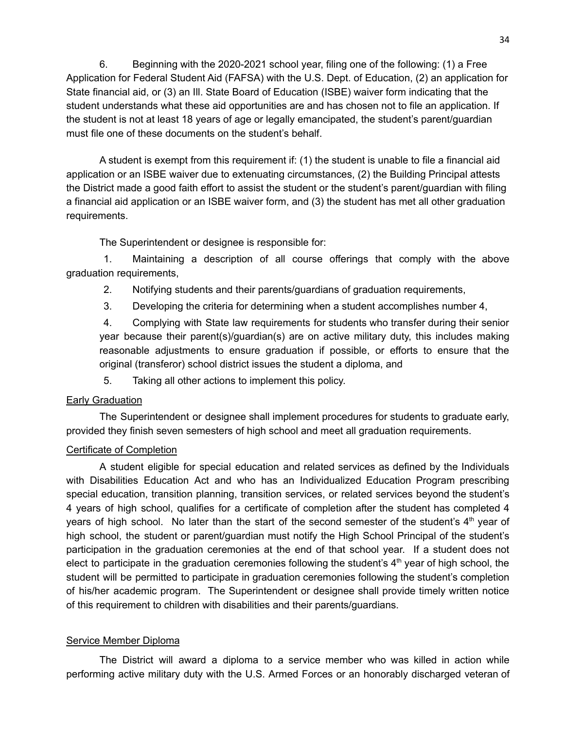6. Beginning with the 2020-2021 school year, filing one of the following: (1) a Free Application for Federal Student Aid (FAFSA) with the U.S. Dept. of Education, (2) an application for State financial aid, or (3) an Ill. State Board of Education (ISBE) waiver form indicating that the student understands what these aid opportunities are and has chosen not to file an application. If the student is not at least 18 years of age or legally emancipated, the student's parent/guardian must file one of these documents on the student's behalf.

A student is exempt from this requirement if: (1) the student is unable to file a financial aid application or an ISBE waiver due to extenuating circumstances, (2) the Building Principal attests the District made a good faith effort to assist the student or the student's parent/guardian with filing a financial aid application or an ISBE waiver form, and (3) the student has met all other graduation requirements.

The Superintendent or designee is responsible for:

1. Maintaining a description of all course offerings that comply with the above graduation requirements,
2. Notifying students and their parents/guardians of graduation requirements,
3. Developing the criteria for determining when a student accomplishes number 4,
4. Complying with State law requirements for students who transfer during their senior year because their parent(s)/guardian(s) are on active military duty, this includes making reasonable adjustments to ensure graduation if possible, or efforts to ensure that the original (transferor) school district issues the student a diploma, and
5. Taking all other actions to implement this policy.

<u>Early Graduation</u>

The Superintendent or designee shall implement procedures for students to graduate early, provided they finish seven semesters of high school and meet all graduation requirements.

<u>Certificate of Completion</u>

A student eligible for special education and related services as defined by the Individuals with Disabilities Education Act and who has an Individualized Education Program prescribing special education, transition planning, transition services, or related services beyond the student's 4 years of high school, qualifies for a certificate of completion after the student has completed 4 years of high school. No later than the start of the second semester of the student's 4th year of high school, the student or parent/guardian must notify the High School Principal of the student's participation in the graduation ceremonies at the end of that school year. If a student does not elect to participate in the graduation ceremonies following the student's 4th year of high school, the student will be permitted to participate in graduation ceremonies following the student's completion of his/her academic program. The Superintendent or designee shall provide timely written notice of this requirement to children with disabilities and their parents/guardians.

<u>Service Member Diploma</u>

The District will award a diploma to a service member who was killed in action while performing active military duty with the U.S. Armed Forces or an honorably discharged veteran of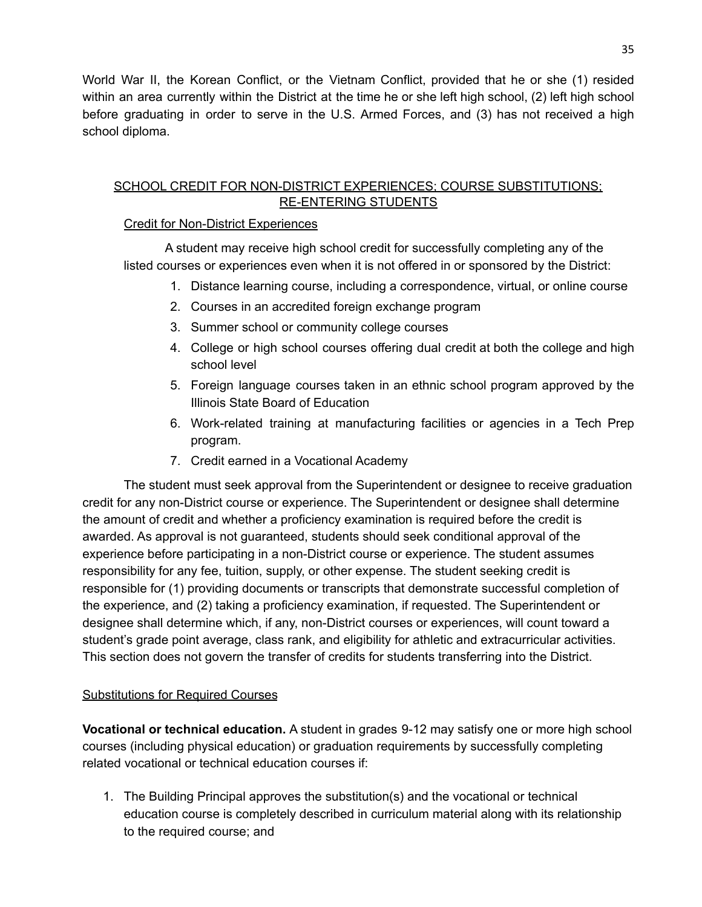World War II, the Korean Conflict, or the Vietnam Conflict, provided that he or she (1) resided within an area currently within the District at the time he or she left high school, (2) left high school before graduating in order to serve in the U.S. Armed Forces, and (3) has not received a high school diploma.

## SCHOOL CREDIT FOR NON-DISTRICT EXPERIENCES; COURSE SUBSTITUTIONS; RE-ENTERING STUDENTS

### Credit for Non-District Experiences

A student may receive high school credit for successfully completing any of the listed courses or experiences even when it is not offered in or sponsored by the District:

1. Distance learning course, including a correspondence, virtual, or online course
2. Courses in an accredited foreign exchange program
3. Summer school or community college courses
4. College or high school courses offering dual credit at both the college and high school level
5. Foreign language courses taken in an ethnic school program approved by the Illinois State Board of Education
6. Work-related training at manufacturing facilities or agencies in a Tech Prep program.
7. Credit earned in a Vocational Academy

The student must seek approval from the Superintendent or designee to receive graduation credit for any non-District course or experience. The Superintendent or designee shall determine the amount of credit and whether a proficiency examination is required before the credit is awarded. As approval is not guaranteed, students should seek conditional approval of the experience before participating in a non-District course or experience. The student assumes responsibility for any fee, tuition, supply, or other expense. The student seeking credit is responsible for (1) providing documents or transcripts that demonstrate successful completion of the experience, and (2) taking a proficiency examination, if requested. The Superintendent or designee shall determine which, if any, non-District courses or experiences, will count toward a student's grade point average, class rank, and eligibility for athletic and extracurricular activities. This section does not govern the transfer of credits for students transferring into the District.

### Substitutions for Required Courses

**Vocational or technical education.** A student in grades 9-12 may satisfy one or more high school courses (including physical education) or graduation requirements by successfully completing related vocational or technical education courses if:

1. The Building Principal approves the substitution(s) and the vocational or technical education course is completely described in curriculum material along with its relationship to the required course; and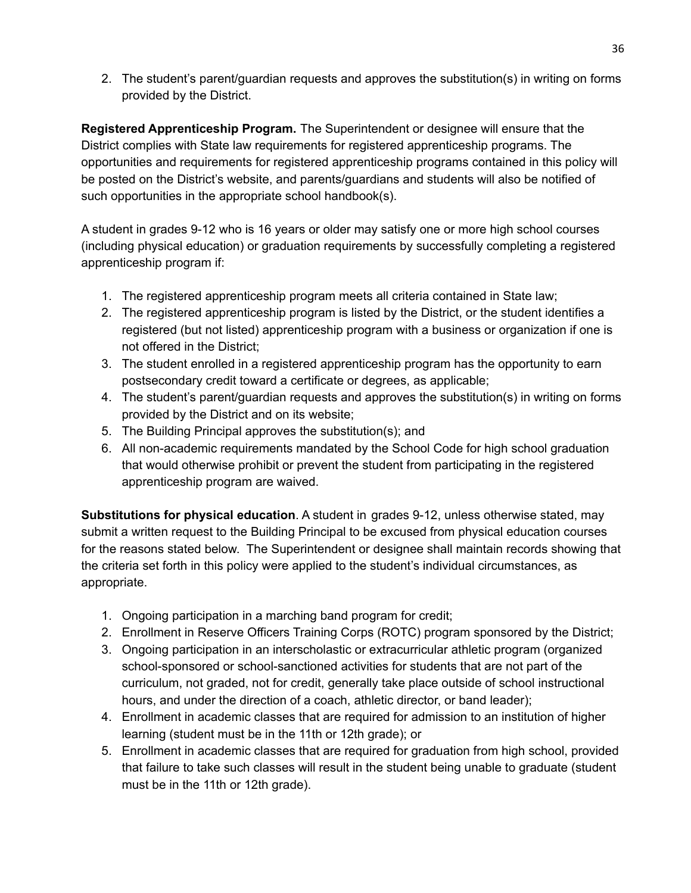2. The student's parent/guardian requests and approves the substitution(s) in writing on forms provided by the District.

**Registered Apprenticeship Program.** The Superintendent or designee will ensure that the District complies with State law requirements for registered apprenticeship programs. The opportunities and requirements for registered apprenticeship programs contained in this policy will be posted on the District's website, and parents/guardians and students will also be notified of such opportunities in the appropriate school handbook(s).

A student in grades 9-12 who is 16 years or older may satisfy one or more high school courses (including physical education) or graduation requirements by successfully completing a registered apprenticeship program if:

1. The registered apprenticeship program meets all criteria contained in State law;
2. The registered apprenticeship program is listed by the District, or the student identifies a registered (but not listed) apprenticeship program with a business or organization if one is not offered in the District;
3. The student enrolled in a registered apprenticeship program has the opportunity to earn postsecondary credit toward a certificate or degrees, as applicable;
4. The student's parent/guardian requests and approves the substitution(s) in writing on forms provided by the District and on its website;
5. The Building Principal approves the substitution(s); and
6. All non-academic requirements mandated by the School Code for high school graduation that would otherwise prohibit or prevent the student from participating in the registered apprenticeship program are waived.

**Substitutions for physical education**. A student in grades 9-12, unless otherwise stated, may submit a written request to the Building Principal to be excused from physical education courses for the reasons stated below. The Superintendent or designee shall maintain records showing that the criteria set forth in this policy were applied to the student's individual circumstances, as appropriate.

1. Ongoing participation in a marching band program for credit;
2. Enrollment in Reserve Officers Training Corps (ROTC) program sponsored by the District;
3. Ongoing participation in an interscholastic or extracurricular athletic program (organized school-sponsored or school-sanctioned activities for students that are not part of the curriculum, not graded, not for credit, generally take place outside of school instructional hours, and under the direction of a coach, athletic director, or band leader);
4. Enrollment in academic classes that are required for admission to an institution of higher learning (student must be in the 11th or 12th grade); or
5. Enrollment in academic classes that are required for graduation from high school, provided that failure to take such classes will result in the student being unable to graduate (student must be in the 11th or 12th grade).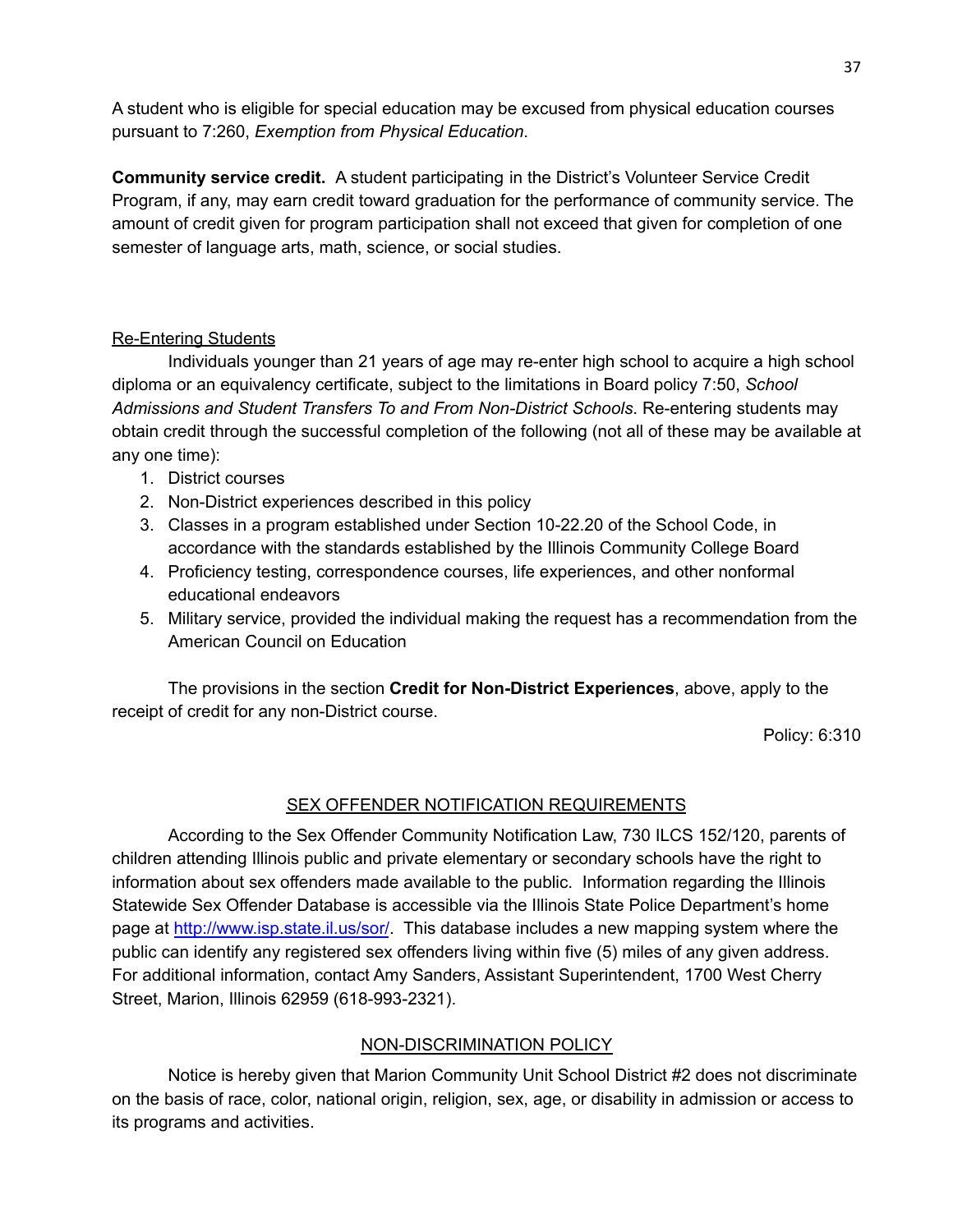A student who is eligible for special education may be excused from physical education courses pursuant to 7:260, *Exemption from Physical Education*.

**Community service credit.** A student participating in the District's Volunteer Service Credit Program, if any, may earn credit toward graduation for the performance of community service. The amount of credit given for program participation shall not exceed that given for completion of one semester of language arts, math, science, or social studies.

<u>Re-Entering Students</u>

Individuals younger than 21 years of age may re-enter high school to acquire a high school diploma or an equivalency certificate, subject to the limitations in Board policy 7:50, *School Admissions and Student Transfers To and From Non-District Schools*. Re-entering students may obtain credit through the successful completion of the following (not all of these may be available at any one time):

1. District courses
2. Non-District experiences described in this policy
3. Classes in a program established under Section 10-22.20 of the School Code, in accordance with the standards established by the Illinois Community College Board
4. Proficiency testing, correspondence courses, life experiences, and other nonformal educational endeavors
5. Military service, provided the individual making the request has a recommendation from the American Council on Education

The provisions in the section **Credit for Non-District Experiences**, above, apply to the receipt of credit for any non-District course.

Policy: 6:310

## SEX OFFENDER NOTIFICATION REQUIREMENTS

According to the Sex Offender Community Notification Law, 730 ILCS 152/120, parents of children attending Illinois public and private elementary or secondary schools have the right to information about sex offenders made available to the public. Information regarding the Illinois Statewide Sex Offender Database is accessible via the Illinois State Police Department's home page at [http://www.isp.state.il.us/sor/](http://www.isp.state.il.us/sor/). This database includes a new mapping system where the public can identify any registered sex offenders living within five (5) miles of any given address. For additional information, contact Amy Sanders, Assistant Superintendent, 1700 West Cherry Street, Marion, Illinois 62959 (618-993-2321).

## NON-DISCRIMINATION POLICY

Notice is hereby given that Marion Community Unit School District #2 does not discriminate on the basis of race, color, national origin, religion, sex, age, or disability in admission or access to its programs and activities.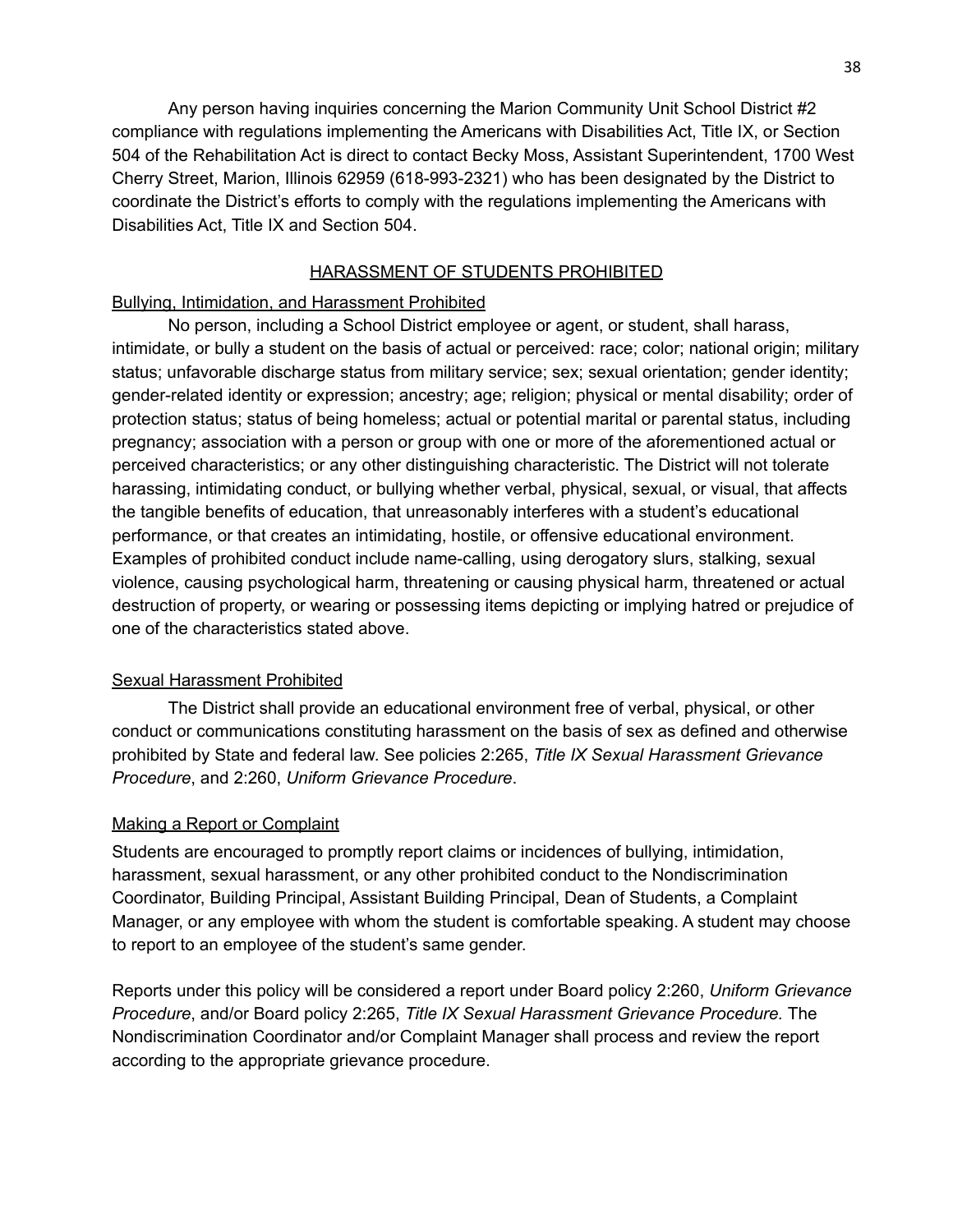Any person having inquiries concerning the Marion Community Unit School District #2 compliance with regulations implementing the Americans with Disabilities Act, Title IX, or Section 504 of the Rehabilitation Act is direct to contact Becky Moss, Assistant Superintendent, 1700 West Cherry Street, Marion, Illinois 62959 (618-993-2321) who has been designated by the District to coordinate the District's efforts to comply with the regulations implementing the Americans with Disabilities Act, Title IX and Section 504.

## HARASSMENT OF STUDENTS PROHIBITED

### Bullying, Intimidation, and Harassment Prohibited

No person, including a School District employee or agent, or student, shall harass, intimidate, or bully a student on the basis of actual or perceived: race; color; national origin; military status; unfavorable discharge status from military service; sex; sexual orientation; gender identity; gender-related identity or expression; ancestry; age; religion; physical or mental disability; order of protection status; status of being homeless; actual or potential marital or parental status, including pregnancy; association with a person or group with one or more of the aforementioned actual or perceived characteristics; or any other distinguishing characteristic. The District will not tolerate harassing, intimidating conduct, or bullying whether verbal, physical, sexual, or visual, that affects the tangible benefits of education, that unreasonably interferes with a student's educational performance, or that creates an intimidating, hostile, or offensive educational environment. Examples of prohibited conduct include name-calling, using derogatory slurs, stalking, sexual violence, causing psychological harm, threatening or causing physical harm, threatened or actual destruction of property, or wearing or possessing items depicting or implying hatred or prejudice of one of the characteristics stated above.

### Sexual Harassment Prohibited

The District shall provide an educational environment free of verbal, physical, or other conduct or communications constituting harassment on the basis of sex as defined and otherwise prohibited by State and federal law. See policies 2:265, *Title IX Sexual Harassment Grievance Procedure*, and 2:260, *Uniform Grievance Procedure*.

### Making a Report or Complaint

Students are encouraged to promptly report claims or incidences of bullying, intimidation, harassment, sexual harassment, or any other prohibited conduct to the Nondiscrimination Coordinator, Building Principal, Assistant Building Principal, Dean of Students, a Complaint Manager, or any employee with whom the student is comfortable speaking. A student may choose to report to an employee of the student's same gender.

Reports under this policy will be considered a report under Board policy 2:260, *Uniform Grievance Procedure*, and/or Board policy 2:265, *Title IX Sexual Harassment Grievance Procedure.* The Nondiscrimination Coordinator and/or Complaint Manager shall process and review the report according to the appropriate grievance procedure.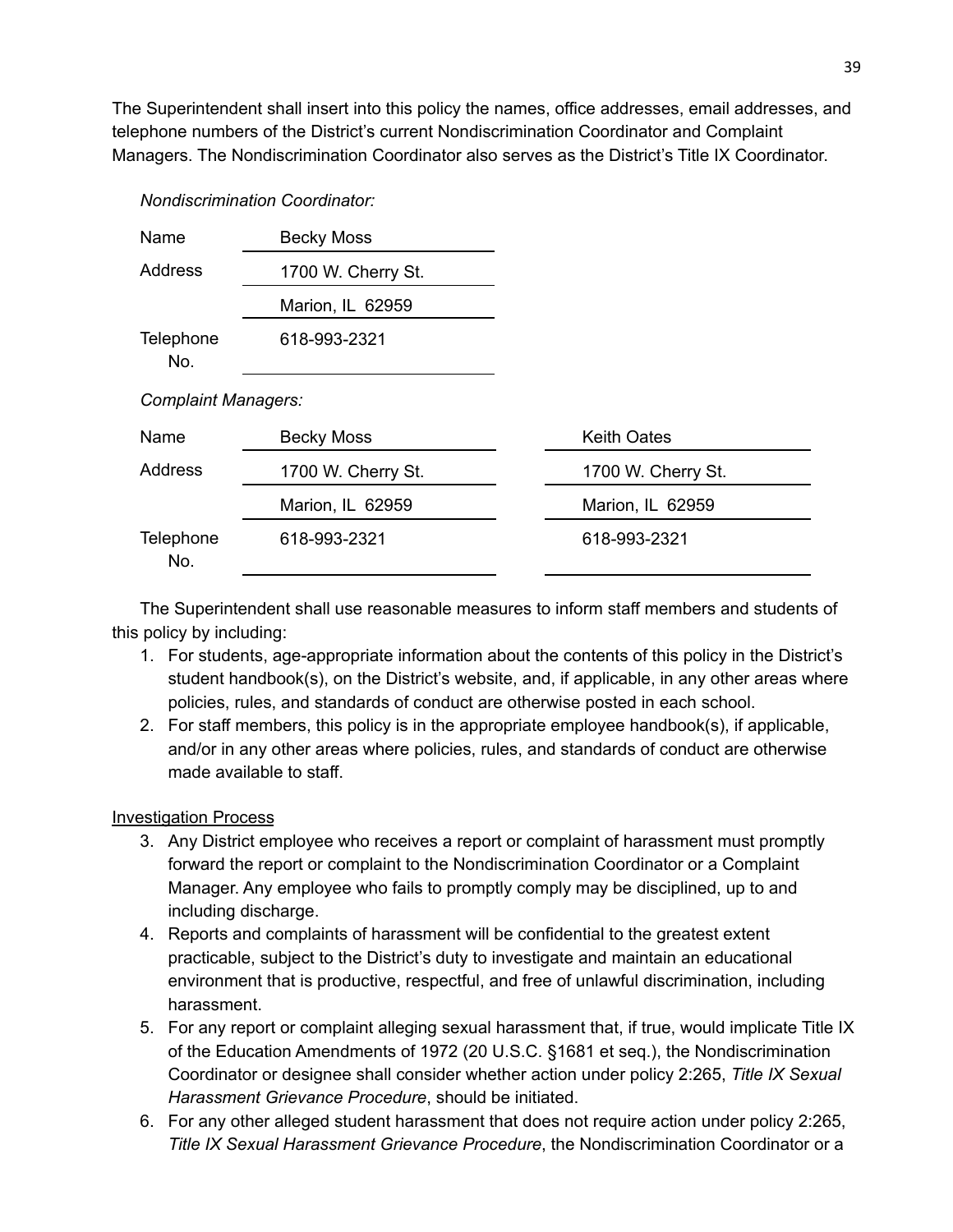The Superintendent shall insert into this policy the names, office addresses, email addresses, and telephone numbers of the District's current Nondiscrimination Coordinator and Complaint Managers. The Nondiscrimination Coordinator also serves as the District's Title IX Coordinator.

*Nondiscrimination Coordinator:*

| | |
|---|---|
| Name | Becky Moss |
| Address | 1700 W. Cherry St. |
| | Marion, IL 62959 |
| Telephone No. | 618-993-2321 |

*Complaint Managers:*

| | | |
|---|---|---|
| Name | Becky Moss | Keith Oates |
| Address | 1700 W. Cherry St. | 1700 W. Cherry St. |
| | Marion, IL 62959 | Marion, IL 62959 |
| Telephone No. | 618-993-2321 | 618-993-2321 |

The Superintendent shall use reasonable measures to inform staff members and students of this policy by including:

1. For students, age-appropriate information about the contents of this policy in the District's student handbook(s), on the District's website, and, if applicable, in any other areas where policies, rules, and standards of conduct are otherwise posted in each school.
2. For staff members, this policy is in the appropriate employee handbook(s), if applicable, and/or in any other areas where policies, rules, and standards of conduct are otherwise made available to staff.

Investigation Process

3. Any District employee who receives a report or complaint of harassment must promptly forward the report or complaint to the Nondiscrimination Coordinator or a Complaint Manager. Any employee who fails to promptly comply may be disciplined, up to and including discharge.
4. Reports and complaints of harassment will be confidential to the greatest extent practicable, subject to the District's duty to investigate and maintain an educational environment that is productive, respectful, and free of unlawful discrimination, including harassment.
5. For any report or complaint alleging sexual harassment that, if true, would implicate Title IX of the Education Amendments of 1972 (20 U.S.C. §1681 et seq.), the Nondiscrimination Coordinator or designee shall consider whether action under policy 2:265, *Title IX Sexual Harassment Grievance Procedure*, should be initiated.
6. For any other alleged student harassment that does not require action under policy 2:265, *Title IX Sexual Harassment Grievance Procedure*, the Nondiscrimination Coordinator or a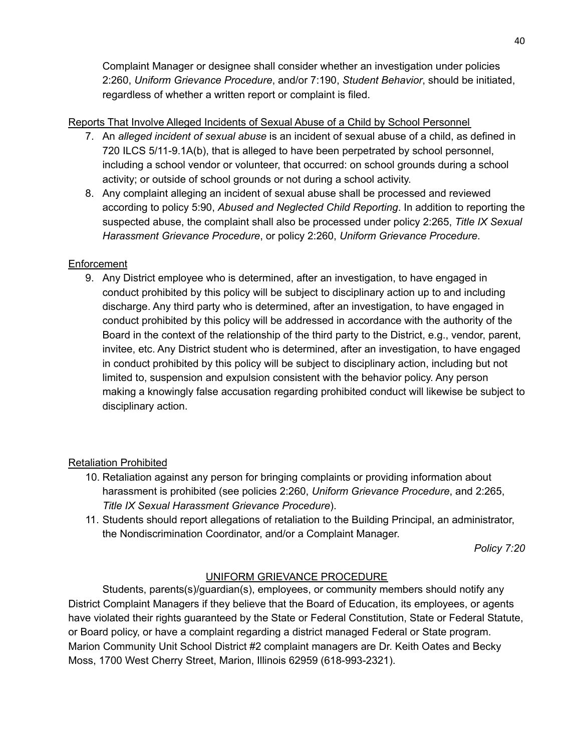Complaint Manager or designee shall consider whether an investigation under policies 2:260, *Uniform Grievance Procedure*, and/or 7:190, *Student Behavior*, should be initiated, regardless of whether a written report or complaint is filed.

Reports That Involve Alleged Incidents of Sexual Abuse of a Child by School Personnel

7. An *alleged incident of sexual abuse* is an incident of sexual abuse of a child, as defined in 720 ILCS 5/11-9.1A(b), that is alleged to have been perpetrated by school personnel, including a school vendor or volunteer, that occurred: on school grounds during a school activity; or outside of school grounds or not during a school activity.
8. Any complaint alleging an incident of sexual abuse shall be processed and reviewed according to policy 5:90, *Abused and Neglected Child Reporting*. In addition to reporting the suspected abuse, the complaint shall also be processed under policy 2:265, *Title IX Sexual Harassment Grievance Procedure*, or policy 2:260, *Uniform Grievance Procedure*.

Enforcement

9. Any District employee who is determined, after an investigation, to have engaged in conduct prohibited by this policy will be subject to disciplinary action up to and including discharge. Any third party who is determined, after an investigation, to have engaged in conduct prohibited by this policy will be addressed in accordance with the authority of the Board in the context of the relationship of the third party to the District, e.g., vendor, parent, invitee, etc. Any District student who is determined, after an investigation, to have engaged in conduct prohibited by this policy will be subject to disciplinary action, including but not limited to, suspension and expulsion consistent with the behavior policy. Any person making a knowingly false accusation regarding prohibited conduct will likewise be subject to disciplinary action.

Retaliation Prohibited

10. Retaliation against any person for bringing complaints or providing information about harassment is prohibited (see policies 2:260, *Uniform Grievance Procedure*, and 2:265, *Title IX Sexual Harassment Grievance Procedure*).
11. Students should report allegations of retaliation to the Building Principal, an administrator, the Nondiscrimination Coordinator, and/or a Complaint Manager.

*Policy 7:20*

## UNIFORM GRIEVANCE PROCEDURE

Students, parents(s)/guardian(s), employees, or community members should notify any District Complaint Managers if they believe that the Board of Education, its employees, or agents have violated their rights guaranteed by the State or Federal Constitution, State or Federal Statute, or Board policy, or have a complaint regarding a district managed Federal or State program. Marion Community Unit School District #2 complaint managers are Dr. Keith Oates and Becky Moss, 1700 West Cherry Street, Marion, Illinois 62959 (618-993-2321).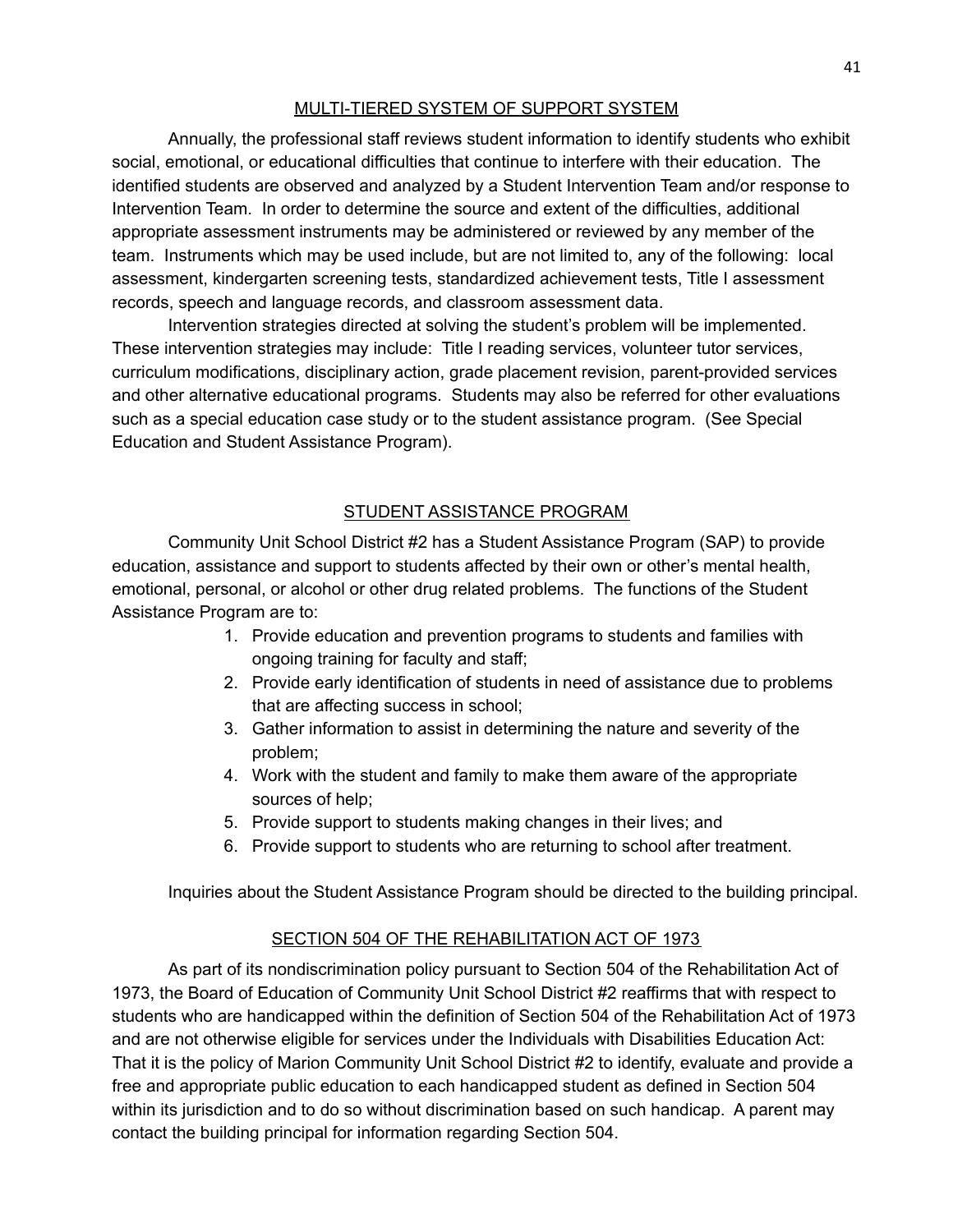## MULTI-TIERED SYSTEM OF SUPPORT SYSTEM

Annually, the professional staff reviews student information to identify students who exhibit social, emotional, or educational difficulties that continue to interfere with their education. The identified students are observed and analyzed by a Student Intervention Team and/or response to Intervention Team. In order to determine the source and extent of the difficulties, additional appropriate assessment instruments may be administered or reviewed by any member of the team. Instruments which may be used include, but are not limited to, any of the following: local assessment, kindergarten screening tests, standardized achievement tests, Title I assessment records, speech and language records, and classroom assessment data.

Intervention strategies directed at solving the student's problem will be implemented. These intervention strategies may include: Title I reading services, volunteer tutor services, curriculum modifications, disciplinary action, grade placement revision, parent-provided services and other alternative educational programs. Students may also be referred for other evaluations such as a special education case study or to the student assistance program. (See Special Education and Student Assistance Program).

## STUDENT ASSISTANCE PROGRAM

Community Unit School District #2 has a Student Assistance Program (SAP) to provide education, assistance and support to students affected by their own or other's mental health, emotional, personal, or alcohol or other drug related problems. The functions of the Student Assistance Program are to:

1. Provide education and prevention programs to students and families with ongoing training for faculty and staff;
2. Provide early identification of students in need of assistance due to problems that are affecting success in school;
3. Gather information to assist in determining the nature and severity of the problem;
4. Work with the student and family to make them aware of the appropriate sources of help;
5. Provide support to students making changes in their lives; and
6. Provide support to students who are returning to school after treatment.

Inquiries about the Student Assistance Program should be directed to the building principal.

## SECTION 504 OF THE REHABILITATION ACT OF 1973

As part of its nondiscrimination policy pursuant to Section 504 of the Rehabilitation Act of 1973, the Board of Education of Community Unit School District #2 reaffirms that with respect to students who are handicapped within the definition of Section 504 of the Rehabilitation Act of 1973 and are not otherwise eligible for services under the Individuals with Disabilities Education Act: That it is the policy of Marion Community Unit School District #2 to identify, evaluate and provide a free and appropriate public education to each handicapped student as defined in Section 504 within its jurisdiction and to do so without discrimination based on such handicap. A parent may contact the building principal for information regarding Section 504.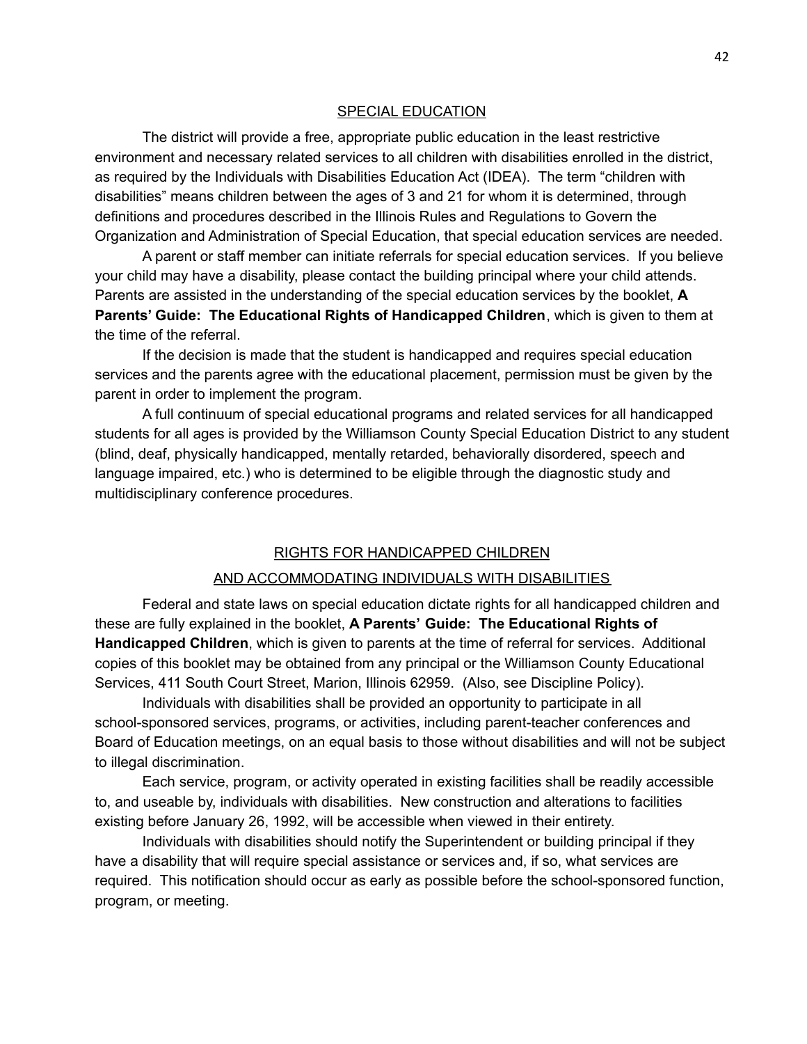## SPECIAL EDUCATION

The district will provide a free, appropriate public education in the least restrictive environment and necessary related services to all children with disabilities enrolled in the district, as required by the Individuals with Disabilities Education Act (IDEA). The term "children with disabilities" means children between the ages of 3 and 21 for whom it is determined, through definitions and procedures described in the Illinois Rules and Regulations to Govern the Organization and Administration of Special Education, that special education services are needed.

A parent or staff member can initiate referrals for special education services. If you believe your child may have a disability, please contact the building principal where your child attends. Parents are assisted in the understanding of the special education services by the booklet, **A Parents' Guide: The Educational Rights of Handicapped Children**, which is given to them at the time of the referral.

If the decision is made that the student is handicapped and requires special education services and the parents agree with the educational placement, permission must be given by the parent in order to implement the program.

A full continuum of special educational programs and related services for all handicapped students for all ages is provided by the Williamson County Special Education District to any student (blind, deaf, physically handicapped, mentally retarded, behaviorally disordered, speech and language impaired, etc.) who is determined to be eligible through the diagnostic study and multidisciplinary conference procedures.

## RIGHTS FOR HANDICAPPED CHILDREN AND ACCOMMODATING INDIVIDUALS WITH DISABILITIES

Federal and state laws on special education dictate rights for all handicapped children and these are fully explained in the booklet, **A Parents' Guide: The Educational Rights of Handicapped Children**, which is given to parents at the time of referral for services. Additional copies of this booklet may be obtained from any principal or the Williamson County Educational Services, 411 South Court Street, Marion, Illinois 62959. (Also, see Discipline Policy).

Individuals with disabilities shall be provided an opportunity to participate in all school-sponsored services, programs, or activities, including parent-teacher conferences and Board of Education meetings, on an equal basis to those without disabilities and will not be subject to illegal discrimination.

Each service, program, or activity operated in existing facilities shall be readily accessible to, and useable by, individuals with disabilities. New construction and alterations to facilities existing before January 26, 1992, will be accessible when viewed in their entirety.

Individuals with disabilities should notify the Superintendent or building principal if they have a disability that will require special assistance or services and, if so, what services are required. This notification should occur as early as possible before the school-sponsored function, program, or meeting.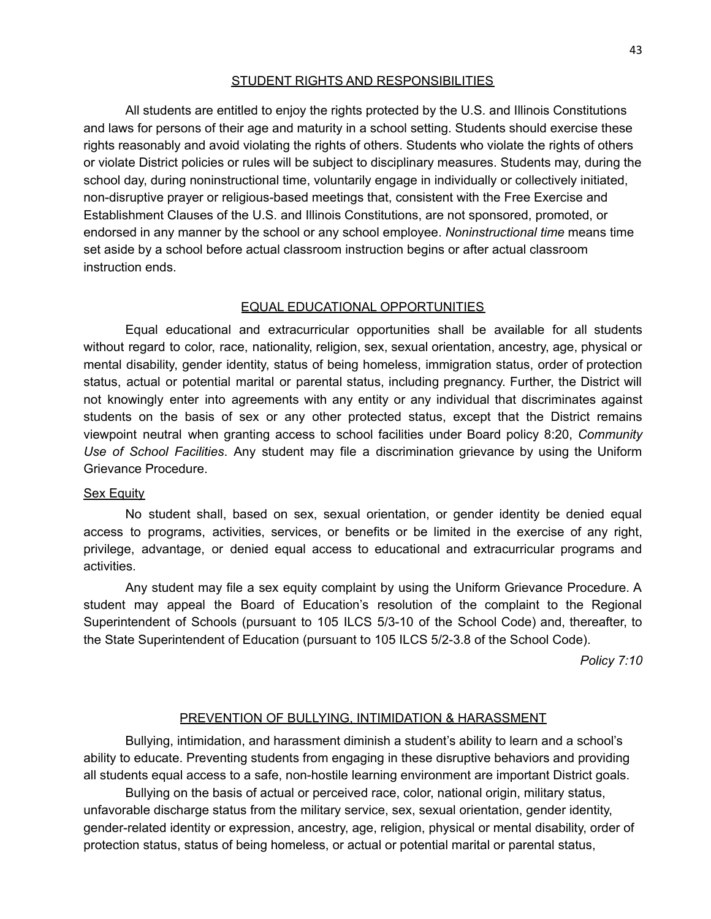## STUDENT RIGHTS AND RESPONSIBILITIES

All students are entitled to enjoy the rights protected by the U.S. and Illinois Constitutions and laws for persons of their age and maturity in a school setting. Students should exercise these rights reasonably and avoid violating the rights of others. Students who violate the rights of others or violate District policies or rules will be subject to disciplinary measures. Students may, during the school day, during noninstructional time, voluntarily engage in individually or collectively initiated, non-disruptive prayer or religious-based meetings that, consistent with the Free Exercise and Establishment Clauses of the U.S. and Illinois Constitutions, are not sponsored, promoted, or endorsed in any manner by the school or any school employee. *Noninstructional time* means time set aside by a school before actual classroom instruction begins or after actual classroom instruction ends.

## EQUAL EDUCATIONAL OPPORTUNITIES

Equal educational and extracurricular opportunities shall be available for all students without regard to color, race, nationality, religion, sex, sexual orientation, ancestry, age, physical or mental disability, gender identity, status of being homeless, immigration status, order of protection status, actual or potential marital or parental status, including pregnancy. Further, the District will not knowingly enter into agreements with any entity or any individual that discriminates against students on the basis of sex or any other protected status, except that the District remains viewpoint neutral when granting access to school facilities under Board policy 8:20, *Community Use of School Facilities*. Any student may file a discrimination grievance by using the Uniform Grievance Procedure.

### Sex Equity

No student shall, based on sex, sexual orientation, or gender identity be denied equal access to programs, activities, services, or benefits or be limited in the exercise of any right, privilege, advantage, or denied equal access to educational and extracurricular programs and activities.

Any student may file a sex equity complaint by using the Uniform Grievance Procedure. A student may appeal the Board of Education's resolution of the complaint to the Regional Superintendent of Schools (pursuant to 105 ILCS 5/3-10 of the School Code) and, thereafter, to the State Superintendent of Education (pursuant to 105 ILCS 5/2-3.8 of the School Code).

*Policy 7:10*

## PREVENTION OF BULLYING, INTIMIDATION & HARASSMENT

Bullying, intimidation, and harassment diminish a student's ability to learn and a school's ability to educate. Preventing students from engaging in these disruptive behaviors and providing all students equal access to a safe, non-hostile learning environment are important District goals.

Bullying on the basis of actual or perceived race, color, national origin, military status, unfavorable discharge status from the military service, sex, sexual orientation, gender identity, gender-related identity or expression, ancestry, age, religion, physical or mental disability, order of protection status, status of being homeless, or actual or potential marital or parental status,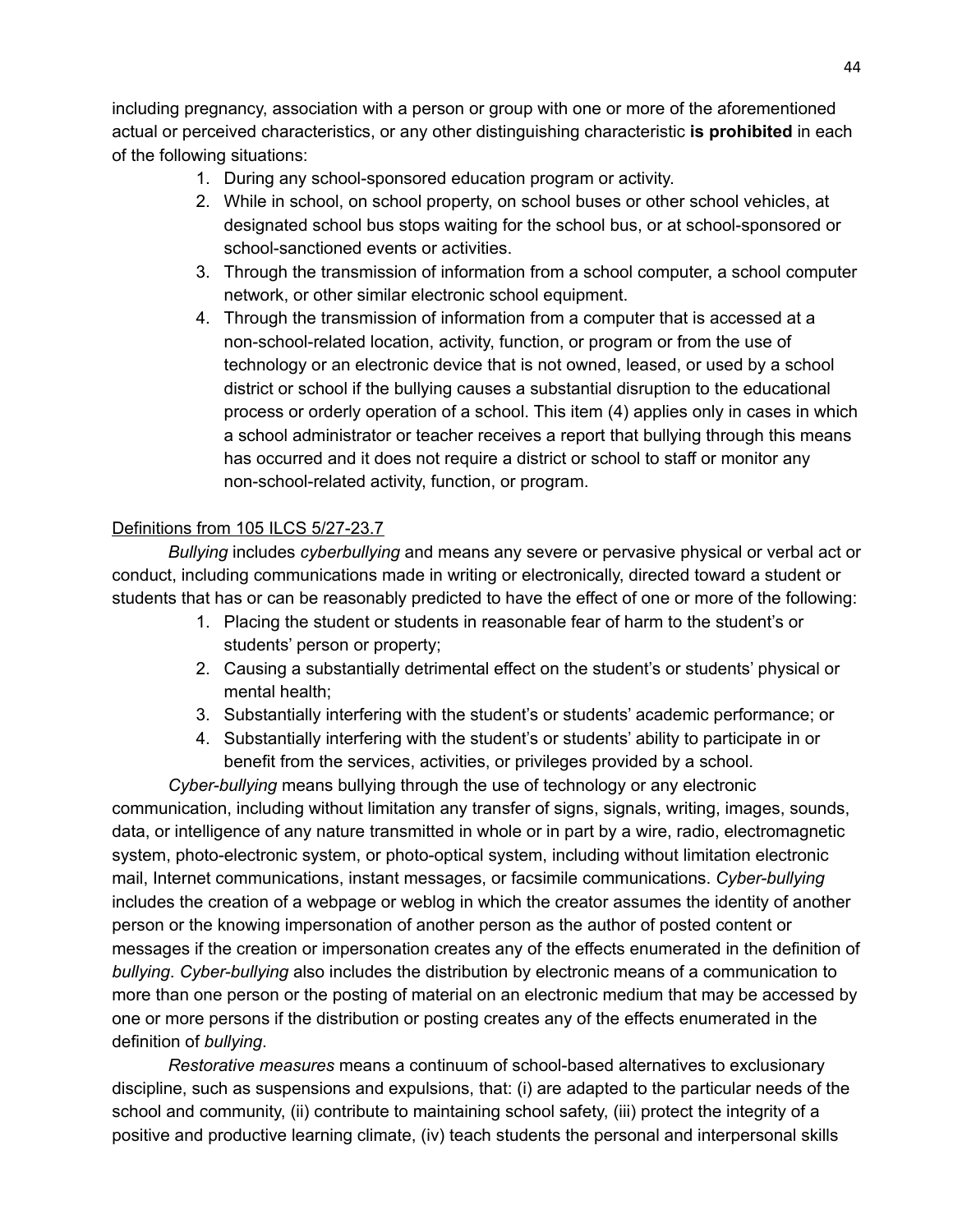including pregnancy, association with a person or group with one or more of the aforementioned actual or perceived characteristics, or any other distinguishing characteristic **is prohibited** in each of the following situations:

1. During any school-sponsored education program or activity.
2. While in school, on school property, on school buses or other school vehicles, at designated school bus stops waiting for the school bus, or at school-sponsored or school-sanctioned events or activities.
3. Through the transmission of information from a school computer, a school computer network, or other similar electronic school equipment.
4. Through the transmission of information from a computer that is accessed at a non-school-related location, activity, function, or program or from the use of technology or an electronic device that is not owned, leased, or used by a school district or school if the bullying causes a substantial disruption to the educational process or orderly operation of a school. This item (4) applies only in cases in which a school administrator or teacher receives a report that bullying through this means has occurred and it does not require a district or school to staff or monitor any non-school-related activity, function, or program.

<u>Definitions from 105 ILCS 5/27-23.7</u>

*Bullying* includes *cyberbullying* and means any severe or pervasive physical or verbal act or conduct, including communications made in writing or electronically, directed toward a student or students that has or can be reasonably predicted to have the effect of one or more of the following:

1. Placing the student or students in reasonable fear of harm to the student's or students' person or property;
2. Causing a substantially detrimental effect on the student's or students' physical or mental health;
3. Substantially interfering with the student's or students' academic performance; or
4. Substantially interfering with the student's or students' ability to participate in or benefit from the services, activities, or privileges provided by a school.

*Cyber-bullying* means bullying through the use of technology or any electronic communication, including without limitation any transfer of signs, signals, writing, images, sounds, data, or intelligence of any nature transmitted in whole or in part by a wire, radio, electromagnetic system, photo-electronic system, or photo-optical system, including without limitation electronic mail, Internet communications, instant messages, or facsimile communications. *Cyber-bullying* includes the creation of a webpage or weblog in which the creator assumes the identity of another person or the knowing impersonation of another person as the author of posted content or messages if the creation or impersonation creates any of the effects enumerated in the definition of *bullying*. *Cyber-bullying* also includes the distribution by electronic means of a communication to more than one person or the posting of material on an electronic medium that may be accessed by one or more persons if the distribution or posting creates any of the effects enumerated in the definition of *bullying*.

*Restorative measures* means a continuum of school-based alternatives to exclusionary discipline, such as suspensions and expulsions, that: (i) are adapted to the particular needs of the school and community, (ii) contribute to maintaining school safety, (iii) protect the integrity of a positive and productive learning climate, (iv) teach students the personal and interpersonal skills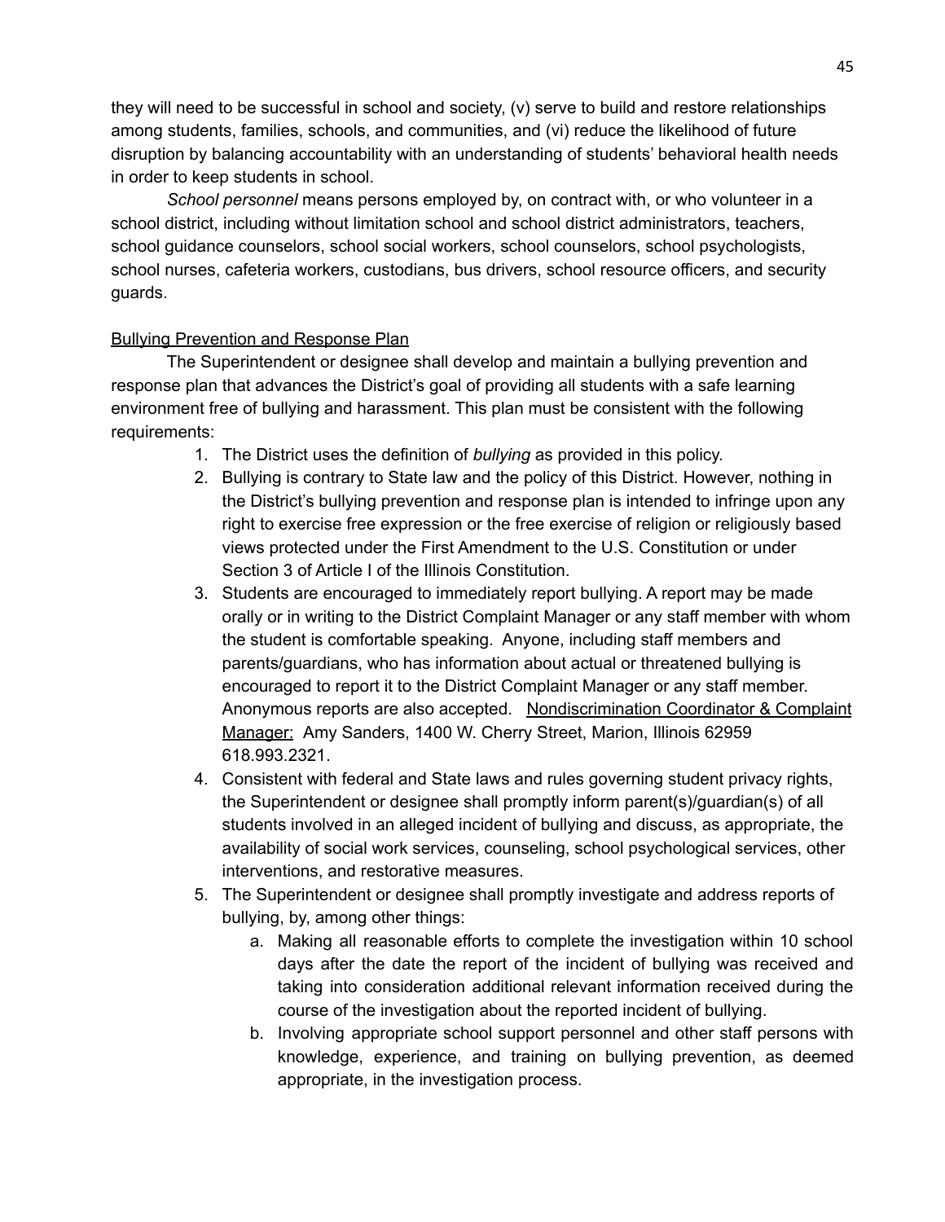they will need to be successful in school and society, (v) serve to build and restore relationships among students, families, schools, and communities, and (vi) reduce the likelihood of future disruption by balancing accountability with an understanding of students' behavioral health needs in order to keep students in school.

*School personnel* means persons employed by, on contract with, or who volunteer in a school district, including without limitation school and school district administrators, teachers, school guidance counselors, school social workers, school counselors, school psychologists, school nurses, cafeteria workers, custodians, bus drivers, school resource officers, and security guards.

<u>Bullying Prevention and Response Plan</u>

The Superintendent or designee shall develop and maintain a bullying prevention and response plan that advances the District's goal of providing all students with a safe learning environment free of bullying and harassment. This plan must be consistent with the following requirements:

1. The District uses the definition of *bullying* as provided in this policy.
2. Bullying is contrary to State law and the policy of this District. However, nothing in the District's bullying prevention and response plan is intended to infringe upon any right to exercise free expression or the free exercise of religion or religiously based views protected under the First Amendment to the U.S. Constitution or under Section 3 of Article I of the Illinois Constitution.
3. Students are encouraged to immediately report bullying. A report may be made orally or in writing to the District Complaint Manager or any staff member with whom the student is comfortable speaking. Anyone, including staff members and parents/guardians, who has information about actual or threatened bullying is encouraged to report it to the District Complaint Manager or any staff member. Anonymous reports are also accepted. <u>Nondiscrimination Coordinator & Complaint Manager:</u> Amy Sanders, 1400 W. Cherry Street, Marion, Illinois 62959 618.993.2321.
4. Consistent with federal and State laws and rules governing student privacy rights, the Superintendent or designee shall promptly inform parent(s)/guardian(s) of all students involved in an alleged incident of bullying and discuss, as appropriate, the availability of social work services, counseling, school psychological services, other interventions, and restorative measures.
5. The Superintendent or designee shall promptly investigate and address reports of bullying, by, among other things:
    a. Making all reasonable efforts to complete the investigation within 10 school days after the date the report of the incident of bullying was received and taking into consideration additional relevant information received during the course of the investigation about the reported incident of bullying.
    b. Involving appropriate school support personnel and other staff persons with knowledge, experience, and training on bullying prevention, as deemed appropriate, in the investigation process.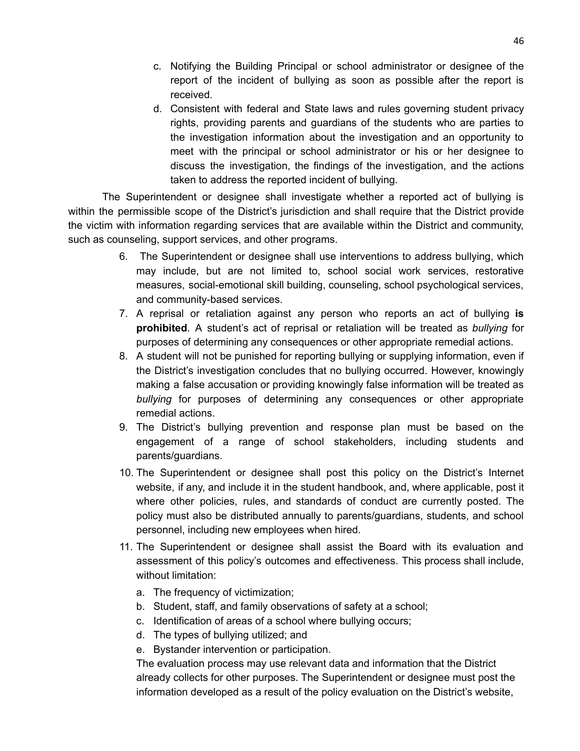c. Notifying the Building Principal or school administrator or designee of the report of the incident of bullying as soon as possible after the report is received.

d. Consistent with federal and State laws and rules governing student privacy rights, providing parents and guardians of the students who are parties to the investigation information about the investigation and an opportunity to meet with the principal or school administrator or his or her designee to discuss the investigation, the findings of the investigation, and the actions taken to address the reported incident of bullying.

The Superintendent or designee shall investigate whether a reported act of bullying is within the permissible scope of the District's jurisdiction and shall require that the District provide the victim with information regarding services that are available within the District and community, such as counseling, support services, and other programs.

6. The Superintendent or designee shall use interventions to address bullying, which may include, but are not limited to, school social work services, restorative measures, social-emotional skill building, counseling, school psychological services, and community-based services.
7. A reprisal or retaliation against any person who reports an act of bullying **is prohibited**. A student's act of reprisal or retaliation will be treated as *bullying* for purposes of determining any consequences or other appropriate remedial actions.
8. A student will not be punished for reporting bullying or supplying information, even if the District's investigation concludes that no bullying occurred. However, knowingly making a false accusation or providing knowingly false information will be treated as *bullying* for purposes of determining any consequences or other appropriate remedial actions.
9. The District's bullying prevention and response plan must be based on the engagement of a range of school stakeholders, including students and parents/guardians.
10. The Superintendent or designee shall post this policy on the District's Internet website, if any, and include it in the student handbook, and, where applicable, post it where other policies, rules, and standards of conduct are currently posted. The policy must also be distributed annually to parents/guardians, students, and school personnel, including new employees when hired.
11. The Superintendent or designee shall assist the Board with its evaluation and assessment of this policy's outcomes and effectiveness. This process shall include, without limitation:
    a. The frequency of victimization;
    b. Student, staff, and family observations of safety at a school;
    c. Identification of areas of a school where bullying occurs;
    d. The types of bullying utilized; and
    e. Bystander intervention or participation.

    The evaluation process may use relevant data and information that the District already collects for other purposes. The Superintendent or designee must post the information developed as a result of the policy evaluation on the District's website,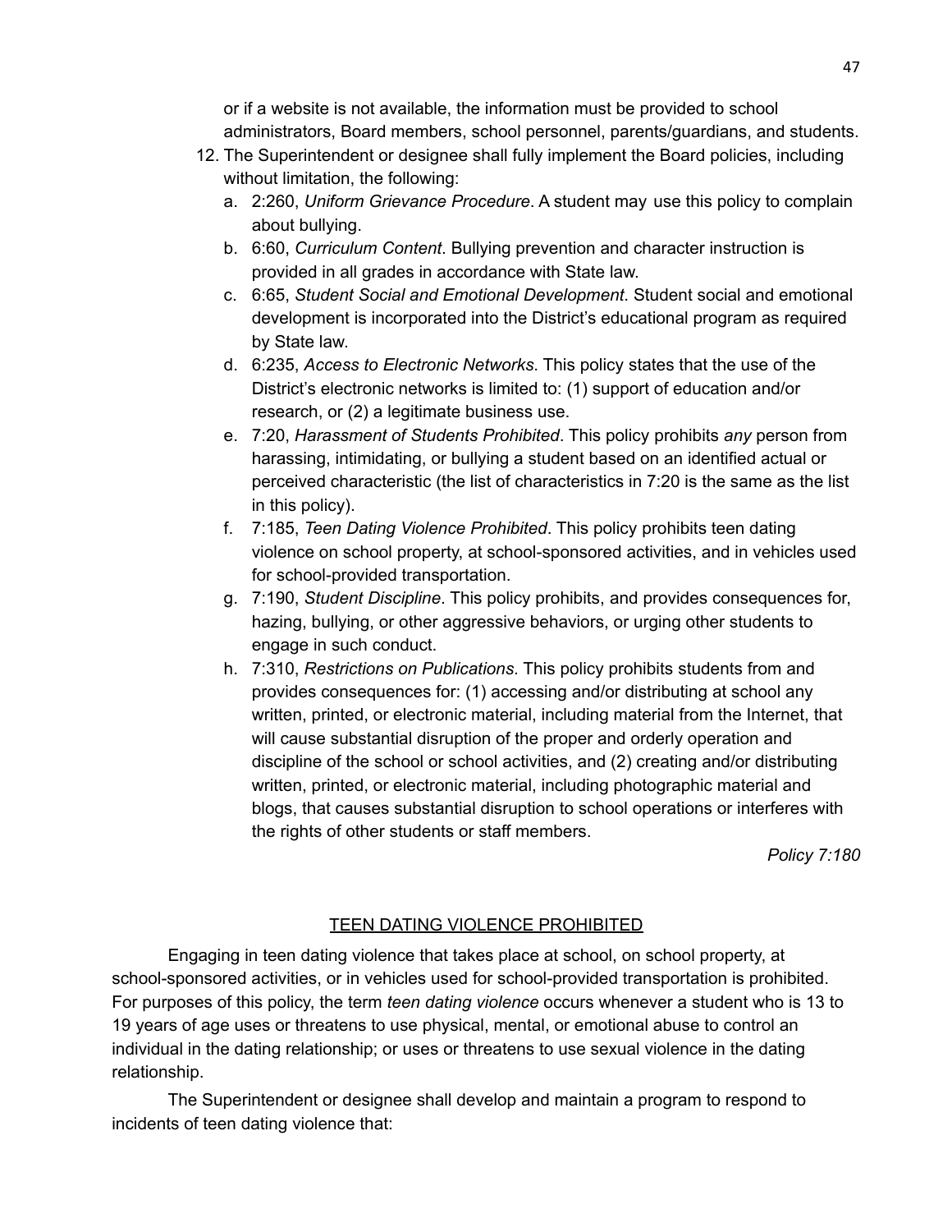or if a website is not available, the information must be provided to school administrators, Board members, school personnel, parents/guardians, and students.

12. The Superintendent or designee shall fully implement the Board policies, including without limitation, the following:
    a. 2:260, *Uniform Grievance Procedure*. A student may use this policy to complain about bullying.
    b. 6:60, *Curriculum Content*. Bullying prevention and character instruction is provided in all grades in accordance with State law.
    c. 6:65, *Student Social and Emotional Development*. Student social and emotional development is incorporated into the District's educational program as required by State law.
    d. 6:235, *Access to Electronic Networks*. This policy states that the use of the District's electronic networks is limited to: (1) support of education and/or research, or (2) a legitimate business use.
    e. 7:20, *Harassment of Students Prohibited*. This policy prohibits *any* person from harassing, intimidating, or bullying a student based on an identified actual or perceived characteristic (the list of characteristics in 7:20 is the same as the list in this policy).
    f. 7:185, *Teen Dating Violence Prohibited*. This policy prohibits teen dating violence on school property, at school-sponsored activities, and in vehicles used for school-provided transportation.
    g. 7:190, *Student Discipline*. This policy prohibits, and provides consequences for, hazing, bullying, or other aggressive behaviors, or urging other students to engage in such conduct.
    h. 7:310, *Restrictions on Publications*. This policy prohibits students from and provides consequences for: (1) accessing and/or distributing at school any written, printed, or electronic material, including material from the Internet, that will cause substantial disruption of the proper and orderly operation and discipline of the school or school activities, and (2) creating and/or distributing written, printed, or electronic material, including photographic material and blogs, that causes substantial disruption to school operations or interferes with the rights of other students or staff members.

*Policy 7:180*

## TEEN DATING VIOLENCE PROHIBITED

Engaging in teen dating violence that takes place at school, on school property, at school-sponsored activities, or in vehicles used for school-provided transportation is prohibited. For purposes of this policy, the term *teen dating violence* occurs whenever a student who is 13 to 19 years of age uses or threatens to use physical, mental, or emotional abuse to control an individual in the dating relationship; or uses or threatens to use sexual violence in the dating relationship.

The Superintendent or designee shall develop and maintain a program to respond to incidents of teen dating violence that: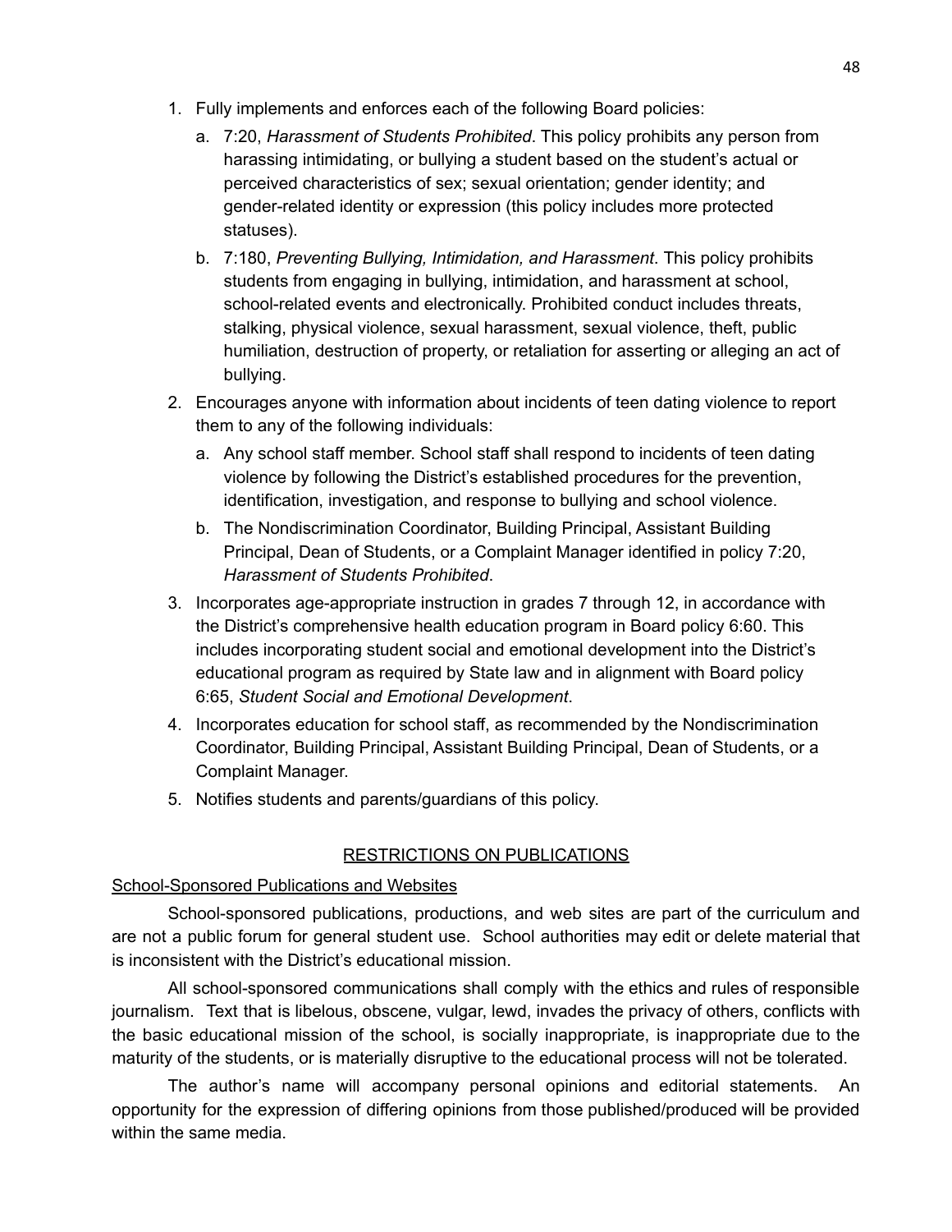1. Fully implements and enforces each of the following Board policies:
   a. 7:20, *Harassment of Students Prohibited*. This policy prohibits any person from harassing intimidating, or bullying a student based on the student's actual or perceived characteristics of sex; sexual orientation; gender identity; and gender-related identity or expression (this policy includes more protected statuses).
   b. 7:180, *Preventing Bullying, Intimidation, and Harassment*. This policy prohibits students from engaging in bullying, intimidation, and harassment at school, school-related events and electronically. Prohibited conduct includes threats, stalking, physical violence, sexual harassment, sexual violence, theft, public humiliation, destruction of property, or retaliation for asserting or alleging an act of bullying.
2. Encourages anyone with information about incidents of teen dating violence to report them to any of the following individuals:
   a. Any school staff member. School staff shall respond to incidents of teen dating violence by following the District's established procedures for the prevention, identification, investigation, and response to bullying and school violence.
   b. The Nondiscrimination Coordinator, Building Principal, Assistant Building Principal, Dean of Students, or a Complaint Manager identified in policy 7:20, *Harassment of Students Prohibited*.
3. Incorporates age-appropriate instruction in grades 7 through 12, in accordance with the District's comprehensive health education program in Board policy 6:60. This includes incorporating student social and emotional development into the District's educational program as required by State law and in alignment with Board policy 6:65, *Student Social and Emotional Development*.
4. Incorporates education for school staff, as recommended by the Nondiscrimination Coordinator, Building Principal, Assistant Building Principal, Dean of Students, or a Complaint Manager.
5. Notifies students and parents/guardians of this policy.

## RESTRICTIONS ON PUBLICATIONS

### School-Sponsored Publications and Websites

School-sponsored publications, productions, and web sites are part of the curriculum and are not a public forum for general student use. School authorities may edit or delete material that is inconsistent with the District's educational mission.

All school-sponsored communications shall comply with the ethics and rules of responsible journalism. Text that is libelous, obscene, vulgar, lewd, invades the privacy of others, conflicts with the basic educational mission of the school, is socially inappropriate, is inappropriate due to the maturity of the students, or is materially disruptive to the educational process will not be tolerated.

The author's name will accompany personal opinions and editorial statements. An opportunity for the expression of differing opinions from those published/produced will be provided within the same media.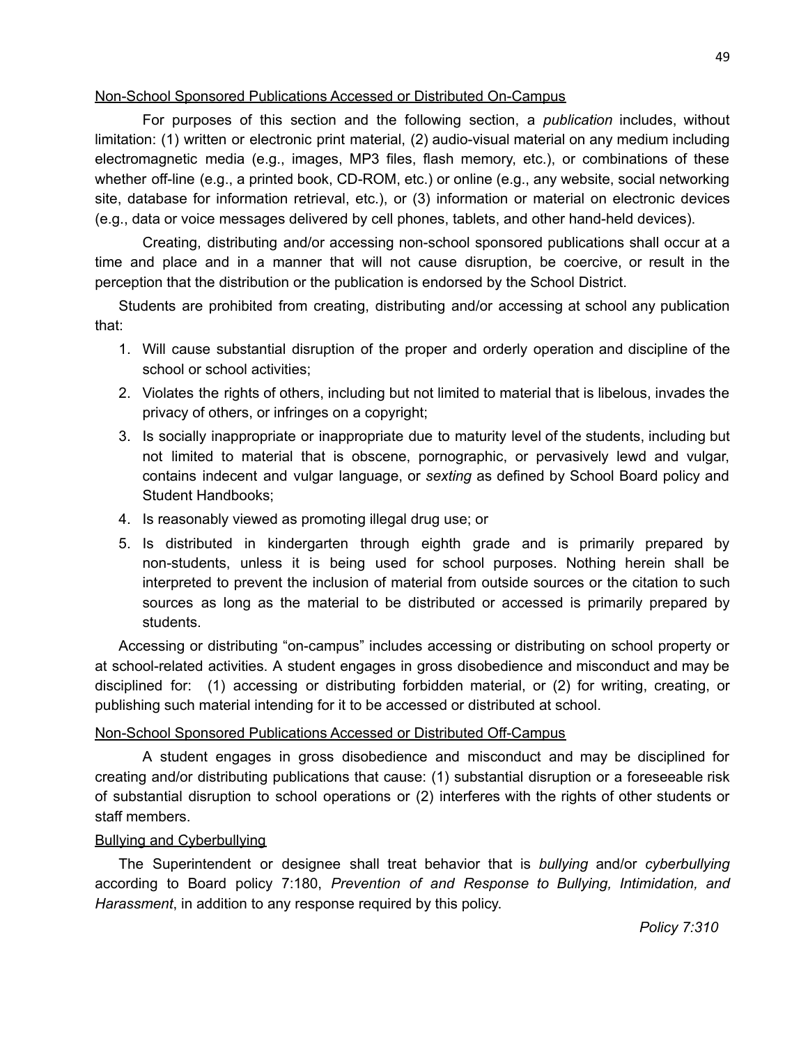Non-School Sponsored Publications Accessed or Distributed On-Campus

For purposes of this section and the following section, a *publication* includes, without limitation: (1) written or electronic print material, (2) audio-visual material on any medium including electromagnetic media (e.g., images, MP3 files, flash memory, etc.), or combinations of these whether off-line (e.g., a printed book, CD-ROM, etc.) or online (e.g., any website, social networking site, database for information retrieval, etc.), or (3) information or material on electronic devices (e.g., data or voice messages delivered by cell phones, tablets, and other hand-held devices).

Creating, distributing and/or accessing non-school sponsored publications shall occur at a time and place and in a manner that will not cause disruption, be coercive, or result in the perception that the distribution or the publication is endorsed by the School District.

Students are prohibited from creating, distributing and/or accessing at school any publication that:

1. Will cause substantial disruption of the proper and orderly operation and discipline of the school or school activities;
2. Violates the rights of others, including but not limited to material that is libelous, invades the privacy of others, or infringes on a copyright;
3. Is socially inappropriate or inappropriate due to maturity level of the students, including but not limited to material that is obscene, pornographic, or pervasively lewd and vulgar, contains indecent and vulgar language, or *sexting* as defined by School Board policy and Student Handbooks;
4. Is reasonably viewed as promoting illegal drug use; or
5. Is distributed in kindergarten through eighth grade and is primarily prepared by non-students, unless it is being used for school purposes. Nothing herein shall be interpreted to prevent the inclusion of material from outside sources or the citation to such sources as long as the material to be distributed or accessed is primarily prepared by students.

Accessing or distributing "on-campus" includes accessing or distributing on school property or at school-related activities. A student engages in gross disobedience and misconduct and may be disciplined for: (1) accessing or distributing forbidden material, or (2) for writing, creating, or publishing such material intending for it to be accessed or distributed at school.

Non-School Sponsored Publications Accessed or Distributed Off-Campus

A student engages in gross disobedience and misconduct and may be disciplined for creating and/or distributing publications that cause: (1) substantial disruption or a foreseeable risk of substantial disruption to school operations or (2) interferes with the rights of other students or staff members.

Bullying and Cyberbullying

The Superintendent or designee shall treat behavior that is *bullying* and/or *cyberbullying* according to Board policy 7:180, *Prevention of and Response to Bullying, Intimidation, and Harassment*, in addition to any response required by this policy.

*Policy 7:310*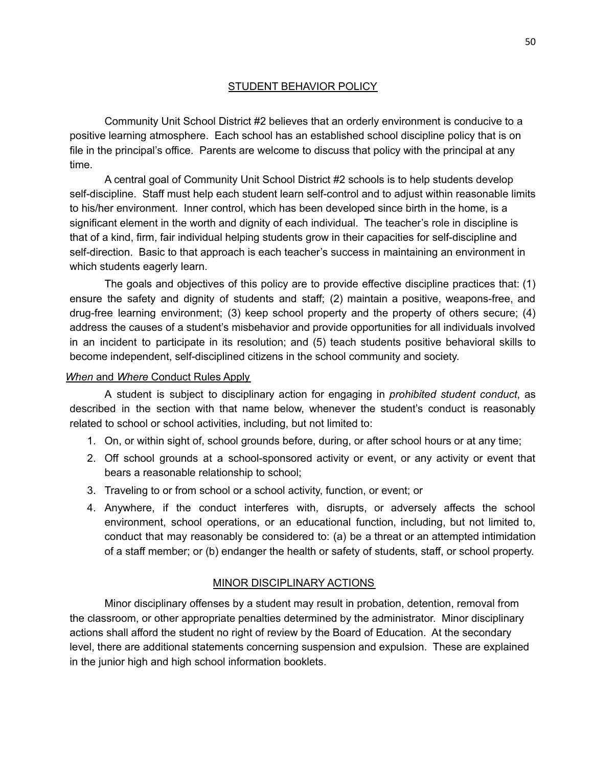## STUDENT BEHAVIOR POLICY

Community Unit School District #2 believes that an orderly environment is conducive to a positive learning atmosphere. Each school has an established school discipline policy that is on file in the principal's office. Parents are welcome to discuss that policy with the principal at any time.

A central goal of Community Unit School District #2 schools is to help students develop self-discipline. Staff must help each student learn self-control and to adjust within reasonable limits to his/her environment. Inner control, which has been developed since birth in the home, is a significant element in the worth and dignity of each individual. The teacher's role in discipline is that of a kind, firm, fair individual helping students grow in their capacities for self-discipline and self-direction. Basic to that approach is each teacher's success in maintaining an environment in which students eagerly learn.

The goals and objectives of this policy are to provide effective discipline practices that: (1) ensure the safety and dignity of students and staff; (2) maintain a positive, weapons-free, and drug-free learning environment; (3) keep school property and the property of others secure; (4) address the causes of a student's misbehavior and provide opportunities for all individuals involved in an incident to participate in its resolution; and (5) teach students positive behavioral skills to become independent, self-disciplined citizens in the school community and society.

### *When* and *Where* Conduct Rules Apply

A student is subject to disciplinary action for engaging in *prohibited student conduct*, as described in the section with that name below, whenever the student's conduct is reasonably related to school or school activities, including, but not limited to:

1. On, or within sight of, school grounds before, during, or after school hours or at any time;
2. Off school grounds at a school-sponsored activity or event, or any activity or event that bears a reasonable relationship to school;
3. Traveling to or from school or a school activity, function, or event; or
4. Anywhere, if the conduct interferes with, disrupts, or adversely affects the school environment, school operations, or an educational function, including, but not limited to, conduct that may reasonably be considered to: (a) be a threat or an attempted intimidation of a staff member; or (b) endanger the health or safety of students, staff, or school property.

## MINOR DISCIPLINARY ACTIONS

Minor disciplinary offenses by a student may result in probation, detention, removal from the classroom, or other appropriate penalties determined by the administrator. Minor disciplinary actions shall afford the student no right of review by the Board of Education. At the secondary level, there are additional statements concerning suspension and expulsion. These are explained in the junior high and high school information booklets.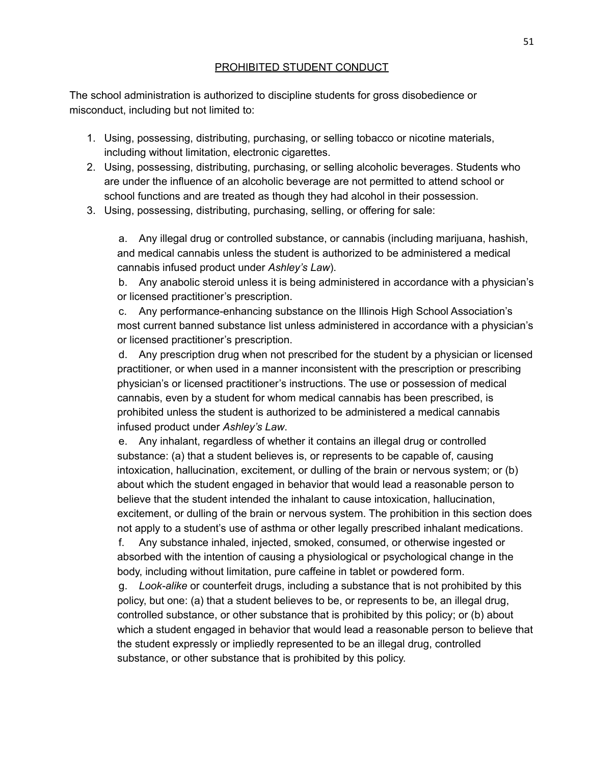## PROHIBITED STUDENT CONDUCT

The school administration is authorized to discipline students for gross disobedience or misconduct, including but not limited to:

1. Using, possessing, distributing, purchasing, or selling tobacco or nicotine materials, including without limitation, electronic cigarettes.
2. Using, possessing, distributing, purchasing, or selling alcoholic beverages. Students who are under the influence of an alcoholic beverage are not permitted to attend school or school functions and are treated as though they had alcohol in their possession.
3. Using, possessing, distributing, purchasing, selling, or offering for sale:

    a. Any illegal drug or controlled substance, or cannabis (including marijuana, hashish, and medical cannabis unless the student is authorized to be administered a medical cannabis infused product under *Ashley's Law*).

    b. Any anabolic steroid unless it is being administered in accordance with a physician's or licensed practitioner's prescription.

    c. Any performance-enhancing substance on the Illinois High School Association's most current banned substance list unless administered in accordance with a physician's or licensed practitioner's prescription.

    d. Any prescription drug when not prescribed for the student by a physician or licensed practitioner, or when used in a manner inconsistent with the prescription or prescribing physician's or licensed practitioner's instructions. The use or possession of medical cannabis, even by a student for whom medical cannabis has been prescribed, is prohibited unless the student is authorized to be administered a medical cannabis infused product under *Ashley's Law*.

    e. Any inhalant, regardless of whether it contains an illegal drug or controlled substance: (a) that a student believes is, or represents to be capable of, causing intoxication, hallucination, excitement, or dulling of the brain or nervous system; or (b) about which the student engaged in behavior that would lead a reasonable person to believe that the student intended the inhalant to cause intoxication, hallucination, excitement, or dulling of the brain or nervous system. The prohibition in this section does not apply to a student's use of asthma or other legally prescribed inhalant medications.

    f. Any substance inhaled, injected, smoked, consumed, or otherwise ingested or absorbed with the intention of causing a physiological or psychological change in the body, including without limitation, pure caffeine in tablet or powdered form.

    g. *Look-alike* or counterfeit drugs, including a substance that is not prohibited by this policy, but one: (a) that a student believes to be, or represents to be, an illegal drug, controlled substance, or other substance that is prohibited by this policy; or (b) about which a student engaged in behavior that would lead a reasonable person to believe that the student expressly or impliedly represented to be an illegal drug, controlled substance, or other substance that is prohibited by this policy.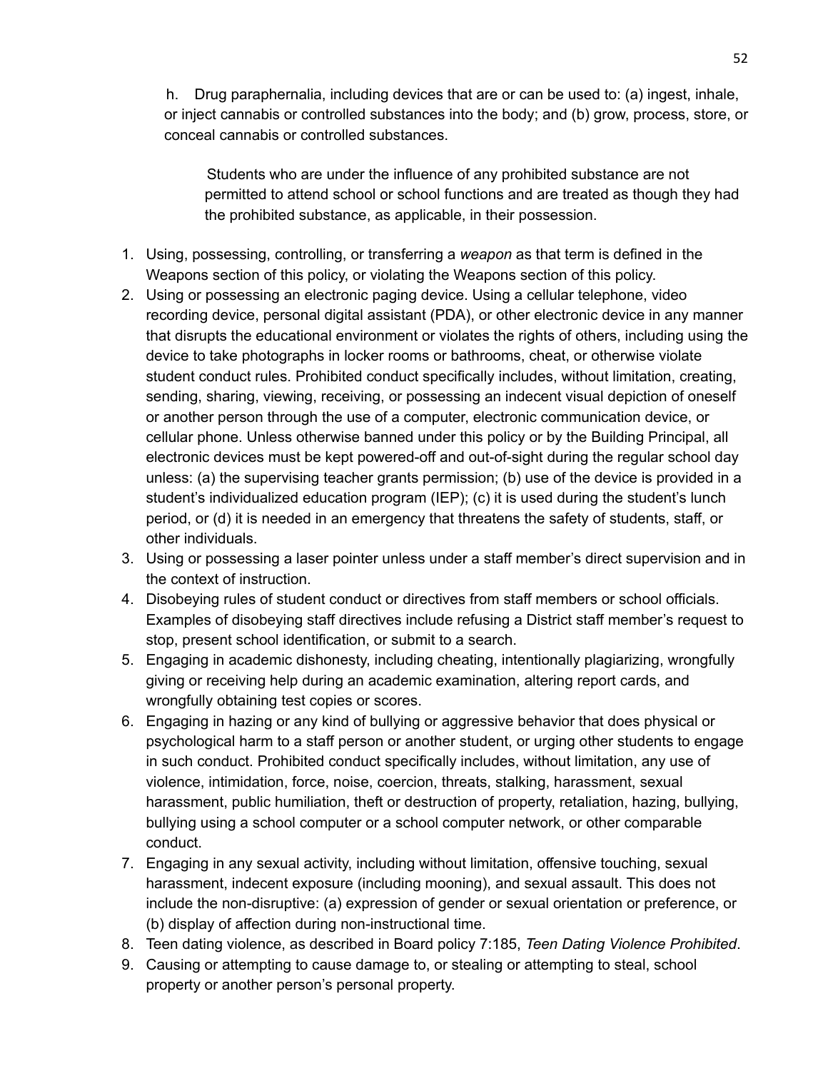h. Drug paraphernalia, including devices that are or can be used to: (a) ingest, inhale, or inject cannabis or controlled substances into the body; and (b) grow, process, store, or conceal cannabis or controlled substances.

Students who are under the influence of any prohibited substance are not permitted to attend school or school functions and are treated as though they had the prohibited substance, as applicable, in their possession.

1. Using, possessing, controlling, or transferring a *weapon* as that term is defined in the Weapons section of this policy, or violating the Weapons section of this policy.
2. Using or possessing an electronic paging device. Using a cellular telephone, video recording device, personal digital assistant (PDA), or other electronic device in any manner that disrupts the educational environment or violates the rights of others, including using the device to take photographs in locker rooms or bathrooms, cheat, or otherwise violate student conduct rules. Prohibited conduct specifically includes, without limitation, creating, sending, sharing, viewing, receiving, or possessing an indecent visual depiction of oneself or another person through the use of a computer, electronic communication device, or cellular phone. Unless otherwise banned under this policy or by the Building Principal, all electronic devices must be kept powered-off and out-of-sight during the regular school day unless: (a) the supervising teacher grants permission; (b) use of the device is provided in a student's individualized education program (IEP); (c) it is used during the student's lunch period, or (d) it is needed in an emergency that threatens the safety of students, staff, or other individuals.
3. Using or possessing a laser pointer unless under a staff member's direct supervision and in the context of instruction.
4. Disobeying rules of student conduct or directives from staff members or school officials. Examples of disobeying staff directives include refusing a District staff member's request to stop, present school identification, or submit to a search.
5. Engaging in academic dishonesty, including cheating, intentionally plagiarizing, wrongfully giving or receiving help during an academic examination, altering report cards, and wrongfully obtaining test copies or scores.
6. Engaging in hazing or any kind of bullying or aggressive behavior that does physical or psychological harm to a staff person or another student, or urging other students to engage in such conduct. Prohibited conduct specifically includes, without limitation, any use of violence, intimidation, force, noise, coercion, threats, stalking, harassment, sexual harassment, public humiliation, theft or destruction of property, retaliation, hazing, bullying, bullying using a school computer or a school computer network, or other comparable conduct.
7. Engaging in any sexual activity, including without limitation, offensive touching, sexual harassment, indecent exposure (including mooning), and sexual assault. This does not include the non-disruptive: (a) expression of gender or sexual orientation or preference, or (b) display of affection during non-instructional time.
8. Teen dating violence, as described in Board policy 7:185, *Teen Dating Violence Prohibited*.
9. Causing or attempting to cause damage to, or stealing or attempting to steal, school property or another person's personal property.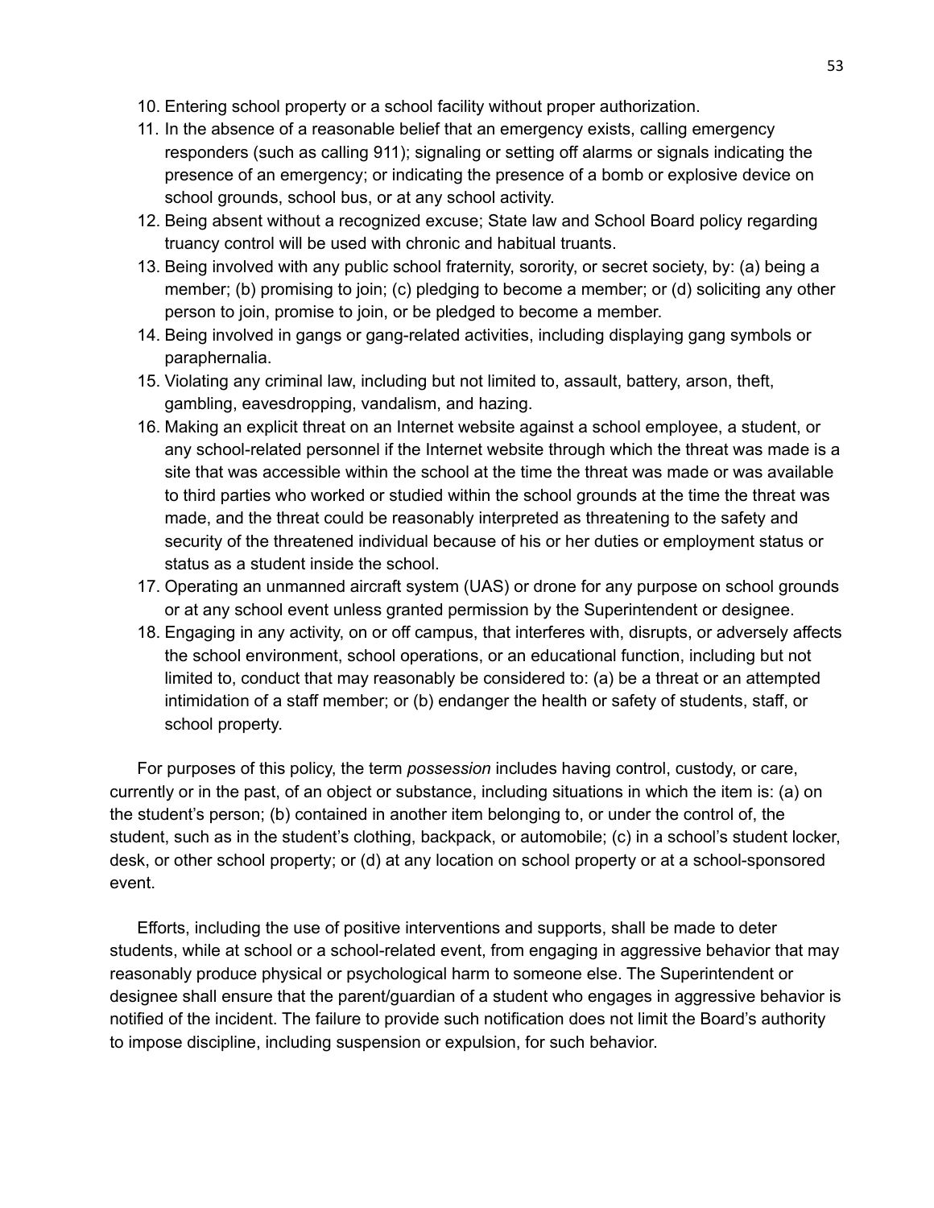10. Entering school property or a school facility without proper authorization.
11. In the absence of a reasonable belief that an emergency exists, calling emergency responders (such as calling 911); signaling or setting off alarms or signals indicating the presence of an emergency; or indicating the presence of a bomb or explosive device on school grounds, school bus, or at any school activity.
12. Being absent without a recognized excuse; State law and School Board policy regarding truancy control will be used with chronic and habitual truants.
13. Being involved with any public school fraternity, sorority, or secret society, by: (a) being a member; (b) promising to join; (c) pledging to become a member; or (d) soliciting any other person to join, promise to join, or be pledged to become a member.
14. Being involved in gangs or gang-related activities, including displaying gang symbols or paraphernalia.
15. Violating any criminal law, including but not limited to, assault, battery, arson, theft, gambling, eavesdropping, vandalism, and hazing.
16. Making an explicit threat on an Internet website against a school employee, a student, or any school-related personnel if the Internet website through which the threat was made is a site that was accessible within the school at the time the threat was made or was available to third parties who worked or studied within the school grounds at the time the threat was made, and the threat could be reasonably interpreted as threatening to the safety and security of the threatened individual because of his or her duties or employment status or status as a student inside the school.
17. Operating an unmanned aircraft system (UAS) or drone for any purpose on school grounds or at any school event unless granted permission by the Superintendent or designee.
18. Engaging in any activity, on or off campus, that interferes with, disrupts, or adversely affects the school environment, school operations, or an educational function, including but not limited to, conduct that may reasonably be considered to: (a) be a threat or an attempted intimidation of a staff member; or (b) endanger the health or safety of students, staff, or school property.

For purposes of this policy, the term *possession* includes having control, custody, or care, currently or in the past, of an object or substance, including situations in which the item is: (a) on the student's person; (b) contained in another item belonging to, or under the control of, the student, such as in the student's clothing, backpack, or automobile; (c) in a school's student locker, desk, or other school property; or (d) at any location on school property or at a school-sponsored event.

Efforts, including the use of positive interventions and supports, shall be made to deter students, while at school or a school-related event, from engaging in aggressive behavior that may reasonably produce physical or psychological harm to someone else. The Superintendent or designee shall ensure that the parent/guardian of a student who engages in aggressive behavior is notified of the incident. The failure to provide such notification does not limit the Board's authority to impose discipline, including suspension or expulsion, for such behavior.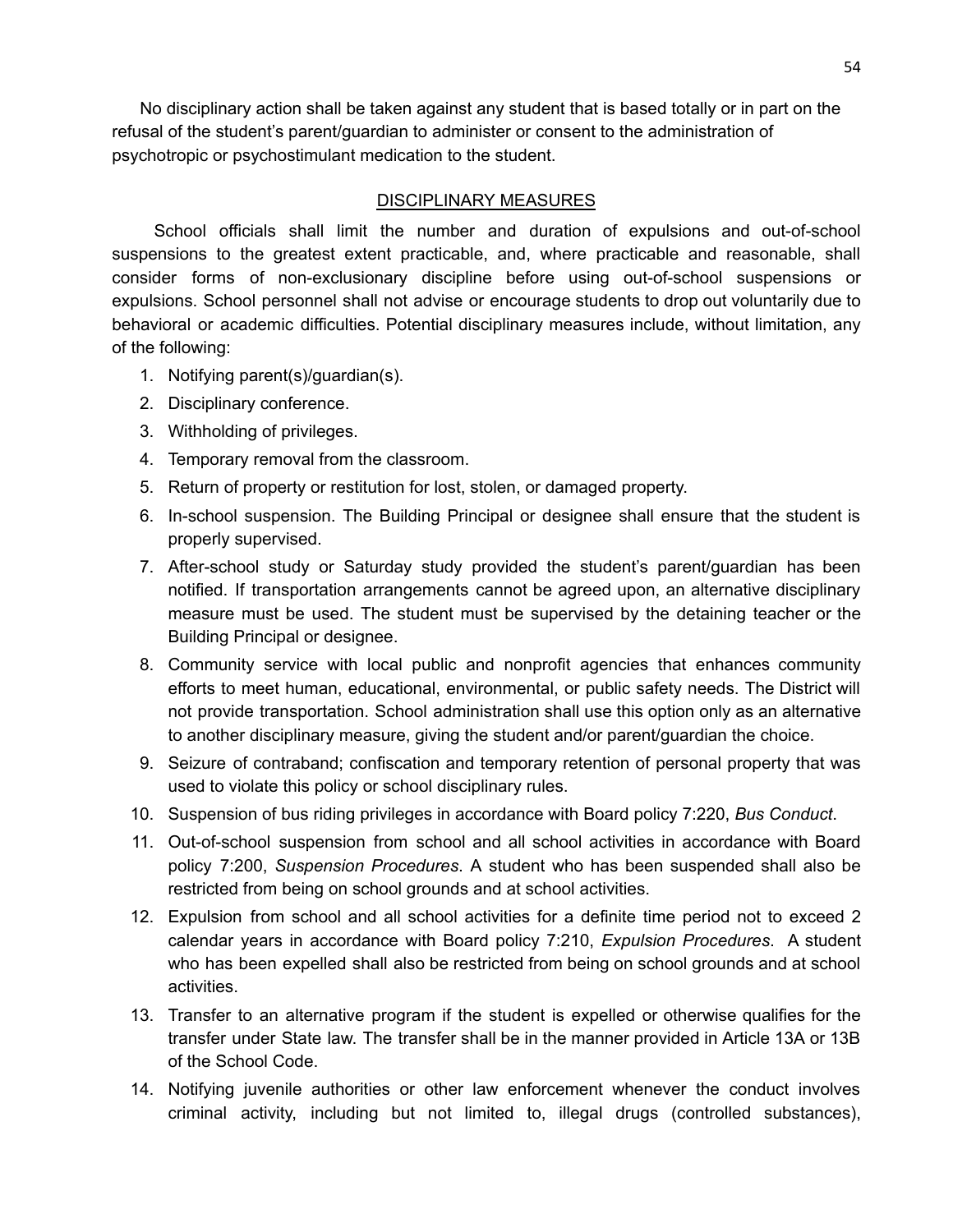No disciplinary action shall be taken against any student that is based totally or in part on the refusal of the student's parent/guardian to administer or consent to the administration of psychotropic or psychostimulant medication to the student.

## DISCIPLINARY MEASURES

School officials shall limit the number and duration of expulsions and out-of-school suspensions to the greatest extent practicable, and, where practicable and reasonable, shall consider forms of non-exclusionary discipline before using out-of-school suspensions or expulsions. School personnel shall not advise or encourage students to drop out voluntarily due to behavioral or academic difficulties. Potential disciplinary measures include, without limitation, any of the following:

1. Notifying parent(s)/guardian(s).
2. Disciplinary conference.
3. Withholding of privileges.
4. Temporary removal from the classroom.
5. Return of property or restitution for lost, stolen, or damaged property.
6. In-school suspension. The Building Principal or designee shall ensure that the student is properly supervised.
7. After-school study or Saturday study provided the student's parent/guardian has been notified. If transportation arrangements cannot be agreed upon, an alternative disciplinary measure must be used. The student must be supervised by the detaining teacher or the Building Principal or designee.
8. Community service with local public and nonprofit agencies that enhances community efforts to meet human, educational, environmental, or public safety needs. The District will not provide transportation. School administration shall use this option only as an alternative to another disciplinary measure, giving the student and/or parent/guardian the choice.
9. Seizure of contraband; confiscation and temporary retention of personal property that was used to violate this policy or school disciplinary rules.
10. Suspension of bus riding privileges in accordance with Board policy 7:220, *Bus Conduct*.
11. Out-of-school suspension from school and all school activities in accordance with Board policy 7:200, *Suspension Procedures*. A student who has been suspended shall also be restricted from being on school grounds and at school activities.
12. Expulsion from school and all school activities for a definite time period not to exceed 2 calendar years in accordance with Board policy 7:210, *Expulsion Procedures*. A student who has been expelled shall also be restricted from being on school grounds and at school activities.
13. Transfer to an alternative program if the student is expelled or otherwise qualifies for the transfer under State law. The transfer shall be in the manner provided in Article 13A or 13B of the School Code.
14. Notifying juvenile authorities or other law enforcement whenever the conduct involves criminal activity, including but not limited to, illegal drugs (controlled substances),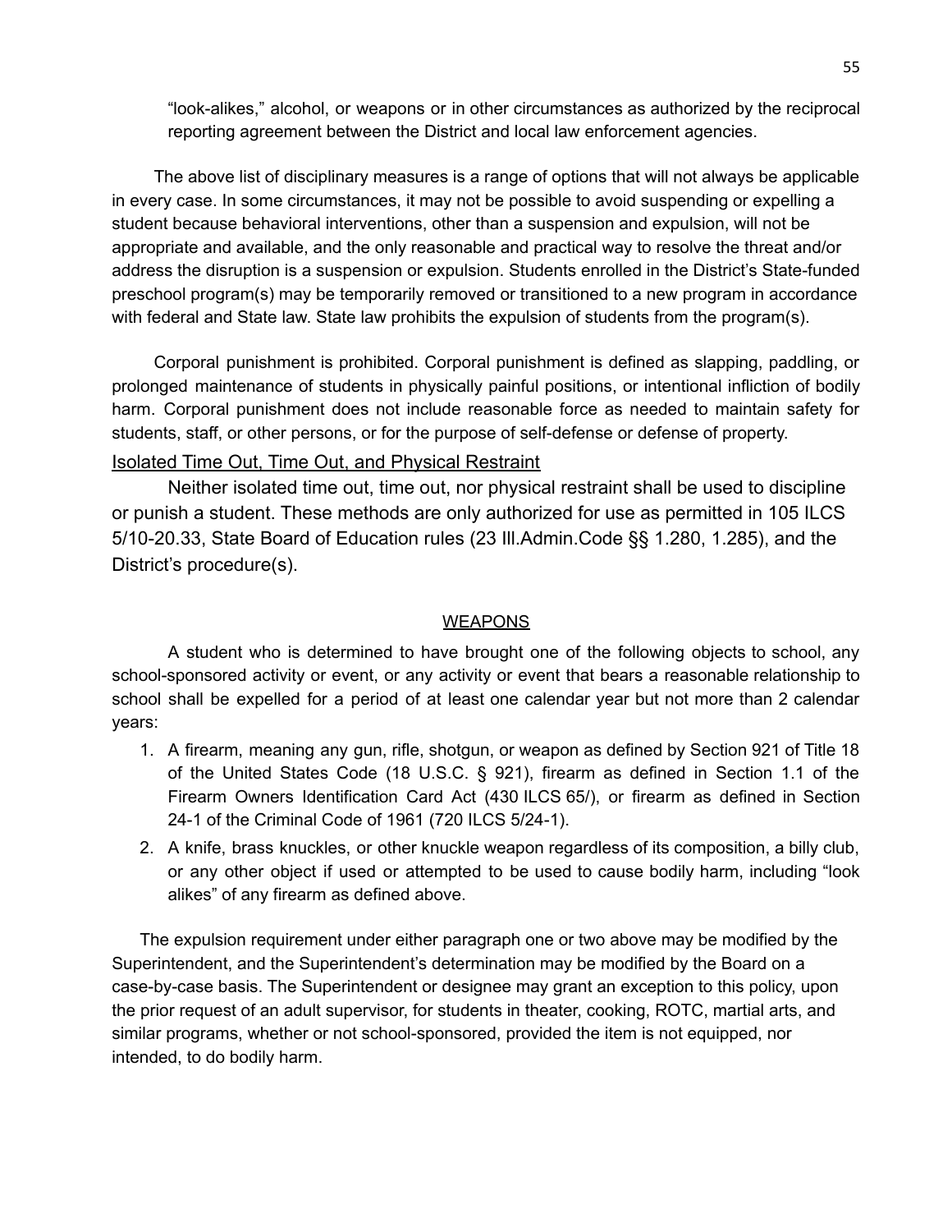"look-alikes," alcohol, or weapons or in other circumstances as authorized by the reciprocal reporting agreement between the District and local law enforcement agencies.

The above list of disciplinary measures is a range of options that will not always be applicable in every case. In some circumstances, it may not be possible to avoid suspending or expelling a student because behavioral interventions, other than a suspension and expulsion, will not be appropriate and available, and the only reasonable and practical way to resolve the threat and/or address the disruption is a suspension or expulsion. Students enrolled in the District's State-funded preschool program(s) may be temporarily removed or transitioned to a new program in accordance with federal and State law. State law prohibits the expulsion of students from the program(s).

Corporal punishment is prohibited. Corporal punishment is defined as slapping, paddling, or prolonged maintenance of students in physically painful positions, or intentional infliction of bodily harm. Corporal punishment does not include reasonable force as needed to maintain safety for students, staff, or other persons, or for the purpose of self-defense or defense of property.

Isolated Time Out, Time Out, and Physical Restraint

Neither isolated time out, time out, nor physical restraint shall be used to discipline or punish a student. These methods are only authorized for use as permitted in 105 ILCS 5/10-20.33, State Board of Education rules (23 Ill.Admin.Code §§ 1.280, 1.285), and the District's procedure(s).

## WEAPONS

A student who is determined to have brought one of the following objects to school, any school-sponsored activity or event, or any activity or event that bears a reasonable relationship to school shall be expelled for a period of at least one calendar year but not more than 2 calendar years:

1. A firearm, meaning any gun, rifle, shotgun, or weapon as defined by Section 921 of Title 18 of the United States Code (18 U.S.C. § 921), firearm as defined in Section 1.1 of the Firearm Owners Identification Card Act (430 ILCS 65/), or firearm as defined in Section 24-1 of the Criminal Code of 1961 (720 ILCS 5/24-1).
2. A knife, brass knuckles, or other knuckle weapon regardless of its composition, a billy club, or any other object if used or attempted to be used to cause bodily harm, including "look alikes" of any firearm as defined above.

The expulsion requirement under either paragraph one or two above may be modified by the Superintendent, and the Superintendent's determination may be modified by the Board on a case-by-case basis. The Superintendent or designee may grant an exception to this policy, upon the prior request of an adult supervisor, for students in theater, cooking, ROTC, martial arts, and similar programs, whether or not school-sponsored, provided the item is not equipped, nor intended, to do bodily harm.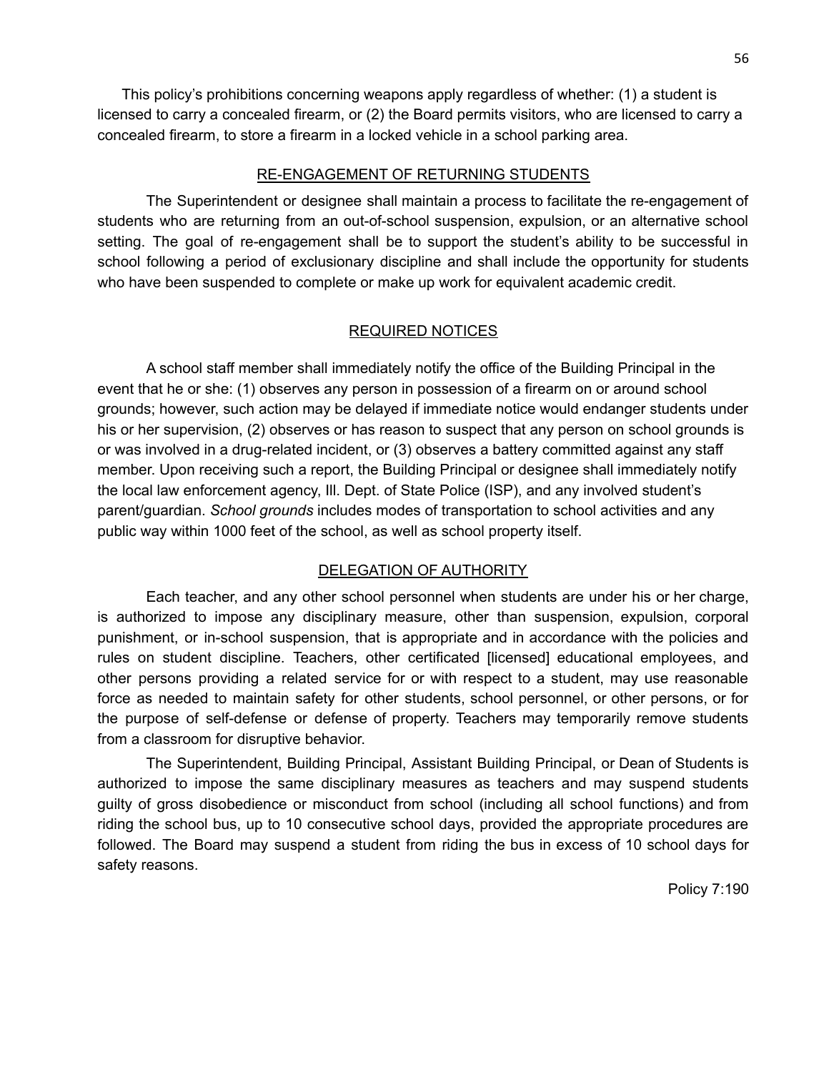This policy's prohibitions concerning weapons apply regardless of whether: (1) a student is licensed to carry a concealed firearm, or (2) the Board permits visitors, who are licensed to carry a concealed firearm, to store a firearm in a locked vehicle in a school parking area.

## RE-ENGAGEMENT OF RETURNING STUDENTS

The Superintendent or designee shall maintain a process to facilitate the re-engagement of students who are returning from an out-of-school suspension, expulsion, or an alternative school setting. The goal of re-engagement shall be to support the student's ability to be successful in school following a period of exclusionary discipline and shall include the opportunity for students who have been suspended to complete or make up work for equivalent academic credit.

## REQUIRED NOTICES

A school staff member shall immediately notify the office of the Building Principal in the event that he or she: (1) observes any person in possession of a firearm on or around school grounds; however, such action may be delayed if immediate notice would endanger students under his or her supervision, (2) observes or has reason to suspect that any person on school grounds is or was involved in a drug-related incident, or (3) observes a battery committed against any staff member. Upon receiving such a report, the Building Principal or designee shall immediately notify the local law enforcement agency, Ill. Dept. of State Police (ISP), and any involved student's parent/guardian. *School grounds* includes modes of transportation to school activities and any public way within 1000 feet of the school, as well as school property itself.

## DELEGATION OF AUTHORITY

Each teacher, and any other school personnel when students are under his or her charge, is authorized to impose any disciplinary measure, other than suspension, expulsion, corporal punishment, or in-school suspension, that is appropriate and in accordance with the policies and rules on student discipline. Teachers, other certificated [licensed] educational employees, and other persons providing a related service for or with respect to a student, may use reasonable force as needed to maintain safety for other students, school personnel, or other persons, or for the purpose of self-defense or defense of property. Teachers may temporarily remove students from a classroom for disruptive behavior.

The Superintendent, Building Principal, Assistant Building Principal, or Dean of Students is authorized to impose the same disciplinary measures as teachers and may suspend students guilty of gross disobedience or misconduct from school (including all school functions) and from riding the school bus, up to 10 consecutive school days, provided the appropriate procedures are followed. The Board may suspend a student from riding the bus in excess of 10 school days for safety reasons.

Policy 7:190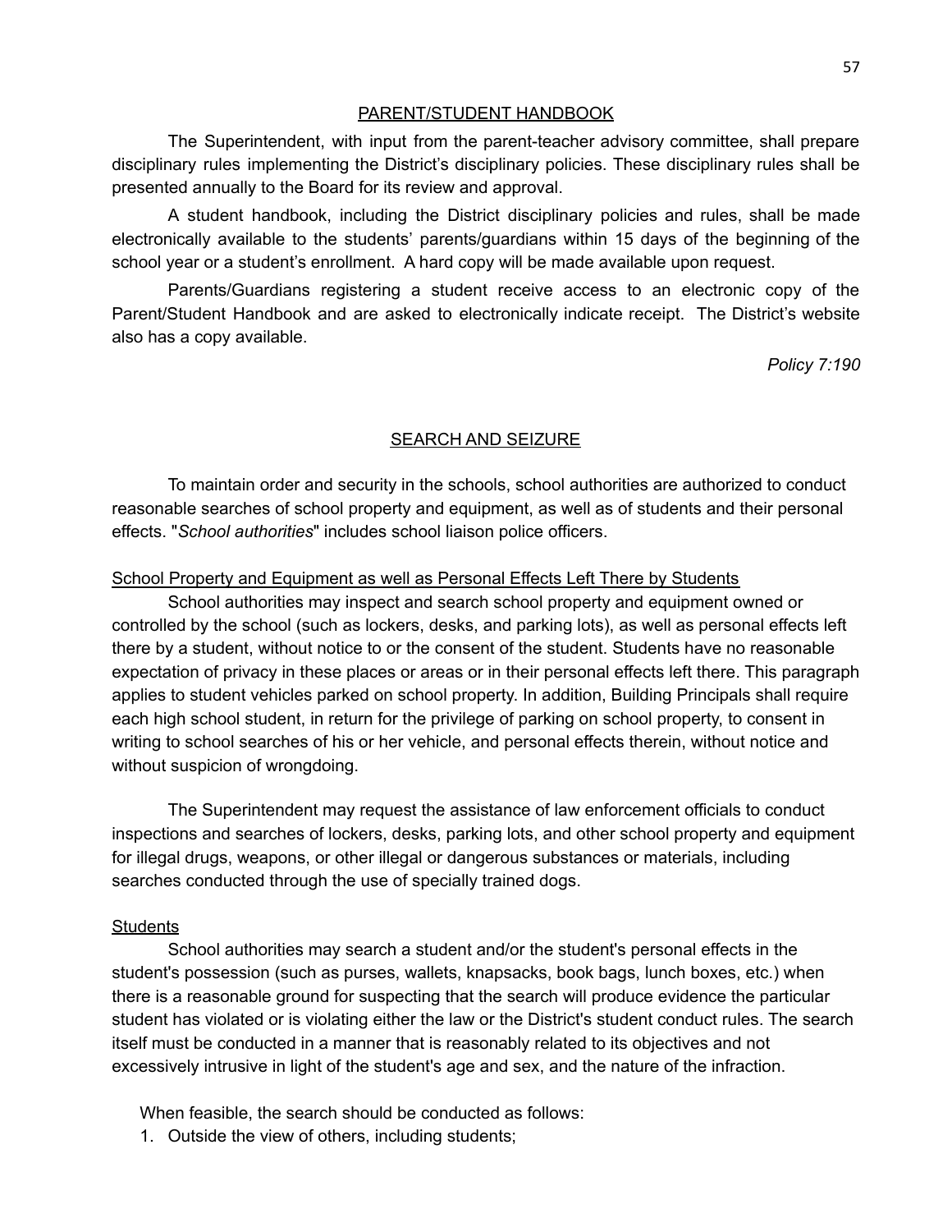## PARENT/STUDENT HANDBOOK

The Superintendent, with input from the parent-teacher advisory committee, shall prepare disciplinary rules implementing the District's disciplinary policies. These disciplinary rules shall be presented annually to the Board for its review and approval.

A student handbook, including the District disciplinary policies and rules, shall be made electronically available to the students' parents/guardians within 15 days of the beginning of the school year or a student's enrollment. A hard copy will be made available upon request.

Parents/Guardians registering a student receive access to an electronic copy of the Parent/Student Handbook and are asked to electronically indicate receipt. The District's website also has a copy available.

*Policy 7:190*

## SEARCH AND SEIZURE

To maintain order and security in the schools, school authorities are authorized to conduct reasonable searches of school property and equipment, as well as of students and their personal effects. "*School authorities*" includes school liaison police officers.

### School Property and Equipment as well as Personal Effects Left There by Students

School authorities may inspect and search school property and equipment owned or controlled by the school (such as lockers, desks, and parking lots), as well as personal effects left there by a student, without notice to or the consent of the student. Students have no reasonable expectation of privacy in these places or areas or in their personal effects left there. This paragraph applies to student vehicles parked on school property. In addition, Building Principals shall require each high school student, in return for the privilege of parking on school property, to consent in writing to school searches of his or her vehicle, and personal effects therein, without notice and without suspicion of wrongdoing.

The Superintendent may request the assistance of law enforcement officials to conduct inspections and searches of lockers, desks, parking lots, and other school property and equipment for illegal drugs, weapons, or other illegal or dangerous substances or materials, including searches conducted through the use of specially trained dogs.

### Students

School authorities may search a student and/or the student's personal effects in the student's possession (such as purses, wallets, knapsacks, book bags, lunch boxes, etc.) when there is a reasonable ground for suspecting that the search will produce evidence the particular student has violated or is violating either the law or the District's student conduct rules. The search itself must be conducted in a manner that is reasonably related to its objectives and not excessively intrusive in light of the student's age and sex, and the nature of the infraction.

When feasible, the search should be conducted as follows:

1. Outside the view of others, including students;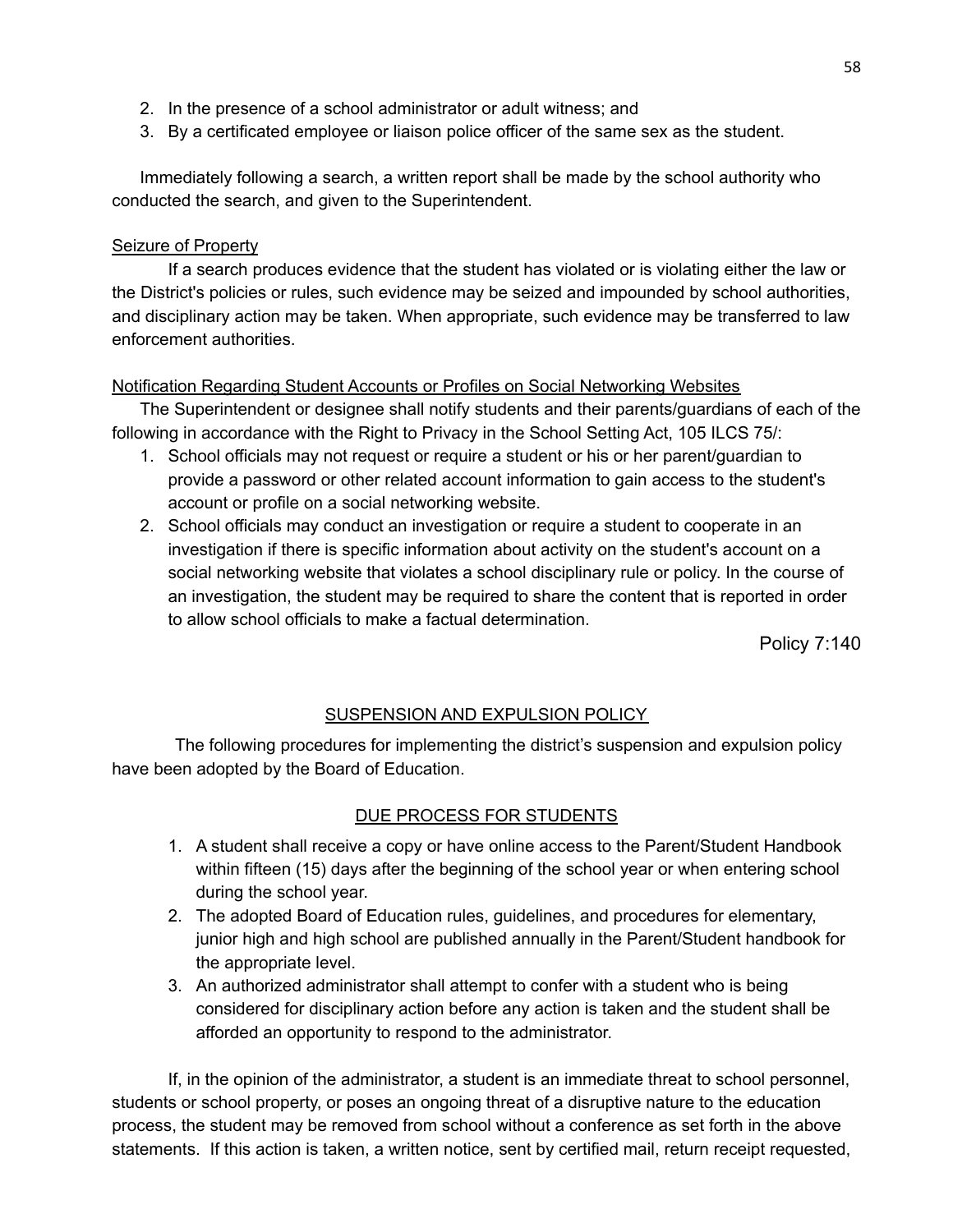2. In the presence of a school administrator or adult witness; and
3. By a certificated employee or liaison police officer of the same sex as the student.

Immediately following a search, a written report shall be made by the school authority who conducted the search, and given to the Superintendent.

<u>Seizure of Property</u>

If a search produces evidence that the student has violated or is violating either the law or the District's policies or rules, such evidence may be seized and impounded by school authorities, and disciplinary action may be taken. When appropriate, such evidence may be transferred to law enforcement authorities.

<u>Notification Regarding Student Accounts or Profiles on Social Networking Websites</u>

The Superintendent or designee shall notify students and their parents/guardians of each of the following in accordance with the Right to Privacy in the School Setting Act, 105 ILCS 75/:

1. School officials may not request or require a student or his or her parent/guardian to provide a password or other related account information to gain access to the student's account or profile on a social networking website.
2. School officials may conduct an investigation or require a student to cooperate in an investigation if there is specific information about activity on the student's account on a social networking website that violates a school disciplinary rule or policy. In the course of an investigation, the student may be required to share the content that is reported in order to allow school officials to make a factual determination.

Policy 7:140

## SUSPENSION AND EXPULSION POLICY

The following procedures for implementing the district's suspension and expulsion policy have been adopted by the Board of Education.

## DUE PROCESS FOR STUDENTS

1. A student shall receive a copy or have online access to the Parent/Student Handbook within fifteen (15) days after the beginning of the school year or when entering school during the school year.
2. The adopted Board of Education rules, guidelines, and procedures for elementary, junior high and high school are published annually in the Parent/Student handbook for the appropriate level.
3. An authorized administrator shall attempt to confer with a student who is being considered for disciplinary action before any action is taken and the student shall be afforded an opportunity to respond to the administrator.

If, in the opinion of the administrator, a student is an immediate threat to school personnel, students or school property, or poses an ongoing threat of a disruptive nature to the education process, the student may be removed from school without a conference as set forth in the above statements. If this action is taken, a written notice, sent by certified mail, return receipt requested,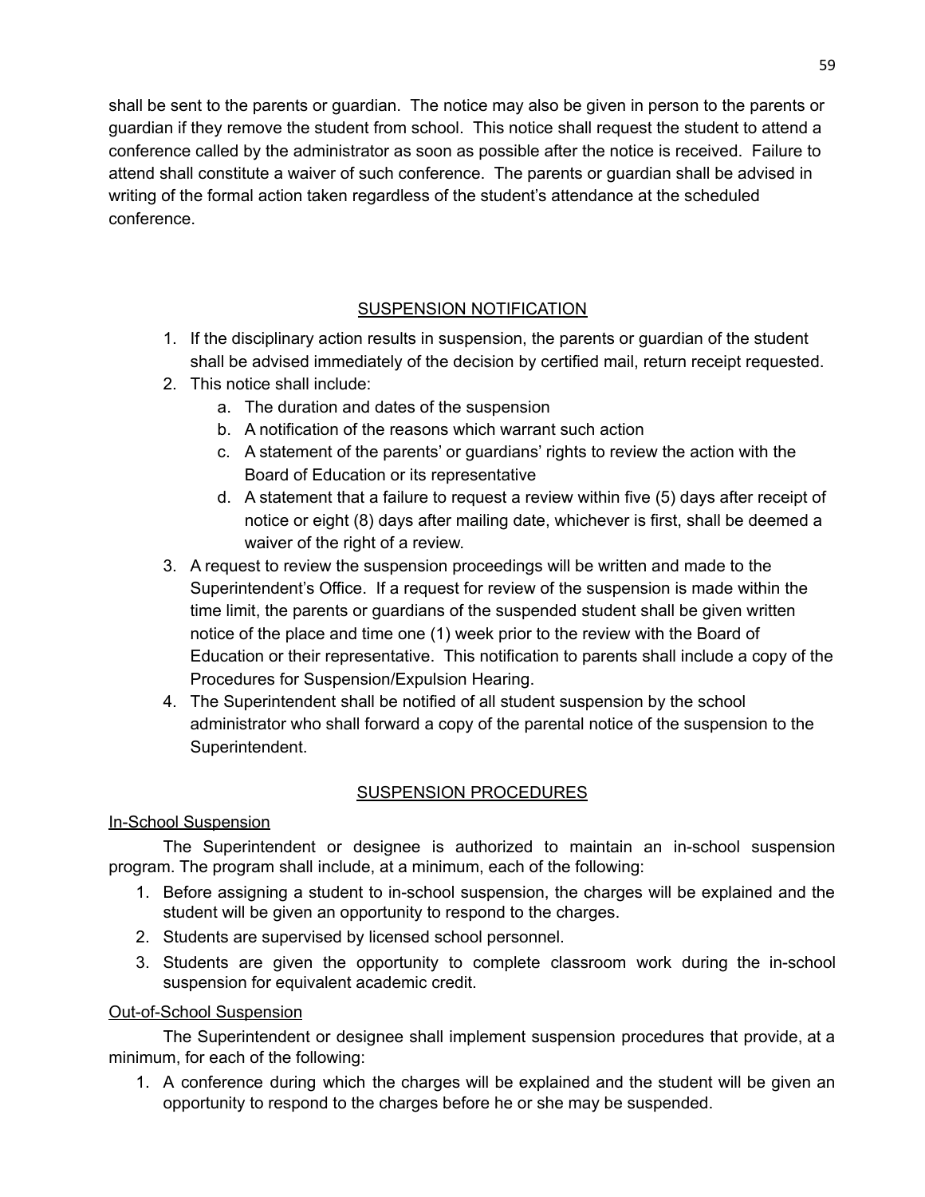shall be sent to the parents or guardian. The notice may also be given in person to the parents or guardian if they remove the student from school. This notice shall request the student to attend a conference called by the administrator as soon as possible after the notice is received. Failure to attend shall constitute a waiver of such conference. The parents or guardian shall be advised in writing of the formal action taken regardless of the student's attendance at the scheduled conference.

## SUSPENSION NOTIFICATION

1. If the disciplinary action results in suspension, the parents or guardian of the student shall be advised immediately of the decision by certified mail, return receipt requested.
2. This notice shall include:
   a. The duration and dates of the suspension
   b. A notification of the reasons which warrant such action
   c. A statement of the parents' or guardians' rights to review the action with the Board of Education or its representative
   d. A statement that a failure to request a review within five (5) days after receipt of notice or eight (8) days after mailing date, whichever is first, shall be deemed a waiver of the right of a review.
3. A request to review the suspension proceedings will be written and made to the Superintendent's Office. If a request for review of the suspension is made within the time limit, the parents or guardians of the suspended student shall be given written notice of the place and time one (1) week prior to the review with the Board of Education or their representative. This notification to parents shall include a copy of the Procedures for Suspension/Expulsion Hearing.
4. The Superintendent shall be notified of all student suspension by the school administrator who shall forward a copy of the parental notice of the suspension to the Superintendent.

## SUSPENSION PROCEDURES

### In-School Suspension

The Superintendent or designee is authorized to maintain an in-school suspension program. The program shall include, at a minimum, each of the following:

1. Before assigning a student to in-school suspension, the charges will be explained and the student will be given an opportunity to respond to the charges.
2. Students are supervised by licensed school personnel.
3. Students are given the opportunity to complete classroom work during the in-school suspension for equivalent academic credit.

### Out-of-School Suspension

The Superintendent or designee shall implement suspension procedures that provide, at a minimum, for each of the following:

1. A conference during which the charges will be explained and the student will be given an opportunity to respond to the charges before he or she may be suspended.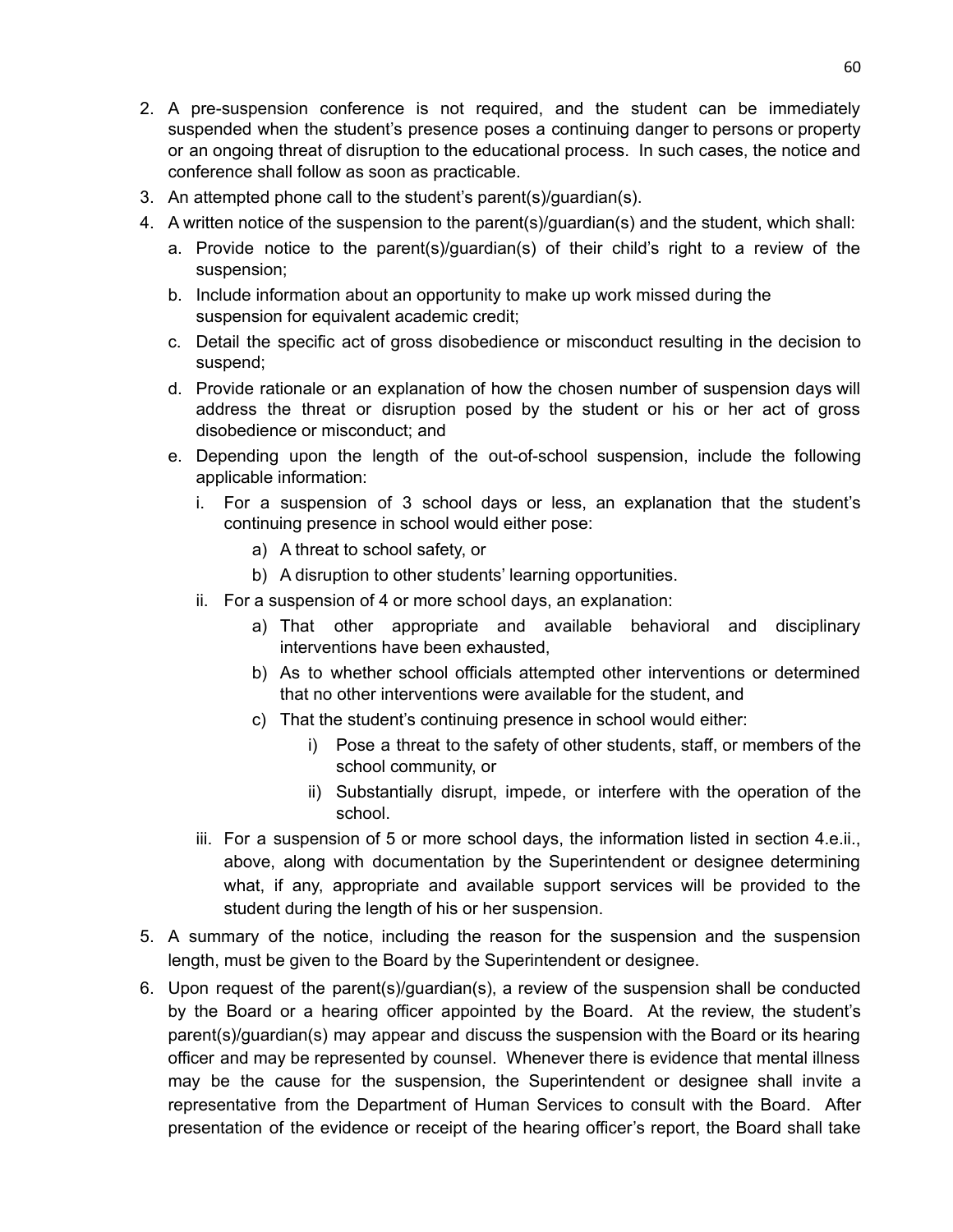2. A pre-suspension conference is not required, and the student can be immediately suspended when the student's presence poses a continuing danger to persons or property or an ongoing threat of disruption to the educational process. In such cases, the notice and conference shall follow as soon as practicable.
3. An attempted phone call to the student's parent(s)/guardian(s).
4. A written notice of the suspension to the parent(s)/guardian(s) and the student, which shall:
   a. Provide notice to the parent(s)/guardian(s) of their child's right to a review of the suspension;
   b. Include information about an opportunity to make up work missed during the suspension for equivalent academic credit;
   c. Detail the specific act of gross disobedience or misconduct resulting in the decision to suspend;
   d. Provide rationale or an explanation of how the chosen number of suspension days will address the threat or disruption posed by the student or his or her act of gross disobedience or misconduct; and
   e. Depending upon the length of the out-of-school suspension, include the following applicable information:
      i. For a suspension of 3 school days or less, an explanation that the student's continuing presence in school would either pose:
         a) A threat to school safety, or
         b) A disruption to other students' learning opportunities.
      ii. For a suspension of 4 or more school days, an explanation:
         a) That other appropriate and available behavioral and disciplinary interventions have been exhausted,
         b) As to whether school officials attempted other interventions or determined that no other interventions were available for the student, and
         c) That the student's continuing presence in school would either:
            i) Pose a threat to the safety of other students, staff, or members of the school community, or
            ii) Substantially disrupt, impede, or interfere with the operation of the school.
      iii. For a suspension of 5 or more school days, the information listed in section 4.e.ii., above, along with documentation by the Superintendent or designee determining what, if any, appropriate and available support services will be provided to the student during the length of his or her suspension.
5. A summary of the notice, including the reason for the suspension and the suspension length, must be given to the Board by the Superintendent or designee.
6. Upon request of the parent(s)/guardian(s), a review of the suspension shall be conducted by the Board or a hearing officer appointed by the Board. At the review, the student's parent(s)/guardian(s) may appear and discuss the suspension with the Board or its hearing officer and may be represented by counsel. Whenever there is evidence that mental illness may be the cause for the suspension, the Superintendent or designee shall invite a representative from the Department of Human Services to consult with the Board. After presentation of the evidence or receipt of the hearing officer's report, the Board shall take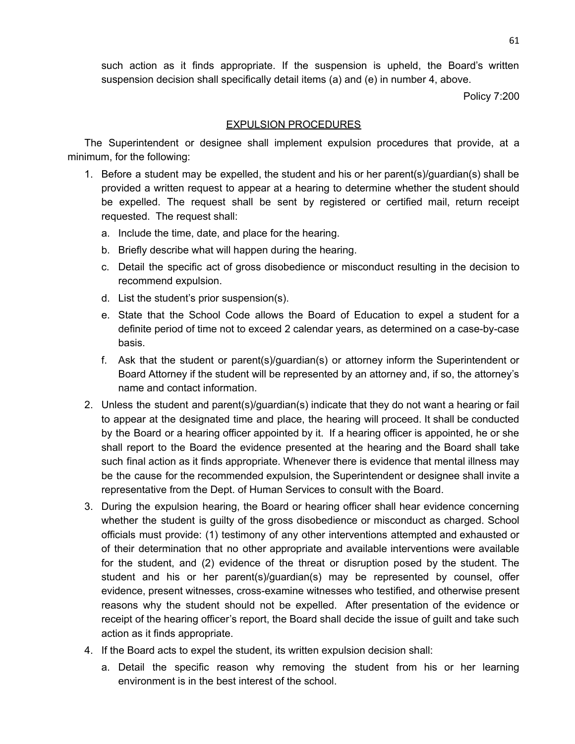such action as it finds appropriate. If the suspension is upheld, the Board's written suspension decision shall specifically detail items (a) and (e) in number 4, above.

Policy 7:200

## EXPULSION PROCEDURES

The Superintendent or designee shall implement expulsion procedures that provide, at a minimum, for the following:

1. Before a student may be expelled, the student and his or her parent(s)/guardian(s) shall be provided a written request to appear at a hearing to determine whether the student should be expelled. The request shall be sent by registered or certified mail, return receipt requested. The request shall:
   a. Include the time, date, and place for the hearing.
   b. Briefly describe what will happen during the hearing.
   c. Detail the specific act of gross disobedience or misconduct resulting in the decision to recommend expulsion.
   d. List the student's prior suspension(s).
   e. State that the School Code allows the Board of Education to expel a student for a definite period of time not to exceed 2 calendar years, as determined on a case-by-case basis.
   f. Ask that the student or parent(s)/guardian(s) or attorney inform the Superintendent or Board Attorney if the student will be represented by an attorney and, if so, the attorney's name and contact information.
2. Unless the student and parent(s)/guardian(s) indicate that they do not want a hearing or fail to appear at the designated time and place, the hearing will proceed. It shall be conducted by the Board or a hearing officer appointed by it. If a hearing officer is appointed, he or she shall report to the Board the evidence presented at the hearing and the Board shall take such final action as it finds appropriate. Whenever there is evidence that mental illness may be the cause for the recommended expulsion, the Superintendent or designee shall invite a representative from the Dept. of Human Services to consult with the Board.
3. During the expulsion hearing, the Board or hearing officer shall hear evidence concerning whether the student is guilty of the gross disobedience or misconduct as charged. School officials must provide: (1) testimony of any other interventions attempted and exhausted or of their determination that no other appropriate and available interventions were available for the student, and (2) evidence of the threat or disruption posed by the student. The student and his or her parent(s)/guardian(s) may be represented by counsel, offer evidence, present witnesses, cross-examine witnesses who testified, and otherwise present reasons why the student should not be expelled. After presentation of the evidence or receipt of the hearing officer's report, the Board shall decide the issue of guilt and take such action as it finds appropriate.
4. If the Board acts to expel the student, its written expulsion decision shall:
   a. Detail the specific reason why removing the student from his or her learning environment is in the best interest of the school.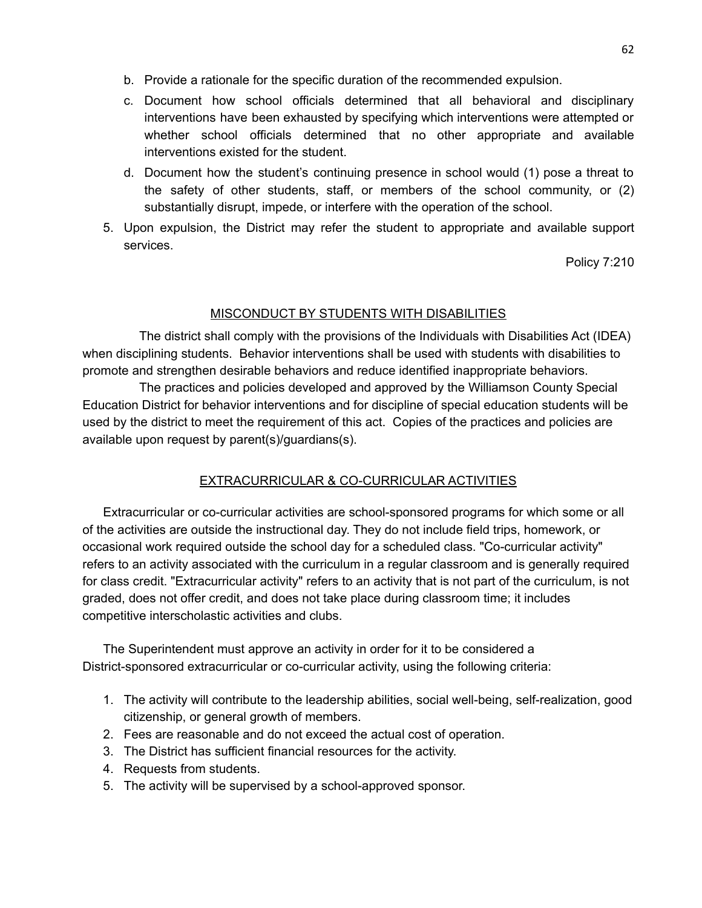b. Provide a rationale for the specific duration of the recommended expulsion.
c. Document how school officials determined that all behavioral and disciplinary interventions have been exhausted by specifying which interventions were attempted or whether school officials determined that no other appropriate and available interventions existed for the student.
d. Document how the student's continuing presence in school would (1) pose a threat to the safety of other students, staff, or members of the school community, or (2) substantially disrupt, impede, or interfere with the operation of the school.

5. Upon expulsion, the District may refer the student to appropriate and available support services.

Policy 7:210

## MISCONDUCT BY STUDENTS WITH DISABILITIES

The district shall comply with the provisions of the Individuals with Disabilities Act (IDEA) when disciplining students. Behavior interventions shall be used with students with disabilities to promote and strengthen desirable behaviors and reduce identified inappropriate behaviors.

The practices and policies developed and approved by the Williamson County Special Education District for behavior interventions and for discipline of special education students will be used by the district to meet the requirement of this act. Copies of the practices and policies are available upon request by parent(s)/guardians(s).

## EXTRACURRICULAR & CO-CURRICULAR ACTIVITIES

Extracurricular or co-curricular activities are school-sponsored programs for which some or all of the activities are outside the instructional day. They do not include field trips, homework, or occasional work required outside the school day for a scheduled class. "Co-curricular activity" refers to an activity associated with the curriculum in a regular classroom and is generally required for class credit. "Extracurricular activity" refers to an activity that is not part of the curriculum, is not graded, does not offer credit, and does not take place during classroom time; it includes competitive interscholastic activities and clubs.

The Superintendent must approve an activity in order for it to be considered a District-sponsored extracurricular or co-curricular activity, using the following criteria:

1. The activity will contribute to the leadership abilities, social well-being, self-realization, good citizenship, or general growth of members.
2. Fees are reasonable and do not exceed the actual cost of operation.
3. The District has sufficient financial resources for the activity.
4. Requests from students.
5. The activity will be supervised by a school-approved sponsor.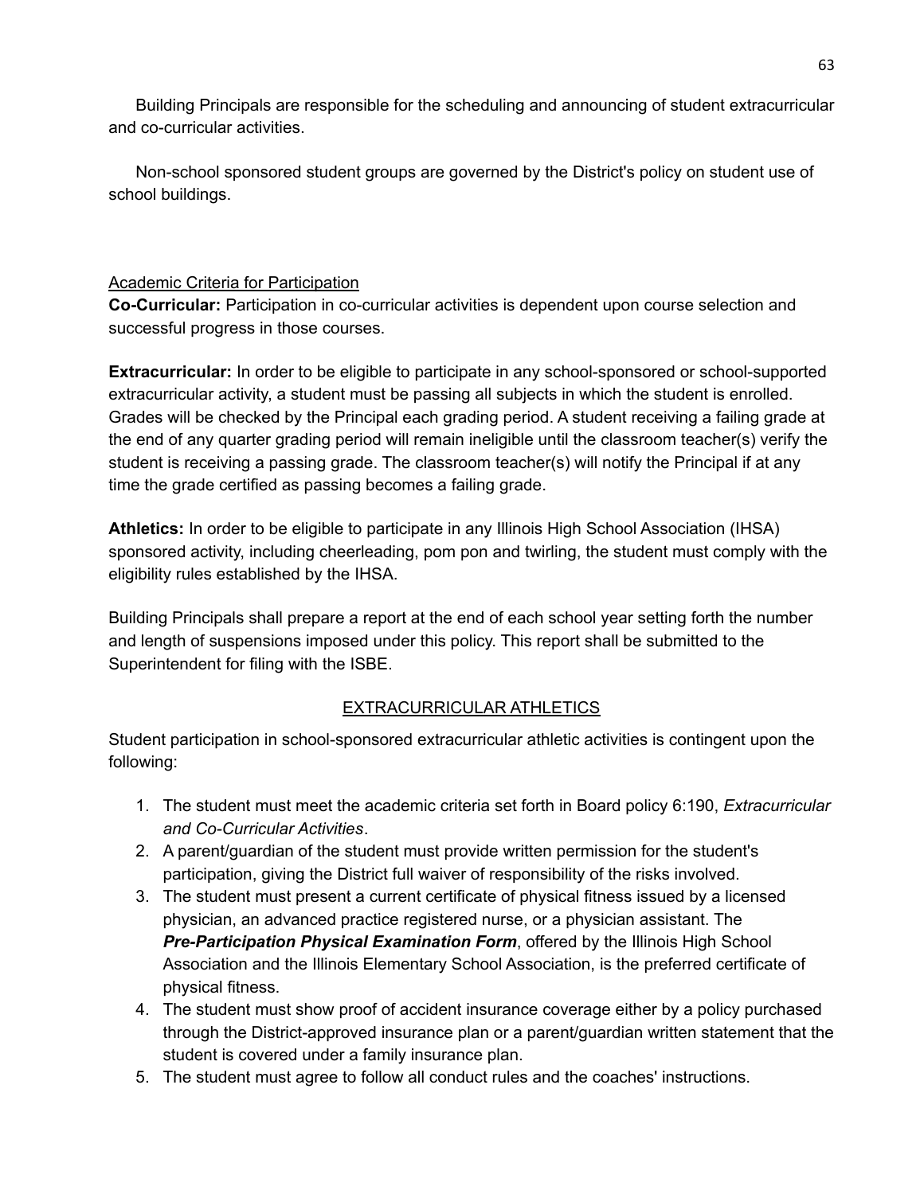Building Principals are responsible for the scheduling and announcing of student extracurricular and co-curricular activities.

Non-school sponsored student groups are governed by the District's policy on student use of school buildings.

Academic Criteria for Participation

**Co-Curricular:** Participation in co-curricular activities is dependent upon course selection and successful progress in those courses.

**Extracurricular:** In order to be eligible to participate in any school-sponsored or school-supported extracurricular activity, a student must be passing all subjects in which the student is enrolled. Grades will be checked by the Principal each grading period. A student receiving a failing grade at the end of any quarter grading period will remain ineligible until the classroom teacher(s) verify the student is receiving a passing grade. The classroom teacher(s) will notify the Principal if at any time the grade certified as passing becomes a failing grade.

**Athletics:** In order to be eligible to participate in any Illinois High School Association (IHSA) sponsored activity, including cheerleading, pom pon and twirling, the student must comply with the eligibility rules established by the IHSA.

Building Principals shall prepare a report at the end of each school year setting forth the number and length of suspensions imposed under this policy. This report shall be submitted to the Superintendent for filing with the ISBE.

## EXTRACURRICULAR ATHLETICS

Student participation in school-sponsored extracurricular athletic activities is contingent upon the following:

1. The student must meet the academic criteria set forth in Board policy 6:190, *Extracurricular and Co-Curricular Activities*.
2. A parent/guardian of the student must provide written permission for the student's participation, giving the District full waiver of responsibility of the risks involved.
3. The student must present a current certificate of physical fitness issued by a licensed physician, an advanced practice registered nurse, or a physician assistant. The ***Pre-Participation Physical Examination Form***, offered by the Illinois High School Association and the Illinois Elementary School Association, is the preferred certificate of physical fitness.
4. The student must show proof of accident insurance coverage either by a policy purchased through the District-approved insurance plan or a parent/guardian written statement that the student is covered under a family insurance plan.
5. The student must agree to follow all conduct rules and the coaches' instructions.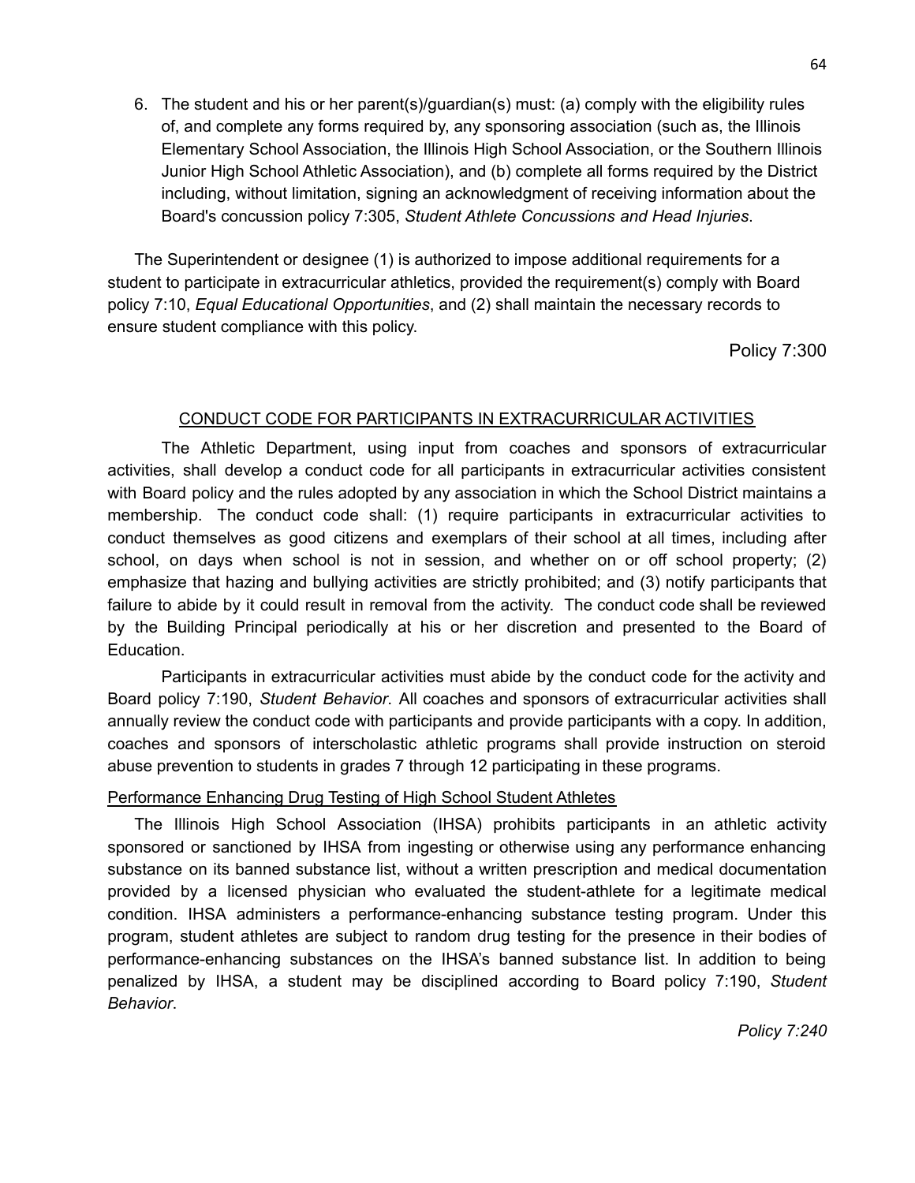6. The student and his or her parent(s)/guardian(s) must: (a) comply with the eligibility rules of, and complete any forms required by, any sponsoring association (such as, the Illinois Elementary School Association, the Illinois High School Association, or the Southern Illinois Junior High School Athletic Association), and (b) complete all forms required by the District including, without limitation, signing an acknowledgment of receiving information about the Board's concussion policy 7:305, *Student Athlete Concussions and Head Injuries*.

The Superintendent or designee (1) is authorized to impose additional requirements for a student to participate in extracurricular athletics, provided the requirement(s) comply with Board policy 7:10, *Equal Educational Opportunities*, and (2) shall maintain the necessary records to ensure student compliance with this policy.

Policy 7:300

## CONDUCT CODE FOR PARTICIPANTS IN EXTRACURRICULAR ACTIVITIES

The Athletic Department, using input from coaches and sponsors of extracurricular activities, shall develop a conduct code for all participants in extracurricular activities consistent with Board policy and the rules adopted by any association in which the School District maintains a membership. The conduct code shall: (1) require participants in extracurricular activities to conduct themselves as good citizens and exemplars of their school at all times, including after school, on days when school is not in session, and whether on or off school property; (2) emphasize that hazing and bullying activities are strictly prohibited; and (3) notify participants that failure to abide by it could result in removal from the activity. The conduct code shall be reviewed by the Building Principal periodically at his or her discretion and presented to the Board of Education.

Participants in extracurricular activities must abide by the conduct code for the activity and Board policy 7:190, *Student Behavior*. All coaches and sponsors of extracurricular activities shall annually review the conduct code with participants and provide participants with a copy. In addition, coaches and sponsors of interscholastic athletic programs shall provide instruction on steroid abuse prevention to students in grades 7 through 12 participating in these programs.

### Performance Enhancing Drug Testing of High School Student Athletes

The Illinois High School Association (IHSA) prohibits participants in an athletic activity sponsored or sanctioned by IHSA from ingesting or otherwise using any performance enhancing substance on its banned substance list, without a written prescription and medical documentation provided by a licensed physician who evaluated the student-athlete for a legitimate medical condition. IHSA administers a performance-enhancing substance testing program. Under this program, student athletes are subject to random drug testing for the presence in their bodies of performance-enhancing substances on the IHSA's banned substance list. In addition to being penalized by IHSA, a student may be disciplined according to Board policy 7:190, *Student Behavior*.

*Policy 7:240*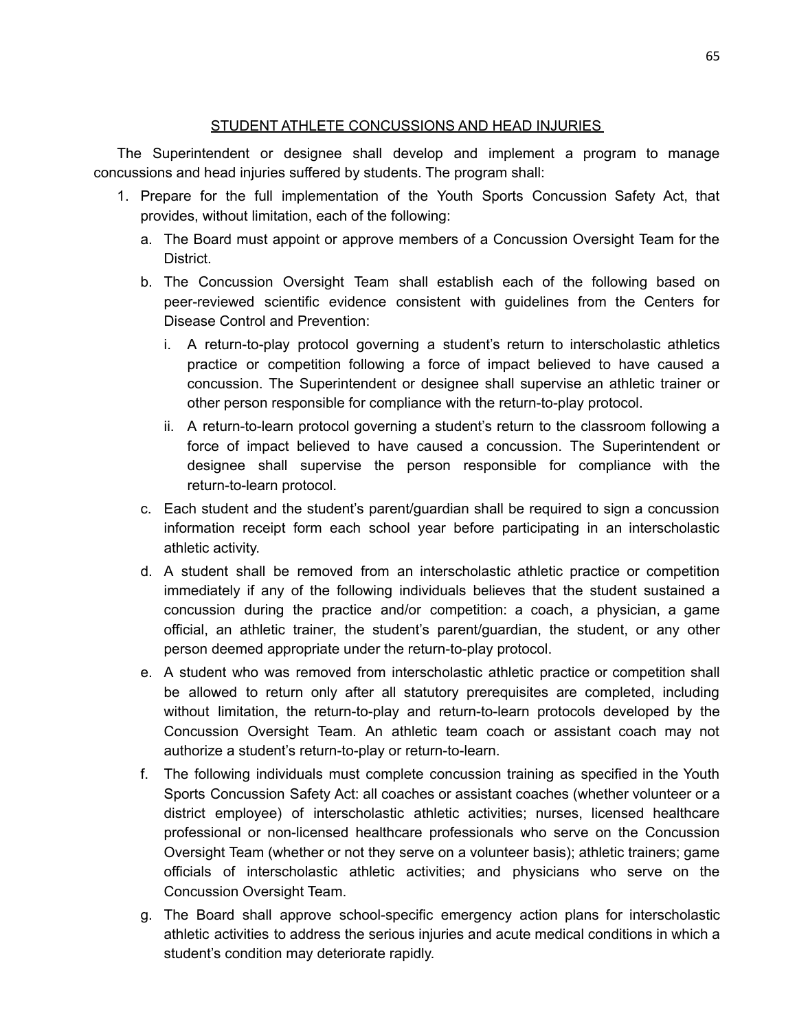## STUDENT ATHLETE CONCUSSIONS AND HEAD INJURIES

The Superintendent or designee shall develop and implement a program to manage concussions and head injuries suffered by students. The program shall:

1. Prepare for the full implementation of the Youth Sports Concussion Safety Act, that provides, without limitation, each of the following:
   a. The Board must appoint or approve members of a Concussion Oversight Team for the District.
   b. The Concussion Oversight Team shall establish each of the following based on peer-reviewed scientific evidence consistent with guidelines from the Centers for Disease Control and Prevention:
      i. A return-to-play protocol governing a student's return to interscholastic athletics practice or competition following a force of impact believed to have caused a concussion. The Superintendent or designee shall supervise an athletic trainer or other person responsible for compliance with the return-to-play protocol.
      ii. A return-to-learn protocol governing a student's return to the classroom following a force of impact believed to have caused a concussion. The Superintendent or designee shall supervise the person responsible for compliance with the return-to-learn protocol.
   c. Each student and the student's parent/guardian shall be required to sign a concussion information receipt form each school year before participating in an interscholastic athletic activity.
   d. A student shall be removed from an interscholastic athletic practice or competition immediately if any of the following individuals believes that the student sustained a concussion during the practice and/or competition: a coach, a physician, a game official, an athletic trainer, the student's parent/guardian, the student, or any other person deemed appropriate under the return-to-play protocol.
   e. A student who was removed from interscholastic athletic practice or competition shall be allowed to return only after all statutory prerequisites are completed, including without limitation, the return-to-play and return-to-learn protocols developed by the Concussion Oversight Team. An athletic team coach or assistant coach may not authorize a student's return-to-play or return-to-learn.
   f. The following individuals must complete concussion training as specified in the Youth Sports Concussion Safety Act: all coaches or assistant coaches (whether volunteer or a district employee) of interscholastic athletic activities; nurses, licensed healthcare professional or non-licensed healthcare professionals who serve on the Concussion Oversight Team (whether or not they serve on a volunteer basis); athletic trainers; game officials of interscholastic athletic activities; and physicians who serve on the Concussion Oversight Team.
   g. The Board shall approve school-specific emergency action plans for interscholastic athletic activities to address the serious injuries and acute medical conditions in which a student's condition may deteriorate rapidly.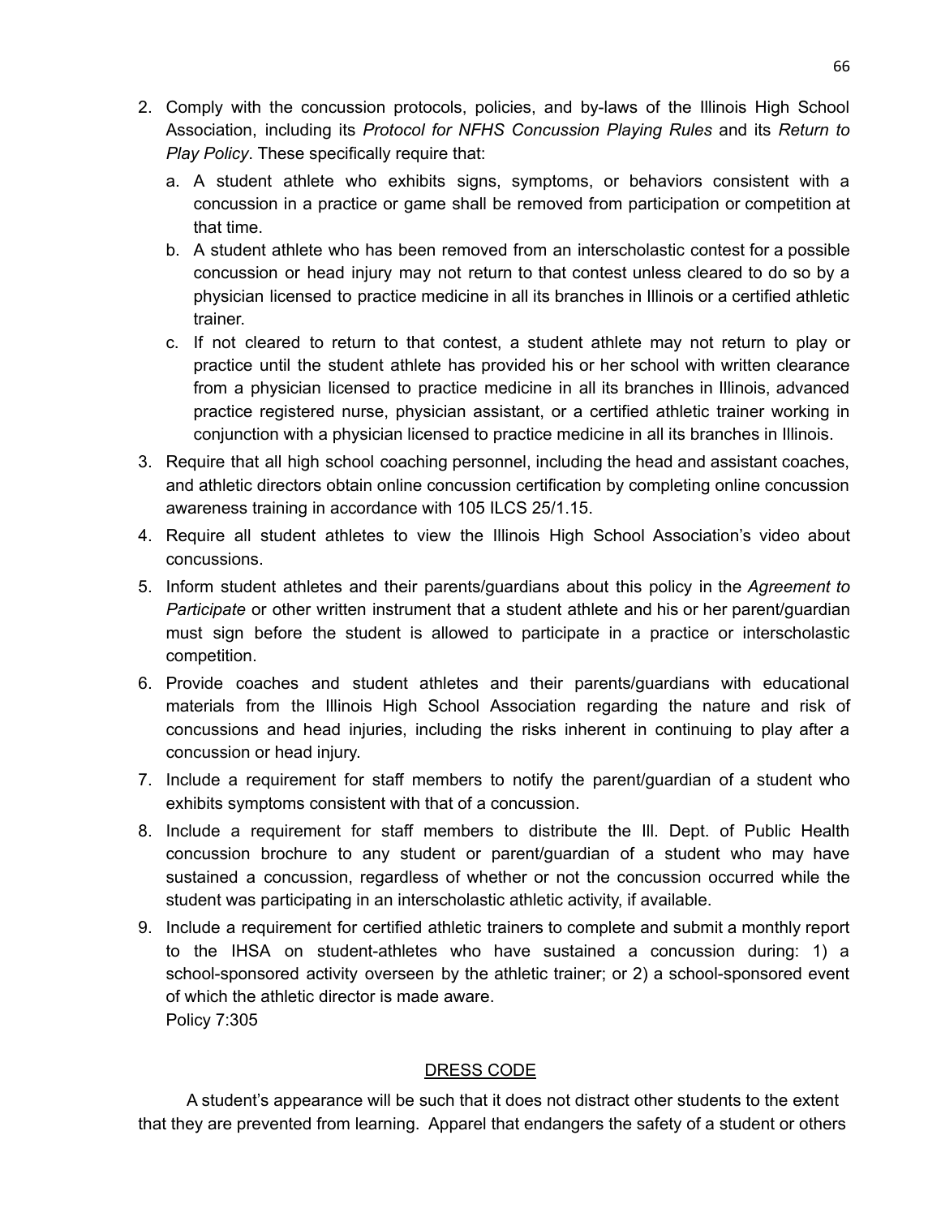2. Comply with the concussion protocols, policies, and by-laws of the Illinois High School Association, including its *Protocol for NFHS Concussion Playing Rules* and its *Return to Play Policy*. These specifically require that:
   a. A student athlete who exhibits signs, symptoms, or behaviors consistent with a concussion in a practice or game shall be removed from participation or competition at that time.
   b. A student athlete who has been removed from an interscholastic contest for a possible concussion or head injury may not return to that contest unless cleared to do so by a physician licensed to practice medicine in all its branches in Illinois or a certified athletic trainer.
   c. If not cleared to return to that contest, a student athlete may not return to play or practice until the student athlete has provided his or her school with written clearance from a physician licensed to practice medicine in all its branches in Illinois, advanced practice registered nurse, physician assistant, or a certified athletic trainer working in conjunction with a physician licensed to practice medicine in all its branches in Illinois.
3. Require that all high school coaching personnel, including the head and assistant coaches, and athletic directors obtain online concussion certification by completing online concussion awareness training in accordance with 105 ILCS 25/1.15.
4. Require all student athletes to view the Illinois High School Association's video about concussions.
5. Inform student athletes and their parents/guardians about this policy in the *Agreement to Participate* or other written instrument that a student athlete and his or her parent/guardian must sign before the student is allowed to participate in a practice or interscholastic competition.
6. Provide coaches and student athletes and their parents/guardians with educational materials from the Illinois High School Association regarding the nature and risk of concussions and head injuries, including the risks inherent in continuing to play after a concussion or head injury.
7. Include a requirement for staff members to notify the parent/guardian of a student who exhibits symptoms consistent with that of a concussion.
8. Include a requirement for staff members to distribute the Ill. Dept. of Public Health concussion brochure to any student or parent/guardian of a student who may have sustained a concussion, regardless of whether or not the concussion occurred while the student was participating in an interscholastic athletic activity, if available.
9. Include a requirement for certified athletic trainers to complete and submit a monthly report to the IHSA on student-athletes who have sustained a concussion during: 1) a school-sponsored activity overseen by the athletic trainer; or 2) a school-sponsored event of which the athletic director is made aware.
   Policy 7:305

## DRESS CODE

A student's appearance will be such that it does not distract other students to the extent that they are prevented from learning. Apparel that endangers the safety of a student or others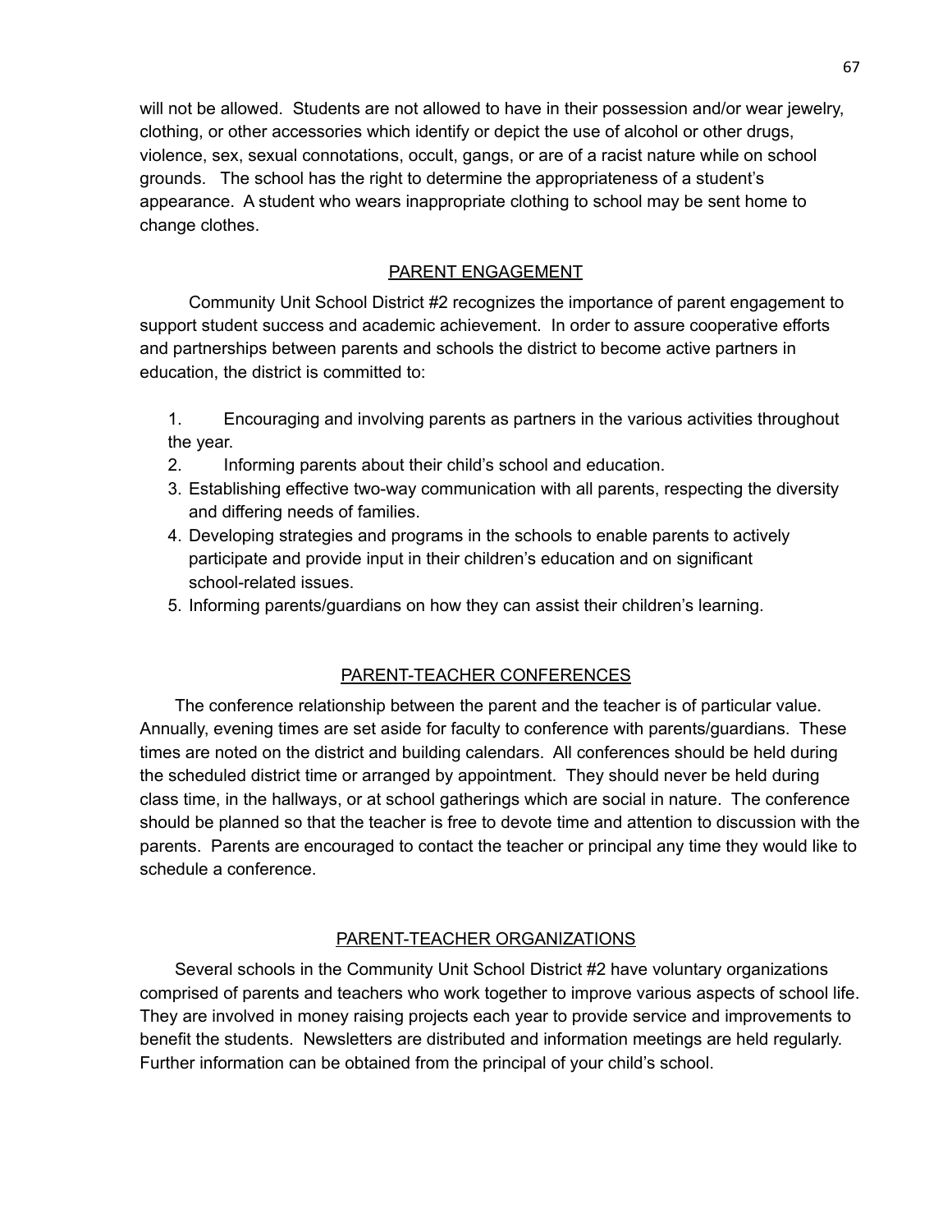will not be allowed. Students are not allowed to have in their possession and/or wear jewelry, clothing, or other accessories which identify or depict the use of alcohol or other drugs, violence, sex, sexual connotations, occult, gangs, or are of a racist nature while on school grounds. The school has the right to determine the appropriateness of a student's appearance. A student who wears inappropriate clothing to school may be sent home to change clothes.

## PARENT ENGAGEMENT

Community Unit School District #2 recognizes the importance of parent engagement to support student success and academic achievement. In order to assure cooperative efforts and partnerships between parents and schools the district to become active partners in education, the district is committed to:

1. Encouraging and involving parents as partners in the various activities throughout the year.
2. Informing parents about their child's school and education.
3. Establishing effective two-way communication with all parents, respecting the diversity and differing needs of families.
4. Developing strategies and programs in the schools to enable parents to actively participate and provide input in their children's education and on significant school-related issues.
5. Informing parents/guardians on how they can assist their children's learning.

## PARENT-TEACHER CONFERENCES

The conference relationship between the parent and the teacher is of particular value. Annually, evening times are set aside for faculty to conference with parents/guardians. These times are noted on the district and building calendars. All conferences should be held during the scheduled district time or arranged by appointment. They should never be held during class time, in the hallways, or at school gatherings which are social in nature. The conference should be planned so that the teacher is free to devote time and attention to discussion with the parents. Parents are encouraged to contact the teacher or principal any time they would like to schedule a conference.

## PARENT-TEACHER ORGANIZATIONS

Several schools in the Community Unit School District #2 have voluntary organizations comprised of parents and teachers who work together to improve various aspects of school life. They are involved in money raising projects each year to provide service and improvements to benefit the students. Newsletters are distributed and information meetings are held regularly. Further information can be obtained from the principal of your child's school.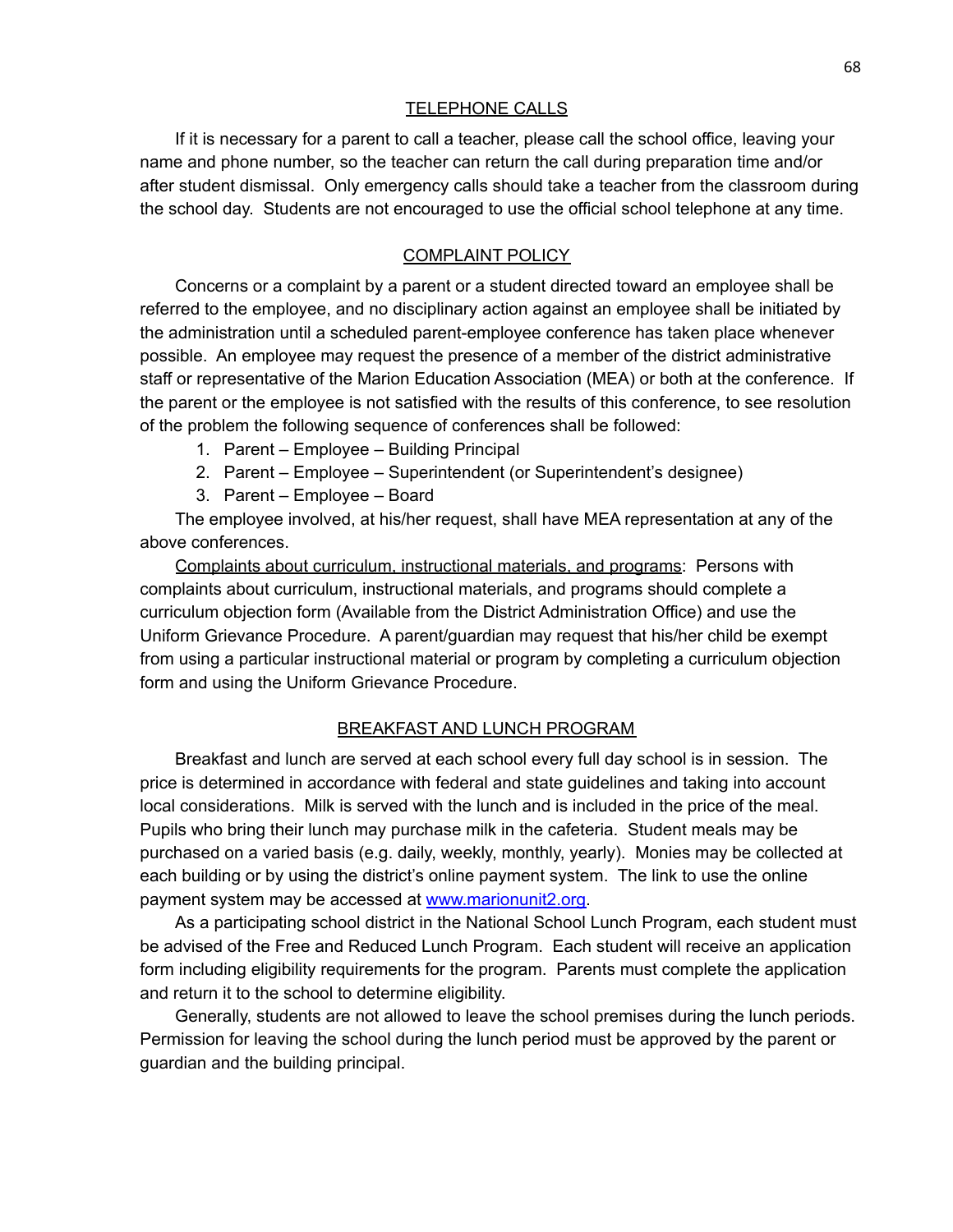## TELEPHONE CALLS

If it is necessary for a parent to call a teacher, please call the school office, leaving your name and phone number, so the teacher can return the call during preparation time and/or after student dismissal. Only emergency calls should take a teacher from the classroom during the school day. Students are not encouraged to use the official school telephone at any time.

## COMPLAINT POLICY

Concerns or a complaint by a parent or a student directed toward an employee shall be referred to the employee, and no disciplinary action against an employee shall be initiated by the administration until a scheduled parent-employee conference has taken place whenever possible. An employee may request the presence of a member of the district administrative staff or representative of the Marion Education Association (MEA) or both at the conference. If the parent or the employee is not satisfied with the results of this conference, to see resolution of the problem the following sequence of conferences shall be followed:

1. Parent – Employee – Building Principal
2. Parent – Employee – Superintendent (or Superintendent's designee)
3. Parent – Employee – Board

The employee involved, at his/her request, shall have MEA representation at any of the above conferences.

Complaints about curriculum, instructional materials, and programs: Persons with complaints about curriculum, instructional materials, and programs should complete a curriculum objection form (Available from the District Administration Office) and use the Uniform Grievance Procedure. A parent/guardian may request that his/her child be exempt from using a particular instructional material or program by completing a curriculum objection form and using the Uniform Grievance Procedure.

## BREAKFAST AND LUNCH PROGRAM

Breakfast and lunch are served at each school every full day school is in session. The price is determined in accordance with federal and state guidelines and taking into account local considerations. Milk is served with the lunch and is included in the price of the meal. Pupils who bring their lunch may purchase milk in the cafeteria. Student meals may be purchased on a varied basis (e.g. daily, weekly, monthly, yearly). Monies may be collected at each building or by using the district's online payment system. The link to use the online payment system may be accessed at [www.marionunit2.org](http://www.marionunit2.org).

As a participating school district in the National School Lunch Program, each student must be advised of the Free and Reduced Lunch Program. Each student will receive an application form including eligibility requirements for the program. Parents must complete the application and return it to the school to determine eligibility.

Generally, students are not allowed to leave the school premises during the lunch periods. Permission for leaving the school during the lunch period must be approved by the parent or guardian and the building principal.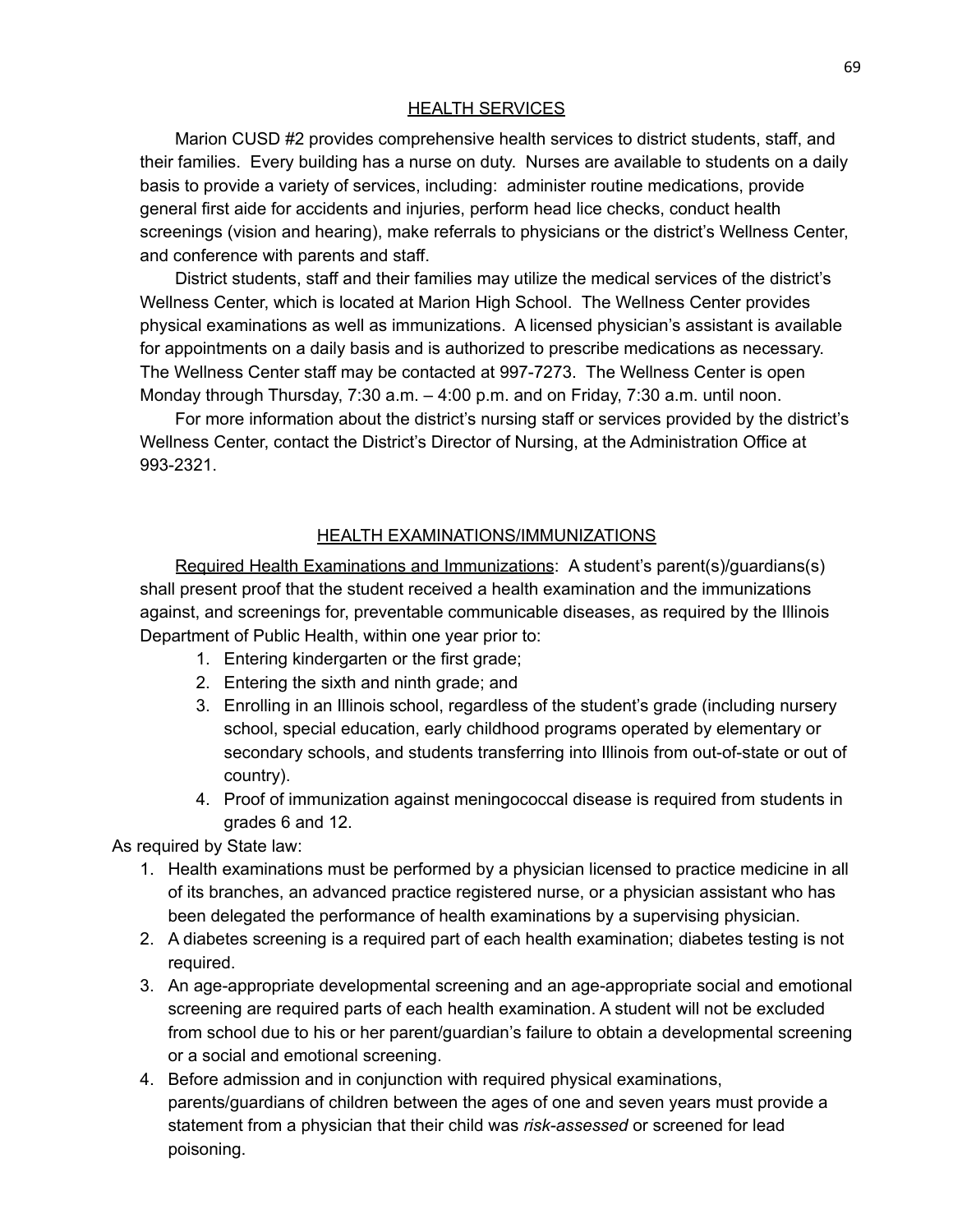## HEALTH SERVICES

Marion CUSD #2 provides comprehensive health services to district students, staff, and their families. Every building has a nurse on duty. Nurses are available to students on a daily basis to provide a variety of services, including: administer routine medications, provide general first aide for accidents and injuries, perform head lice checks, conduct health screenings (vision and hearing), make referrals to physicians or the district's Wellness Center, and conference with parents and staff.

District students, staff and their families may utilize the medical services of the district's Wellness Center, which is located at Marion High School. The Wellness Center provides physical examinations as well as immunizations. A licensed physician's assistant is available for appointments on a daily basis and is authorized to prescribe medications as necessary. The Wellness Center staff may be contacted at 997-7273. The Wellness Center is open Monday through Thursday, 7:30 a.m. – 4:00 p.m. and on Friday, 7:30 a.m. until noon.

For more information about the district's nursing staff or services provided by the district's Wellness Center, contact the District's Director of Nursing, at the Administration Office at 993-2321.

## HEALTH EXAMINATIONS/IMMUNIZATIONS

Required Health Examinations and Immunizations: A student's parent(s)/guardians(s) shall present proof that the student received a health examination and the immunizations against, and screenings for, preventable communicable diseases, as required by the Illinois Department of Public Health, within one year prior to:

1. Entering kindergarten or the first grade;
2. Entering the sixth and ninth grade; and
3. Enrolling in an Illinois school, regardless of the student's grade (including nursery school, special education, early childhood programs operated by elementary or secondary schools, and students transferring into Illinois from out-of-state or out of country).
4. Proof of immunization against meningococcal disease is required from students in grades 6 and 12.

As required by State law:

1. Health examinations must be performed by a physician licensed to practice medicine in all of its branches, an advanced practice registered nurse, or a physician assistant who has been delegated the performance of health examinations by a supervising physician.
2. A diabetes screening is a required part of each health examination; diabetes testing is not required.
3. An age-appropriate developmental screening and an age-appropriate social and emotional screening are required parts of each health examination. A student will not be excluded from school due to his or her parent/guardian's failure to obtain a developmental screening or a social and emotional screening.
4. Before admission and in conjunction with required physical examinations, parents/guardians of children between the ages of one and seven years must provide a statement from a physician that their child was *risk-assessed* or screened for lead poisoning.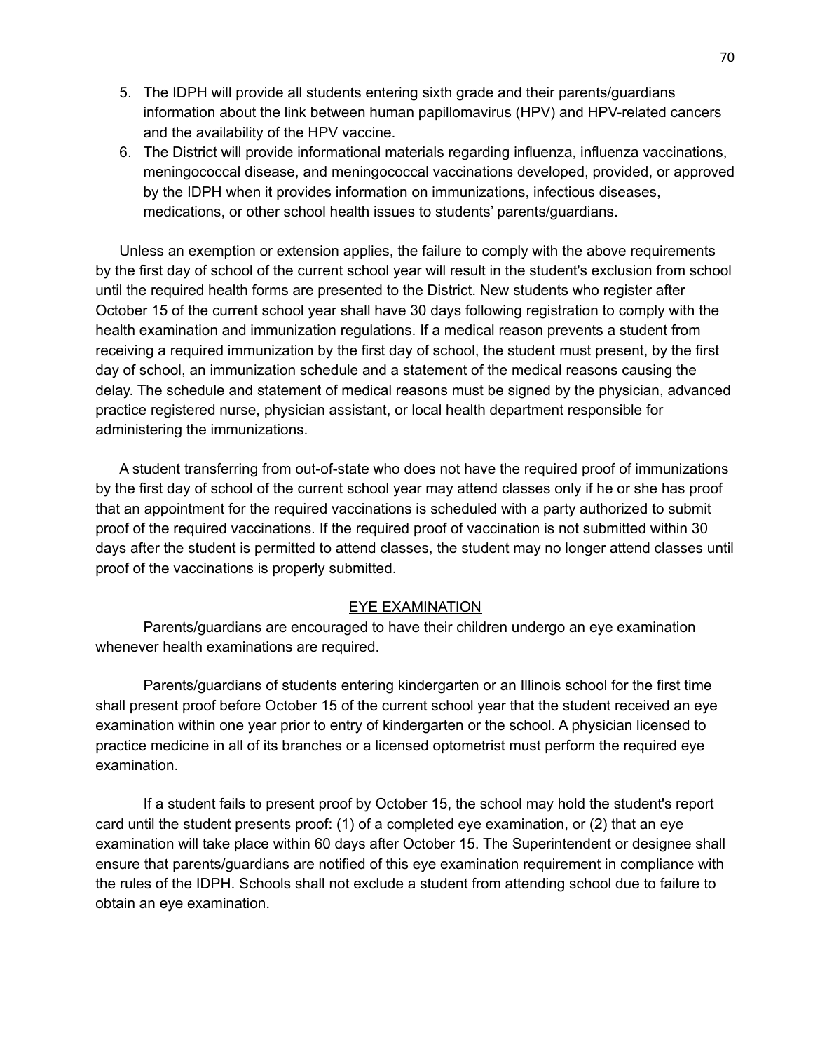5. The IDPH will provide all students entering sixth grade and their parents/guardians information about the link between human papillomavirus (HPV) and HPV-related cancers and the availability of the HPV vaccine.
6. The District will provide informational materials regarding influenza, influenza vaccinations, meningococcal disease, and meningococcal vaccinations developed, provided, or approved by the IDPH when it provides information on immunizations, infectious diseases, medications, or other school health issues to students' parents/guardians.

Unless an exemption or extension applies, the failure to comply with the above requirements by the first day of school of the current school year will result in the student's exclusion from school until the required health forms are presented to the District. New students who register after October 15 of the current school year shall have 30 days following registration to comply with the health examination and immunization regulations. If a medical reason prevents a student from receiving a required immunization by the first day of school, the student must present, by the first day of school, an immunization schedule and a statement of the medical reasons causing the delay. The schedule and statement of medical reasons must be signed by the physician, advanced practice registered nurse, physician assistant, or local health department responsible for administering the immunizations.

A student transferring from out-of-state who does not have the required proof of immunizations by the first day of school of the current school year may attend classes only if he or she has proof that an appointment for the required vaccinations is scheduled with a party authorized to submit proof of the required vaccinations. If the required proof of vaccination is not submitted within 30 days after the student is permitted to attend classes, the student may no longer attend classes until proof of the vaccinations is properly submitted.

## EYE EXAMINATION

Parents/guardians are encouraged to have their children undergo an eye examination whenever health examinations are required.

Parents/guardians of students entering kindergarten or an Illinois school for the first time shall present proof before October 15 of the current school year that the student received an eye examination within one year prior to entry of kindergarten or the school. A physician licensed to practice medicine in all of its branches or a licensed optometrist must perform the required eye examination.

If a student fails to present proof by October 15, the school may hold the student's report card until the student presents proof: (1) of a completed eye examination, or (2) that an eye examination will take place within 60 days after October 15. The Superintendent or designee shall ensure that parents/guardians are notified of this eye examination requirement in compliance with the rules of the IDPH. Schools shall not exclude a student from attending school due to failure to obtain an eye examination.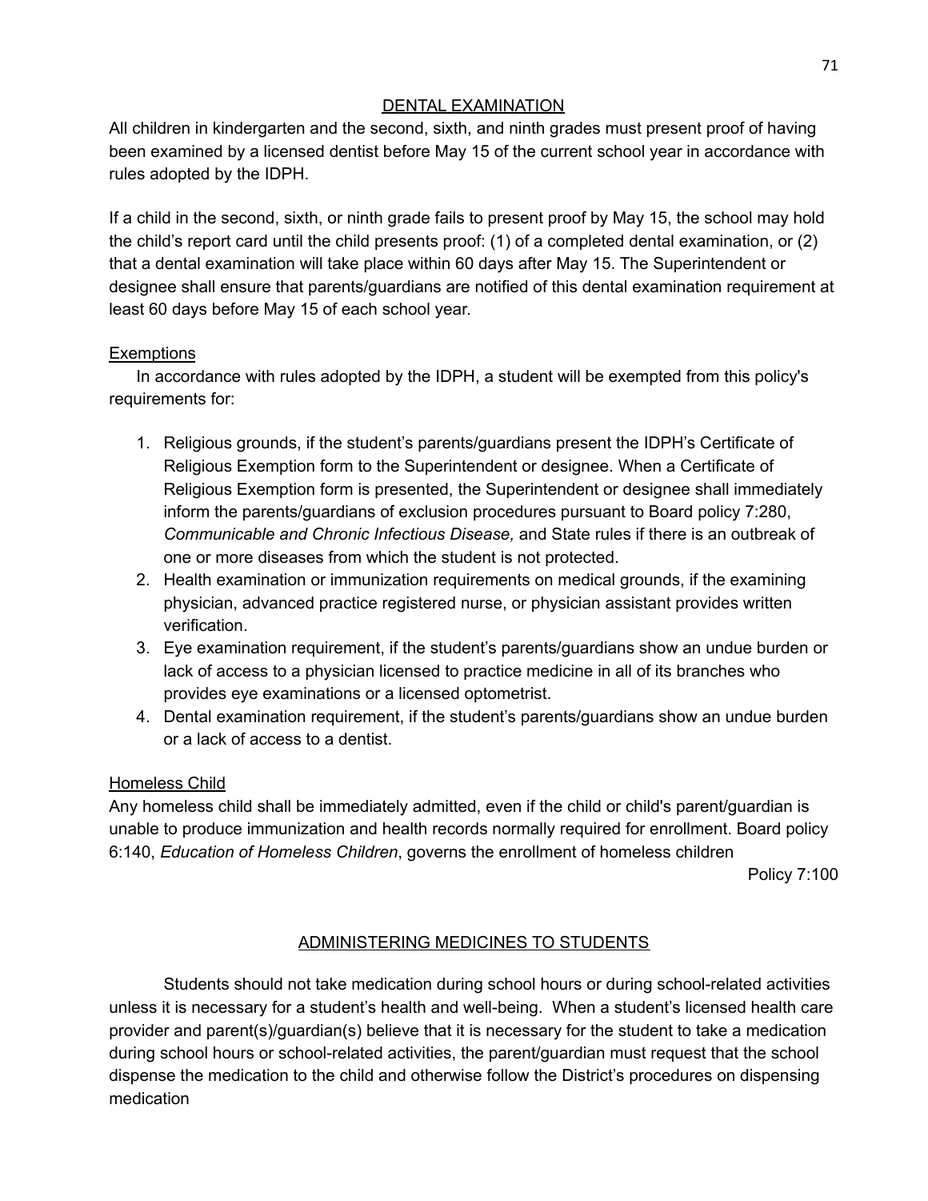## DENTAL EXAMINATION

All children in kindergarten and the second, sixth, and ninth grades must present proof of having been examined by a licensed dentist before May 15 of the current school year in accordance with rules adopted by the IDPH.

If a child in the second, sixth, or ninth grade fails to present proof by May 15, the school may hold the child's report card until the child presents proof: (1) of a completed dental examination, or (2) that a dental examination will take place within 60 days after May 15. The Superintendent or designee shall ensure that parents/guardians are notified of this dental examination requirement at least 60 days before May 15 of each school year.

### Exemptions

In accordance with rules adopted by the IDPH, a student will be exempted from this policy's requirements for:

1. Religious grounds, if the student's parents/guardians present the IDPH's Certificate of Religious Exemption form to the Superintendent or designee. When a Certificate of Religious Exemption form is presented, the Superintendent or designee shall immediately inform the parents/guardians of exclusion procedures pursuant to Board policy 7:280, *Communicable and Chronic Infectious Disease,* and State rules if there is an outbreak of one or more diseases from which the student is not protected.
2. Health examination or immunization requirements on medical grounds, if the examining physician, advanced practice registered nurse, or physician assistant provides written verification.
3. Eye examination requirement, if the student's parents/guardians show an undue burden or lack of access to a physician licensed to practice medicine in all of its branches who provides eye examinations or a licensed optometrist.
4. Dental examination requirement, if the student's parents/guardians show an undue burden or a lack of access to a dentist.

### Homeless Child

Any homeless child shall be immediately admitted, even if the child or child's parent/guardian is unable to produce immunization and health records normally required for enrollment. Board policy 6:140, *Education of Homeless Children*, governs the enrollment of homeless children

Policy 7:100

## ADMINISTERING MEDICINES TO STUDENTS

Students should not take medication during school hours or during school-related activities unless it is necessary for a student's health and well-being. When a student's licensed health care provider and parent(s)/guardian(s) believe that it is necessary for the student to take a medication during school hours or school-related activities, the parent/guardian must request that the school dispense the medication to the child and otherwise follow the District's procedures on dispensing medication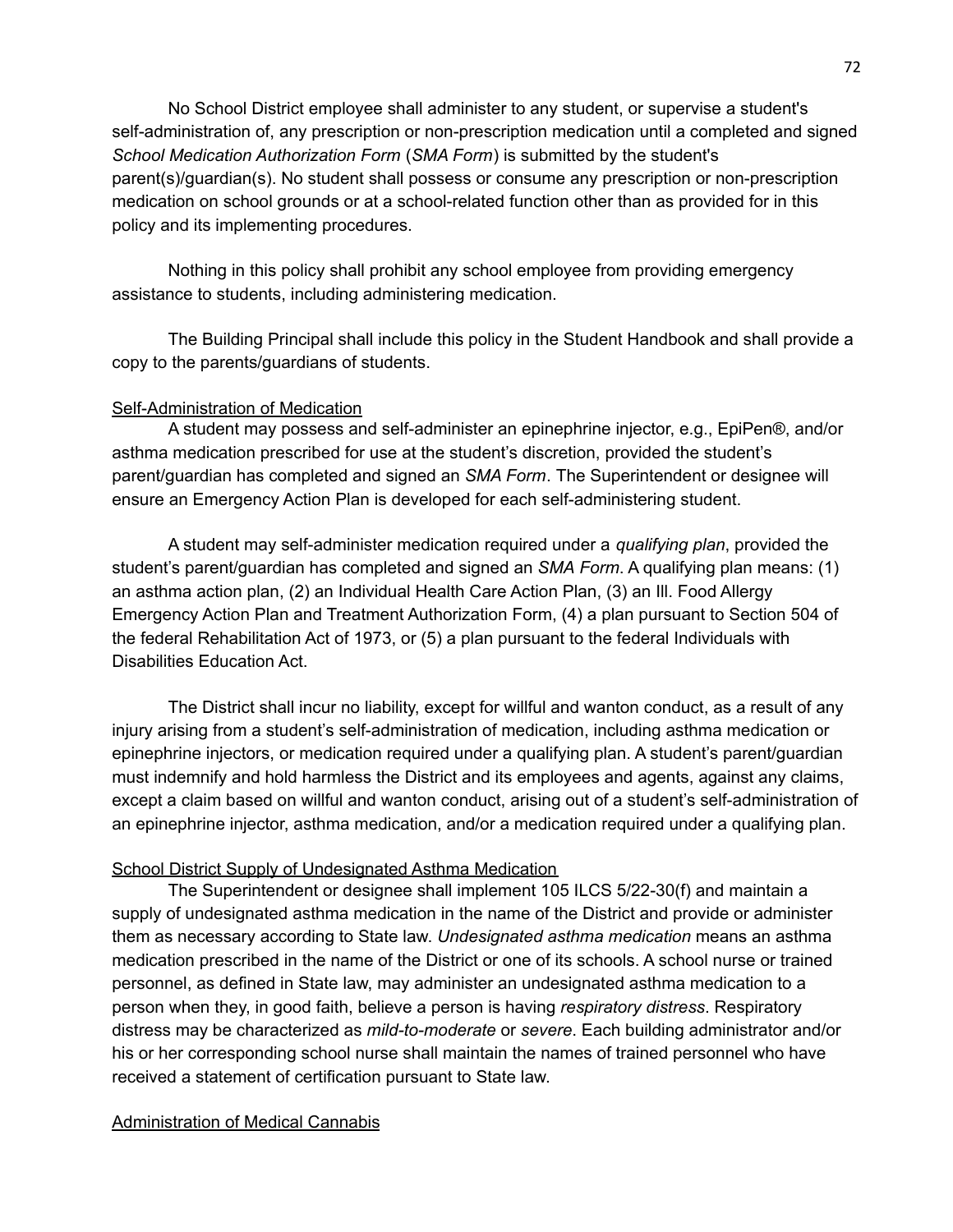No School District employee shall administer to any student, or supervise a student's self-administration of, any prescription or non-prescription medication until a completed and signed *School Medication Authorization Form* (*SMA Form*) is submitted by the student's parent(s)/guardian(s). No student shall possess or consume any prescription or non-prescription medication on school grounds or at a school-related function other than as provided for in this policy and its implementing procedures.

Nothing in this policy shall prohibit any school employee from providing emergency assistance to students, including administering medication.

The Building Principal shall include this policy in the Student Handbook and shall provide a copy to the parents/guardians of students.

<u>Self-Administration of Medication</u>

A student may possess and self-administer an epinephrine injector, e.g., EpiPen®, and/or asthma medication prescribed for use at the student's discretion, provided the student's parent/guardian has completed and signed an *SMA Form*. The Superintendent or designee will ensure an Emergency Action Plan is developed for each self-administering student.

A student may self-administer medication required under a *qualifying plan*, provided the student's parent/guardian has completed and signed an *SMA Form*. A qualifying plan means: (1) an asthma action plan, (2) an Individual Health Care Action Plan, (3) an Ill. Food Allergy Emergency Action Plan and Treatment Authorization Form, (4) a plan pursuant to Section 504 of the federal Rehabilitation Act of 1973, or (5) a plan pursuant to the federal Individuals with Disabilities Education Act.

The District shall incur no liability, except for willful and wanton conduct, as a result of any injury arising from a student's self-administration of medication, including asthma medication or epinephrine injectors, or medication required under a qualifying plan. A student's parent/guardian must indemnify and hold harmless the District and its employees and agents, against any claims, except a claim based on willful and wanton conduct, arising out of a student's self-administration of an epinephrine injector, asthma medication, and/or a medication required under a qualifying plan.

<u>School District Supply of Undesignated Asthma Medication</u>

The Superintendent or designee shall implement 105 ILCS 5/22-30(f) and maintain a supply of undesignated asthma medication in the name of the District and provide or administer them as necessary according to State law. *Undesignated asthma medication* means an asthma medication prescribed in the name of the District or one of its schools. A school nurse or trained personnel, as defined in State law, may administer an undesignated asthma medication to a person when they, in good faith, believe a person is having *respiratory distress*. Respiratory distress may be characterized as *mild-to-moderate* or *severe*. Each building administrator and/or his or her corresponding school nurse shall maintain the names of trained personnel who have received a statement of certification pursuant to State law.

<u>Administration of Medical Cannabis</u>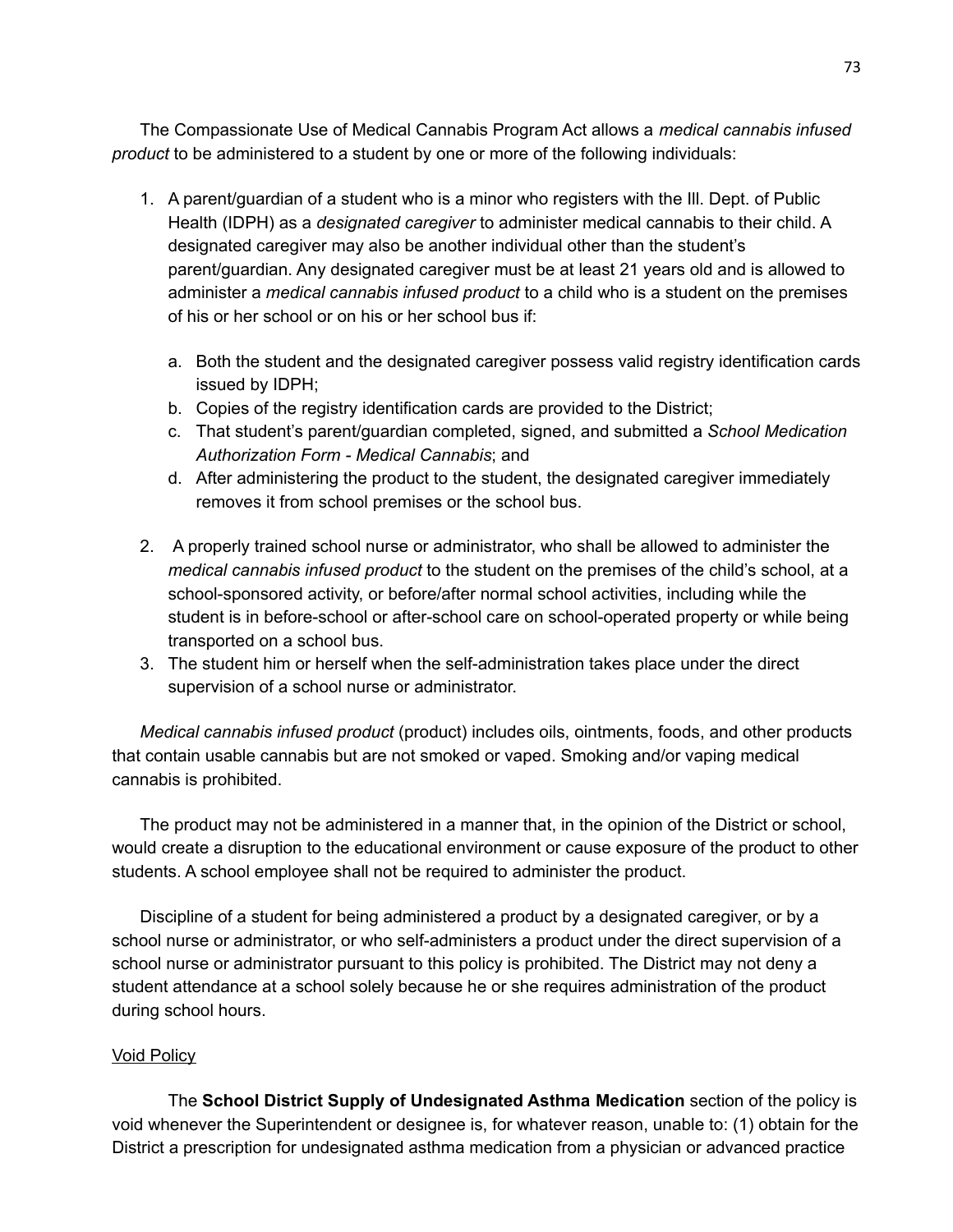The Compassionate Use of Medical Cannabis Program Act allows a *medical cannabis infused product* to be administered to a student by one or more of the following individuals:

1. A parent/guardian of a student who is a minor who registers with the Ill. Dept. of Public Health (IDPH) as a *designated caregiver* to administer medical cannabis to their child. A designated caregiver may also be another individual other than the student's parent/guardian. Any designated caregiver must be at least 21 years old and is allowed to administer a *medical cannabis infused product* to a child who is a student on the premises of his or her school or on his or her school bus if:
   a. Both the student and the designated caregiver possess valid registry identification cards issued by IDPH;
   b. Copies of the registry identification cards are provided to the District;
   c. That student's parent/guardian completed, signed, and submitted a *School Medication Authorization Form - Medical Cannabis*; and
   d. After administering the product to the student, the designated caregiver immediately removes it from school premises or the school bus.
2. A properly trained school nurse or administrator, who shall be allowed to administer the *medical cannabis infused product* to the student on the premises of the child's school, at a school-sponsored activity, or before/after normal school activities, including while the student is in before-school or after-school care on school-operated property or while being transported on a school bus.
3. The student him or herself when the self-administration takes place under the direct supervision of a school nurse or administrator.

*Medical cannabis infused product* (product) includes oils, ointments, foods, and other products that contain usable cannabis but are not smoked or vaped. Smoking and/or vaping medical cannabis is prohibited.

The product may not be administered in a manner that, in the opinion of the District or school, would create a disruption to the educational environment or cause exposure of the product to other students. A school employee shall not be required to administer the product.

Discipline of a student for being administered a product by a designated caregiver, or by a school nurse or administrator, or who self-administers a product under the direct supervision of a school nurse or administrator pursuant to this policy is prohibited. The District may not deny a student attendance at a school solely because he or she requires administration of the product during school hours.

Void Policy

The **School District Supply of Undesignated Asthma Medication** section of the policy is void whenever the Superintendent or designee is, for whatever reason, unable to: (1) obtain for the District a prescription for undesignated asthma medication from a physician or advanced practice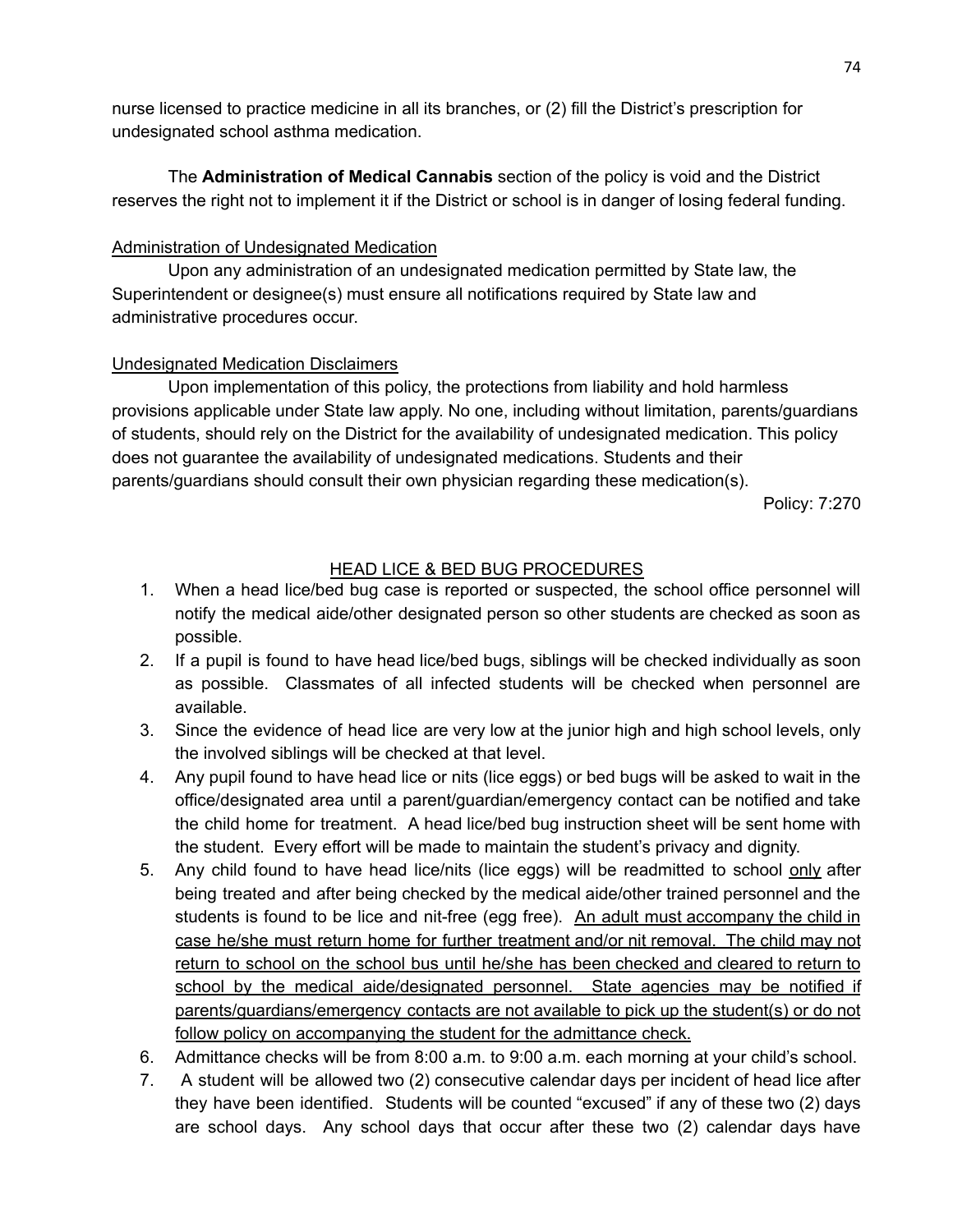nurse licensed to practice medicine in all its branches, or (2) fill the District's prescription for undesignated school asthma medication.

The **Administration of Medical Cannabis** section of the policy is void and the District reserves the right not to implement it if the District or school is in danger of losing federal funding.

<u>Administration of Undesignated Medication</u>

Upon any administration of an undesignated medication permitted by State law, the Superintendent or designee(s) must ensure all notifications required by State law and administrative procedures occur.

<u>Undesignated Medication Disclaimers</u>

Upon implementation of this policy, the protections from liability and hold harmless provisions applicable under State law apply. No one, including without limitation, parents/guardians of students, should rely on the District for the availability of undesignated medication. This policy does not guarantee the availability of undesignated medications. Students and their parents/guardians should consult their own physician regarding these medication(s).

Policy: 7:270

## <u>HEAD LICE & BED BUG PROCEDURES</u>

1. When a head lice/bed bug case is reported or suspected, the school office personnel will notify the medical aide/other designated person so other students are checked as soon as possible.
2. If a pupil is found to have head lice/bed bugs, siblings will be checked individually as soon as possible. Classmates of all infected students will be checked when personnel are available.
3. Since the evidence of head lice are very low at the junior high and high school levels, only the involved siblings will be checked at that level.
4. Any pupil found to have head lice or nits (lice eggs) or bed bugs will be asked to wait in the office/designated area until a parent/guardian/emergency contact can be notified and take the child home for treatment. A head lice/bed bug instruction sheet will be sent home with the student. Every effort will be made to maintain the student's privacy and dignity.
5. Any child found to have head lice/nits (lice eggs) will be readmitted to school <u>only</u> after being treated and after being checked by the medical aide/other trained personnel and the students is found to be lice and nit-free (egg free). <u>An adult must accompany the child in case he/she must return home for further treatment and/or nit removal. The child may not return to school on the school bus until he/she has been checked and cleared to return to school by the medical aide/designated personnel. State agencies may be notified if parents/guardians/emergency contacts are not available to pick up the student(s) or do not follow policy on accompanying the student for the admittance check.</u>
6. Admittance checks will be from 8:00 a.m. to 9:00 a.m. each morning at your child's school.
7. A student will be allowed two (2) consecutive calendar days per incident of head lice after they have been identified. Students will be counted "excused" if any of these two (2) days are school days. Any school days that occur after these two (2) calendar days have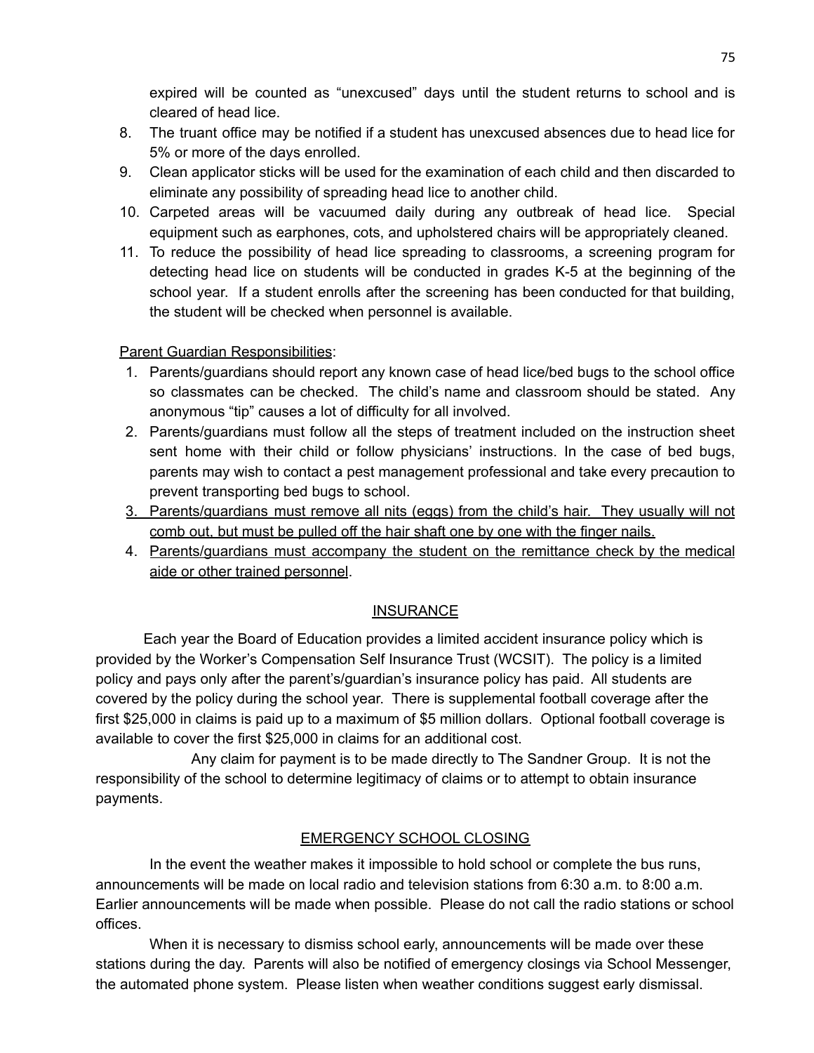expired will be counted as "unexcused" days until the student returns to school and is cleared of head lice.

8. The truant office may be notified if a student has unexcused absences due to head lice for 5% or more of the days enrolled.
9. Clean applicator sticks will be used for the examination of each child and then discarded to eliminate any possibility of spreading head lice to another child.
10. Carpeted areas will be vacuumed daily during any outbreak of head lice. Special equipment such as earphones, cots, and upholstered chairs will be appropriately cleaned.
11. To reduce the possibility of head lice spreading to classrooms, a screening program for detecting head lice on students will be conducted in grades K-5 at the beginning of the school year. If a student enrolls after the screening has been conducted for that building, the student will be checked when personnel is available.

<u>Parent Guardian Responsibilities</u>:

1. Parents/guardians should report any known case of head lice/bed bugs to the school office so classmates can be checked. The child's name and classroom should be stated. Any anonymous "tip" causes a lot of difficulty for all involved.
2. Parents/guardians must follow all the steps of treatment included on the instruction sheet sent home with their child or follow physicians' instructions. In the case of bed bugs, parents may wish to contact a pest management professional and take every precaution to prevent transporting bed bugs to school.
3. <u>Parents/guardians must remove all nits (eggs) from the child's hair. They usually will not comb out, but must be pulled off the hair shaft one by one with the finger nails.</u>
4. <u>Parents/guardians must accompany the student on the remittance check by the medical aide or other trained personnel</u>.

## INSURANCE

Each year the Board of Education provides a limited accident insurance policy which is provided by the Worker's Compensation Self Insurance Trust (WCSIT). The policy is a limited policy and pays only after the parent's/guardian's insurance policy has paid. All students are covered by the policy during the school year. There is supplemental football coverage after the first $25,000 in claims is paid up to a maximum of $5 million dollars. Optional football coverage is available to cover the first $25,000 in claims for an additional cost.

Any claim for payment is to be made directly to The Sandner Group. It is not the responsibility of the school to determine legitimacy of claims or to attempt to obtain insurance payments.

## EMERGENCY SCHOOL CLOSING

In the event the weather makes it impossible to hold school or complete the bus runs, announcements will be made on local radio and television stations from 6:30 a.m. to 8:00 a.m. Earlier announcements will be made when possible. Please do not call the radio stations or school offices.

When it is necessary to dismiss school early, announcements will be made over these stations during the day. Parents will also be notified of emergency closings via School Messenger, the automated phone system. Please listen when weather conditions suggest early dismissal.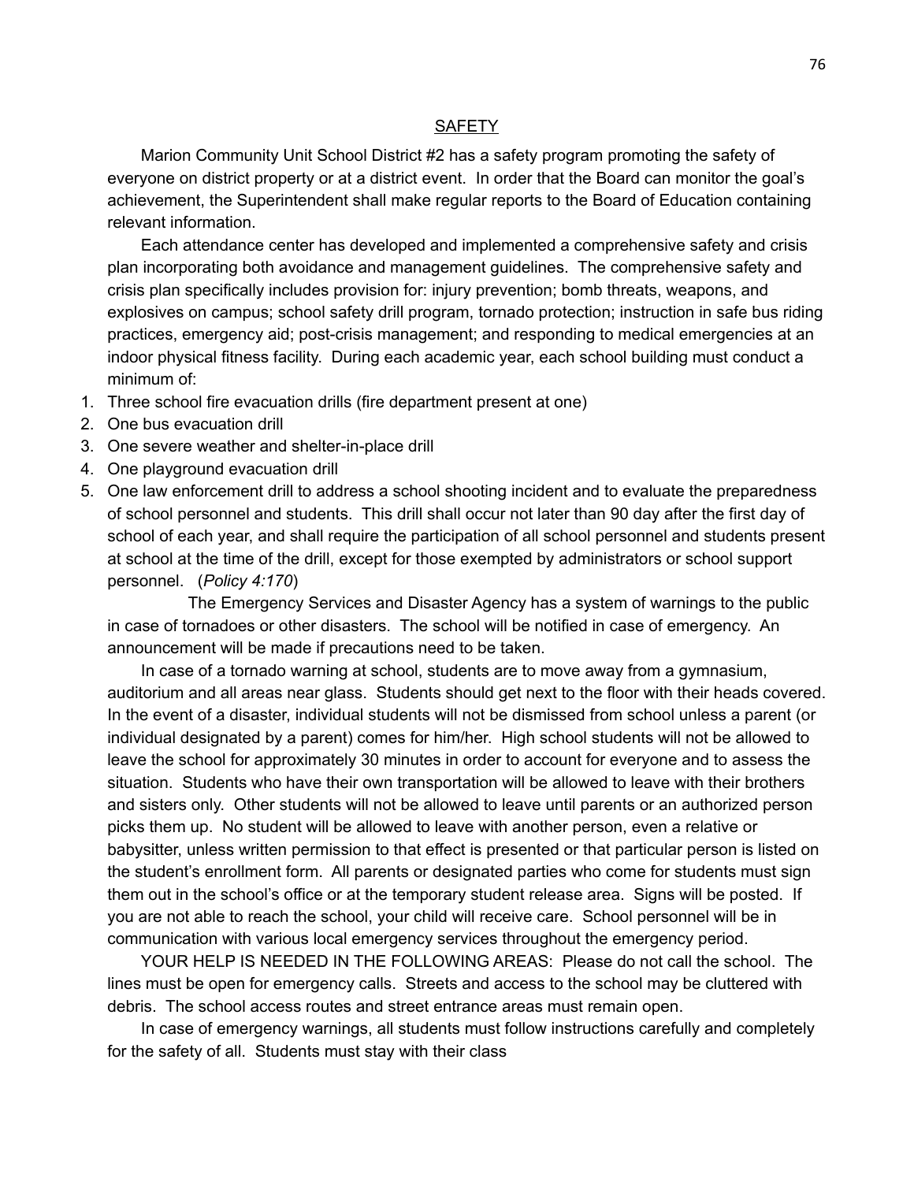## SAFETY

Marion Community Unit School District #2 has a safety program promoting the safety of everyone on district property or at a district event. In order that the Board can monitor the goal's achievement, the Superintendent shall make regular reports to the Board of Education containing relevant information.

Each attendance center has developed and implemented a comprehensive safety and crisis plan incorporating both avoidance and management guidelines. The comprehensive safety and crisis plan specifically includes provision for: injury prevention; bomb threats, weapons, and explosives on campus; school safety drill program, tornado protection; instruction in safe bus riding practices, emergency aid; post-crisis management; and responding to medical emergencies at an indoor physical fitness facility. During each academic year, each school building must conduct a minimum of:

1. Three school fire evacuation drills (fire department present at one)
2. One bus evacuation drill
3. One severe weather and shelter-in-place drill
4. One playground evacuation drill
5. One law enforcement drill to address a school shooting incident and to evaluate the preparedness of school personnel and students. This drill shall occur not later than 90 day after the first day of school of each year, and shall require the participation of all school personnel and students present at school at the time of the drill, except for those exempted by administrators or school support personnel. (*Policy 4:170*)

The Emergency Services and Disaster Agency has a system of warnings to the public in case of tornadoes or other disasters. The school will be notified in case of emergency. An announcement will be made if precautions need to be taken.

In case of a tornado warning at school, students are to move away from a gymnasium, auditorium and all areas near glass. Students should get next to the floor with their heads covered. In the event of a disaster, individual students will not be dismissed from school unless a parent (or individual designated by a parent) comes for him/her. High school students will not be allowed to leave the school for approximately 30 minutes in order to account for everyone and to assess the situation. Students who have their own transportation will be allowed to leave with their brothers and sisters only. Other students will not be allowed to leave until parents or an authorized person picks them up. No student will be allowed to leave with another person, even a relative or babysitter, unless written permission to that effect is presented or that particular person is listed on the student's enrollment form. All parents or designated parties who come for students must sign them out in the school's office or at the temporary student release area. Signs will be posted. If you are not able to reach the school, your child will receive care. School personnel will be in communication with various local emergency services throughout the emergency period.

YOUR HELP IS NEEDED IN THE FOLLOWING AREAS: Please do not call the school. The lines must be open for emergency calls. Streets and access to the school may be cluttered with debris. The school access routes and street entrance areas must remain open.

In case of emergency warnings, all students must follow instructions carefully and completely for the safety of all. Students must stay with their class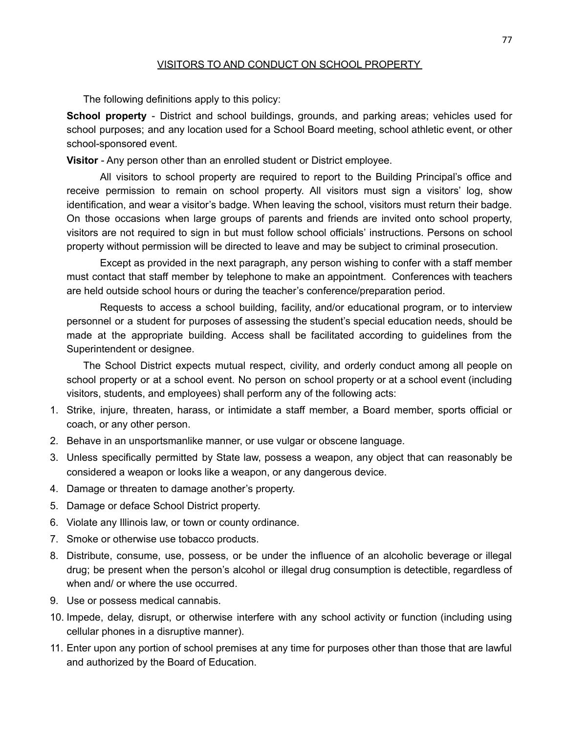## VISITORS TO AND CONDUCT ON SCHOOL PROPERTY

The following definitions apply to this policy:

**School property** - District and school buildings, grounds, and parking areas; vehicles used for school purposes; and any location used for a School Board meeting, school athletic event, or other school-sponsored event.

**Visitor** - Any person other than an enrolled student or District employee.

All visitors to school property are required to report to the Building Principal's office and receive permission to remain on school property. All visitors must sign a visitors' log, show identification, and wear a visitor's badge. When leaving the school, visitors must return their badge. On those occasions when large groups of parents and friends are invited onto school property, visitors are not required to sign in but must follow school officials' instructions. Persons on school property without permission will be directed to leave and may be subject to criminal prosecution.

Except as provided in the next paragraph, any person wishing to confer with a staff member must contact that staff member by telephone to make an appointment. Conferences with teachers are held outside school hours or during the teacher's conference/preparation period.

Requests to access a school building, facility, and/or educational program, or to interview personnel or a student for purposes of assessing the student's special education needs, should be made at the appropriate building. Access shall be facilitated according to guidelines from the Superintendent or designee.

The School District expects mutual respect, civility, and orderly conduct among all people on school property or at a school event. No person on school property or at a school event (including visitors, students, and employees) shall perform any of the following acts:

1. Strike, injure, threaten, harass, or intimidate a staff member, a Board member, sports official or coach, or any other person.
2. Behave in an unsportsmanlike manner, or use vulgar or obscene language.
3. Unless specifically permitted by State law, possess a weapon, any object that can reasonably be considered a weapon or looks like a weapon, or any dangerous device.
4. Damage or threaten to damage another's property.
5. Damage or deface School District property.
6. Violate any Illinois law, or town or county ordinance.
7. Smoke or otherwise use tobacco products.
8. Distribute, consume, use, possess, or be under the influence of an alcoholic beverage or illegal drug; be present when the person's alcohol or illegal drug consumption is detectible, regardless of when and/ or where the use occurred.
9. Use or possess medical cannabis.
10. Impede, delay, disrupt, or otherwise interfere with any school activity or function (including using cellular phones in a disruptive manner).
11. Enter upon any portion of school premises at any time for purposes other than those that are lawful and authorized by the Board of Education.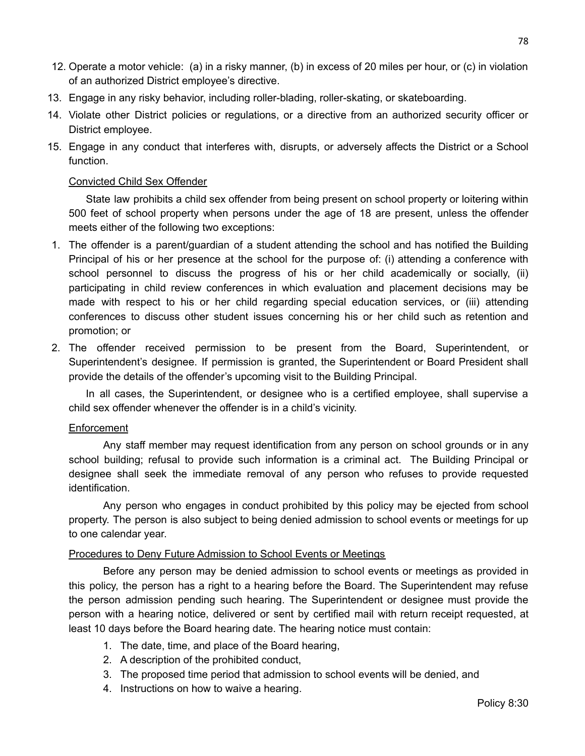12. Operate a motor vehicle: (a) in a risky manner, (b) in excess of 20 miles per hour, or (c) in violation of an authorized District employee's directive.
13. Engage in any risky behavior, including roller-blading, roller-skating, or skateboarding.
14. Violate other District policies or regulations, or a directive from an authorized security officer or District employee.
15. Engage in any conduct that interferes with, disrupts, or adversely affects the District or a School function.

<u>Convicted Child Sex Offender</u>

State law prohibits a child sex offender from being present on school property or loitering within 500 feet of school property when persons under the age of 18 are present, unless the offender meets either of the following two exceptions:

1. The offender is a parent/guardian of a student attending the school and has notified the Building Principal of his or her presence at the school for the purpose of: (i) attending a conference with school personnel to discuss the progress of his or her child academically or socially, (ii) participating in child review conferences in which evaluation and placement decisions may be made with respect to his or her child regarding special education services, or (iii) attending conferences to discuss other student issues concerning his or her child such as retention and promotion; or
2. The offender received permission to be present from the Board, Superintendent, or Superintendent's designee. If permission is granted, the Superintendent or Board President shall provide the details of the offender's upcoming visit to the Building Principal.

In all cases, the Superintendent, or designee who is a certified employee, shall supervise a child sex offender whenever the offender is in a child's vicinity.

<u>Enforcement</u>

Any staff member may request identification from any person on school grounds or in any school building; refusal to provide such information is a criminal act. The Building Principal or designee shall seek the immediate removal of any person who refuses to provide requested identification.

Any person who engages in conduct prohibited by this policy may be ejected from school property. The person is also subject to being denied admission to school events or meetings for up to one calendar year.

<u>Procedures to Deny Future Admission to School Events or Meetings</u>

Before any person may be denied admission to school events or meetings as provided in this policy, the person has a right to a hearing before the Board. The Superintendent may refuse the person admission pending such hearing. The Superintendent or designee must provide the person with a hearing notice, delivered or sent by certified mail with return receipt requested, at least 10 days before the Board hearing date. The hearing notice must contain:

1. The date, time, and place of the Board hearing,
2. A description of the prohibited conduct,
3. The proposed time period that admission to school events will be denied, and
4. Instructions on how to waive a hearing.

Policy 8:30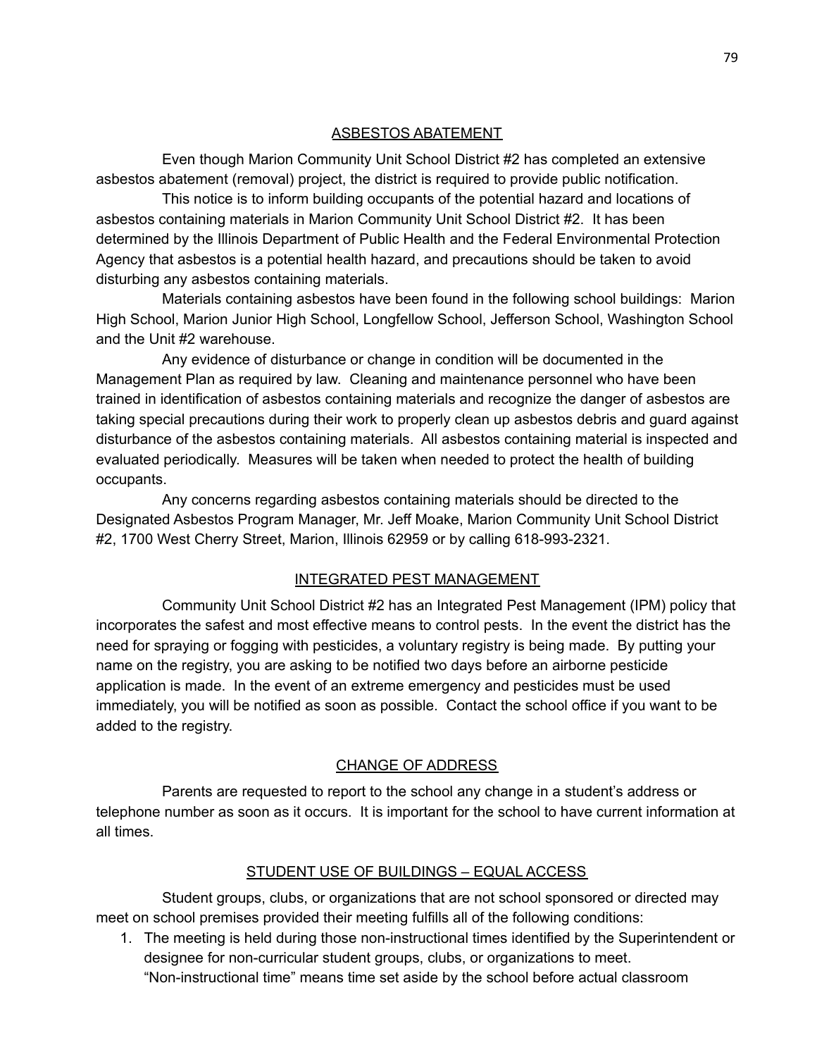## ASBESTOS ABATEMENT

Even though Marion Community Unit School District #2 has completed an extensive asbestos abatement (removal) project, the district is required to provide public notification.

This notice is to inform building occupants of the potential hazard and locations of asbestos containing materials in Marion Community Unit School District #2. It has been determined by the Illinois Department of Public Health and the Federal Environmental Protection Agency that asbestos is a potential health hazard, and precautions should be taken to avoid disturbing any asbestos containing materials.

Materials containing asbestos have been found in the following school buildings: Marion High School, Marion Junior High School, Longfellow School, Jefferson School, Washington School and the Unit #2 warehouse.

Any evidence of disturbance or change in condition will be documented in the Management Plan as required by law. Cleaning and maintenance personnel who have been trained in identification of asbestos containing materials and recognize the danger of asbestos are taking special precautions during their work to properly clean up asbestos debris and guard against disturbance of the asbestos containing materials. All asbestos containing material is inspected and evaluated periodically. Measures will be taken when needed to protect the health of building occupants.

Any concerns regarding asbestos containing materials should be directed to the Designated Asbestos Program Manager, Mr. Jeff Moake, Marion Community Unit School District #2, 1700 West Cherry Street, Marion, Illinois 62959 or by calling 618-993-2321.

## INTEGRATED PEST MANAGEMENT

Community Unit School District #2 has an Integrated Pest Management (IPM) policy that incorporates the safest and most effective means to control pests. In the event the district has the need for spraying or fogging with pesticides, a voluntary registry is being made. By putting your name on the registry, you are asking to be notified two days before an airborne pesticide application is made. In the event of an extreme emergency and pesticides must be used immediately, you will be notified as soon as possible. Contact the school office if you want to be added to the registry.

## CHANGE OF ADDRESS

Parents are requested to report to the school any change in a student's address or telephone number as soon as it occurs. It is important for the school to have current information at all times.

## STUDENT USE OF BUILDINGS – EQUAL ACCESS

Student groups, clubs, or organizations that are not school sponsored or directed may meet on school premises provided their meeting fulfills all of the following conditions:

1. The meeting is held during those non-instructional times identified by the Superintendent or designee for non-curricular student groups, clubs, or organizations to meet. "Non-instructional time" means time set aside by the school before actual classroom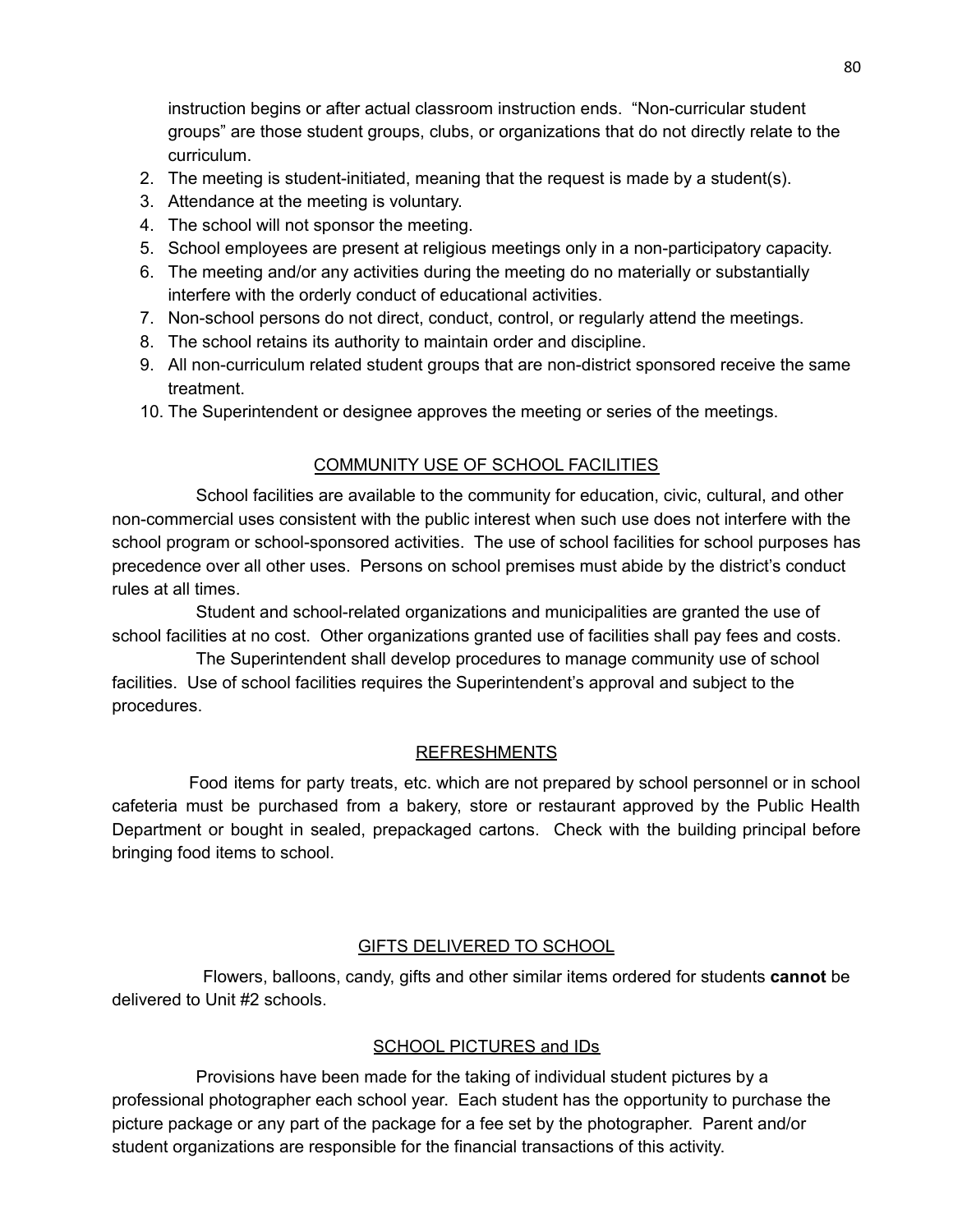instruction begins or after actual classroom instruction ends. "Non-curricular student groups" are those student groups, clubs, or organizations that do not directly relate to the curriculum.

2. The meeting is student-initiated, meaning that the request is made by a student(s).
3. Attendance at the meeting is voluntary.
4. The school will not sponsor the meeting.
5. School employees are present at religious meetings only in a non-participatory capacity.
6. The meeting and/or any activities during the meeting do no materially or substantially interfere with the orderly conduct of educational activities.
7. Non-school persons do not direct, conduct, control, or regularly attend the meetings.
8. The school retains its authority to maintain order and discipline.
9. All non-curriculum related student groups that are non-district sponsored receive the same treatment.
10. The Superintendent or designee approves the meeting or series of the meetings.

## COMMUNITY USE OF SCHOOL FACILITIES

School facilities are available to the community for education, civic, cultural, and other non-commercial uses consistent with the public interest when such use does not interfere with the school program or school-sponsored activities. The use of school facilities for school purposes has precedence over all other uses. Persons on school premises must abide by the district's conduct rules at all times.

Student and school-related organizations and municipalities are granted the use of school facilities at no cost. Other organizations granted use of facilities shall pay fees and costs.

The Superintendent shall develop procedures to manage community use of school facilities. Use of school facilities requires the Superintendent's approval and subject to the procedures.

## REFRESHMENTS

Food items for party treats, etc. which are not prepared by school personnel or in school cafeteria must be purchased from a bakery, store or restaurant approved by the Public Health Department or bought in sealed, prepackaged cartons. Check with the building principal before bringing food items to school.

## GIFTS DELIVERED TO SCHOOL

Flowers, balloons, candy, gifts and other similar items ordered for students **cannot** be delivered to Unit #2 schools.

## SCHOOL PICTURES and IDs

Provisions have been made for the taking of individual student pictures by a professional photographer each school year. Each student has the opportunity to purchase the picture package or any part of the package for a fee set by the photographer. Parent and/or student organizations are responsible for the financial transactions of this activity.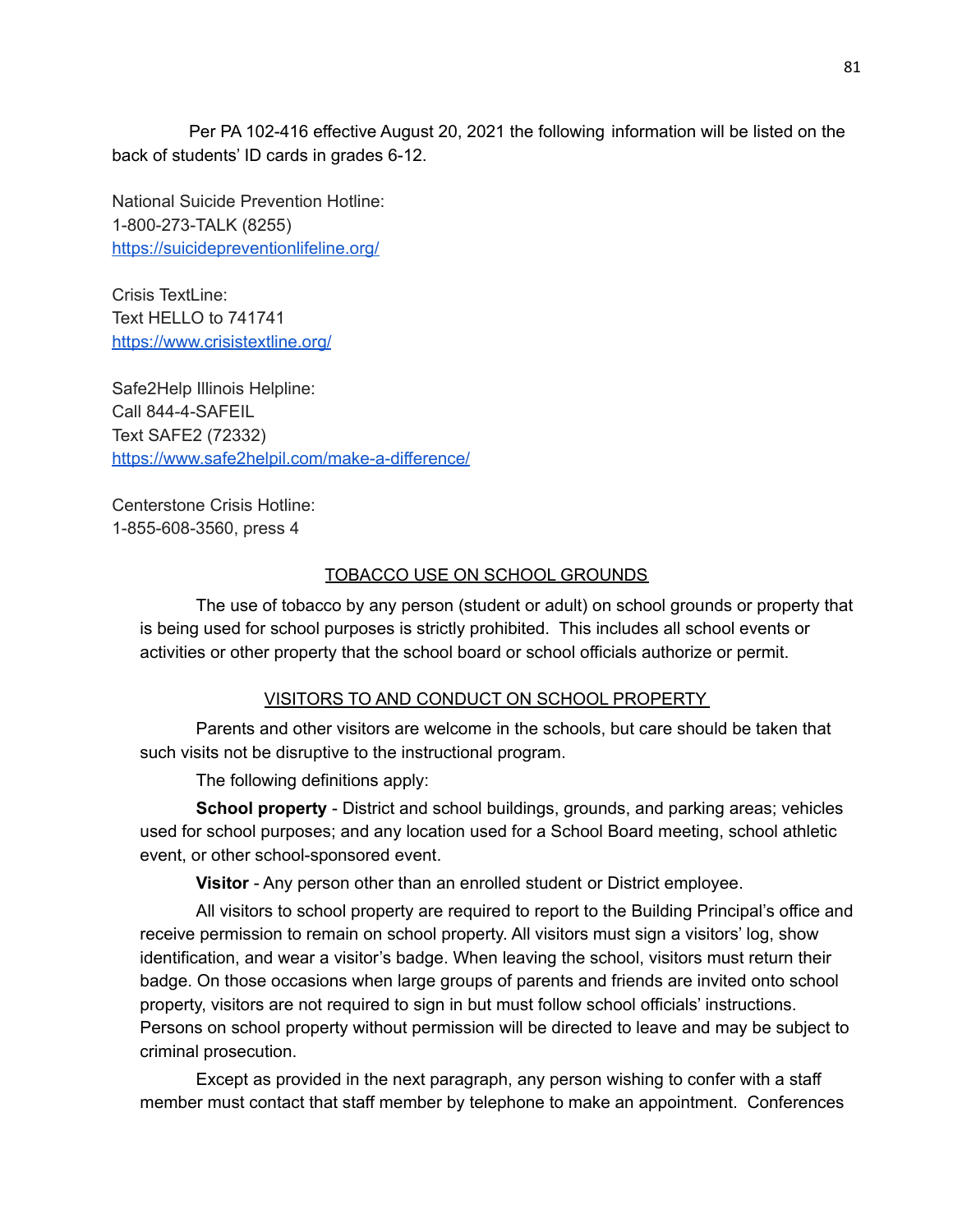Per PA 102-416 effective August 20, 2021 the following information will be listed on the back of students' ID cards in grades 6-12.

National Suicide Prevention Hotline:
1-800-273-TALK (8255)
https://suicidepreventionlifeline.org/

Crisis TextLine:
Text HELLO to 741741
https://www.crisistextline.org/

Safe2Help Illinois Helpline:
Call 844-4-SAFEIL
Text SAFE2 (72332)
https://www.safe2helpil.com/make-a-difference/

Centerstone Crisis Hotline:
1-855-608-3560, press 4

## TOBACCO USE ON SCHOOL GROUNDS

The use of tobacco by any person (student or adult) on school grounds or property that is being used for school purposes is strictly prohibited. This includes all school events or activities or other property that the school board or school officials authorize or permit.

## VISITORS TO AND CONDUCT ON SCHOOL PROPERTY

Parents and other visitors are welcome in the schools, but care should be taken that such visits not be disruptive to the instructional program.

The following definitions apply:

**School property** - District and school buildings, grounds, and parking areas; vehicles used for school purposes; and any location used for a School Board meeting, school athletic event, or other school-sponsored event.

**Visitor** - Any person other than an enrolled student or District employee.

All visitors to school property are required to report to the Building Principal's office and receive permission to remain on school property. All visitors must sign a visitors' log, show identification, and wear a visitor's badge. When leaving the school, visitors must return their badge. On those occasions when large groups of parents and friends are invited onto school property, visitors are not required to sign in but must follow school officials' instructions. Persons on school property without permission will be directed to leave and may be subject to criminal prosecution.

Except as provided in the next paragraph, any person wishing to confer with a staff member must contact that staff member by telephone to make an appointment. Conferences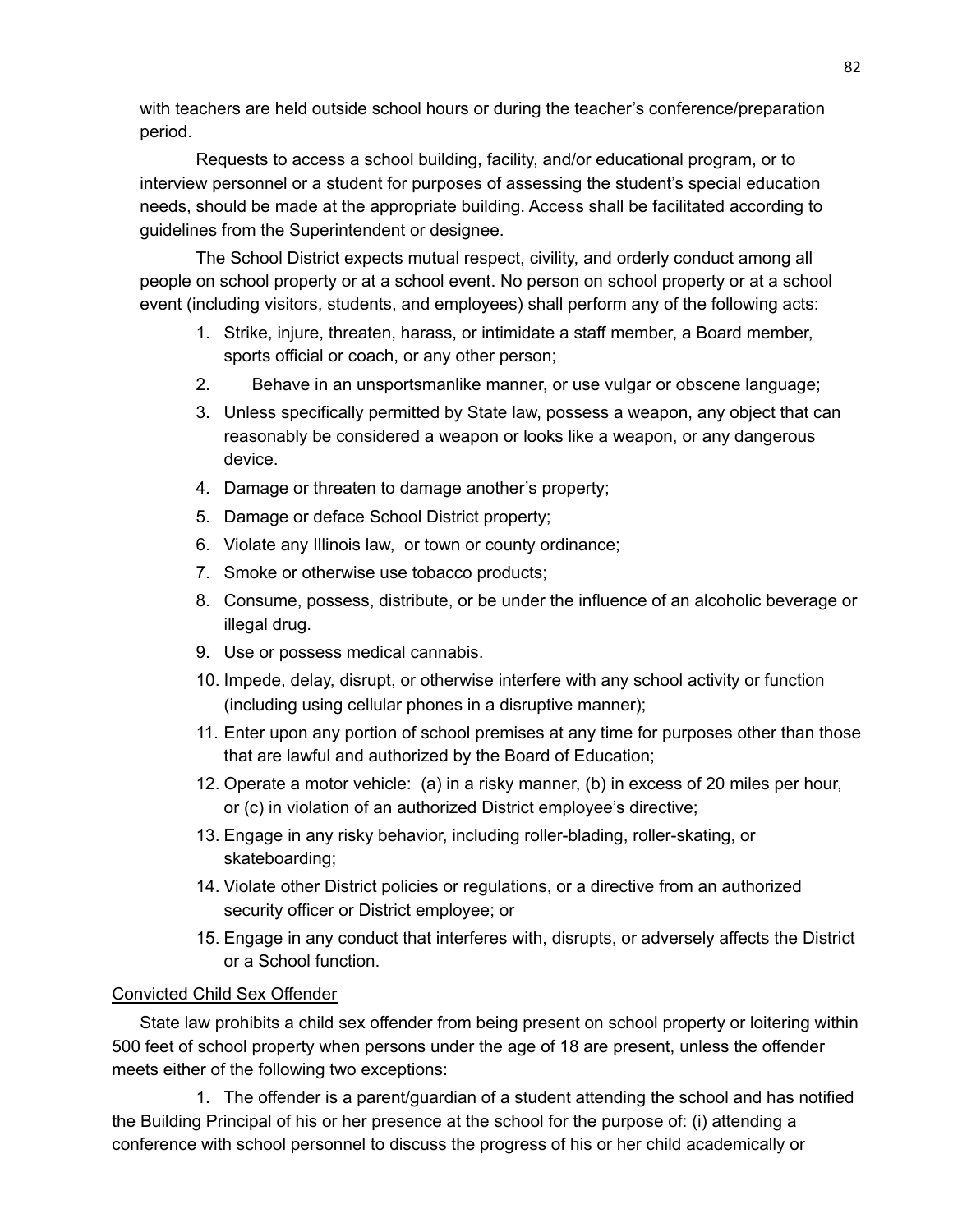with teachers are held outside school hours or during the teacher's conference/preparation period.

Requests to access a school building, facility, and/or educational program, or to interview personnel or a student for purposes of assessing the student's special education needs, should be made at the appropriate building. Access shall be facilitated according to guidelines from the Superintendent or designee.

The School District expects mutual respect, civility, and orderly conduct among all people on school property or at a school event. No person on school property or at a school event (including visitors, students, and employees) shall perform any of the following acts:

1. Strike, injure, threaten, harass, or intimidate a staff member, a Board member, sports official or coach, or any other person;
2. Behave in an unsportsmanlike manner, or use vulgar or obscene language;
3. Unless specifically permitted by State law, possess a weapon, any object that can reasonably be considered a weapon or looks like a weapon, or any dangerous device.
4. Damage or threaten to damage another's property;
5. Damage or deface School District property;
6. Violate any Illinois law, or town or county ordinance;
7. Smoke or otherwise use tobacco products;
8. Consume, possess, distribute, or be under the influence of an alcoholic beverage or illegal drug.
9. Use or possess medical cannabis.
10. Impede, delay, disrupt, or otherwise interfere with any school activity or function (including using cellular phones in a disruptive manner);
11. Enter upon any portion of school premises at any time for purposes other than those that are lawful and authorized by the Board of Education;
12. Operate a motor vehicle: (a) in a risky manner, (b) in excess of 20 miles per hour, or (c) in violation of an authorized District employee's directive;
13. Engage in any risky behavior, including roller-blading, roller-skating, or skateboarding;
14. Violate other District policies or regulations, or a directive from an authorized security officer or District employee; or
15. Engage in any conduct that interferes with, disrupts, or adversely affects the District or a School function.

Convicted Child Sex Offender

State law prohibits a child sex offender from being present on school property or loitering within 500 feet of school property when persons under the age of 18 are present, unless the offender meets either of the following two exceptions:

1. The offender is a parent/guardian of a student attending the school and has notified the Building Principal of his or her presence at the school for the purpose of: (i) attending a conference with school personnel to discuss the progress of his or her child academically or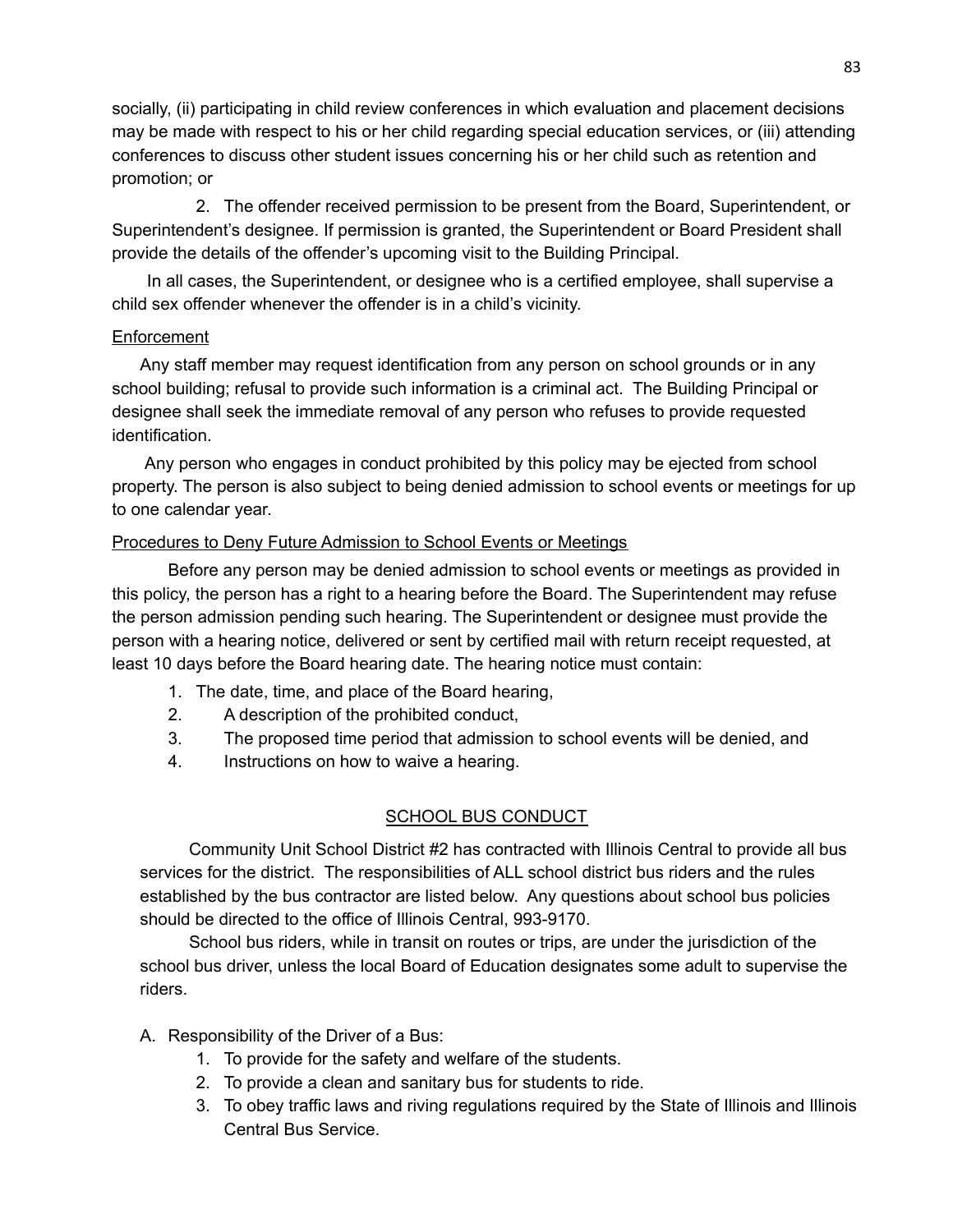socially, (ii) participating in child review conferences in which evaluation and placement decisions may be made with respect to his or her child regarding special education services, or (iii) attending conferences to discuss other student issues concerning his or her child such as retention and promotion; or

2. The offender received permission to be present from the Board, Superintendent, or Superintendent's designee. If permission is granted, the Superintendent or Board President shall provide the details of the offender's upcoming visit to the Building Principal.

In all cases, the Superintendent, or designee who is a certified employee, shall supervise a child sex offender whenever the offender is in a child's vicinity.

Enforcement

Any staff member may request identification from any person on school grounds or in any school building; refusal to provide such information is a criminal act. The Building Principal or designee shall seek the immediate removal of any person who refuses to provide requested identification.

Any person who engages in conduct prohibited by this policy may be ejected from school property. The person is also subject to being denied admission to school events or meetings for up to one calendar year.

Procedures to Deny Future Admission to School Events or Meetings

Before any person may be denied admission to school events or meetings as provided in this policy, the person has a right to a hearing before the Board. The Superintendent may refuse the person admission pending such hearing. The Superintendent or designee must provide the person with a hearing notice, delivered or sent by certified mail with return receipt requested, at least 10 days before the Board hearing date. The hearing notice must contain:

1. The date, time, and place of the Board hearing,
2. A description of the prohibited conduct,
3. The proposed time period that admission to school events will be denied, and
4. Instructions on how to waive a hearing.

## SCHOOL BUS CONDUCT

Community Unit School District #2 has contracted with Illinois Central to provide all bus services for the district. The responsibilities of ALL school district bus riders and the rules established by the bus contractor are listed below. Any questions about school bus policies should be directed to the office of Illinois Central, 993-9170.

School bus riders, while in transit on routes or trips, are under the jurisdiction of the school bus driver, unless the local Board of Education designates some adult to supervise the riders.

A. Responsibility of the Driver of a Bus:
   1. To provide for the safety and welfare of the students.
   2. To provide a clean and sanitary bus for students to ride.
   3. To obey traffic laws and riving regulations required by the State of Illinois and Illinois Central Bus Service.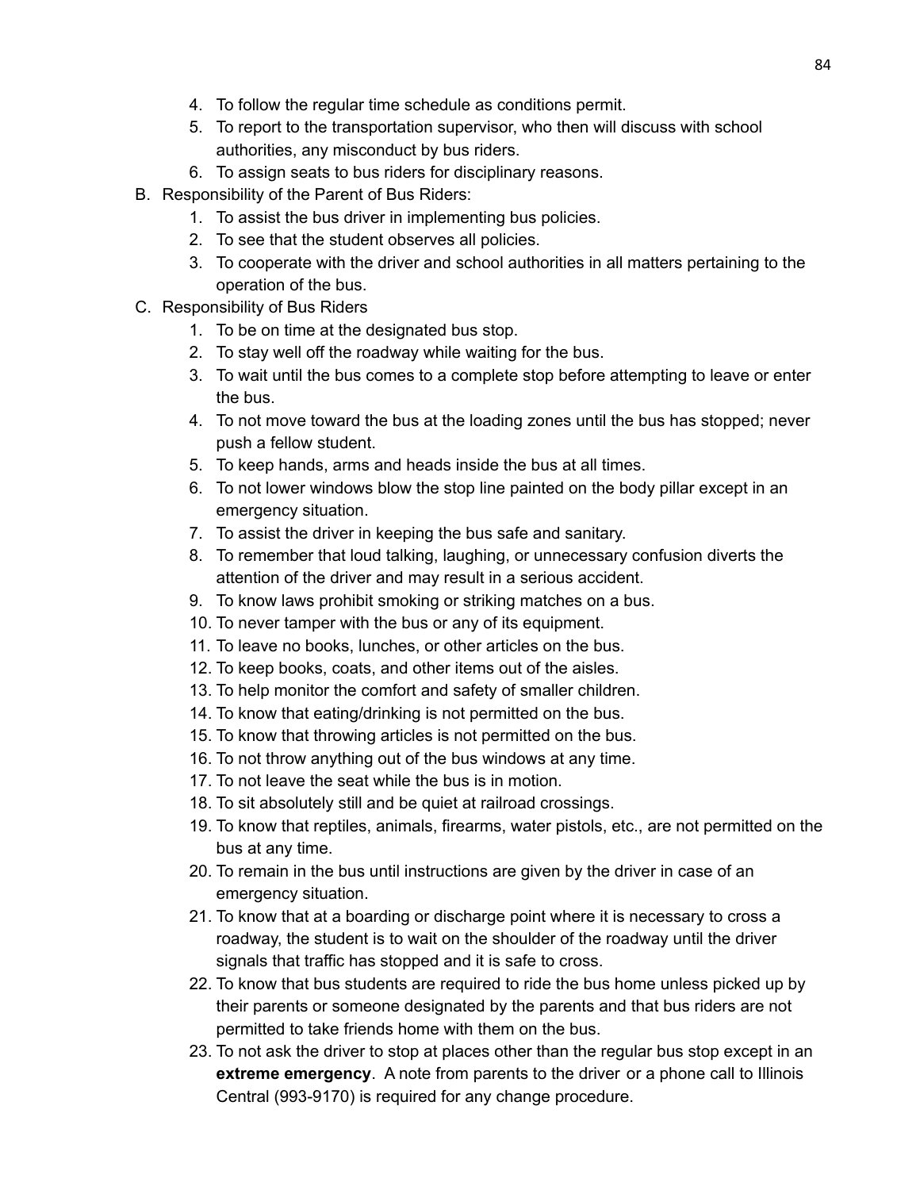4. To follow the regular time schedule as conditions permit.
5. To report to the transportation supervisor, who then will discuss with school authorities, any misconduct by bus riders.
6. To assign seats to bus riders for disciplinary reasons.

B. Responsibility of the Parent of Bus Riders:
   1. To assist the bus driver in implementing bus policies.
   2. To see that the student observes all policies.
   3. To cooperate with the driver and school authorities in all matters pertaining to the operation of the bus.

C. Responsibility of Bus Riders
   1. To be on time at the designated bus stop.
   2. To stay well off the roadway while waiting for the bus.
   3. To wait until the bus comes to a complete stop before attempting to leave or enter the bus.
   4. To not move toward the bus at the loading zones until the bus has stopped; never push a fellow student.
   5. To keep hands, arms and heads inside the bus at all times.
   6. To not lower windows blow the stop line painted on the body pillar except in an emergency situation.
   7. To assist the driver in keeping the bus safe and sanitary.
   8. To remember that loud talking, laughing, or unnecessary confusion diverts the attention of the driver and may result in a serious accident.
   9. To know laws prohibit smoking or striking matches on a bus.
   10. To never tamper with the bus or any of its equipment.
   11. To leave no books, lunches, or other articles on the bus.
   12. To keep books, coats, and other items out of the aisles.
   13. To help monitor the comfort and safety of smaller children.
   14. To know that eating/drinking is not permitted on the bus.
   15. To know that throwing articles is not permitted on the bus.
   16. To not throw anything out of the bus windows at any time.
   17. To not leave the seat while the bus is in motion.
   18. To sit absolutely still and be quiet at railroad crossings.
   19. To know that reptiles, animals, firearms, water pistols, etc., are not permitted on the bus at any time.
   20. To remain in the bus until instructions are given by the driver in case of an emergency situation.
   21. To know that at a boarding or discharge point where it is necessary to cross a roadway, the student is to wait on the shoulder of the roadway until the driver signals that traffic has stopped and it is safe to cross.
   22. To know that bus students are required to ride the bus home unless picked up by their parents or someone designated by the parents and that bus riders are not permitted to take friends home with them on the bus.
   23. To not ask the driver to stop at places other than the regular bus stop except in an **extreme emergency**. A note from parents to the driver or a phone call to Illinois Central (993-9170) is required for any change procedure.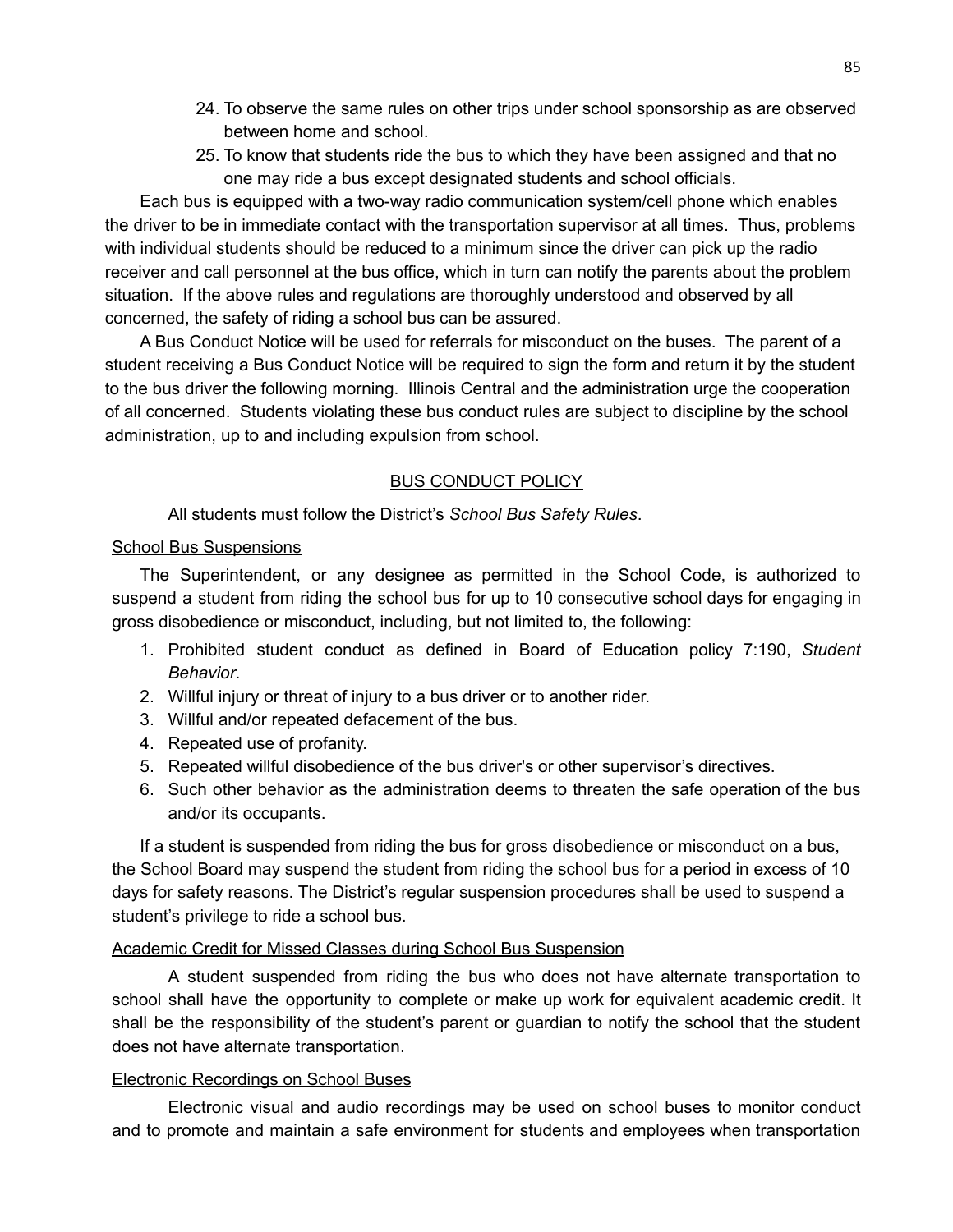24. To observe the same rules on other trips under school sponsorship as are observed between home and school.
25. To know that students ride the bus to which they have been assigned and that no one may ride a bus except designated students and school officials.

Each bus is equipped with a two-way radio communication system/cell phone which enables the driver to be in immediate contact with the transportation supervisor at all times. Thus, problems with individual students should be reduced to a minimum since the driver can pick up the radio receiver and call personnel at the bus office, which in turn can notify the parents about the problem situation. If the above rules and regulations are thoroughly understood and observed by all concerned, the safety of riding a school bus can be assured.

A Bus Conduct Notice will be used for referrals for misconduct on the buses. The parent of a student receiving a Bus Conduct Notice will be required to sign the form and return it by the student to the bus driver the following morning. Illinois Central and the administration urge the cooperation of all concerned. Students violating these bus conduct rules are subject to discipline by the school administration, up to and including expulsion from school.

## BUS CONDUCT POLICY

All students must follow the District's *School Bus Safety Rules*.

### School Bus Suspensions

The Superintendent, or any designee as permitted in the School Code, is authorized to suspend a student from riding the school bus for up to 10 consecutive school days for engaging in gross disobedience or misconduct, including, but not limited to, the following:

1. Prohibited student conduct as defined in Board of Education policy 7:190, *Student Behavior*.
2. Willful injury or threat of injury to a bus driver or to another rider.
3. Willful and/or repeated defacement of the bus.
4. Repeated use of profanity.
5. Repeated willful disobedience of the bus driver's or other supervisor's directives.
6. Such other behavior as the administration deems to threaten the safe operation of the bus and/or its occupants.

If a student is suspended from riding the bus for gross disobedience or misconduct on a bus, the School Board may suspend the student from riding the school bus for a period in excess of 10 days for safety reasons. The District's regular suspension procedures shall be used to suspend a student's privilege to ride a school bus.

### Academic Credit for Missed Classes during School Bus Suspension

A student suspended from riding the bus who does not have alternate transportation to school shall have the opportunity to complete or make up work for equivalent academic credit. It shall be the responsibility of the student's parent or guardian to notify the school that the student does not have alternate transportation.

### Electronic Recordings on School Buses

Electronic visual and audio recordings may be used on school buses to monitor conduct and to promote and maintain a safe environment for students and employees when transportation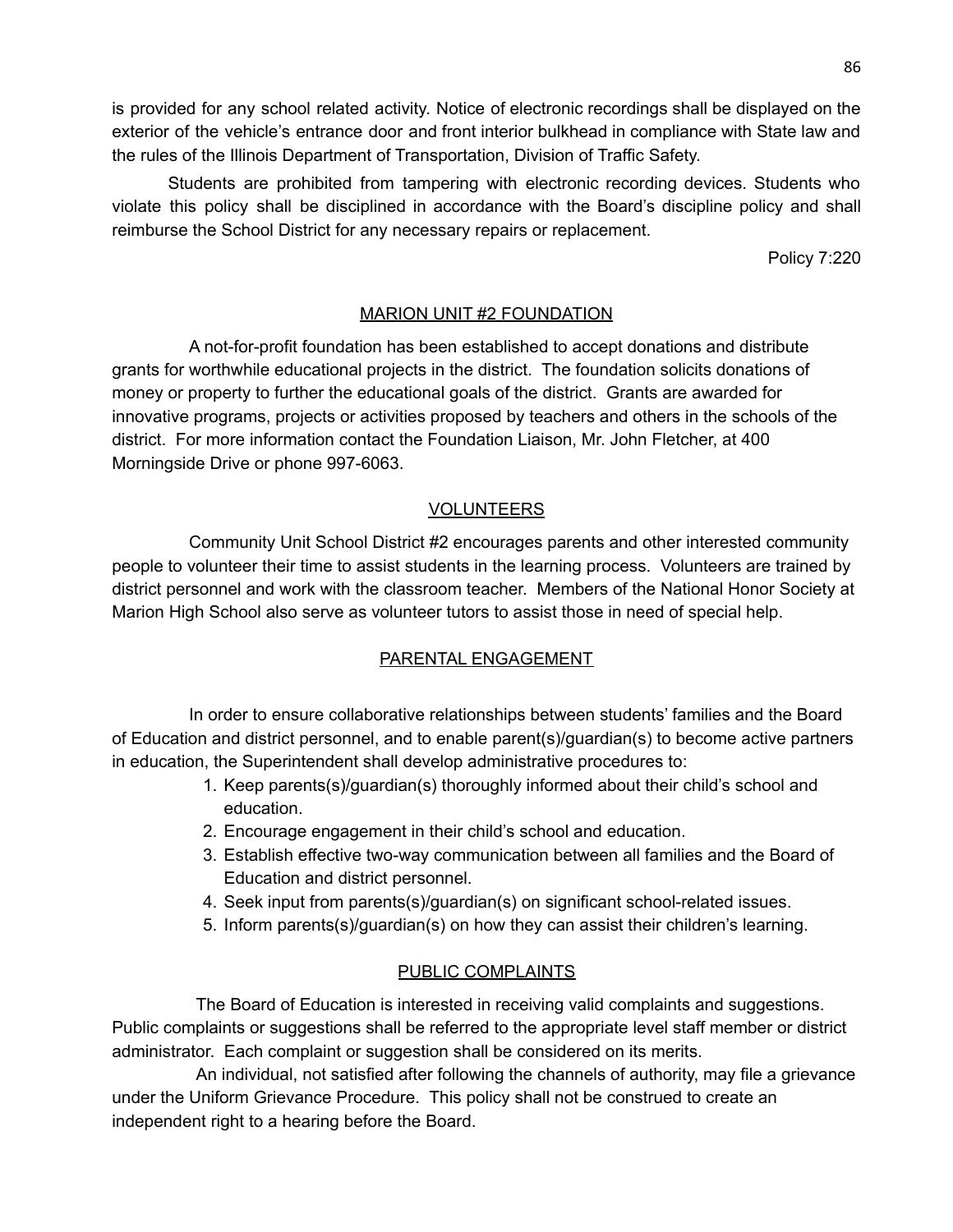is provided for any school related activity. Notice of electronic recordings shall be displayed on the exterior of the vehicle's entrance door and front interior bulkhead in compliance with State law and the rules of the Illinois Department of Transportation, Division of Traffic Safety.

Students are prohibited from tampering with electronic recording devices. Students who violate this policy shall be disciplined in accordance with the Board's discipline policy and shall reimburse the School District for any necessary repairs or replacement.

Policy 7:220

## MARION UNIT #2 FOUNDATION

A not-for-profit foundation has been established to accept donations and distribute grants for worthwhile educational projects in the district. The foundation solicits donations of money or property to further the educational goals of the district. Grants are awarded for innovative programs, projects or activities proposed by teachers and others in the schools of the district. For more information contact the Foundation Liaison, Mr. John Fletcher, at 400 Morningside Drive or phone 997-6063.

## VOLUNTEERS

Community Unit School District #2 encourages parents and other interested community people to volunteer their time to assist students in the learning process. Volunteers are trained by district personnel and work with the classroom teacher. Members of the National Honor Society at Marion High School also serve as volunteer tutors to assist those in need of special help.

## PARENTAL ENGAGEMENT

In order to ensure collaborative relationships between students' families and the Board of Education and district personnel, and to enable parent(s)/guardian(s) to become active partners in education, the Superintendent shall develop administrative procedures to:

1. Keep parents(s)/guardian(s) thoroughly informed about their child's school and education.
2. Encourage engagement in their child's school and education.
3. Establish effective two-way communication between all families and the Board of Education and district personnel.
4. Seek input from parents(s)/guardian(s) on significant school-related issues.
5. Inform parents(s)/guardian(s) on how they can assist their children's learning.

## PUBLIC COMPLAINTS

The Board of Education is interested in receiving valid complaints and suggestions. Public complaints or suggestions shall be referred to the appropriate level staff member or district administrator. Each complaint or suggestion shall be considered on its merits.

An individual, not satisfied after following the channels of authority, may file a grievance under the Uniform Grievance Procedure. This policy shall not be construed to create an independent right to a hearing before the Board.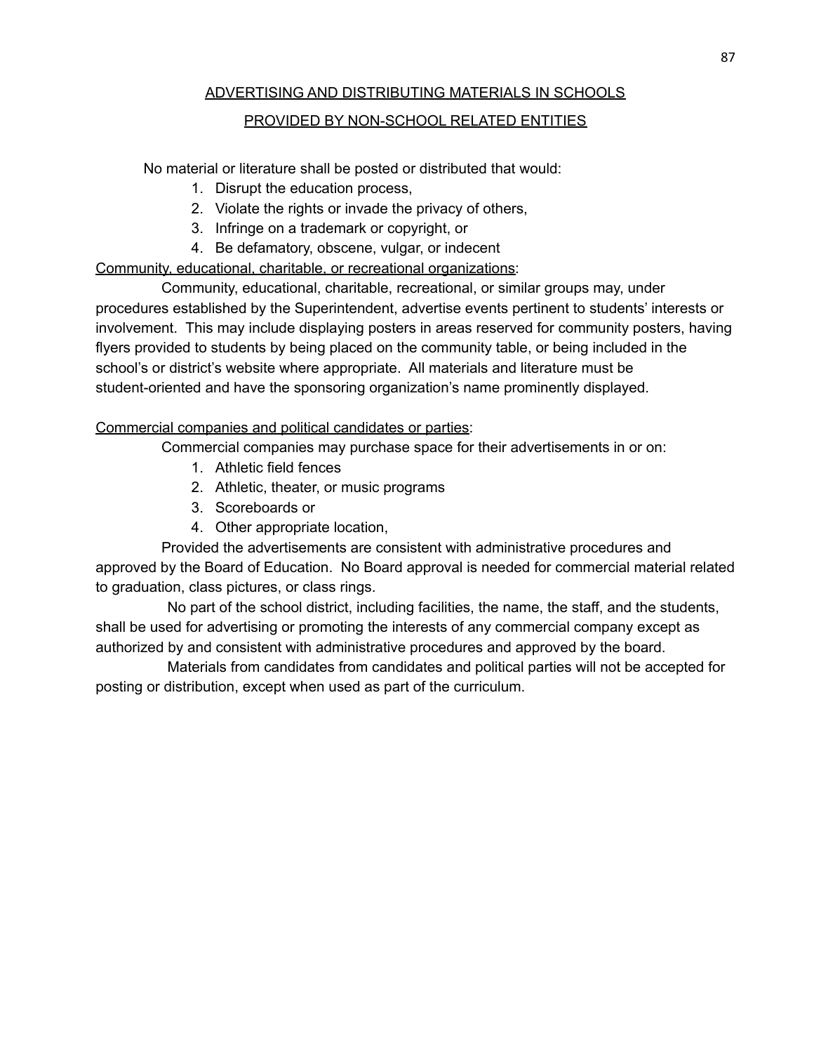## ADVERTISING AND DISTRIBUTING MATERIALS IN SCHOOLS PROVIDED BY NON-SCHOOL RELATED ENTITIES

No material or literature shall be posted or distributed that would:

1. Disrupt the education process,
2. Violate the rights or invade the privacy of others,
3. Infringe on a trademark or copyright, or
4. Be defamatory, obscene, vulgar, or indecent

Community, educational, charitable, or recreational organizations:

Community, educational, charitable, recreational, or similar groups may, under procedures established by the Superintendent, advertise events pertinent to students' interests or involvement. This may include displaying posters in areas reserved for community posters, having flyers provided to students by being placed on the community table, or being included in the school's or district's website where appropriate. All materials and literature must be student-oriented and have the sponsoring organization's name prominently displayed.

Commercial companies and political candidates or parties:

Commercial companies may purchase space for their advertisements in or on:

1. Athletic field fences
2. Athletic, theater, or music programs
3. Scoreboards or
4. Other appropriate location,

Provided the advertisements are consistent with administrative procedures and approved by the Board of Education. No Board approval is needed for commercial material related to graduation, class pictures, or class rings.

No part of the school district, including facilities, the name, the staff, and the students, shall be used for advertising or promoting the interests of any commercial company except as authorized by and consistent with administrative procedures and approved by the board.

Materials from candidates from candidates and political parties will not be accepted for posting or distribution, except when used as part of the curriculum.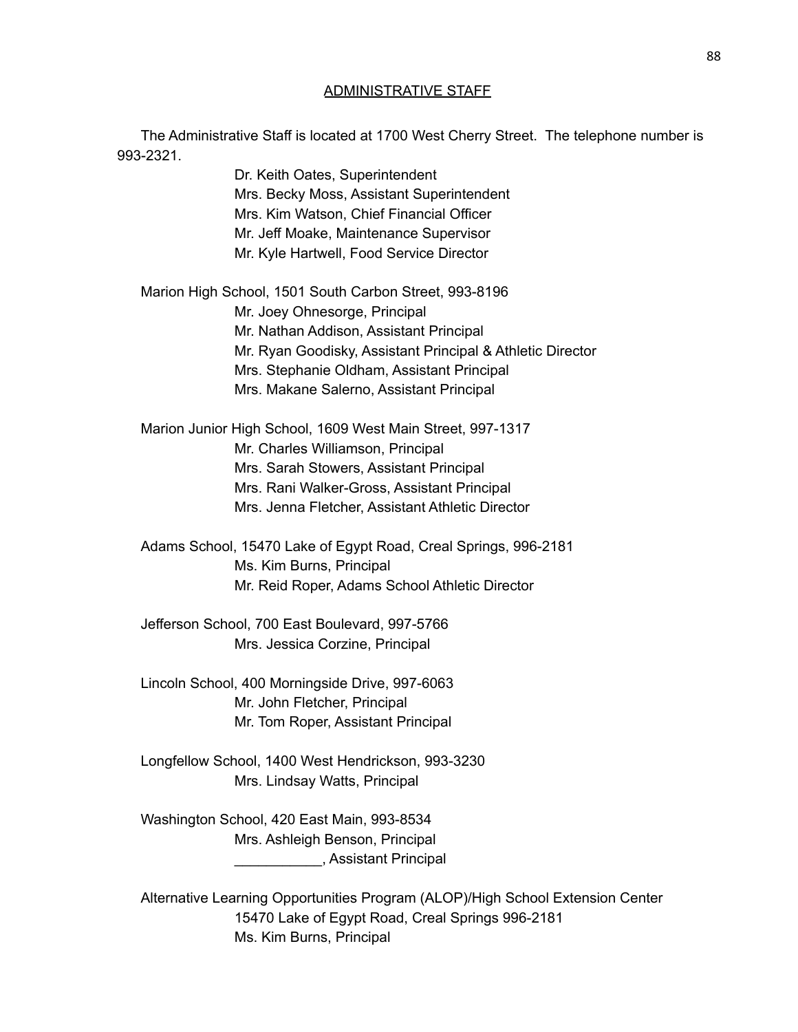## ADMINISTRATIVE STAFF

The Administrative Staff is located at 1700 West Cherry Street. The telephone number is 993-2321.

Dr. Keith Oates, Superintendent
Mrs. Becky Moss, Assistant Superintendent
Mrs. Kim Watson, Chief Financial Officer
Mr. Jeff Moake, Maintenance Supervisor
Mr. Kyle Hartwell, Food Service Director

Marion High School, 1501 South Carbon Street, 993-8196

Mr. Joey Ohnesorge, Principal
Mr. Nathan Addison, Assistant Principal
Mr. Ryan Goodisky, Assistant Principal & Athletic Director
Mrs. Stephanie Oldham, Assistant Principal
Mrs. Makane Salerno, Assistant Principal

Marion Junior High School, 1609 West Main Street, 997-1317

Mr. Charles Williamson, Principal
Mrs. Sarah Stowers, Assistant Principal
Mrs. Rani Walker-Gross, Assistant Principal
Mrs. Jenna Fletcher, Assistant Athletic Director

Adams School, 15470 Lake of Egypt Road, Creal Springs, 996-2181

Ms. Kim Burns, Principal
Mr. Reid Roper, Adams School Athletic Director

Jefferson School, 700 East Boulevard, 997-5766

Mrs. Jessica Corzine, Principal

Lincoln School, 400 Morningside Drive, 997-6063

Mr. John Fletcher, Principal
Mr. Tom Roper, Assistant Principal

Longfellow School, 1400 West Hendrickson, 993-3230

Mrs. Lindsay Watts, Principal

Washington School, 420 East Main, 993-8534

Mrs. Ashleigh Benson, Principal
___________, Assistant Principal

Alternative Learning Opportunities Program (ALOP)/High School Extension Center

15470 Lake of Egypt Road, Creal Springs 996-2181
Ms. Kim Burns, Principal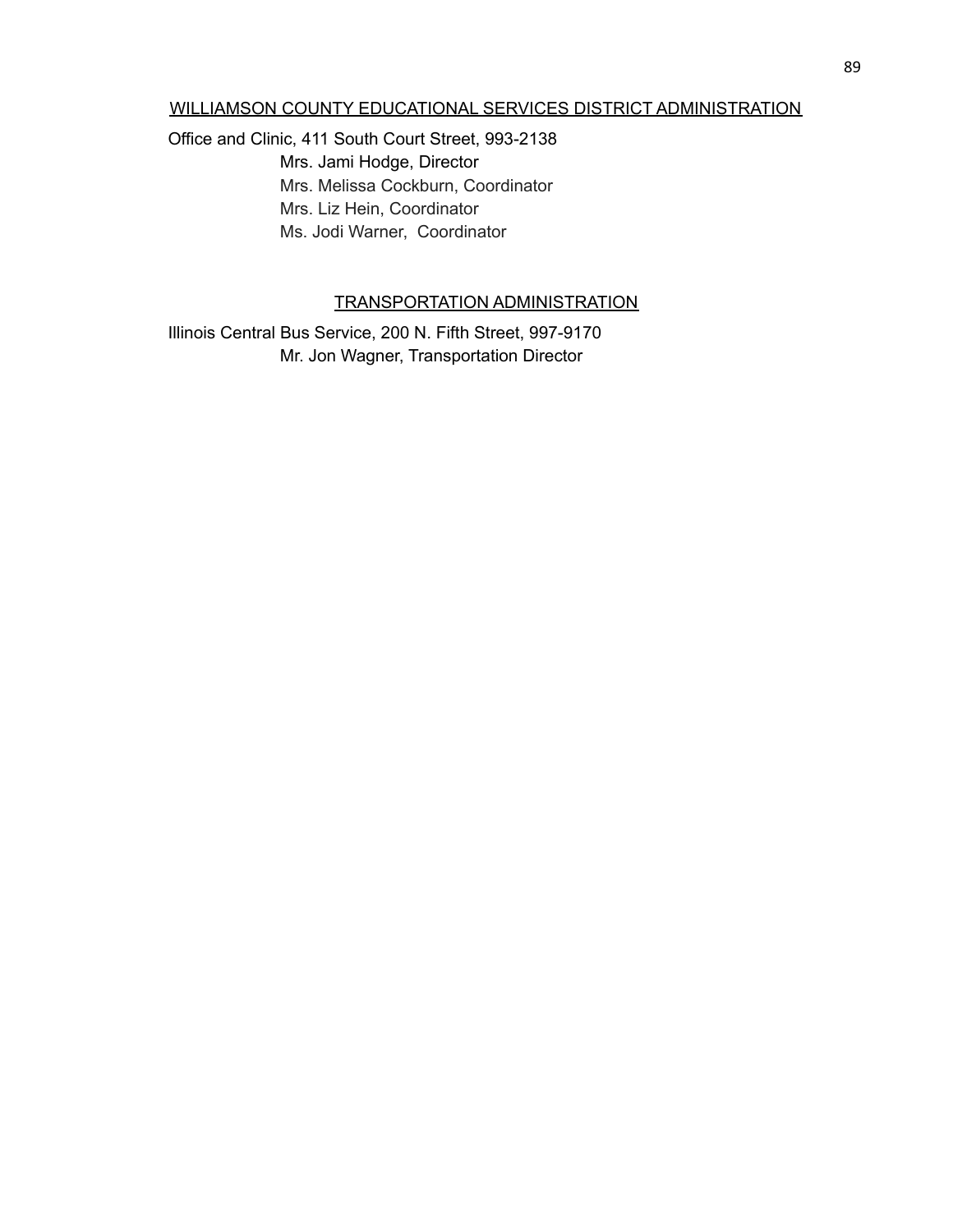## WILLIAMSON COUNTY EDUCATIONAL SERVICES DISTRICT ADMINISTRATION

Office and Clinic, 411 South Court Street, 993-2138

Mrs. Jami Hodge, Director
Mrs. Melissa Cockburn, Coordinator
Mrs. Liz Hein, Coordinator
Ms. Jodi Warner, Coordinator

## TRANSPORTATION ADMINISTRATION

Illinois Central Bus Service, 200 N. Fifth Street, 997-9170

Mr. Jon Wagner, Transportation Director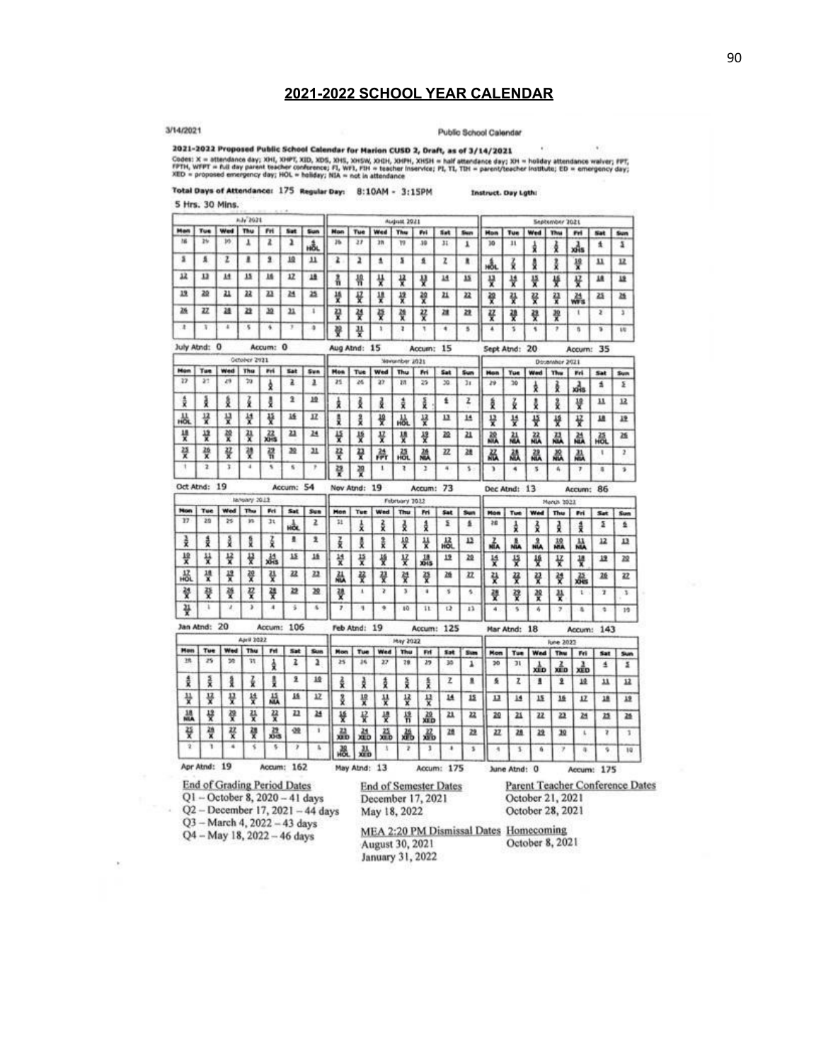## 2021-2022 SCHOOL YEAR CALENDAR

3/14/2021

Public School Calendar

**2021-2022 Proposed Public School Calendar for Marion CUSD 2, Draft, as of 3/14/2021**

Codes: X = attendance day; XHI, XHPT, XID, XDS, XHS, XHSW, XHDH, XHPH, XHSH = half attendance day; XH = holiday attendance waiver; FPT, FPTH, WFPT = full day parent teacher conference; FI, WFI, FIH = teacher inservice; PI, TI, TIH = parent/teacher institute; ED = emergency day; XED = proposed emergency day; HOL = holiday; NIA = not in attendance

**Total Days of Attendance:** 175 **Regular Day:** 8:10AM - 3:15PM **Instruct. Day Lgth:** 5 Hrs. 30 Mins.

July Atnd: 0 Accum: 0

Aug Atnd: 15 Accum: 15

Sept Atnd: 20 Accum: 35

Oct Atnd: 19 Accum: 54

Nov Atnd: 19 Accum: 73

Dec Atnd: 13 Accum: 86

Jan Atnd: 20 Accum: 106

Feb Atnd: 19 Accum: 125

Mar Atnd: 18 Accum: 143

Apr Atnd: 19 Accum: 162

May Atnd: 13 Accum: 175

June Atnd: 0 Accum: 175

**End of Grading Period Dates**
Q1 – October 8, 2020 – 41 days
Q2 – December 17, 2021 – 44 days
Q3 – March 4, 2022 – 43 days
Q4 – May 18, 2022 – 46 days

**End of Semester Dates**
December 17, 2021
May 18, 2022

**MEA 2:20 PM Dismissal Dates**
August 30, 2021
January 31, 2022

**Parent Teacher Conference Dates**
October 21, 2021
October 28, 2021

**Homecoming**
October 8, 2021